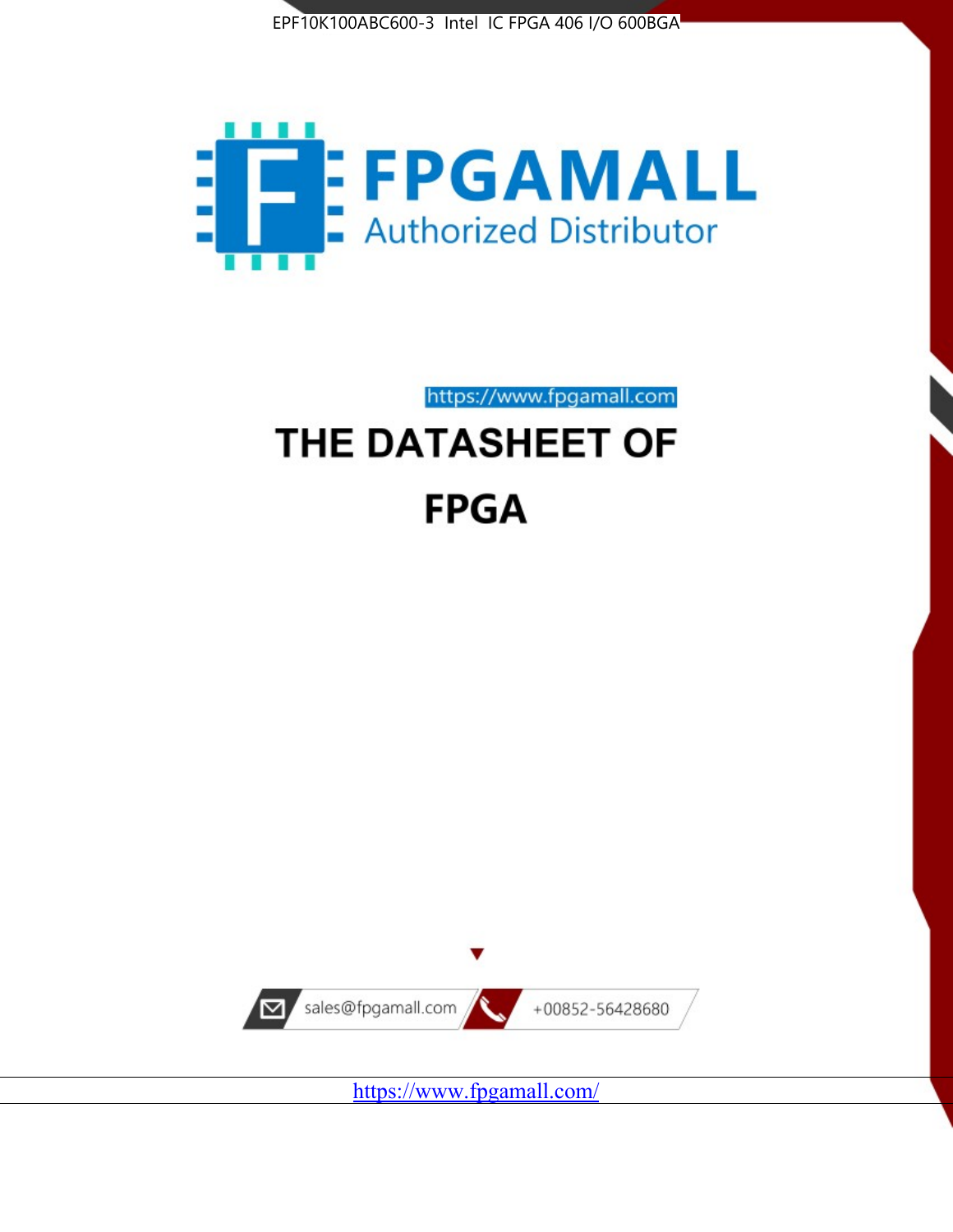EPF10K100ABC600-3 Intel IC FPGA 406 I/O 600BGA

FPGAMALL

Authorized Distributor

https://www.fpgamall.com

# THE DATASHEET OF

# FPGA

sales@fpgamall.com

+00852-56428680

https://www.fpgamall.com/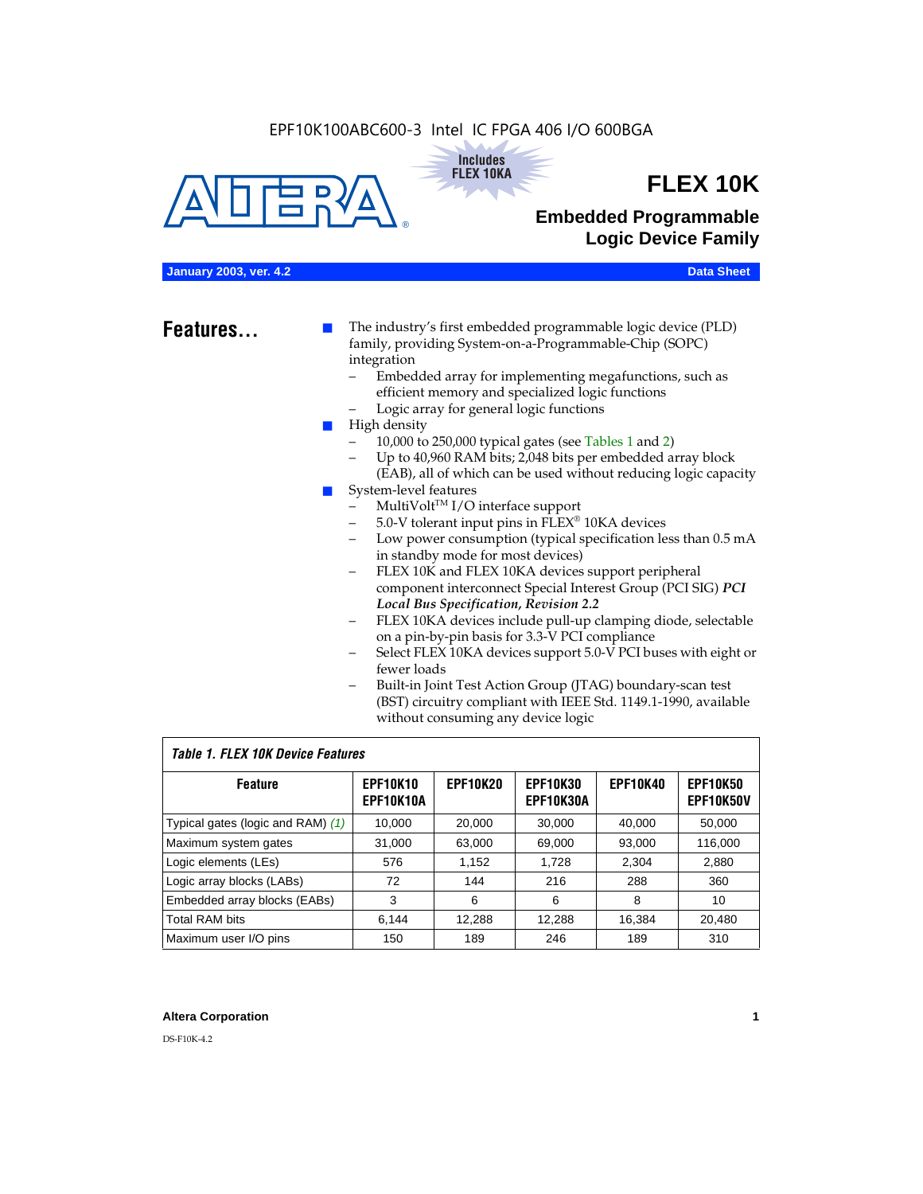EPF10K100ABC600-3 Intel IC FPGA 406 I/O 600BGA

Includes FLEX 10KA

# FLEX 10K

## Embedded Programmable Logic Device Family

January 2003, ver. 4.2 — Data Sheet

## Features...

- The industry's first embedded programmable logic device (PLD) family, providing System-on-a-Programmable-Chip (SOPC) integration
  - Embedded array for implementing megafunctions, such as efficient memory and specialized logic functions
  - Logic array for general logic functions
- High density
  - 10,000 to 250,000 typical gates (see Tables 1 and 2)
  - Up to 40,960 RAM bits; 2,048 bits per embedded array block (EAB), all of which can be used without reducing logic capacity
- System-level features
  - MultiVolt™ I/O interface support
  - 5.0-V tolerant input pins in FLEX® 10KA devices
  - Low power consumption (typical specification less than 0.5 mA in standby mode for most devices)
  - FLEX 10K and FLEX 10KA devices support peripheral component interconnect Special Interest Group (PCI SIG) ***PCI Local Bus Specification, Revision 2.2***
  - FLEX 10KA devices include pull-up clamping diode, selectable on a pin-by-pin basis for 3.3-V PCI compliance
  - Select FLEX 10KA devices support 5.0-V PCI buses with eight or fewer loads
  - Built-in Joint Test Action Group (JTAG) boundary-scan test (BST) circuitry compliant with IEEE Std. 1149.1-1990, available without consuming any device logic

*Table 1. FLEX 10K Device Features*

| Feature | EPF10K10 EPF10K10A | EPF10K20 | EPF10K30 EPF10K30A | EPF10K40 | EPF10K50 EPF10K50V |
|---|---|---|---|---|---|
| Typical gates (logic and RAM) *(1)* | 10,000 | 20,000 | 30,000 | 40,000 | 50,000 |
| Maximum system gates | 31,000 | 63,000 | 69,000 | 93,000 | 116,000 |
| Logic elements (LEs) | 576 | 1,152 | 1,728 | 2,304 | 2,880 |
| Logic array blocks (LABs) | 72 | 144 | 216 | 288 | 360 |
| Embedded array blocks (EABs) | 3 | 6 | 6 | 8 | 10 |
| Total RAM bits | 6,144 | 12,288 | 12,288 | 16,384 | 20,480 |
| Maximum user I/O pins | 150 | 189 | 246 | 189 | 310 |

**Altera Corporation**

DS-F10K-4.2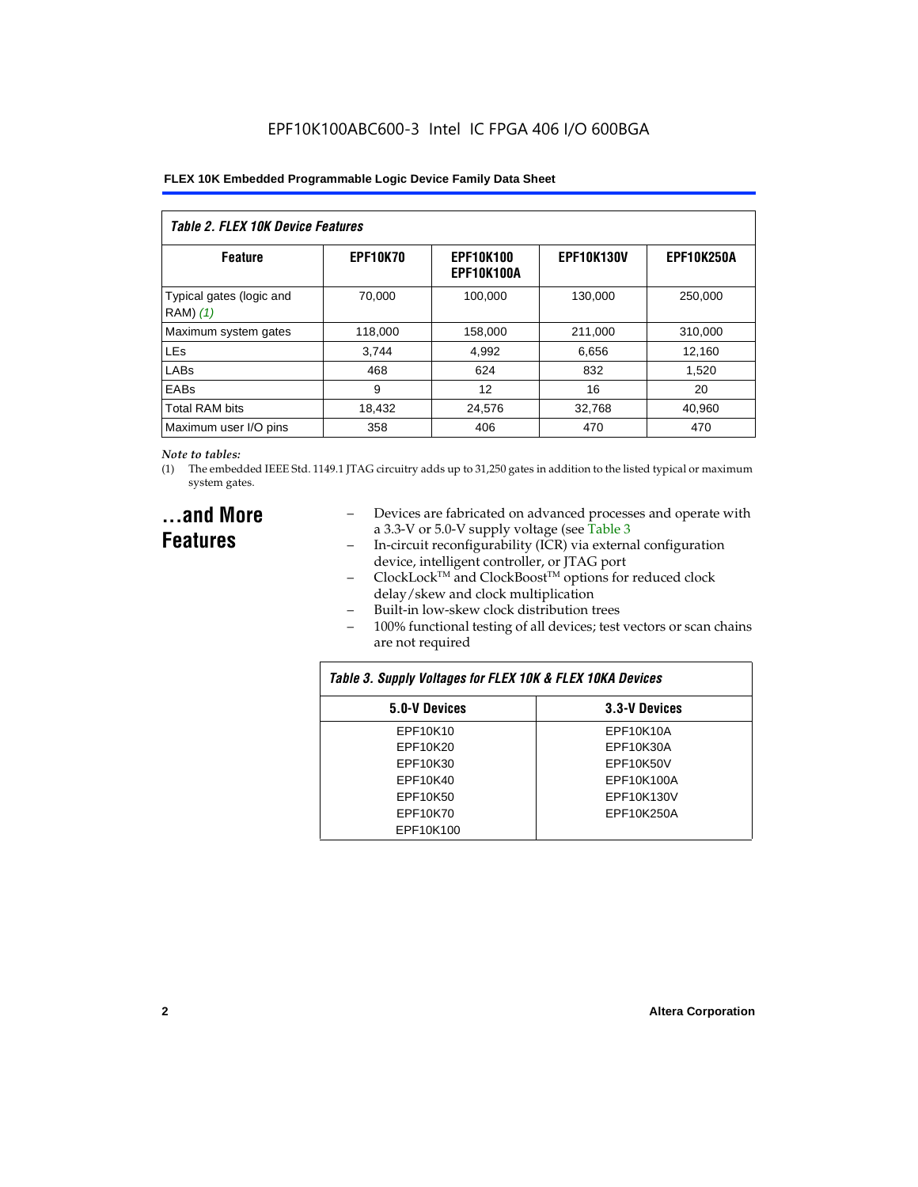EPF10K100ABC600-3 Intel IC FPGA 406 I/O 600BGA

| *Table 2. FLEX 10K Device Features* | | | | |
|---|---|---|---|---|
| **Feature** | **EPF10K70** | **EPF10K100 EPF10K100A** | **EPF10K130V** | **EPF10K250A** |
| Typical gates (logic and RAM) *(1)* | 70,000 | 100,000 | 130,000 | 250,000 |
| Maximum system gates | 118,000 | 158,000 | 211,000 | 310,000 |
| LEs | 3,744 | 4,992 | 6,656 | 12,160 |
| LABs | 468 | 624 | 832 | 1,520 |
| EABs | 9 | 12 | 16 | 20 |
| Total RAM bits | 18,432 | 24,576 | 32,768 | 40,960 |
| Maximum user I/O pins | 358 | 406 | 470 | 470 |

*Note to tables:*

(1) The embedded IEEE Std. 1149.1 JTAG circuitry adds up to 31,250 gates in addition to the listed typical or maximum system gates.

## ...and More Features

- Devices are fabricated on advanced processes and operate with a 3.3-V or 5.0-V supply voltage (see Table 3
- In-circuit reconfigurability (ICR) via external configuration device, intelligent controller, or JTAG port
- ClockLock™ and ClockBoost™ options for reduced clock delay/skew and clock multiplication
- Built-in low-skew clock distribution trees
- 100% functional testing of all devices; test vectors or scan chains are not required

| *Table 3. Supply Voltages for FLEX 10K & FLEX 10KA Devices* | |
|---|---|
| **5.0-V Devices** | **3.3-V Devices** |
| EPF10K10 | EPF10K10A |
| EPF10K20 | EPF10K30A |
| EPF10K30 | EPF10K50V |
| EPF10K40 | EPF10K100A |
| EPF10K50 | EPF10K130V |
| EPF10K70 | EPF10K250A |
| EPF10K100 | |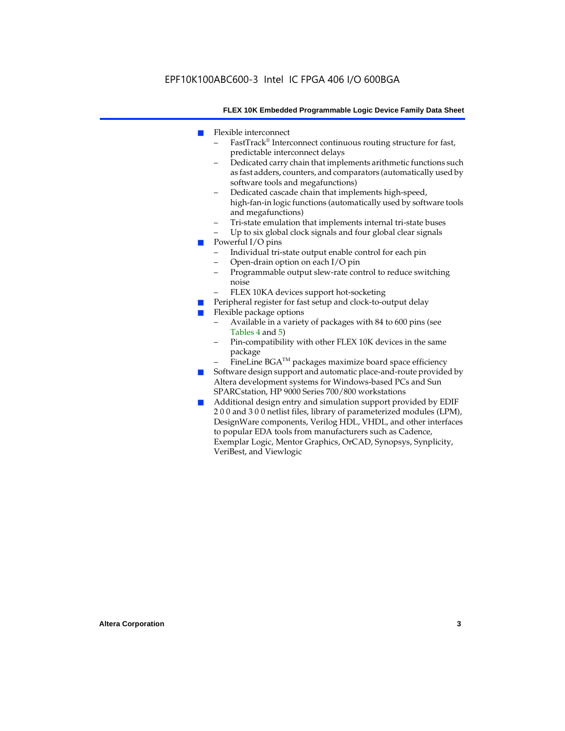- Flexible interconnect
  - FastTrack® Interconnect continuous routing structure for fast, predictable interconnect delays
  - Dedicated carry chain that implements arithmetic functions such as fast adders, counters, and comparators (automatically used by software tools and megafunctions)
  - Dedicated cascade chain that implements high-speed, high-fan-in logic functions (automatically used by software tools and megafunctions)
  - Tri-state emulation that implements internal tri-state buses
  - Up to six global clock signals and four global clear signals
- Powerful I/O pins
  - Individual tri-state output enable control for each pin
  - Open-drain option on each I/O pin
  - Programmable output slew-rate control to reduce switching noise
  - FLEX 10KA devices support hot-socketing
- Peripheral register for fast setup and clock-to-output delay
- Flexible package options
  - Available in a variety of packages with 84 to 600 pins (see Tables 4 and 5)
  - Pin-compatibility with other FLEX 10K devices in the same package
  - FineLine BGA™ packages maximize board space efficiency
- Software design support and automatic place-and-route provided by Altera development systems for Windows-based PCs and Sun SPARCstation, HP 9000 Series 700/800 workstations
- Additional design entry and simulation support provided by EDIF 2 0 0 and 3 0 0 netlist files, library of parameterized modules (LPM), DesignWare components, Verilog HDL, VHDL, and other interfaces to popular EDA tools from manufacturers such as Cadence, Exemplar Logic, Mentor Graphics, OrCAD, Synopsys, Synplicity, VeriBest, and Viewlogic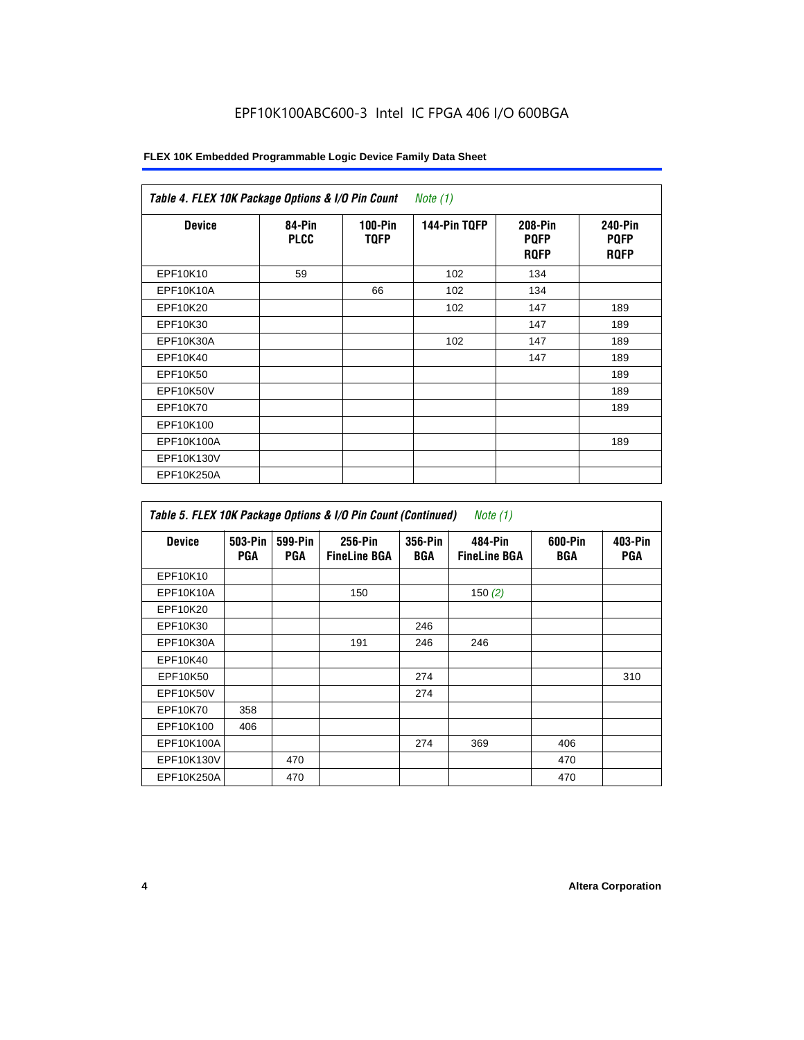EPF10K100ABC600-3 Intel IC FPGA 406 I/O 600BGA

| *Table 4. FLEX 10K Package Options & I/O Pin Count* *Note (1)* | | | | | |
|---|---|---|---|---|---|
| **Device** | **84-Pin PLCC** | **100-Pin TQFP** | **144-Pin TQFP** | **208-Pin PQFP RQFP** | **240-Pin PQFP RQFP** |
| EPF10K10 | 59 | | 102 | 134 | |
| EPF10K10A | | 66 | 102 | 134 | |
| EPF10K20 | | | 102 | 147 | 189 |
| EPF10K30 | | | | 147 | 189 |
| EPF10K30A | | | 102 | 147 | 189 |
| EPF10K40 | | | | 147 | 189 |
| EPF10K50 | | | | | 189 |
| EPF10K50V | | | | | 189 |
| EPF10K70 | | | | | 189 |
| EPF10K100 | | | | | |
| EPF10K100A | | | | | 189 |
| EPF10K130V | | | | | |
| EPF10K250A | | | | | |

| *Table 5. FLEX 10K Package Options & I/O Pin Count (Continued)* *Note (1)* | | | | | | | |
|---|---|---|---|---|---|---|---|
| **Device** | **503-Pin PGA** | **599-Pin PGA** | **256-Pin FineLine BGA** | **356-Pin BGA** | **484-Pin FineLine BGA** | **600-Pin BGA** | **403-Pin PGA** |
| EPF10K10 | | | | | | | |
| EPF10K10A | | | 150 | | 150 *(2)* | | |
| EPF10K20 | | | | | | | |
| EPF10K30 | | | | 246 | | | |
| EPF10K30A | | | 191 | 246 | 246 | | |
| EPF10K40 | | | | | | | |
| EPF10K50 | | | | 274 | | | 310 |
| EPF10K50V | | | | 274 | | | |
| EPF10K70 | 358 | | | | | | |
| EPF10K100 | 406 | | | | | | |
| EPF10K100A | | | | 274 | 369 | 406 | |
| EPF10K130V | | 470 | | | | 470 | |
| EPF10K250A | | 470 | | | | 470 | |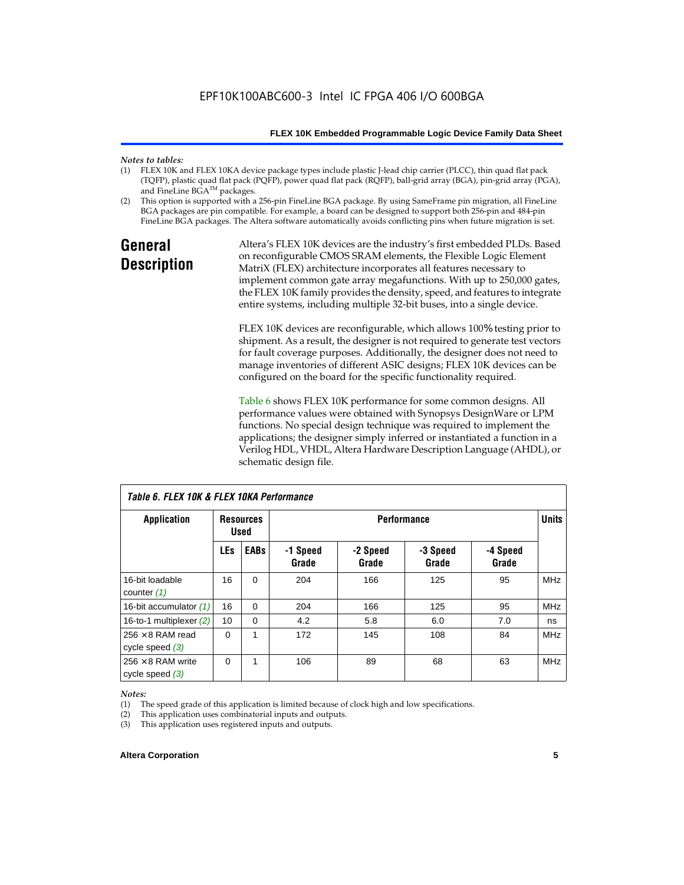*Notes to tables:*

(1) FLEX 10K and FLEX 10KA device package types include plastic J-lead chip carrier (PLCC), thin quad flat pack (TQFP), plastic quad flat pack (PQFP), power quad flat pack (RQFP), ball-grid array (BGA), pin-grid array (PGA), and FineLine BGA™ packages.

(2) This option is supported with a 256-pin FineLine BGA package. By using SameFrame pin migration, all FineLine BGA packages are pin compatible. For example, a board can be designed to support both 256-pin and 484-pin FineLine BGA packages. The Altera software automatically avoids conflicting pins when future migration is set.

## General Description

Altera's FLEX 10K devices are the industry's first embedded PLDs. Based on reconfigurable CMOS SRAM elements, the Flexible Logic Element MatriX (FLEX) architecture incorporates all features necessary to implement common gate array megafunctions. With up to 250,000 gates, the FLEX 10K family provides the density, speed, and features to integrate entire systems, including multiple 32-bit buses, into a single device.

FLEX 10K devices are reconfigurable, which allows 100% testing prior to shipment. As a result, the designer is not required to generate test vectors for fault coverage purposes. Additionally, the designer does not need to manage inventories of different ASIC designs; FLEX 10K devices can be configured on the board for the specific functionality required.

Table 6 shows FLEX 10K performance for some common designs. All performance values were obtained with Synopsys DesignWare or LPM functions. No special design technique was required to implement the applications; the designer simply inferred or instantiated a function in a Verilog HDL, VHDL, Altera Hardware Description Language (AHDL), or schematic design file.

*Table 6. FLEX 10K & FLEX 10KA Performance*

| Application | Resources Used | | Performance | | | | Units |
|---|---|---|---|---|---|---|---|
| | LEs | EABs | -1 Speed Grade | -2 Speed Grade | -3 Speed Grade | -4 Speed Grade | |
| 16-bit loadable counter *(1)* | 16 | 0 | 204 | 166 | 125 | 95 | MHz |
| 16-bit accumulator *(1)* | 16 | 0 | 204 | 166 | 125 | 95 | MHz |
| 16-to-1 multiplexer *(2)* | 10 | 0 | 4.2 | 5.8 | 6.0 | 7.0 | ns |
| 256 × 8 RAM read cycle speed *(3)* | 0 | 1 | 172 | 145 | 108 | 84 | MHz |
| 256 × 8 RAM write cycle speed *(3)* | 0 | 1 | 106 | 89 | 68 | 63 | MHz |

*Notes:*

(1) The speed grade of this application is limited because of clock high and low specifications.

(2) This application uses combinatorial inputs and outputs.

(3) This application uses registered inputs and outputs.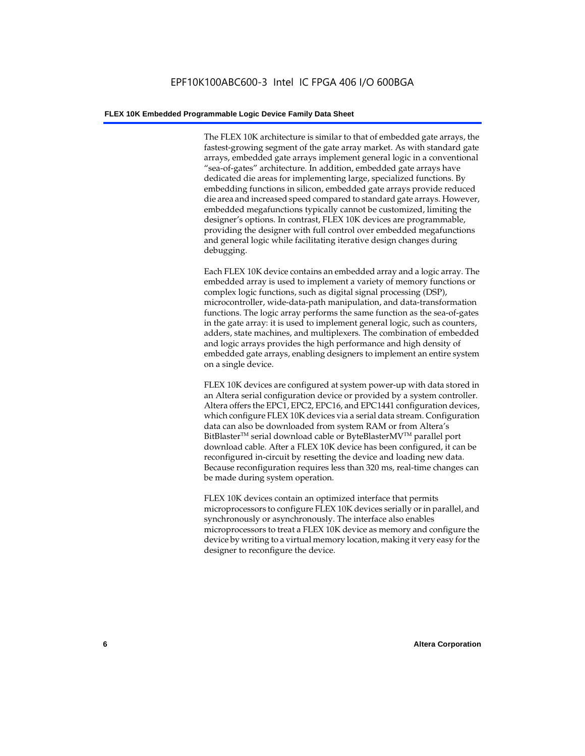The FLEX 10K architecture is similar to that of embedded gate arrays, the fastest-growing segment of the gate array market. As with standard gate arrays, embedded gate arrays implement general logic in a conventional "sea-of-gates" architecture. In addition, embedded gate arrays have dedicated die areas for implementing large, specialized functions. By embedding functions in silicon, embedded gate arrays provide reduced die area and increased speed compared to standard gate arrays. However, embedded megafunctions typically cannot be customized, limiting the designer's options. In contrast, FLEX 10K devices are programmable, providing the designer with full control over embedded megafunctions and general logic while facilitating iterative design changes during debugging.

Each FLEX 10K device contains an embedded array and a logic array. The embedded array is used to implement a variety of memory functions or complex logic functions, such as digital signal processing (DSP), microcontroller, wide-data-path manipulation, and data-transformation functions. The logic array performs the same function as the sea-of-gates in the gate array: it is used to implement general logic, such as counters, adders, state machines, and multiplexers. The combination of embedded and logic arrays provides the high performance and high density of embedded gate arrays, enabling designers to implement an entire system on a single device.

FLEX 10K devices are configured at system power-up with data stored in an Altera serial configuration device or provided by a system controller. Altera offers the EPC1, EPC2, EPC16, and EPC1441 configuration devices, which configure FLEX 10K devices via a serial data stream. Configuration data can also be downloaded from system RAM or from Altera's BitBlaster™ serial download cable or ByteBlasterMV™ parallel port download cable. After a FLEX 10K device has been configured, it can be reconfigured in-circuit by resetting the device and loading new data. Because reconfiguration requires less than 320 ms, real-time changes can be made during system operation.

FLEX 10K devices contain an optimized interface that permits microprocessors to configure FLEX 10K devices serially or in parallel, and synchronously or asynchronously. The interface also enables microprocessors to treat a FLEX 10K device as memory and configure the device by writing to a virtual memory location, making it very easy for the designer to reconfigure the device.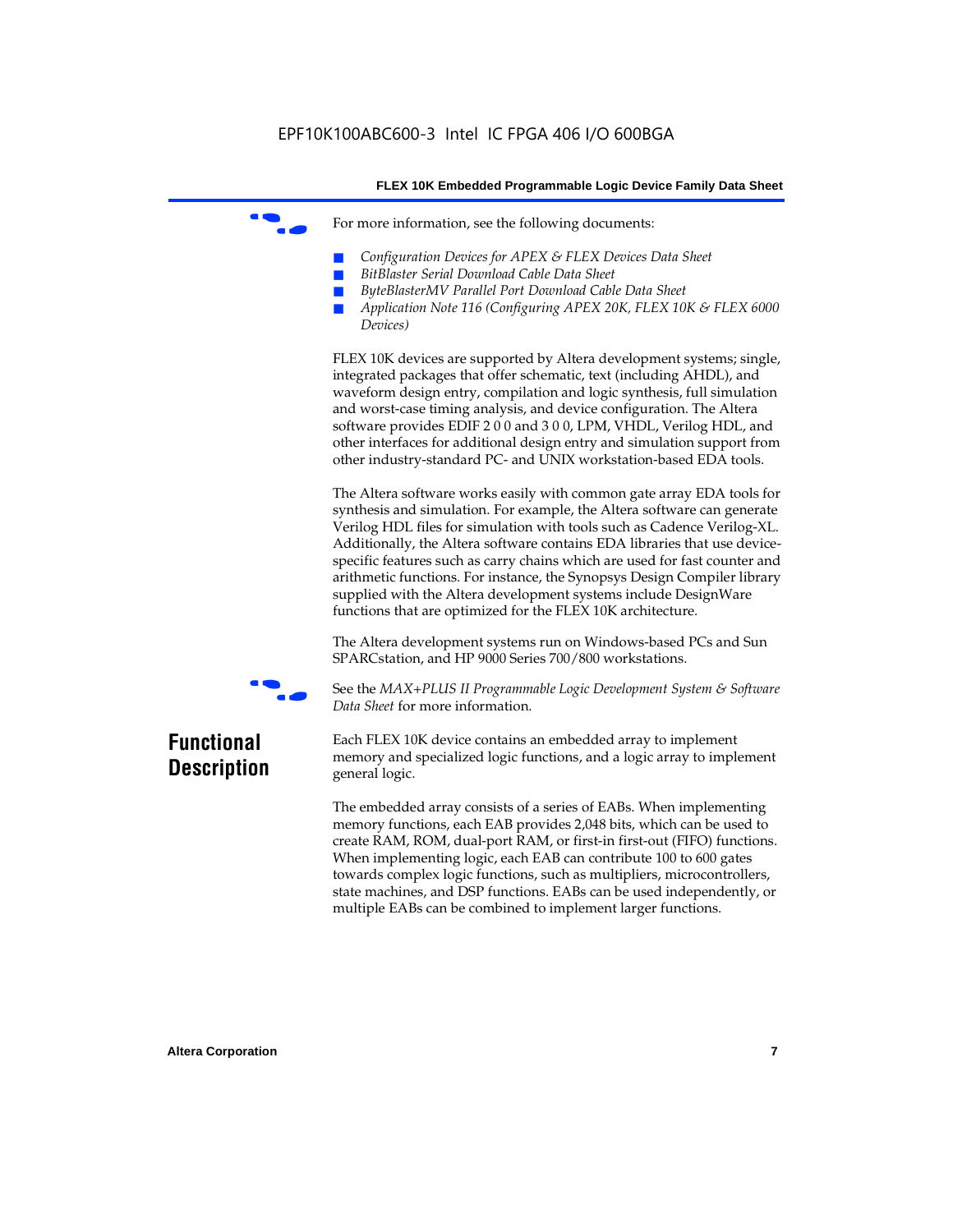For more information, see the following documents:

- *Configuration Devices for APEX & FLEX Devices Data Sheet*
- *BitBlaster Serial Download Cable Data Sheet*
- *ByteBlasterMV Parallel Port Download Cable Data Sheet*
- *Application Note 116 (Configuring APEX 20K, FLEX 10K & FLEX 6000 Devices)*

FLEX 10K devices are supported by Altera development systems; single, integrated packages that offer schematic, text (including AHDL), and waveform design entry, compilation and logic synthesis, full simulation and worst-case timing analysis, and device configuration. The Altera software provides EDIF 2 0 0 and 3 0 0, LPM, VHDL, Verilog HDL, and other interfaces for additional design entry and simulation support from other industry-standard PC- and UNIX workstation-based EDA tools.

The Altera software works easily with common gate array EDA tools for synthesis and simulation. For example, the Altera software can generate Verilog HDL files for simulation with tools such as Cadence Verilog-XL. Additionally, the Altera software contains EDA libraries that use device-specific features such as carry chains which are used for fast counter and arithmetic functions. For instance, the Synopsys Design Compiler library supplied with the Altera development systems include DesignWare functions that are optimized for the FLEX 10K architecture.

The Altera development systems run on Windows-based PCs and Sun SPARCstation, and HP 9000 Series 700/800 workstations.

See the *MAX+PLUS II Programmable Logic Development System & Software Data Sheet* for more information.

## Functional Description

Each FLEX 10K device contains an embedded array to implement memory and specialized logic functions, and a logic array to implement general logic.

The embedded array consists of a series of EABs. When implementing memory functions, each EAB provides 2,048 bits, which can be used to create RAM, ROM, dual-port RAM, or first-in first-out (FIFO) functions. When implementing logic, each EAB can contribute 100 to 600 gates towards complex logic functions, such as multipliers, microcontrollers, state machines, and DSP functions. EABs can be used independently, or multiple EABs can be combined to implement larger functions.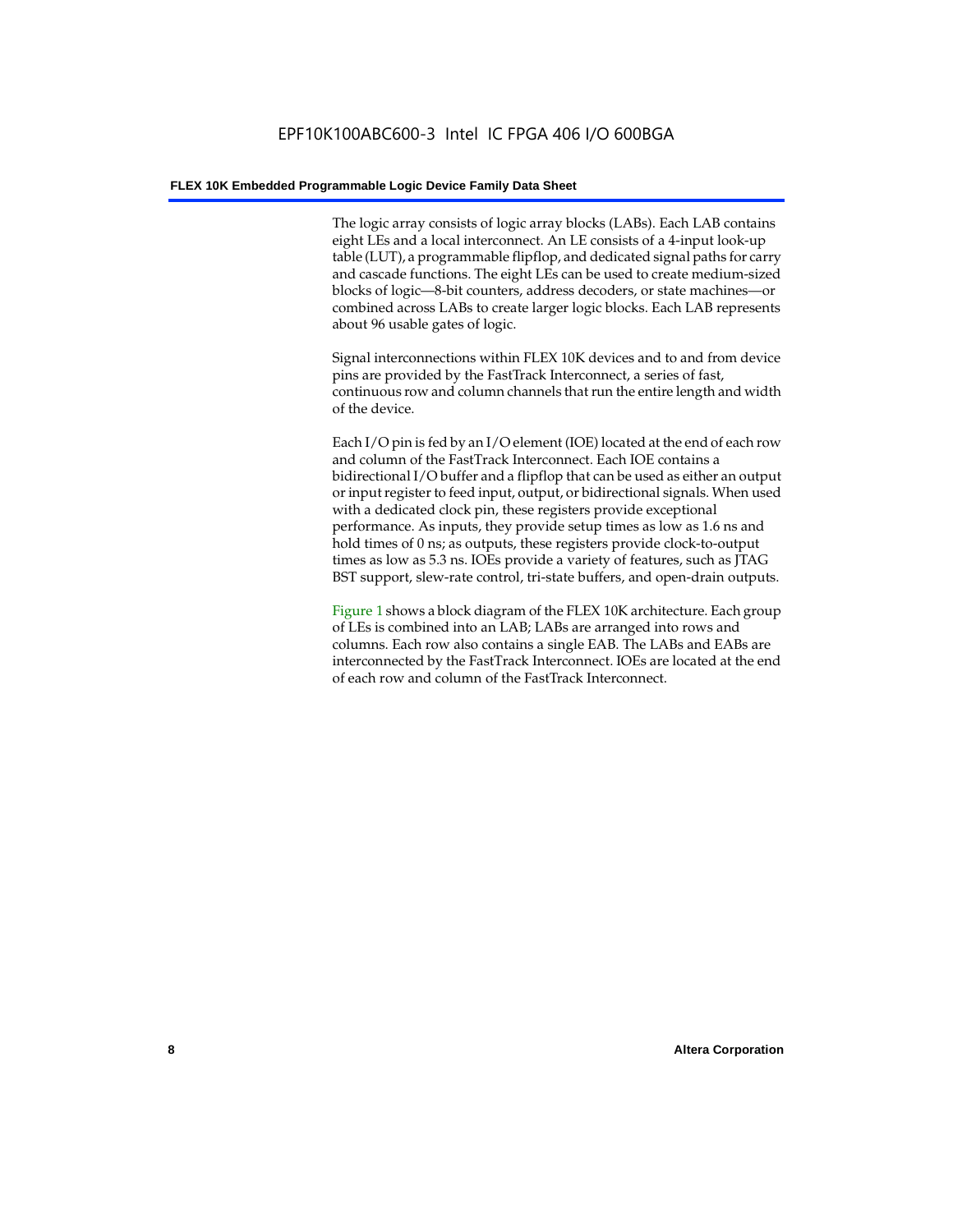The logic array consists of logic array blocks (LABs). Each LAB contains eight LEs and a local interconnect. An LE consists of a 4-input look-up table (LUT), a programmable flipflop, and dedicated signal paths for carry and cascade functions. The eight LEs can be used to create medium-sized blocks of logic—8-bit counters, address decoders, or state machines—or combined across LABs to create larger logic blocks. Each LAB represents about 96 usable gates of logic.

Signal interconnections within FLEX 10K devices and to and from device pins are provided by the FastTrack Interconnect, a series of fast, continuous row and column channels that run the entire length and width of the device.

Each I/O pin is fed by an I/O element (IOE) located at the end of each row and column of the FastTrack Interconnect. Each IOE contains a bidirectional I/O buffer and a flipflop that can be used as either an output or input register to feed input, output, or bidirectional signals. When used with a dedicated clock pin, these registers provide exceptional performance. As inputs, they provide setup times as low as 1.6 ns and hold times of 0 ns; as outputs, these registers provide clock-to-output times as low as 5.3 ns. IOEs provide a variety of features, such as JTAG BST support, slew-rate control, tri-state buffers, and open-drain outputs.

Figure 1 shows a block diagram of the FLEX 10K architecture. Each group of LEs is combined into an LAB; LABs are arranged into rows and columns. Each row also contains a single EAB. The LABs and EABs are interconnected by the FastTrack Interconnect. IOEs are located at the end of each row and column of the FastTrack Interconnect.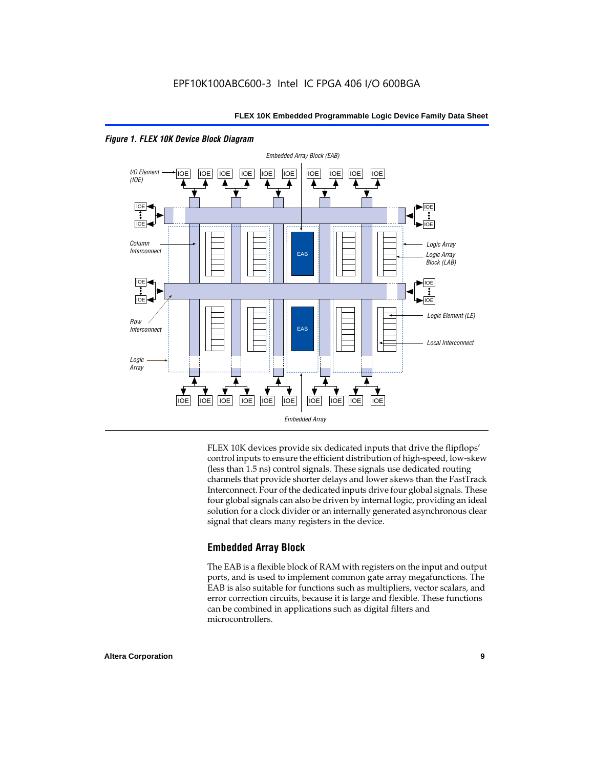*Figure 1. FLEX 10K Device Block Diagram*

FLEX 10K devices provide six dedicated inputs that drive the flipflops' control inputs to ensure the efficient distribution of high-speed, low-skew (less than 1.5 ns) control signals. These signals use dedicated routing channels that provide shorter delays and lower skews than the FastTrack Interconnect. Four of the dedicated inputs drive four global signals. These four global signals can also be driven by internal logic, providing an ideal solution for a clock divider or an internally generated asynchronous clear signal that clears many registers in the device.

## Embedded Array Block

The EAB is a flexible block of RAM with registers on the input and output ports, and is used to implement common gate array megafunctions. The EAB is also suitable for functions such as multipliers, vector scalars, and error correction circuits, because it is large and flexible. These functions can be combined in applications such as digital filters and microcontrollers.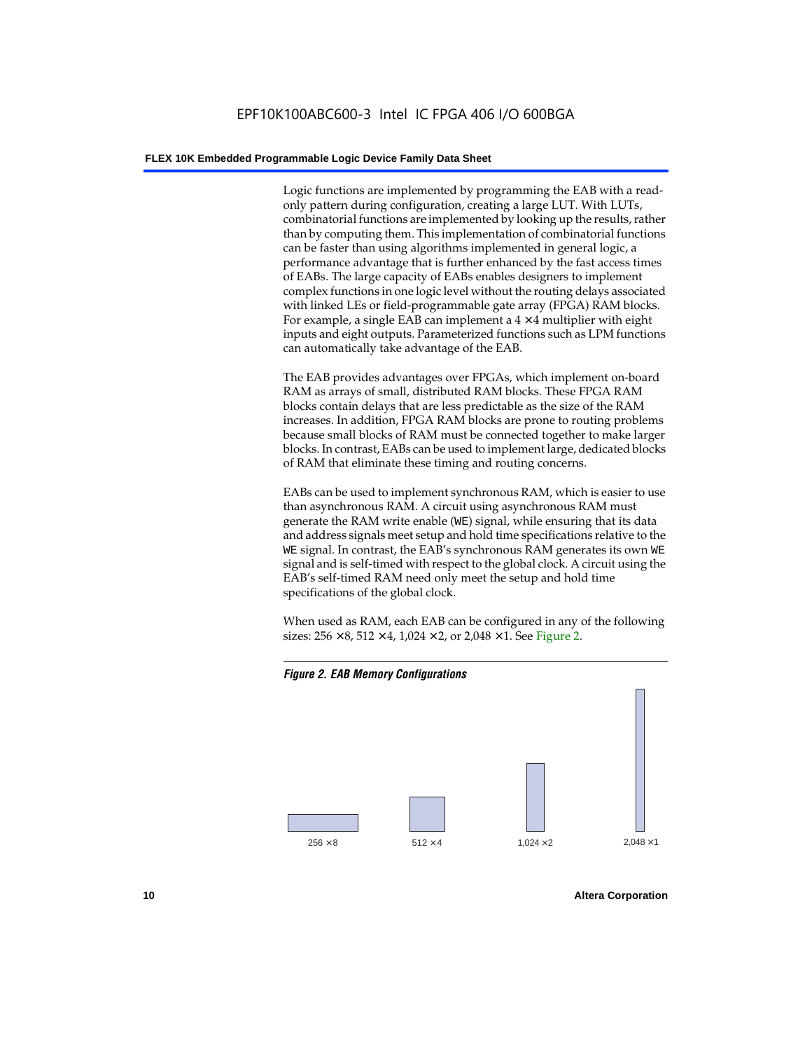Logic functions are implemented by programming the EAB with a read-only pattern during configuration, creating a large LUT. With LUTs, combinatorial functions are implemented by looking up the results, rather than by computing them. This implementation of combinatorial functions can be faster than using algorithms implemented in general logic, a performance advantage that is further enhanced by the fast access times of EABs. The large capacity of EABs enables designers to implement complex functions in one logic level without the routing delays associated with linked LEs or field-programmable gate array (FPGA) RAM blocks. For example, a single EAB can implement a 4 × 4 multiplier with eight inputs and eight outputs. Parameterized functions such as LPM functions can automatically take advantage of the EAB.

The EAB provides advantages over FPGAs, which implement on-board RAM as arrays of small, distributed RAM blocks. These FPGA RAM blocks contain delays that are less predictable as the size of the RAM increases. In addition, FPGA RAM blocks are prone to routing problems because small blocks of RAM must be connected together to make larger blocks. In contrast, EABs can be used to implement large, dedicated blocks of RAM that eliminate these timing and routing concerns.

EABs can be used to implement synchronous RAM, which is easier to use than asynchronous RAM. A circuit using asynchronous RAM must generate the RAM write enable (`WE`) signal, while ensuring that its data and address signals meet setup and hold time specifications relative to the `WE` signal. In contrast, the EAB's synchronous RAM generates its own `WE` signal and is self-timed with respect to the global clock. A circuit using the EAB's self-timed RAM need only meet the setup and hold time specifications of the global clock.

When used as RAM, each EAB can be configured in any of the following sizes: 256 × 8, 512 × 4, 1,024 × 2, or 2,048 × 1. See Figure 2.

***Figure 2. EAB Memory Configurations***

256 × 8 | 512 × 4 | 1,024 × 2 | 2,048 × 1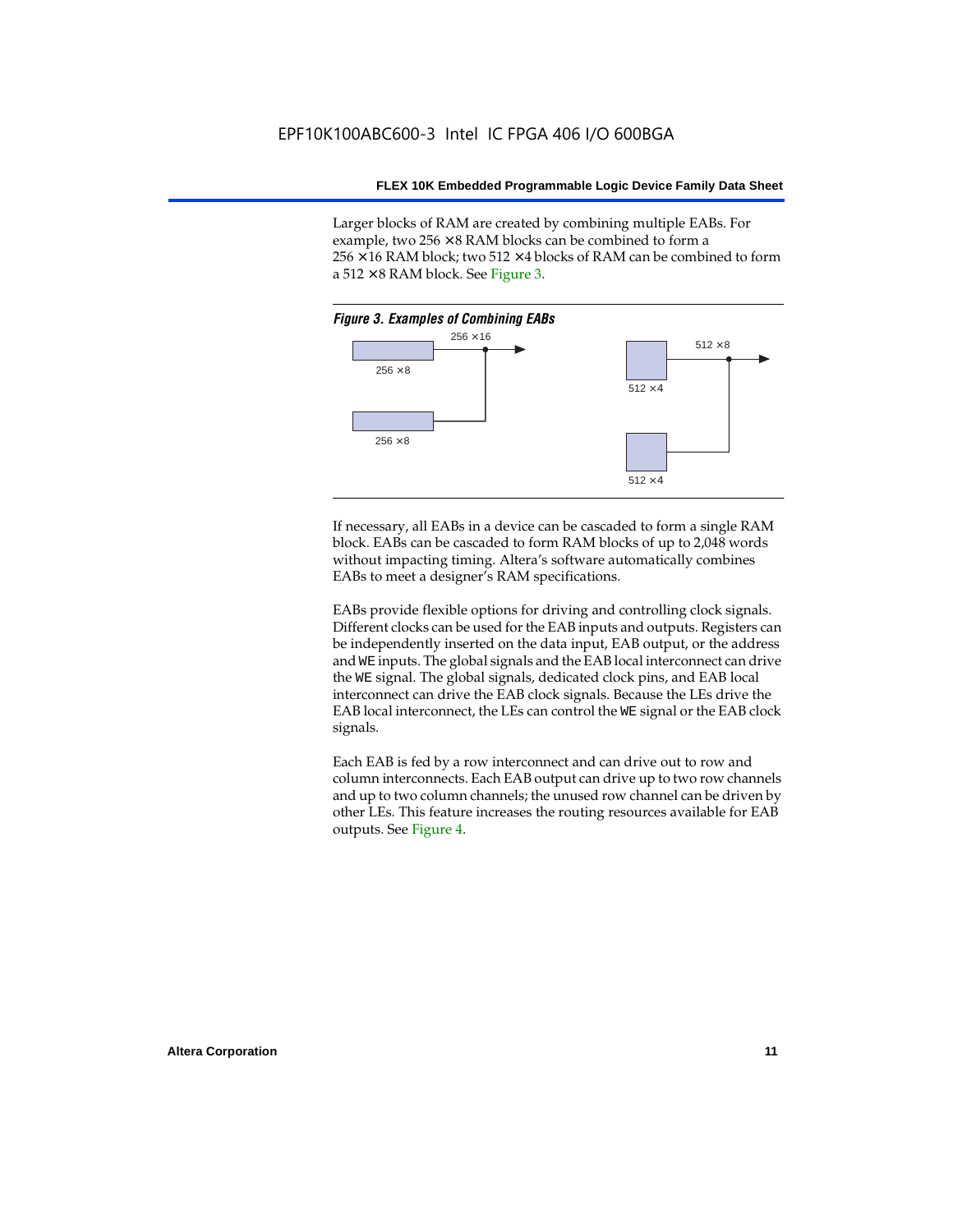Larger blocks of RAM are created by combining multiple EABs. For example, two 256 × 8 RAM blocks can be combined to form a 256 × 16 RAM block; two 512 × 4 blocks of RAM can be combined to form a 512 × 8 RAM block. See Figure 3.

*Figure 3. Examples of Combining EABs*

256 × 16

256 × 8

256 × 8

512 × 8

512 × 4

512 × 4

If necessary, all EABs in a device can be cascaded to form a single RAM block. EABs can be cascaded to form RAM blocks of up to 2,048 words without impacting timing. Altera's software automatically combines EABs to meet a designer's RAM specifications.

EABs provide flexible options for driving and controlling clock signals. Different clocks can be used for the EAB inputs and outputs. Registers can be independently inserted on the data input, EAB output, or the address and `WE` inputs. The global signals and the EAB local interconnect can drive the `WE` signal. The global signals, dedicated clock pins, and EAB local interconnect can drive the EAB clock signals. Because the LEs drive the EAB local interconnect, the LEs can control the `WE` signal or the EAB clock signals.

Each EAB is fed by a row interconnect and can drive out to row and column interconnects. Each EAB output can drive up to two row channels and up to two column channels; the unused row channel can be driven by other LEs. This feature increases the routing resources available for EAB outputs. See Figure 4.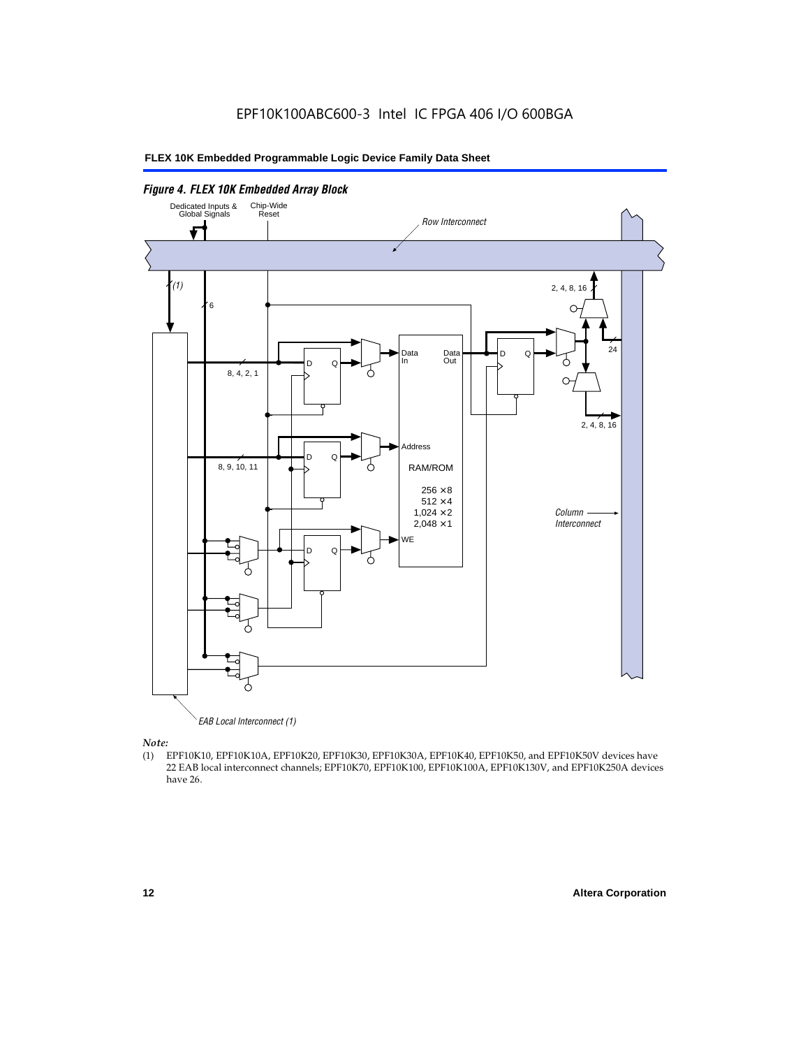*Figure 4. FLEX 10K Embedded Array Block*

Dedicated Inputs & Global Signals

Chip-Wide Reset

Row Interconnect

(1)

6

2, 4, 8, 16

24

Data In

Data Out

8, 4, 2, 1

2, 4, 8, 16

Address

RAM/ROM

8, 9, 10, 11

256 × 8
512 × 4
1,024 × 2
2,048 × 1

Column Interconnect

WE

EAB Local Interconnect (1)

*Note:*

(1) EPF10K10, EPF10K10A, EPF10K20, EPF10K30, EPF10K30A, EPF10K40, EPF10K50, and EPF10K50V devices have 22 EAB local interconnect channels; EPF10K70, EPF10K100, EPF10K100A, EPF10K130V, and EPF10K250A devices have 26.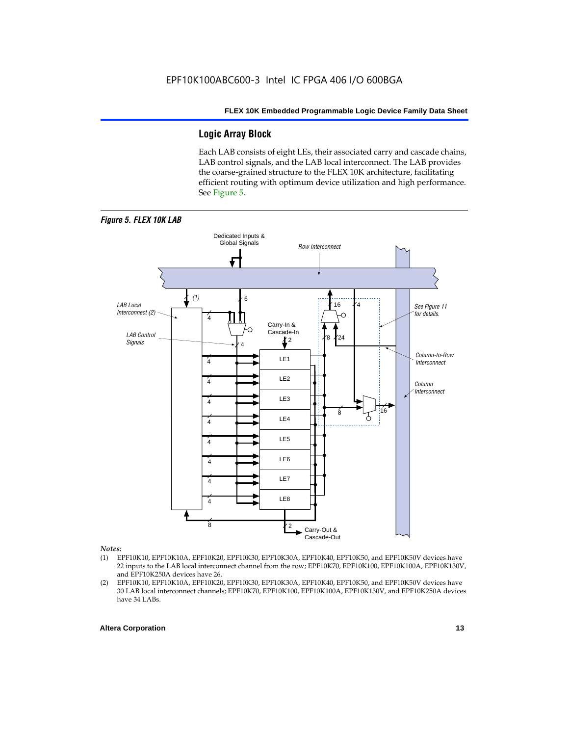## Logic Array Block

Each LAB consists of eight LEs, their associated carry and cascade chains, LAB control signals, and the LAB local interconnect. The LAB provides the coarse-grained structure to the FLEX 10K architecture, facilitating efficient routing with optimum device utilization and high performance. See Figure 5.

*Figure 5. FLEX 10K LAB*

*Notes:*

(1) EPF10K10, EPF10K10A, EPF10K20, EPF10K30, EPF10K30A, EPF10K40, EPF10K50, and EPF10K50V devices have 22 inputs to the LAB local interconnect channel from the row; EPF10K70, EPF10K100, EPF10K100A, EPF10K130V, and EPF10K250A devices have 26.

(2) EPF10K10, EPF10K10A, EPF10K20, EPF10K30, EPF10K30A, EPF10K40, EPF10K50, and EPF10K50V devices have 30 LAB local interconnect channels; EPF10K70, EPF10K100, EPF10K100A, EPF10K130V, and EPF10K250A devices have 34 LABs.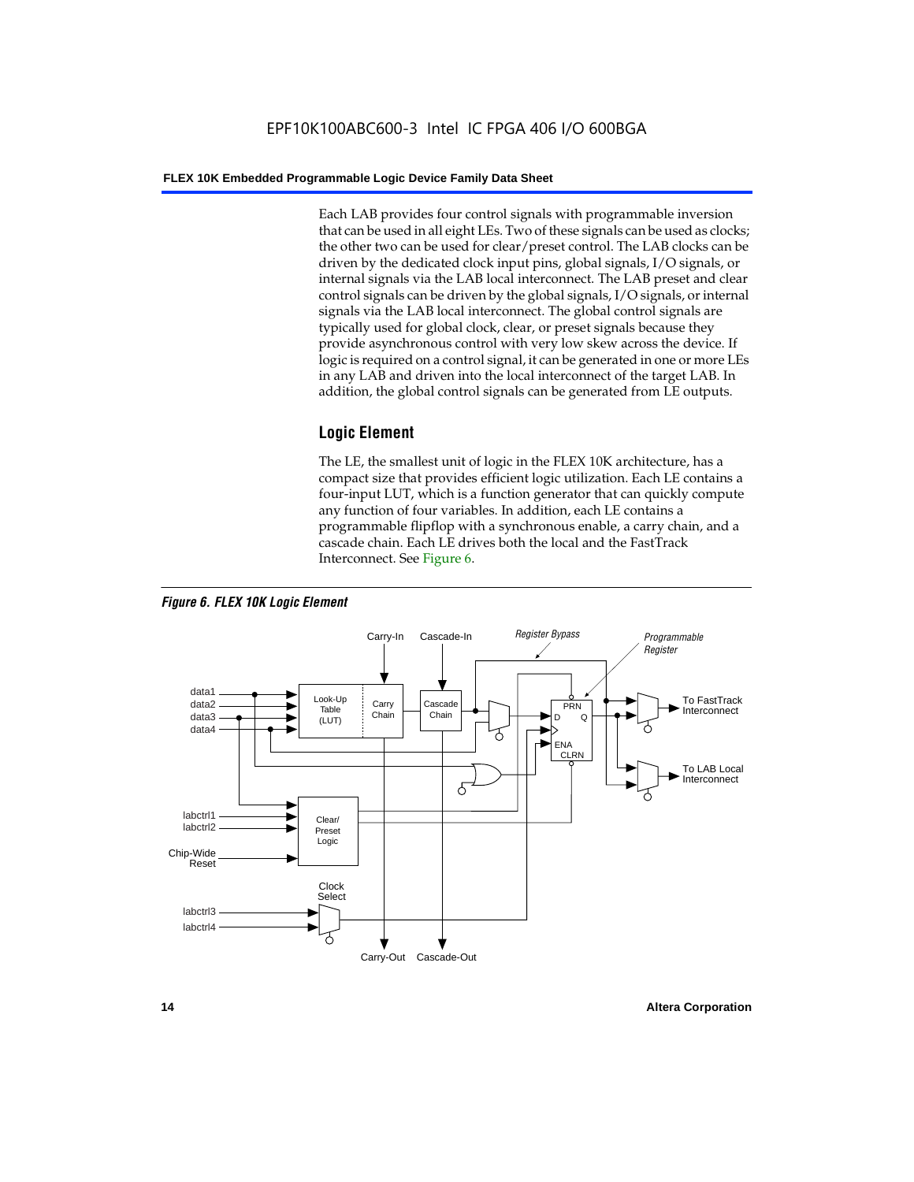Each LAB provides four control signals with programmable inversion that can be used in all eight LEs. Two of these signals can be used as clocks; the other two can be used for clear/preset control. The LAB clocks can be driven by the dedicated clock input pins, global signals, I/O signals, or internal signals via the LAB local interconnect. The LAB preset and clear control signals can be driven by the global signals, I/O signals, or internal signals via the LAB local interconnect. The global control signals are typically used for global clock, clear, or preset signals because they provide asynchronous control with very low skew across the device. If logic is required on a control signal, it can be generated in one or more LEs in any LAB and driven into the local interconnect of the target LAB. In addition, the global control signals can be generated from LE outputs.

## Logic Element

The LE, the smallest unit of logic in the FLEX 10K architecture, has a compact size that provides efficient logic utilization. Each LE contains a four-input LUT, which is a function generator that can quickly compute any function of four variables. In addition, each LE contains a programmable flipflop with a synchronous enable, a carry chain, and a cascade chain. Each LE drives both the local and the FastTrack Interconnect. See Figure 6.

*Figure 6. FLEX 10K Logic Element*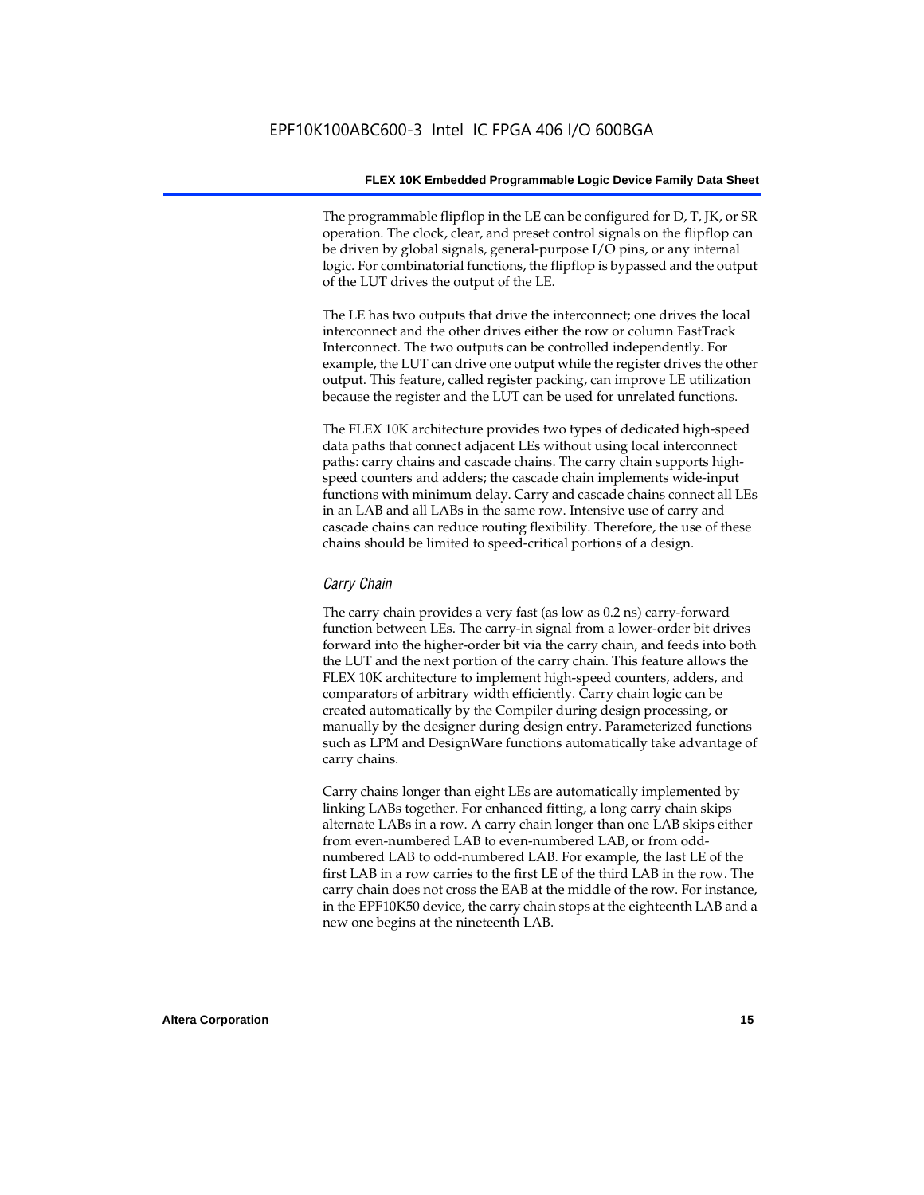The programmable flipflop in the LE can be configured for D, T, JK, or SR operation. The clock, clear, and preset control signals on the flipflop can be driven by global signals, general-purpose I/O pins, or any internal logic. For combinatorial functions, the flipflop is bypassed and the output of the LUT drives the output of the LE.

The LE has two outputs that drive the interconnect; one drives the local interconnect and the other drives either the row or column FastTrack Interconnect. The two outputs can be controlled independently. For example, the LUT can drive one output while the register drives the other output. This feature, called register packing, can improve LE utilization because the register and the LUT can be used for unrelated functions.

The FLEX 10K architecture provides two types of dedicated high-speed data paths that connect adjacent LEs without using local interconnect paths: carry chains and cascade chains. The carry chain supports high-speed counters and adders; the cascade chain implements wide-input functions with minimum delay. Carry and cascade chains connect all LEs in an LAB and all LABs in the same row. Intensive use of carry and cascade chains can reduce routing flexibility. Therefore, the use of these chains should be limited to speed-critical portions of a design.

### *Carry Chain*

The carry chain provides a very fast (as low as 0.2 ns) carry-forward function between LEs. The carry-in signal from a lower-order bit drives forward into the higher-order bit via the carry chain, and feeds into both the LUT and the next portion of the carry chain. This feature allows the FLEX 10K architecture to implement high-speed counters, adders, and comparators of arbitrary width efficiently. Carry chain logic can be created automatically by the Compiler during design processing, or manually by the designer during design entry. Parameterized functions such as LPM and DesignWare functions automatically take advantage of carry chains.

Carry chains longer than eight LEs are automatically implemented by linking LABs together. For enhanced fitting, a long carry chain skips alternate LABs in a row. A carry chain longer than one LAB skips either from even-numbered LAB to even-numbered LAB, or from odd-numbered LAB to odd-numbered LAB. For example, the last LE of the first LAB in a row carries to the first LE of the third LAB in the row. The carry chain does not cross the EAB at the middle of the row. For instance, in the EPF10K50 device, the carry chain stops at the eighteenth LAB and a new one begins at the nineteenth LAB.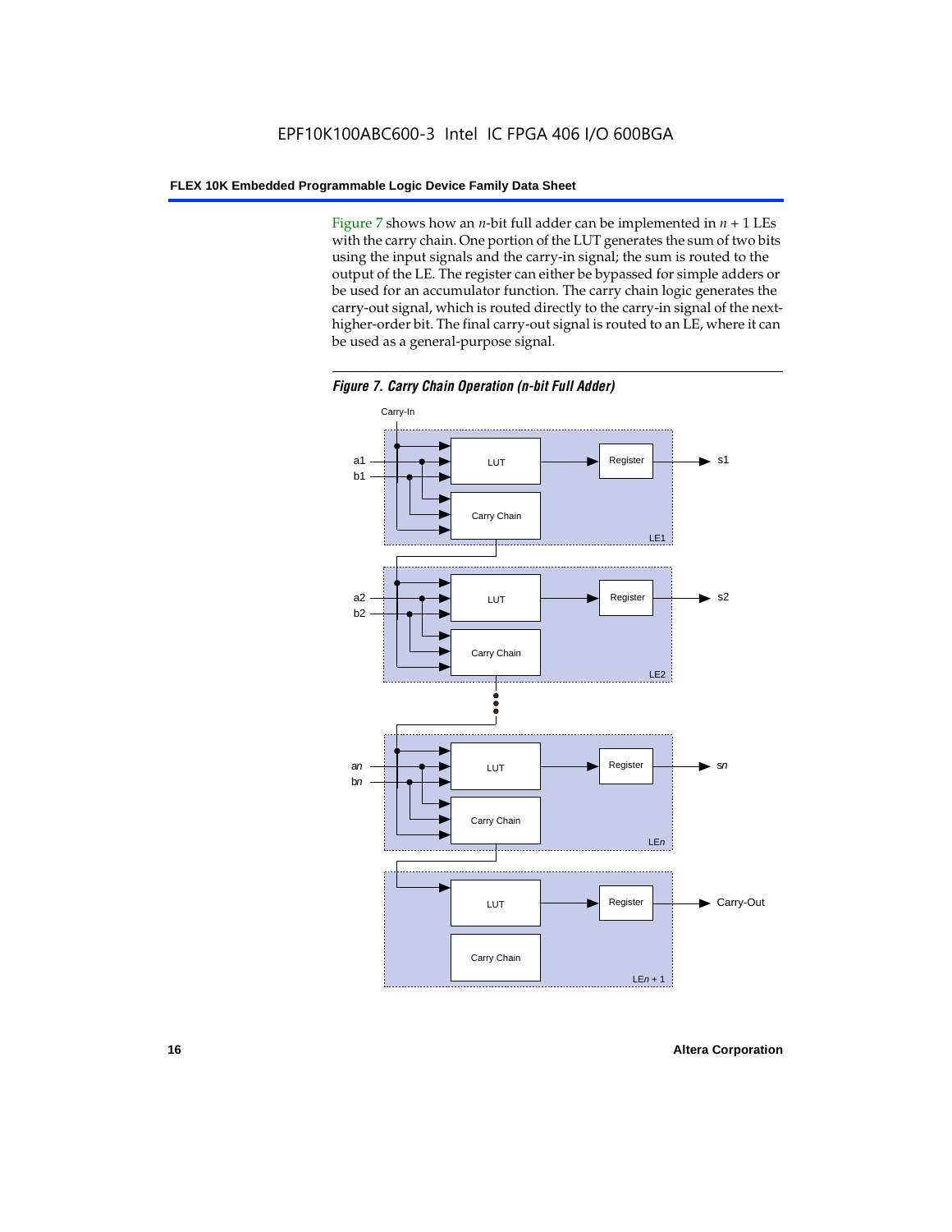Figure 7 shows how an $n$-bit full adder can be implemented in $n + 1$ LEs with the carry chain. One portion of the LUT generates the sum of two bits using the input signals and the carry-in signal; the sum is routed to the output of the LE. The register can either be bypassed for simple adders or be used for an accumulator function. The carry chain logic generates the carry-out signal, which is routed directly to the carry-in signal of the next-higher-order bit. The final carry-out signal is routed to an LE, where it can be used as a general-purpose signal.

*Figure 7. Carry Chain Operation (n-bit Full Adder)*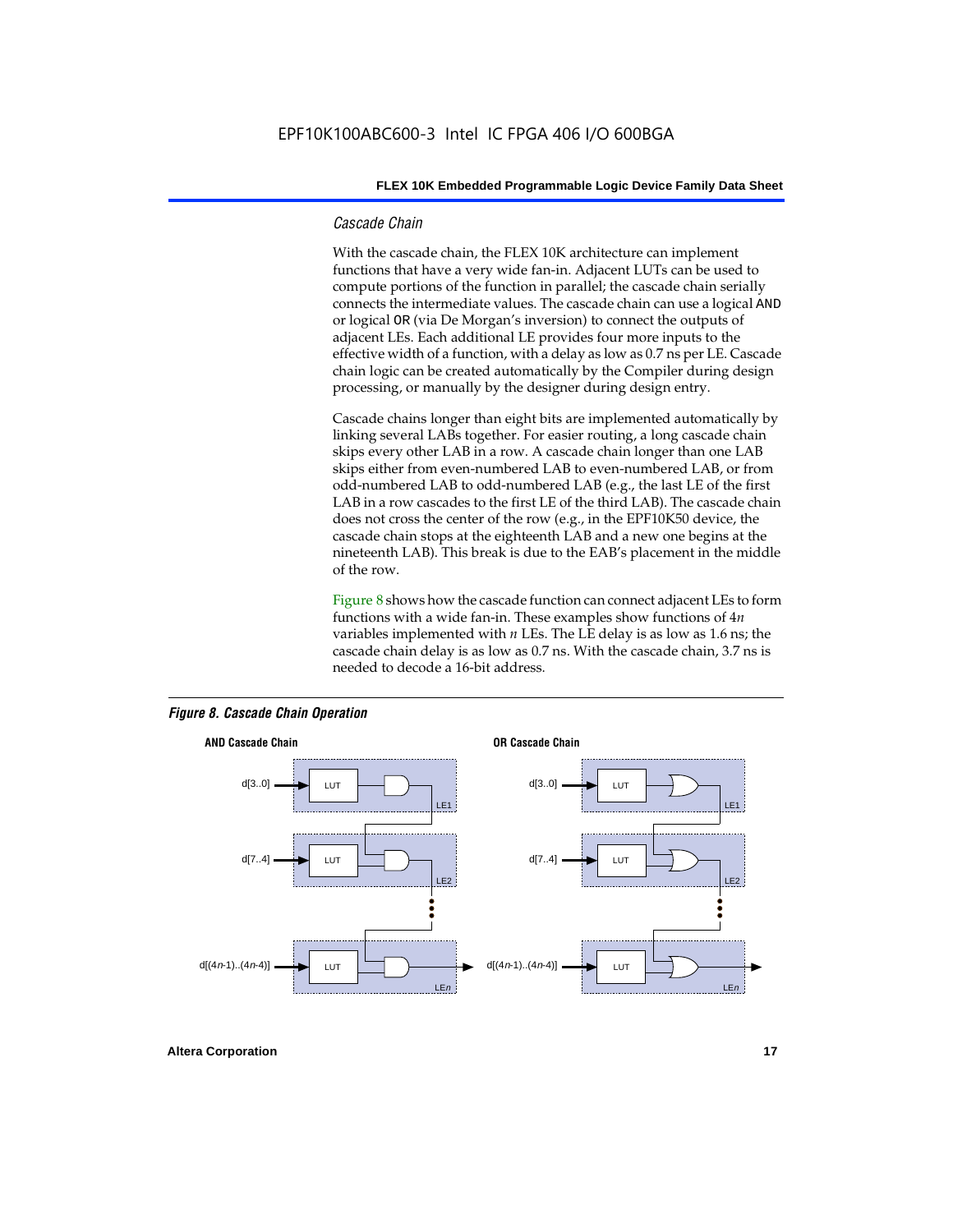### *Cascade Chain*

With the cascade chain, the FLEX 10K architecture can implement functions that have a very wide fan-in. Adjacent LUTs can be used to compute portions of the function in parallel; the cascade chain serially connects the intermediate values. The cascade chain can use a logical `AND` or logical `OR` (via De Morgan's inversion) to connect the outputs of adjacent LEs. Each additional LE provides four more inputs to the effective width of a function, with a delay as low as 0.7 ns per LE. Cascade chain logic can be created automatically by the Compiler during design processing, or manually by the designer during design entry.

Cascade chains longer than eight bits are implemented automatically by linking several LABs together. For easier routing, a long cascade chain skips every other LAB in a row. A cascade chain longer than one LAB skips either from even-numbered LAB to even-numbered LAB, or from odd-numbered LAB to odd-numbered LAB (e.g., the last LE of the first LAB in a row cascades to the first LE of the third LAB). The cascade chain does not cross the center of the row (e.g., in the EPF10K50 device, the cascade chain stops at the eighteenth LAB and a new one begins at the nineteenth LAB). This break is due to the EAB's placement in the middle of the row.

Figure 8 shows how the cascade function can connect adjacent LEs to form functions with a wide fan-in. These examples show functions of 4*n* variables implemented with *n* LEs. The LE delay is as low as 1.6 ns; the cascade chain delay is as low as 0.7 ns. With the cascade chain, 3.7 ns is needed to decode a 16-bit address.

***Figure 8. Cascade Chain Operation***

**AND Cascade Chain**

d[3..0] → LUT → AND (LE1)
d[7..4] → LUT → AND (LE2)
d[(4*n*-1)..(4*n*-4)] → LUT → AND (LE*n*)

**OR Cascade Chain**

d[3..0] → LUT → OR (LE1)
d[7..4] → LUT → OR (LE2)
d[(4*n*-1)..(4*n*-4)] → LUT → OR (LE*n*)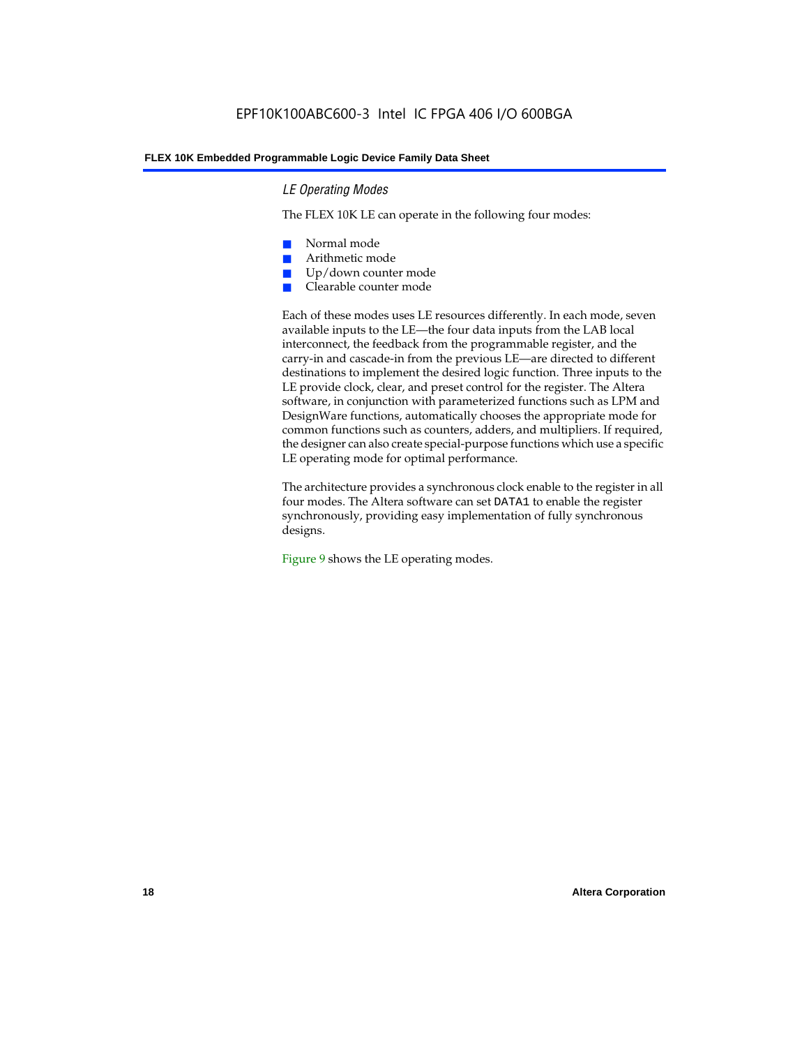### *LE Operating Modes*

The FLEX 10K LE can operate in the following four modes:

- Normal mode
- Arithmetic mode
- Up/down counter mode
- Clearable counter mode

Each of these modes uses LE resources differently. In each mode, seven available inputs to the LE—the four data inputs from the LAB local interconnect, the feedback from the programmable register, and the carry-in and cascade-in from the previous LE—are directed to different destinations to implement the desired logic function. Three inputs to the LE provide clock, clear, and preset control for the register. The Altera software, in conjunction with parameterized functions such as LPM and DesignWare functions, automatically chooses the appropriate mode for common functions such as counters, adders, and multipliers. If required, the designer can also create special-purpose functions which use a specific LE operating mode for optimal performance.

The architecture provides a synchronous clock enable to the register in all four modes. The Altera software can set `DATA1` to enable the register synchronously, providing easy implementation of fully synchronous designs.

Figure 9 shows the LE operating modes.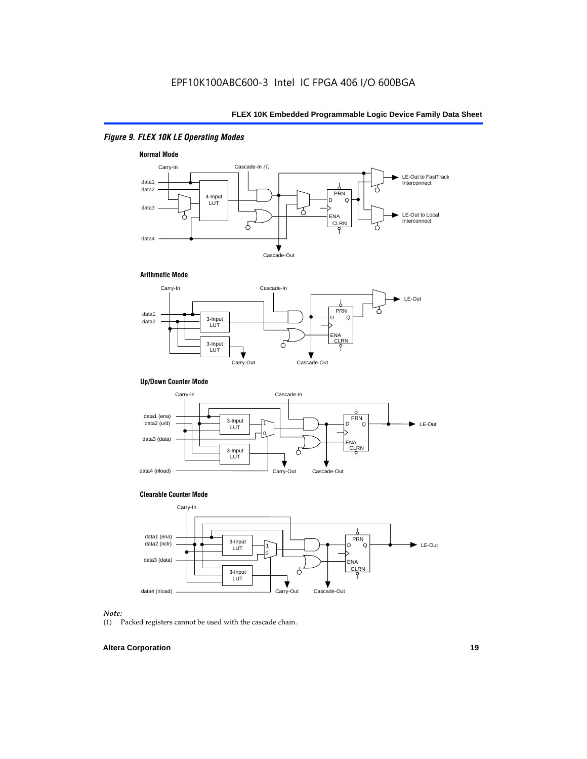*Figure 9. FLEX 10K LE Operating Modes*

**Normal Mode**

Carry-In, Cascade-In *(1)*, data1, data2, data3, data4, 4-Input LUT, PRN, D, Q, ENA, CLRN, LE-Out to FastTrack Interconnect, LE-Out to Local Interconnect, Cascade-Out

**Arithmetic Mode**

Carry-In, Cascade-In, data1, data2, 3-Input LUT, 3-Input LUT, PRN, D, Q, ENA, CLRN, LE-Out, Carry-Out, Cascade-Out

**Up/Down Counter Mode**

Carry-In, Cascade-In, data1 (ena), data2 (u/d), data3 (data), data4 (nload), 3-Input LUT, 3-Input LUT, 1, 0, PRN, D, Q, ENA, CLRN, LE-Out, Carry-Out, Cascade-Out

**Clearable Counter Mode**

Carry-In, data1 (ena), data2 (nclr), data3 (data), data4 (nload), 3-Input LUT, 3-Input LUT, 1, 0, PRN, D, Q, ENA, CLRN, LE-Out, Carry-Out, Cascade-Out

*Note:*

(1) Packed registers cannot be used with the cascade chain.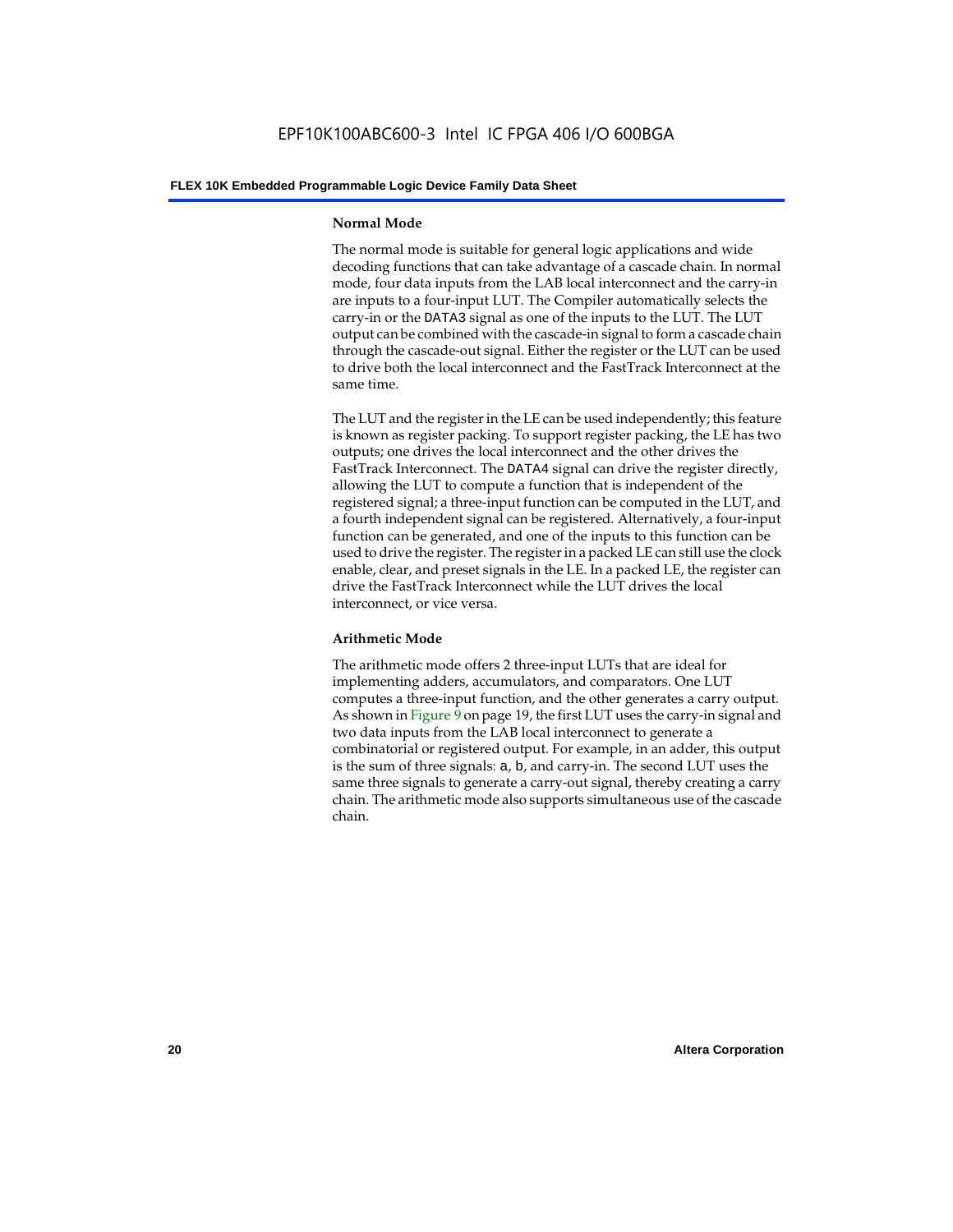#### Normal Mode

The normal mode is suitable for general logic applications and wide decoding functions that can take advantage of a cascade chain. In normal mode, four data inputs from the LAB local interconnect and the carry-in are inputs to a four-input LUT. The Compiler automatically selects the carry-in or the DATA3 signal as one of the inputs to the LUT. The LUT output can be combined with the cascade-in signal to form a cascade chain through the cascade-out signal. Either the register or the LUT can be used to drive both the local interconnect and the FastTrack Interconnect at the same time.

The LUT and the register in the LE can be used independently; this feature is known as register packing. To support register packing, the LE has two outputs; one drives the local interconnect and the other drives the FastTrack Interconnect. The DATA4 signal can drive the register directly, allowing the LUT to compute a function that is independent of the registered signal; a three-input function can be computed in the LUT, and a fourth independent signal can be registered. Alternatively, a four-input function can be generated, and one of the inputs to this function can be used to drive the register. The register in a packed LE can still use the clock enable, clear, and preset signals in the LE. In a packed LE, the register can drive the FastTrack Interconnect while the LUT drives the local interconnect, or vice versa.

#### Arithmetic Mode

The arithmetic mode offers 2 three-input LUTs that are ideal for implementing adders, accumulators, and comparators. One LUT computes a three-input function, and the other generates a carry output. As shown in Figure 9 on page 19, the first LUT uses the carry-in signal and two data inputs from the LAB local interconnect to generate a combinatorial or registered output. For example, in an adder, this output is the sum of three signals: a, b, and carry-in. The second LUT uses the same three signals to generate a carry-out signal, thereby creating a carry chain. The arithmetic mode also supports simultaneous use of the cascade chain.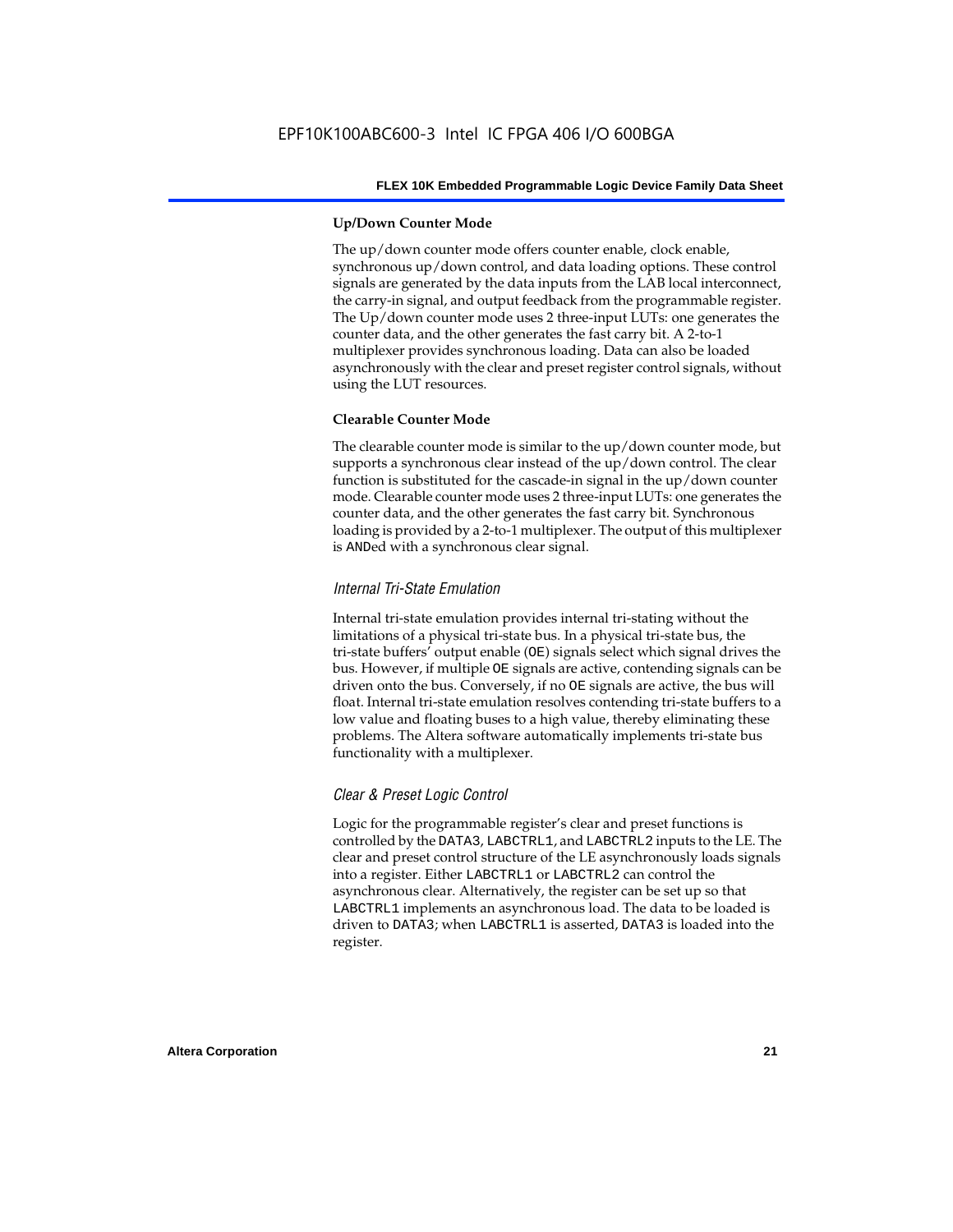#### Up/Down Counter Mode

The up/down counter mode offers counter enable, clock enable, synchronous up/down control, and data loading options. These control signals are generated by the data inputs from the LAB local interconnect, the carry-in signal, and output feedback from the programmable register. The Up/down counter mode uses 2 three-input LUTs: one generates the counter data, and the other generates the fast carry bit. A 2-to-1 multiplexer provides synchronous loading. Data can also be loaded asynchronously with the clear and preset register control signals, without using the LUT resources.

#### Clearable Counter Mode

The clearable counter mode is similar to the up/down counter mode, but supports a synchronous clear instead of the up/down control. The clear function is substituted for the cascade-in signal in the up/down counter mode. Clearable counter mode uses 2 three-input LUTs: one generates the counter data, and the other generates the fast carry bit. Synchronous loading is provided by a 2-to-1 multiplexer. The output of this multiplexer is ANDed with a synchronous clear signal.

### *Internal Tri-State Emulation*

Internal tri-state emulation provides internal tri-stating without the limitations of a physical tri-state bus. In a physical tri-state bus, the tri-state buffers' output enable (OE) signals select which signal drives the bus. However, if multiple OE signals are active, contending signals can be driven onto the bus. Conversely, if no OE signals are active, the bus will float. Internal tri-state emulation resolves contending tri-state buffers to a low value and floating buses to a high value, thereby eliminating these problems. The Altera software automatically implements tri-state bus functionality with a multiplexer.

### *Clear & Preset Logic Control*

Logic for the programmable register's clear and preset functions is controlled by the DATA3, LABCTRL1, and LABCTRL2 inputs to the LE. The clear and preset control structure of the LE asynchronously loads signals into a register. Either LABCTRL1 or LABCTRL2 can control the asynchronous clear. Alternatively, the register can be set up so that LABCTRL1 implements an asynchronous load. The data to be loaded is driven to DATA3; when LABCTRL1 is asserted, DATA3 is loaded into the register.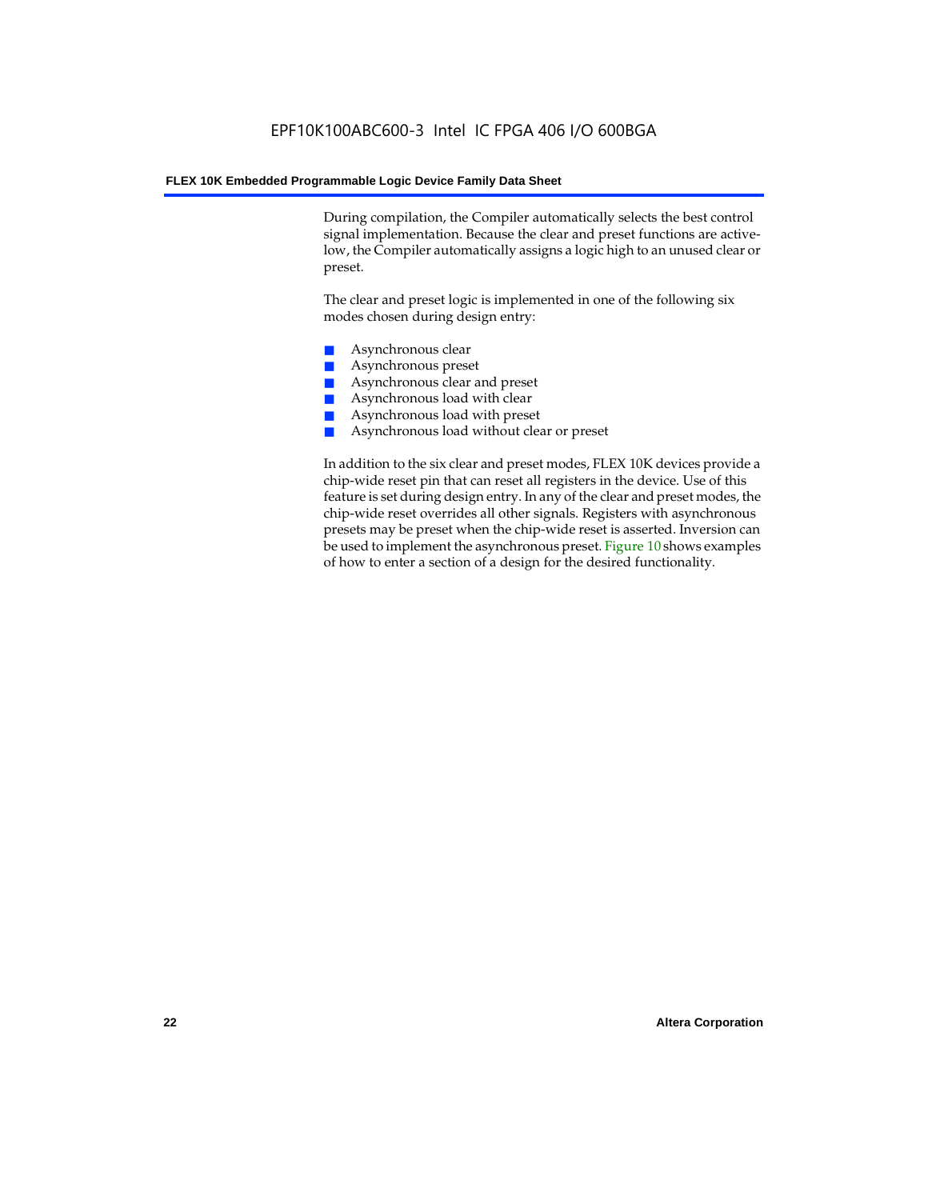During compilation, the Compiler automatically selects the best control signal implementation. Because the clear and preset functions are active-low, the Compiler automatically assigns a logic high to an unused clear or preset.

The clear and preset logic is implemented in one of the following six modes chosen during design entry:

- Asynchronous clear
- Asynchronous preset
- Asynchronous clear and preset
- Asynchronous load with clear
- Asynchronous load with preset
- Asynchronous load without clear or preset

In addition to the six clear and preset modes, FLEX 10K devices provide a chip-wide reset pin that can reset all registers in the device. Use of this feature is set during design entry. In any of the clear and preset modes, the chip-wide reset overrides all other signals. Registers with asynchronous presets may be preset when the chip-wide reset is asserted. Inversion can be used to implement the asynchronous preset. Figure 10 shows examples of how to enter a section of a design for the desired functionality.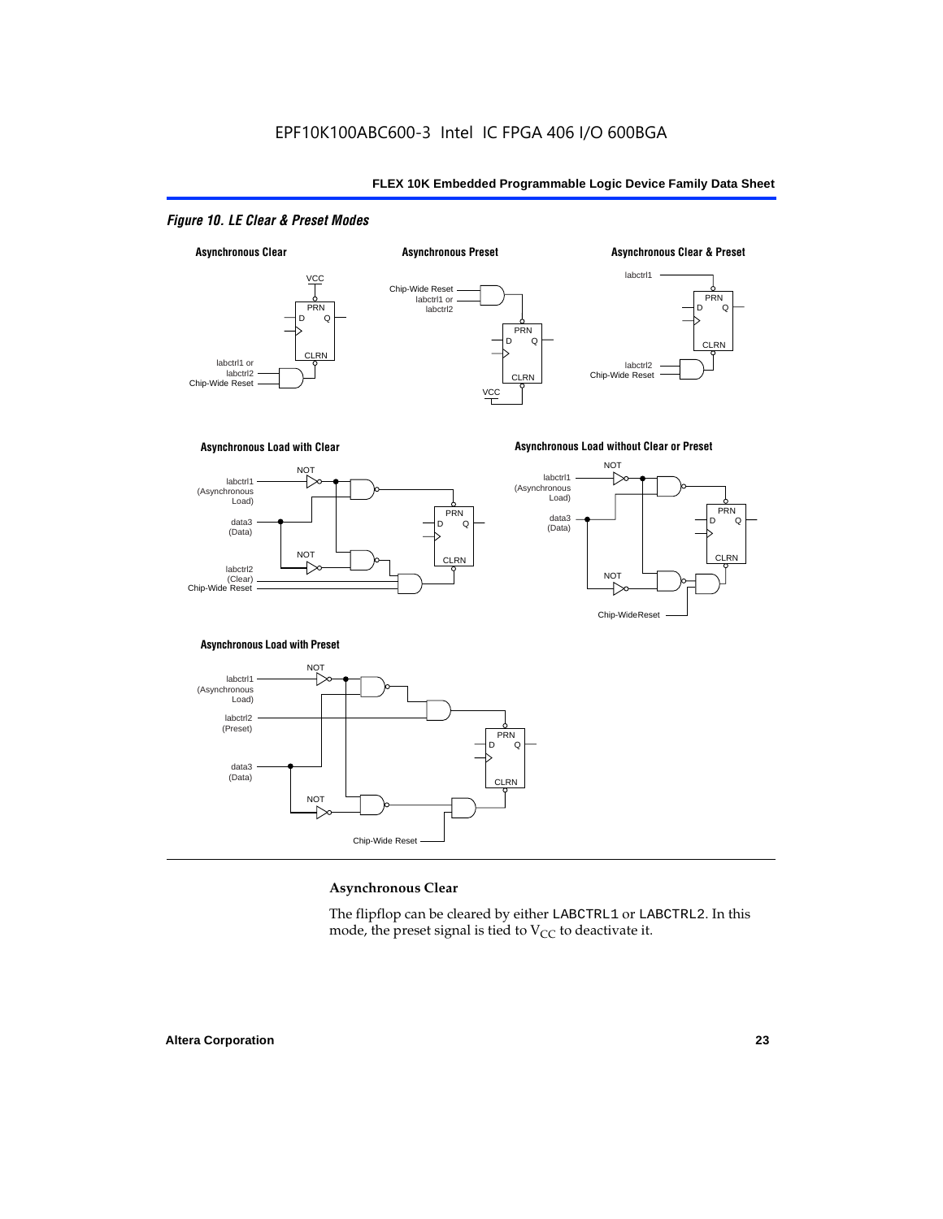*Figure 10. LE Clear & Preset Modes*

### Asynchronous Clear

The flipflop can be cleared by either LABCTRL1 or LABCTRL2. In this mode, the preset signal is tied to $V_{CC}$ to deactivate it.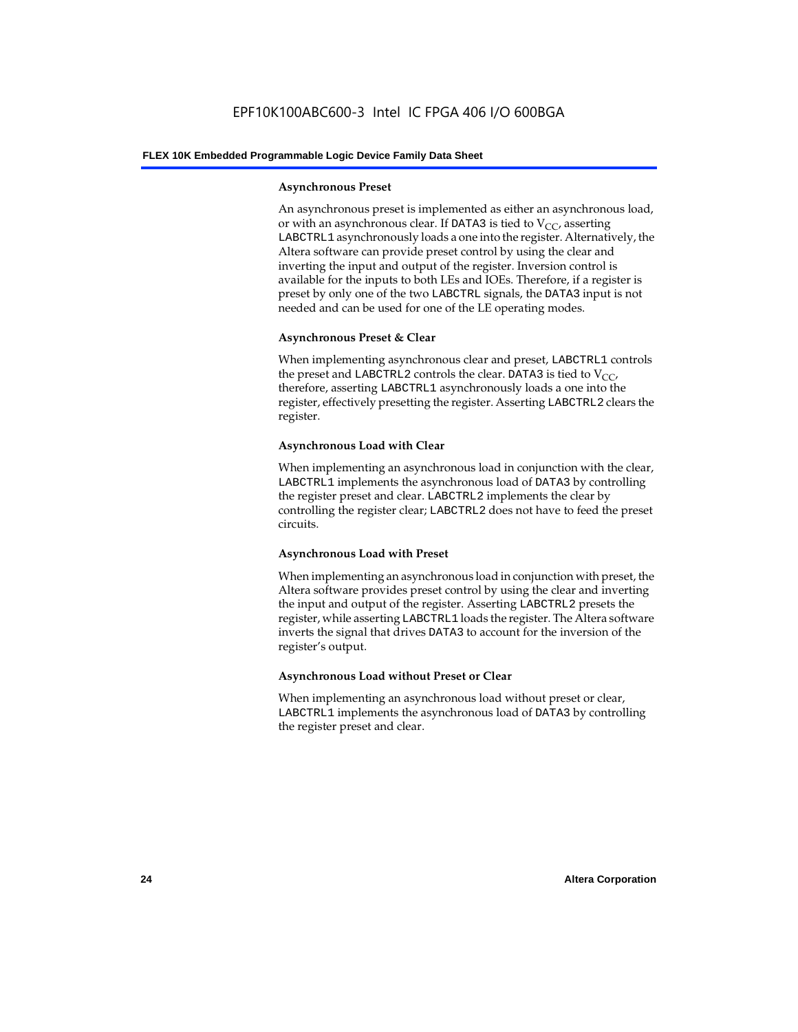#### Asynchronous Preset

An asynchronous preset is implemented as either an asynchronous load, or with an asynchronous clear. If DATA3 is tied to $V_{CC}$, asserting LABCTRL1 asynchronously loads a one into the register. Alternatively, the Altera software can provide preset control by using the clear and inverting the input and output of the register. Inversion control is available for the inputs to both LEs and IOEs. Therefore, if a register is preset by only one of the two LABCTRL signals, the DATA3 input is not needed and can be used for one of the LE operating modes.

#### Asynchronous Preset & Clear

When implementing asynchronous clear and preset, LABCTRL1 controls the preset and LABCTRL2 controls the clear. DATA3 is tied to $V_{CC}$, therefore, asserting LABCTRL1 asynchronously loads a one into the register, effectively presetting the register. Asserting LABCTRL2 clears the register.

#### Asynchronous Load with Clear

When implementing an asynchronous load in conjunction with the clear, LABCTRL1 implements the asynchronous load of DATA3 by controlling the register preset and clear. LABCTRL2 implements the clear by controlling the register clear; LABCTRL2 does not have to feed the preset circuits.

#### Asynchronous Load with Preset

When implementing an asynchronous load in conjunction with preset, the Altera software provides preset control by using the clear and inverting the input and output of the register. Asserting LABCTRL2 presets the register, while asserting LABCTRL1 loads the register. The Altera software inverts the signal that drives DATA3 to account for the inversion of the register's output.

#### Asynchronous Load without Preset or Clear

When implementing an asynchronous load without preset or clear, LABCTRL1 implements the asynchronous load of DATA3 by controlling the register preset and clear.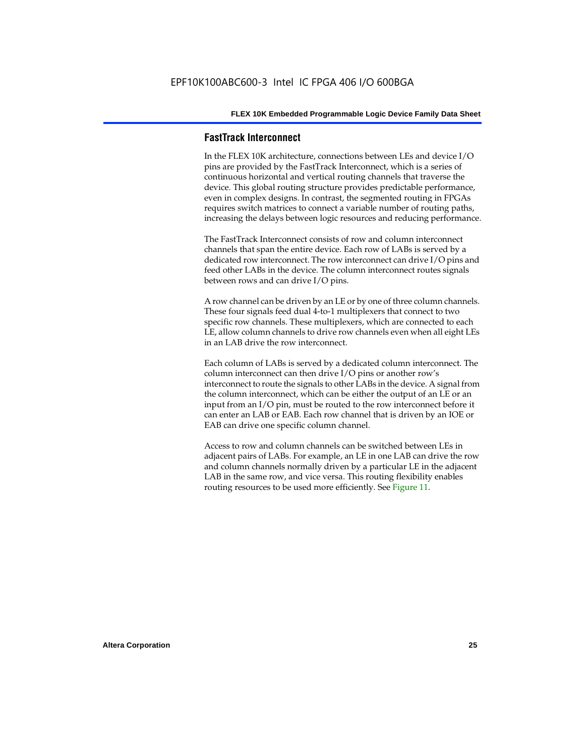## FastTrack Interconnect

In the FLEX 10K architecture, connections between LEs and device I/O pins are provided by the FastTrack Interconnect, which is a series of continuous horizontal and vertical routing channels that traverse the device. This global routing structure provides predictable performance, even in complex designs. In contrast, the segmented routing in FPGAs requires switch matrices to connect a variable number of routing paths, increasing the delays between logic resources and reducing performance.

The FastTrack Interconnect consists of row and column interconnect channels that span the entire device. Each row of LABs is served by a dedicated row interconnect. The row interconnect can drive I/O pins and feed other LABs in the device. The column interconnect routes signals between rows and can drive I/O pins.

A row channel can be driven by an LE or by one of three column channels. These four signals feed dual 4-to-1 multiplexers that connect to two specific row channels. These multiplexers, which are connected to each LE, allow column channels to drive row channels even when all eight LEs in an LAB drive the row interconnect.

Each column of LABs is served by a dedicated column interconnect. The column interconnect can then drive I/O pins or another row's interconnect to route the signals to other LABs in the device. A signal from the column interconnect, which can be either the output of an LE or an input from an I/O pin, must be routed to the row interconnect before it can enter an LAB or EAB. Each row channel that is driven by an IOE or EAB can drive one specific column channel.

Access to row and column channels can be switched between LEs in adjacent pairs of LABs. For example, an LE in one LAB can drive the row and column channels normally driven by a particular LE in the adjacent LAB in the same row, and vice versa. This routing flexibility enables routing resources to be used more efficiently. See Figure 11.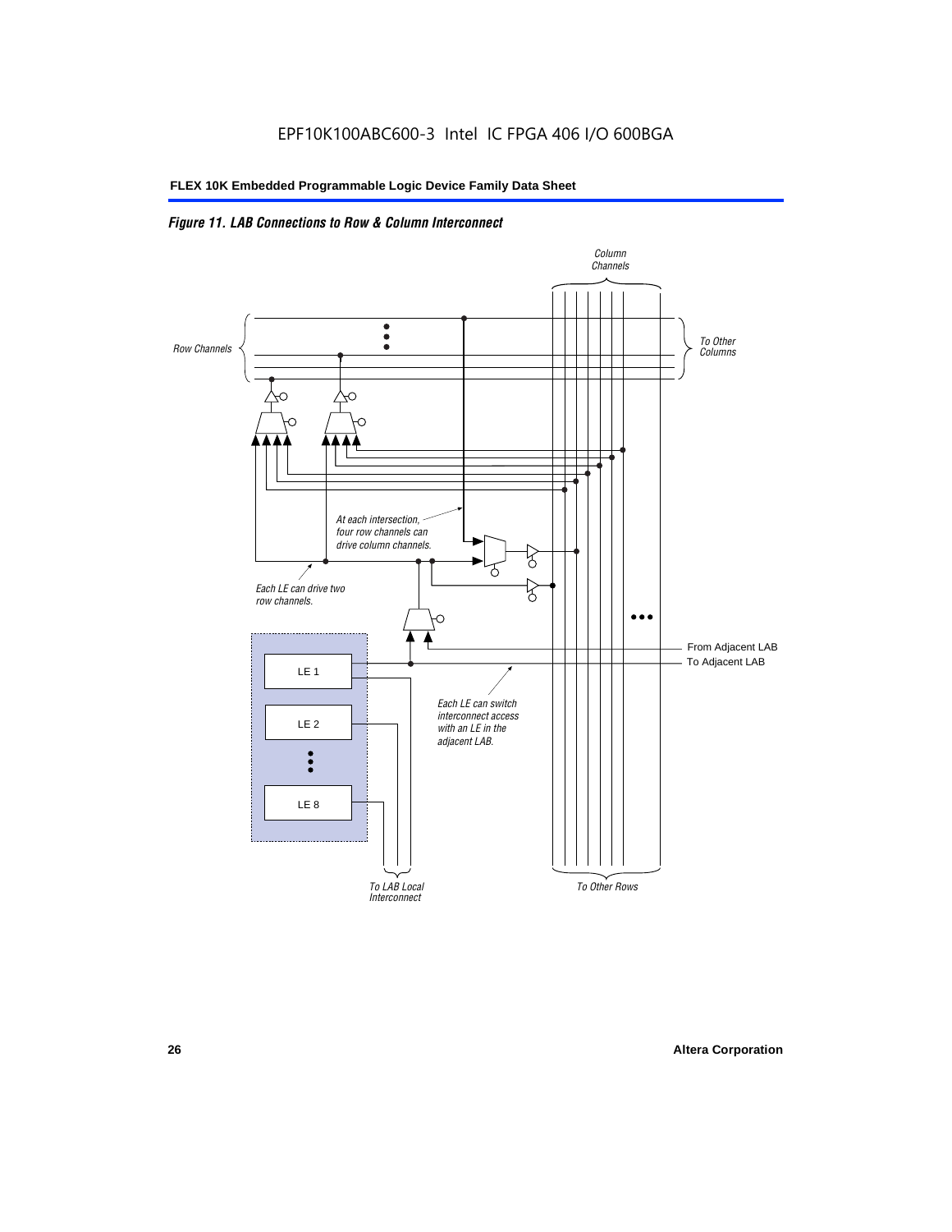*Figure 11. LAB Connections to Row & Column Interconnect*

Column Channels

Row Channels

To Other Columns

At each intersection, four row channels can drive column channels.

Each LE can drive two row channels.

From Adjacent LAB

To Adjacent LAB

LE 1

LE 2

LE 8

Each LE can switch interconnect access with an LE in the adjacent LAB.

To LAB Local Interconnect

To Other Rows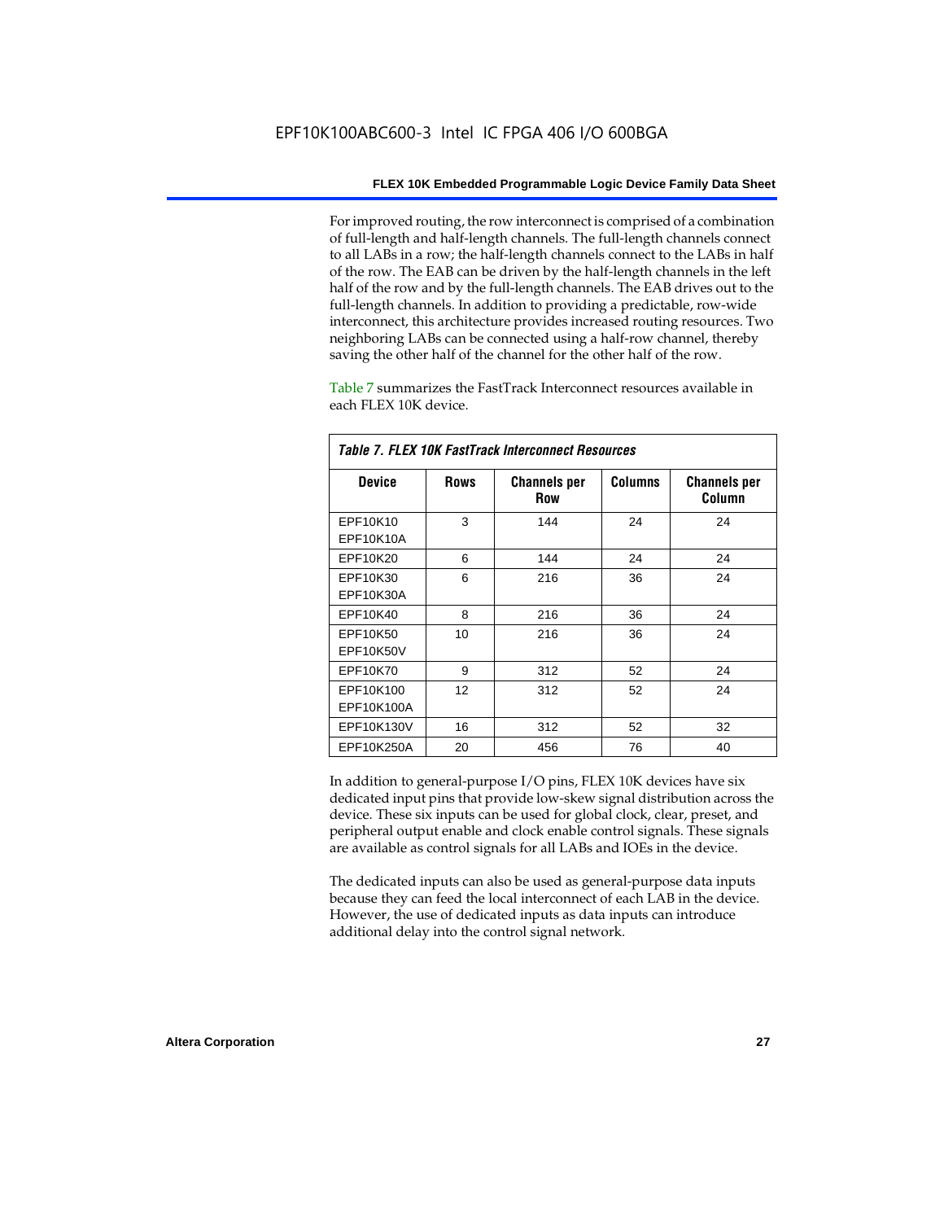For improved routing, the row interconnect is comprised of a combination of full-length and half-length channels. The full-length channels connect to all LABs in a row; the half-length channels connect to the LABs in half of the row. The EAB can be driven by the half-length channels in the left half of the row and by the full-length channels. The EAB drives out to the full-length channels. In addition to providing a predictable, row-wide interconnect, this architecture provides increased routing resources. Two neighboring LABs can be connected using a half-row channel, thereby saving the other half of the channel for the other half of the row.

Table 7 summarizes the FastTrack Interconnect resources available in each FLEX 10K device.

*Table 7. FLEX 10K FastTrack Interconnect Resources*

| Device | Rows | Channels per Row | Columns | Channels per Column |
|---|---|---|---|---|
| EPF10K10<br>EPF10K10A | 3 | 144 | 24 | 24 |
| EPF10K20 | 6 | 144 | 24 | 24 |
| EPF10K30<br>EPF10K30A | 6 | 216 | 36 | 24 |
| EPF10K40 | 8 | 216 | 36 | 24 |
| EPF10K50<br>EPF10K50V | 10 | 216 | 36 | 24 |
| EPF10K70 | 9 | 312 | 52 | 24 |
| EPF10K100<br>EPF10K100A | 12 | 312 | 52 | 24 |
| EPF10K130V | 16 | 312 | 52 | 32 |
| EPF10K250A | 20 | 456 | 76 | 40 |

In addition to general-purpose I/O pins, FLEX 10K devices have six dedicated input pins that provide low-skew signal distribution across the device. These six inputs can be used for global clock, clear, preset, and peripheral output enable and clock enable control signals. These signals are available as control signals for all LABs and IOEs in the device.

The dedicated inputs can also be used as general-purpose data inputs because they can feed the local interconnect of each LAB in the device. However, the use of dedicated inputs as data inputs can introduce additional delay into the control signal network.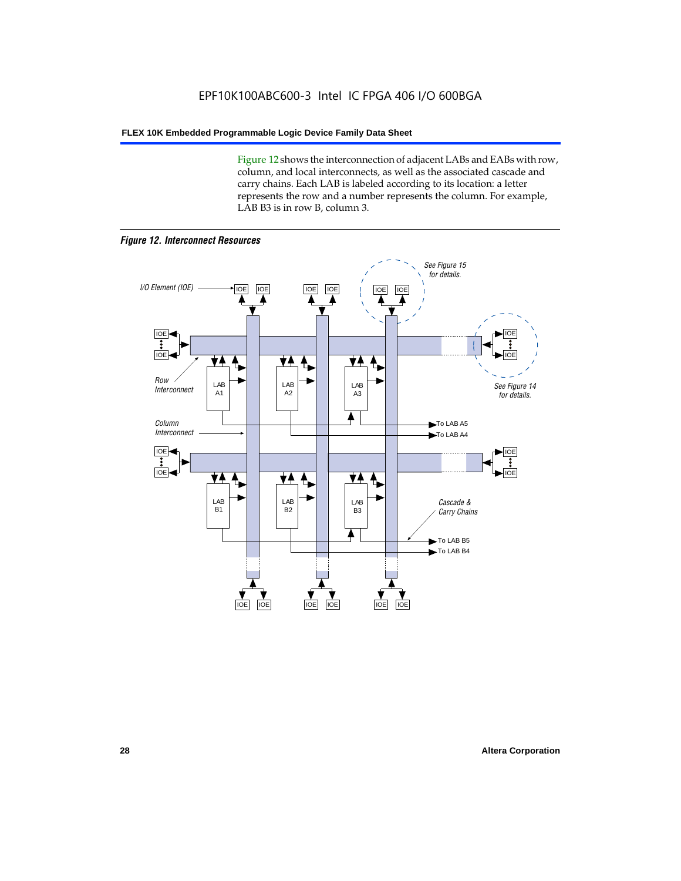Figure 12 shows the interconnection of adjacent LABs and EABs with row, column, and local interconnects, as well as the associated cascade and carry chains. Each LAB is labeled according to its location: a letter represents the row and a number represents the column. For example, LAB B3 is in row B, column 3.

*Figure 12. Interconnect Resources*

I/O Element (IOE)

See Figure 15 for details.

See Figure 14 for details.

Row Interconnect

Column Interconnect

LAB A1 | LAB A2 | LAB A3

To LAB A5

To LAB A4

LAB B1 | LAB B2 | LAB B3

Cascade & Carry Chains

To LAB B5

To LAB B4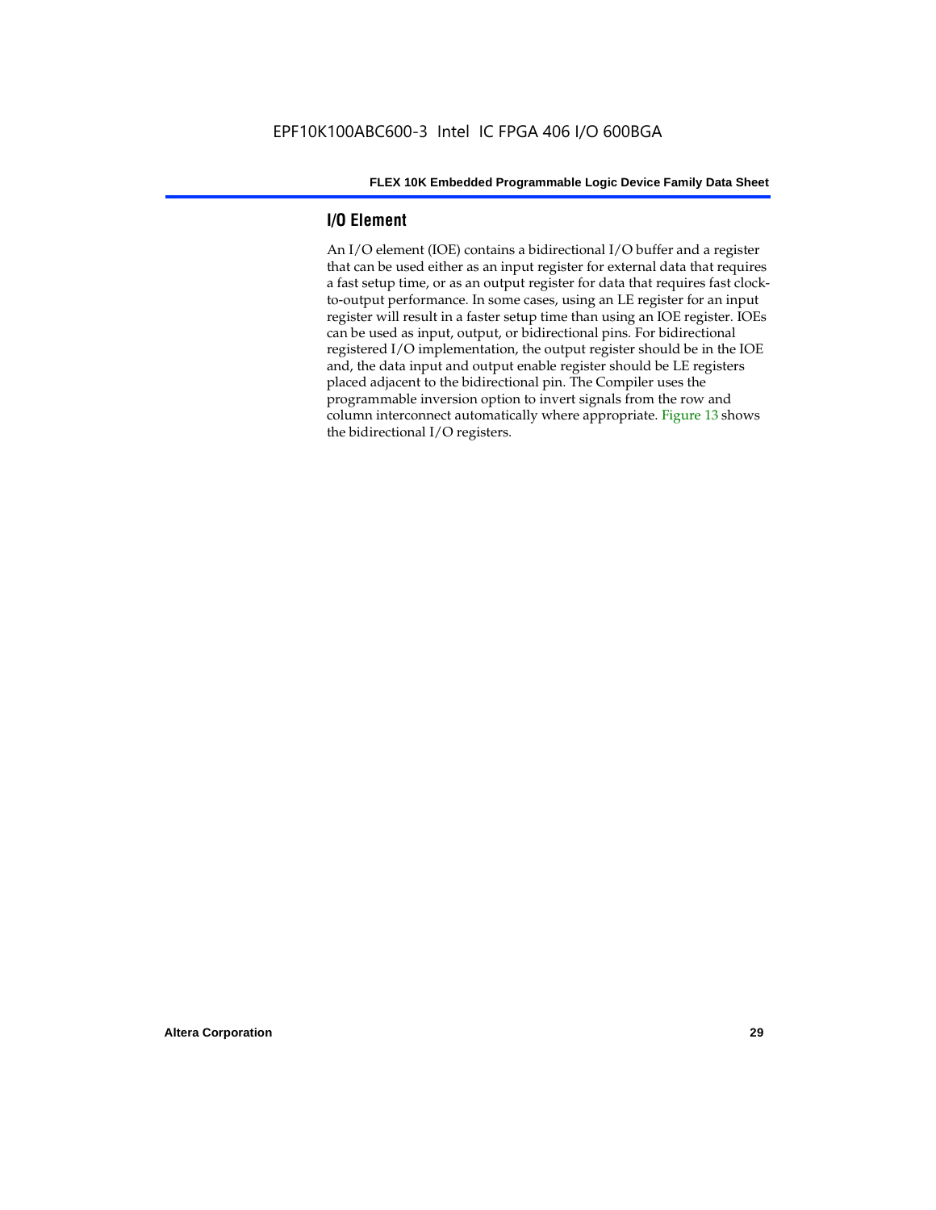## I/O Element

An I/O element (IOE) contains a bidirectional I/O buffer and a register that can be used either as an input register for external data that requires a fast setup time, or as an output register for data that requires fast clock-to-output performance. In some cases, using an LE register for an input register will result in a faster setup time than using an IOE register. IOEs can be used as input, output, or bidirectional pins. For bidirectional registered I/O implementation, the output register should be in the IOE and, the data input and output enable register should be LE registers placed adjacent to the bidirectional pin. The Compiler uses the programmable inversion option to invert signals from the row and column interconnect automatically where appropriate. Figure 13 shows the bidirectional I/O registers.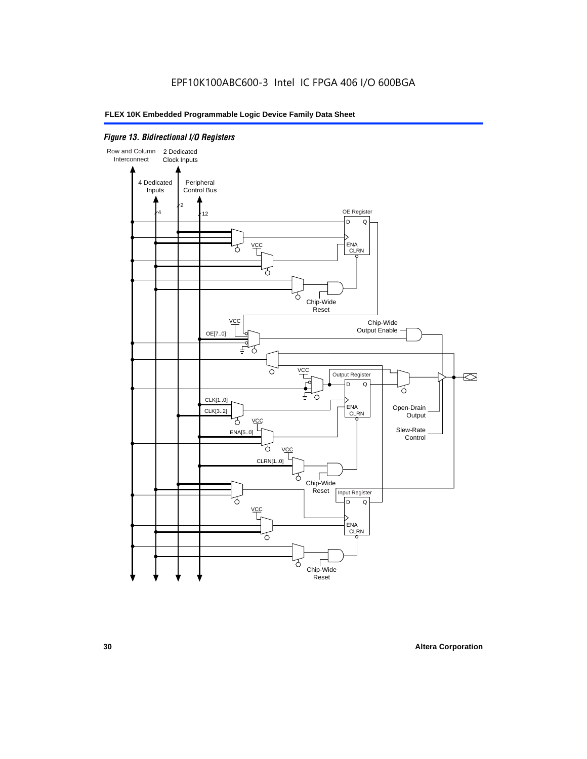*Figure 13. Bidirectional I/O Registers*

Row and Column Interconnect

2 Dedicated Clock Inputs

4 Dedicated Inputs

Peripheral Control Bus

4

2

12

OE Register

D Q

ENA CLRN

VCC

Chip-Wide Reset

VCC

Chip-Wide Output Enable

OE[7..0]

VCC

Output Register

D Q

CLK[1..0]

CLK[3..2]

ENA CLRN

Open-Drain Output

VCC

ENA[5..0]

Slew-Rate Control

VCC

CLRN[1..0]

Chip-Wide Reset

Input Register

D Q

VCC

ENA CLRN

Chip-Wide Reset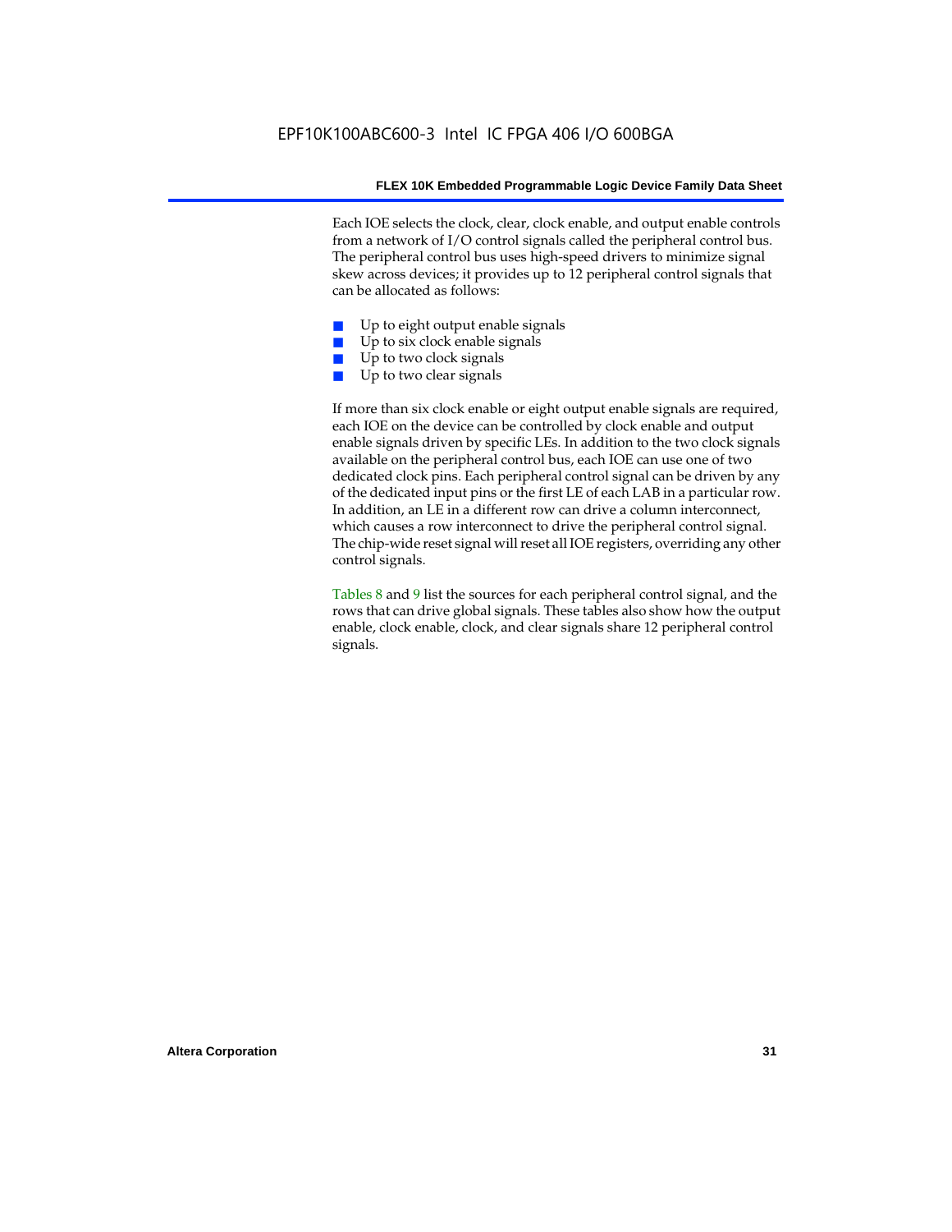Each IOE selects the clock, clear, clock enable, and output enable controls from a network of I/O control signals called the peripheral control bus. The peripheral control bus uses high-speed drivers to minimize signal skew across devices; it provides up to 12 peripheral control signals that can be allocated as follows:

- Up to eight output enable signals
- Up to six clock enable signals
- Up to two clock signals
- Up to two clear signals

If more than six clock enable or eight output enable signals are required, each IOE on the device can be controlled by clock enable and output enable signals driven by specific LEs. In addition to the two clock signals available on the peripheral control bus, each IOE can use one of two dedicated clock pins. Each peripheral control signal can be driven by any of the dedicated input pins or the first LE of each LAB in a particular row. In addition, an LE in a different row can drive a column interconnect, which causes a row interconnect to drive the peripheral control signal. The chip-wide reset signal will reset all IOE registers, overriding any other control signals.

Tables 8 and 9 list the sources for each peripheral control signal, and the rows that can drive global signals. These tables also show how the output enable, clock enable, clock, and clear signals share 12 peripheral control signals.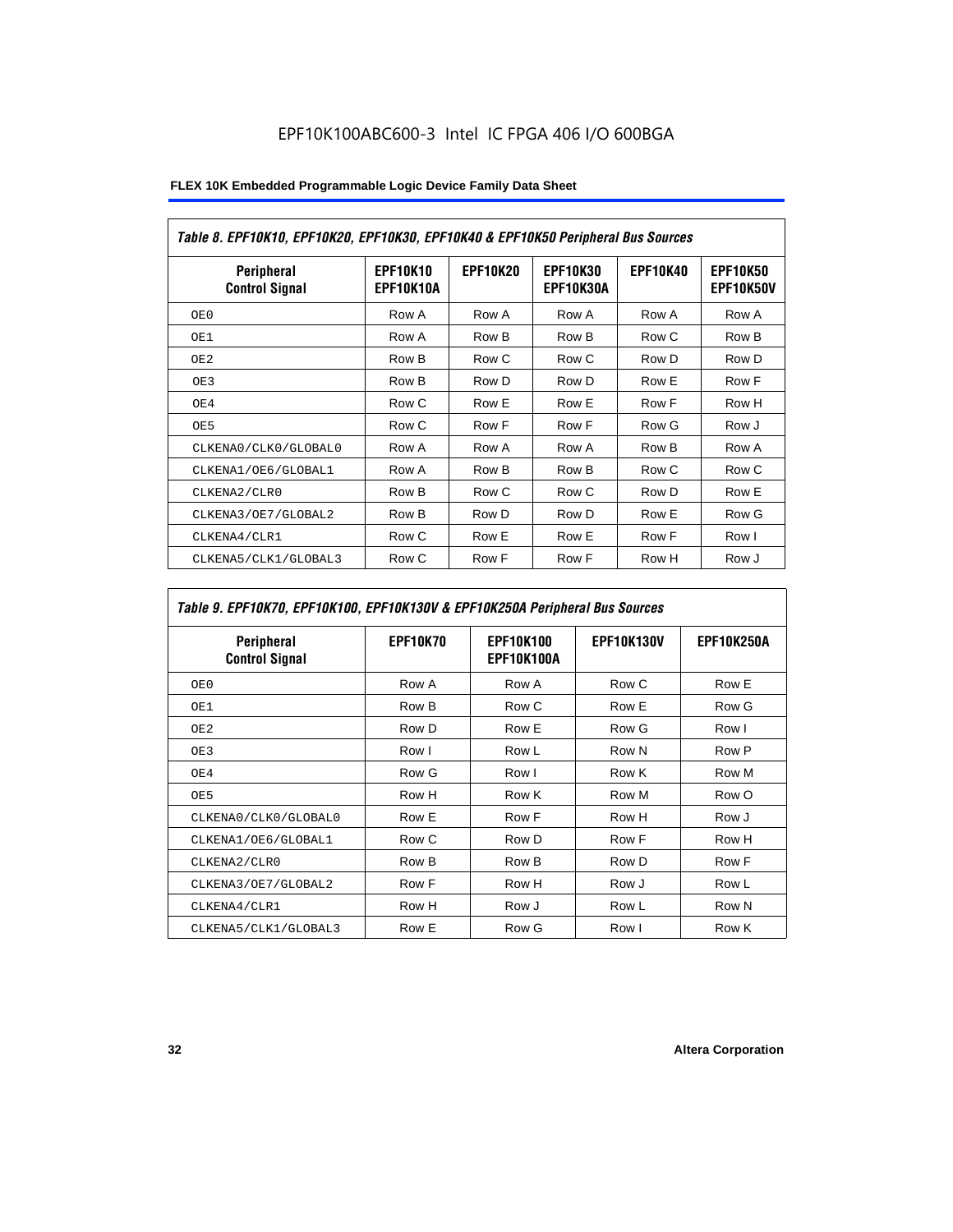EPF10K100ABC600-3 Intel IC FPGA 406 I/O 600BGA

| Table 8. EPF10K10, EPF10K20, EPF10K30, EPF10K40 & EPF10K50 Peripheral Bus Sources | | | | | |
|---|---|---|---|---|---|
| Peripheral Control Signal | EPF10K10 EPF10K10A | EPF10K20 | EPF10K30 EPF10K30A | EPF10K40 | EPF10K50 EPF10K50V |
| OE0 | Row A | Row A | Row A | Row A | Row A |
| OE1 | Row A | Row B | Row B | Row C | Row B |
| OE2 | Row B | Row C | Row C | Row D | Row D |
| OE3 | Row B | Row D | Row D | Row E | Row F |
| OE4 | Row C | Row E | Row E | Row F | Row H |
| OE5 | Row C | Row F | Row F | Row G | Row J |
| CLKENA0/CLK0/GLOBAL0 | Row A | Row A | Row A | Row B | Row A |
| CLKENA1/OE6/GLOBAL1 | Row A | Row B | Row B | Row C | Row C |
| CLKENA2/CLR0 | Row B | Row C | Row C | Row D | Row E |
| CLKENA3/OE7/GLOBAL2 | Row B | Row D | Row D | Row E | Row G |
| CLKENA4/CLR1 | Row C | Row E | Row E | Row F | Row I |
| CLKENA5/CLK1/GLOBAL3 | Row C | Row F | Row F | Row H | Row J |

| Table 9. EPF10K70, EPF10K100, EPF10K130V & EPF10K250A Peripheral Bus Sources | | | | |
|---|---|---|---|---|
| Peripheral Control Signal | EPF10K70 | EPF10K100 EPF10K100A | EPF10K130V | EPF10K250A |
| OE0 | Row A | Row A | Row C | Row E |
| OE1 | Row B | Row C | Row E | Row G |
| OE2 | Row D | Row E | Row G | Row I |
| OE3 | Row I | Row L | Row N | Row P |
| OE4 | Row G | Row I | Row K | Row M |
| OE5 | Row H | Row K | Row M | Row O |
| CLKENA0/CLK0/GLOBAL0 | Row E | Row F | Row H | Row J |
| CLKENA1/OE6/GLOBAL1 | Row C | Row D | Row F | Row H |
| CLKENA2/CLR0 | Row B | Row B | Row D | Row F |
| CLKENA3/OE7/GLOBAL2 | Row F | Row H | Row J | Row L |
| CLKENA4/CLR1 | Row H | Row J | Row L | Row N |
| CLKENA5/CLK1/GLOBAL3 | Row E | Row G | Row I | Row K |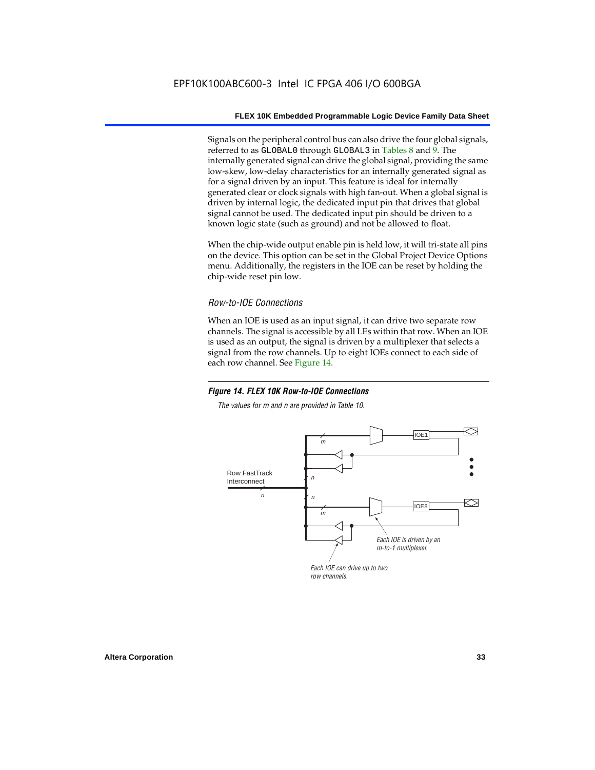Signals on the peripheral control bus can also drive the four global signals, referred to as GLOBAL0 through GLOBAL3 in Tables 8 and 9. The internally generated signal can drive the global signal, providing the same low-skew, low-delay characteristics for an internally generated signal as for a signal driven by an input. This feature is ideal for internally generated clear or clock signals with high fan-out. When a global signal is driven by internal logic, the dedicated input pin that drives that global signal cannot be used. The dedicated input pin should be driven to a known logic state (such as ground) and not be allowed to float.

When the chip-wide output enable pin is held low, it will tri-state all pins on the device. This option can be set in the Global Project Device Options menu. Additionally, the registers in the IOE can be reset by holding the chip-wide reset pin low.

### *Row-to-IOE Connections*

When an IOE is used as an input signal, it can drive two separate row channels. The signal is accessible by all LEs within that row. When an IOE is used as an output, the signal is driven by a multiplexer that selects a signal from the row channels. Up to eight IOEs connect to each side of each row channel. See Figure 14.

***Figure 14. FLEX 10K Row-to-IOE Connections***

*The values for m and n are provided in Table 10.*

Row FastTrack Interconnect

n

n

n

m

m

IOE1

IOE8

*Each IOE is driven by an m-to-1 multiplexer.*

*Each IOE can drive up to two row channels.*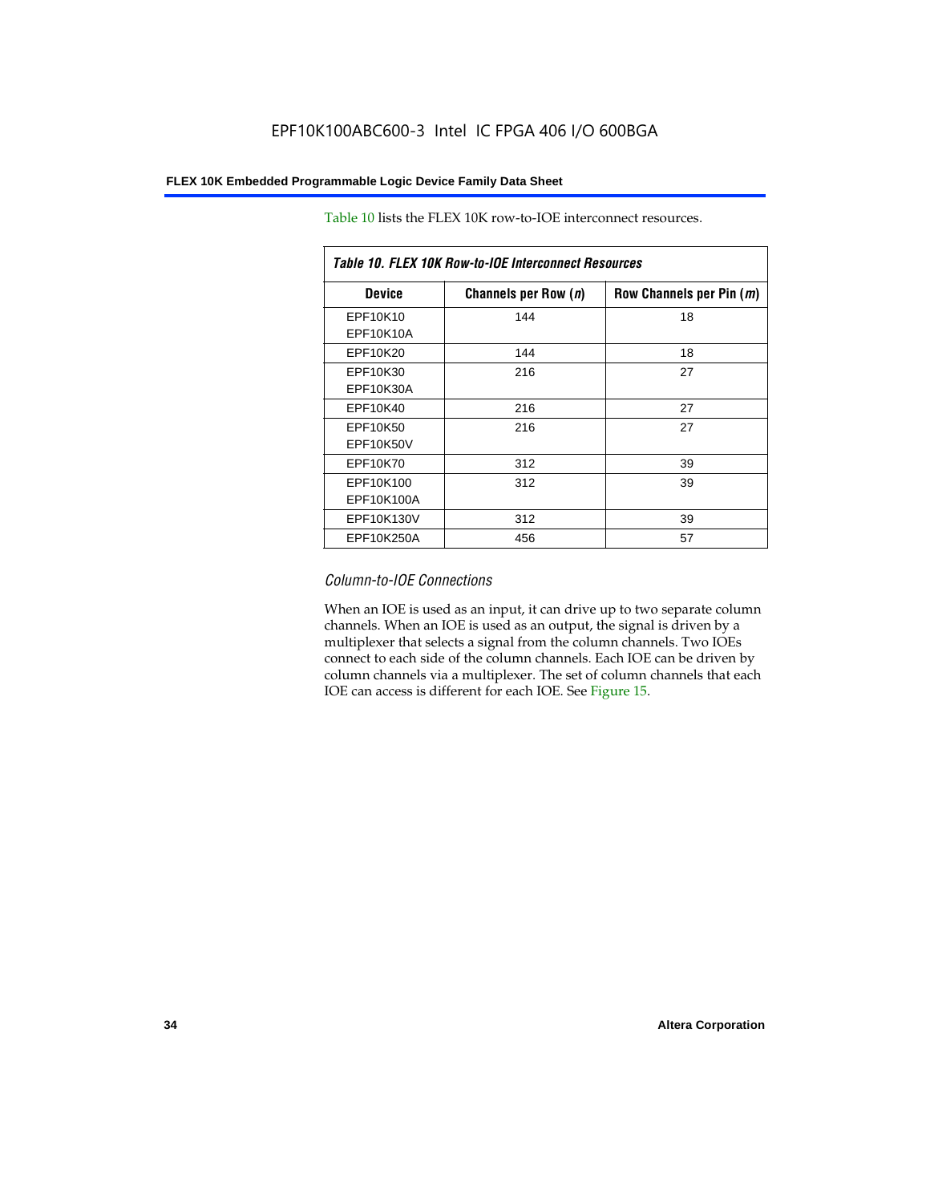Table 10 lists the FLEX 10K row-to-IOE interconnect resources.

| *Table 10. FLEX 10K Row-to-IOE Interconnect Resources* | | |
|---|---|---|
| **Device** | **Channels per Row (*n*)** | **Row Channels per Pin (*m*)** |
| EPF10K10<br>EPF10K10A | 144 | 18 |
| EPF10K20 | 144 | 18 |
| EPF10K30<br>EPF10K30A | 216 | 27 |
| EPF10K40 | 216 | 27 |
| EPF10K50<br>EPF10K50V | 216 | 27 |
| EPF10K70 | 312 | 39 |
| EPF10K100<br>EPF10K100A | 312 | 39 |
| EPF10K130V | 312 | 39 |
| EPF10K250A | 456 | 57 |

### *Column-to-IOE Connections*

When an IOE is used as an input, it can drive up to two separate column channels. When an IOE is used as an output, the signal is driven by a multiplexer that selects a signal from the column channels. Two IOEs connect to each side of the column channels. Each IOE can be driven by column channels via a multiplexer. The set of column channels that each IOE can access is different for each IOE. See Figure 15.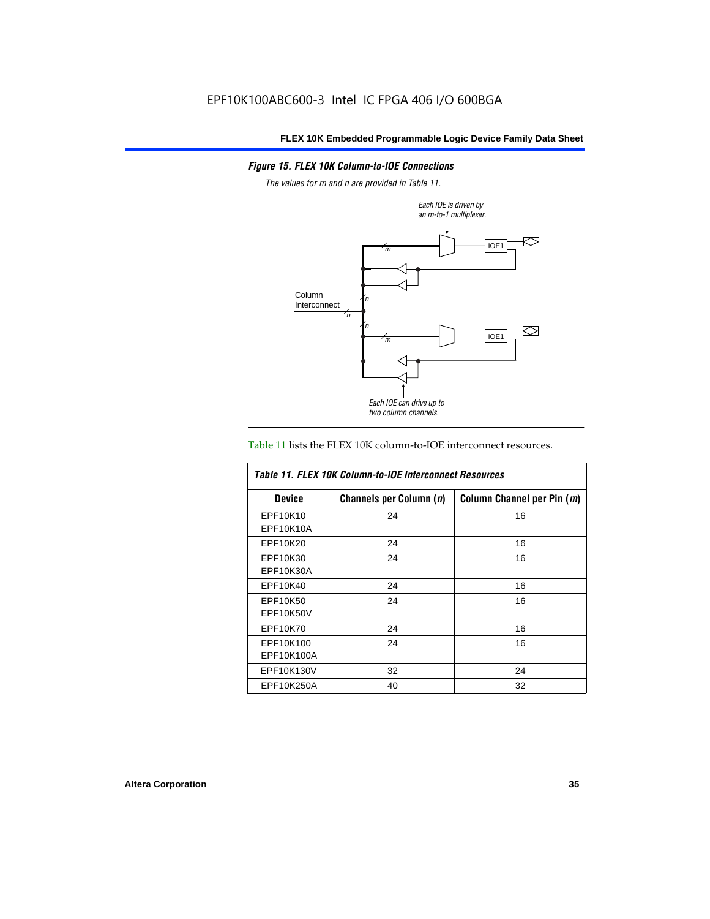*Figure 15. FLEX 10K Column-to-IOE Connections*

*The values for m and n are provided in Table 11.*

Each IOE is driven by an m-to-1 multiplexer.

Column Interconnect

Each IOE can drive up to two column channels.

Table 11 lists the FLEX 10K column-to-IOE interconnect resources.

*Table 11. FLEX 10K Column-to-IOE Interconnect Resources*

| Device | Channels per Column (*n*) | Column Channel per Pin (*m*) |
|---|---|---|
| EPF10K10<br>EPF10K10A | 24 | 16 |
| EPF10K20 | 24 | 16 |
| EPF10K30<br>EPF10K30A | 24 | 16 |
| EPF10K40 | 24 | 16 |
| EPF10K50<br>EPF10K50V | 24 | 16 |
| EPF10K70 | 24 | 16 |
| EPF10K100<br>EPF10K100A | 24 | 16 |
| EPF10K130V | 32 | 24 |
| EPF10K250A | 40 | 32 |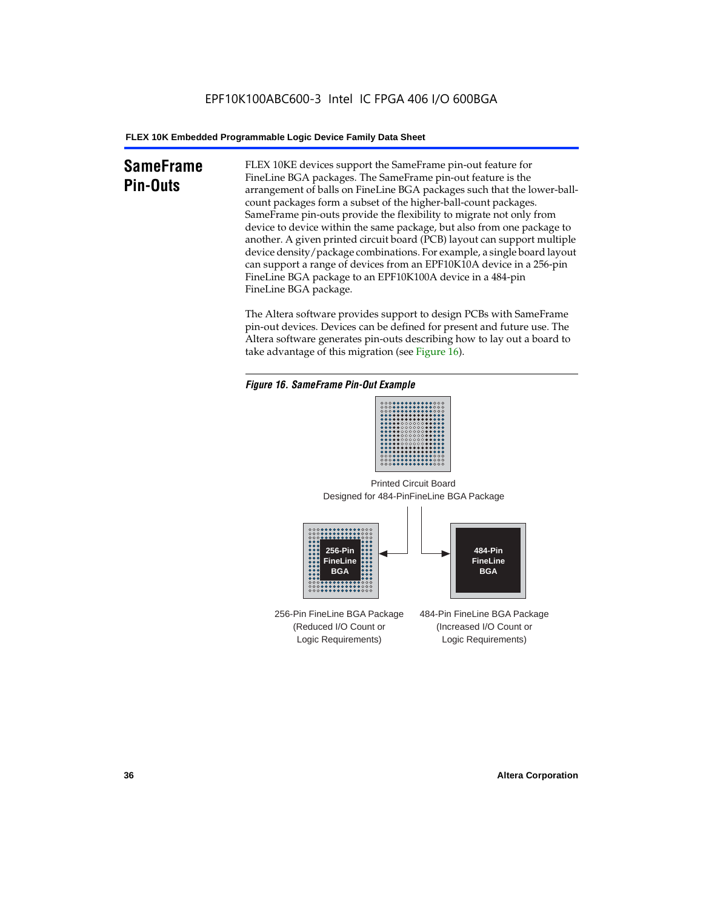## SameFrame Pin-Outs

FLEX 10KE devices support the SameFrame pin-out feature for FineLine BGA packages. The SameFrame pin-out feature is the arrangement of balls on FineLine BGA packages such that the lower-ball-count packages form a subset of the higher-ball-count packages. SameFrame pin-outs provide the flexibility to migrate not only from device to device within the same package, but also from one package to another. A given printed circuit board (PCB) layout can support multiple device density/package combinations. For example, a single board layout can support a range of devices from an EPF10K10A device in a 256-pin FineLine BGA package to an EPF10K100A device in a 484-pin FineLine BGA package.

The Altera software provides support to design PCBs with SameFrame pin-out devices. Devices can be defined for present and future use. The Altera software generates pin-outs describing how to lay out a board to take advantage of this migration (see Figure 16).

*Figure 16. SameFrame Pin-Out Example*

Printed Circuit Board Designed for 484-PinFineLine BGA Package

256-Pin FineLine BGA

484-Pin FineLine BGA

256-Pin FineLine BGA Package (Reduced I/O Count or Logic Requirements)

484-Pin FineLine BGA Package (Increased I/O Count or Logic Requirements)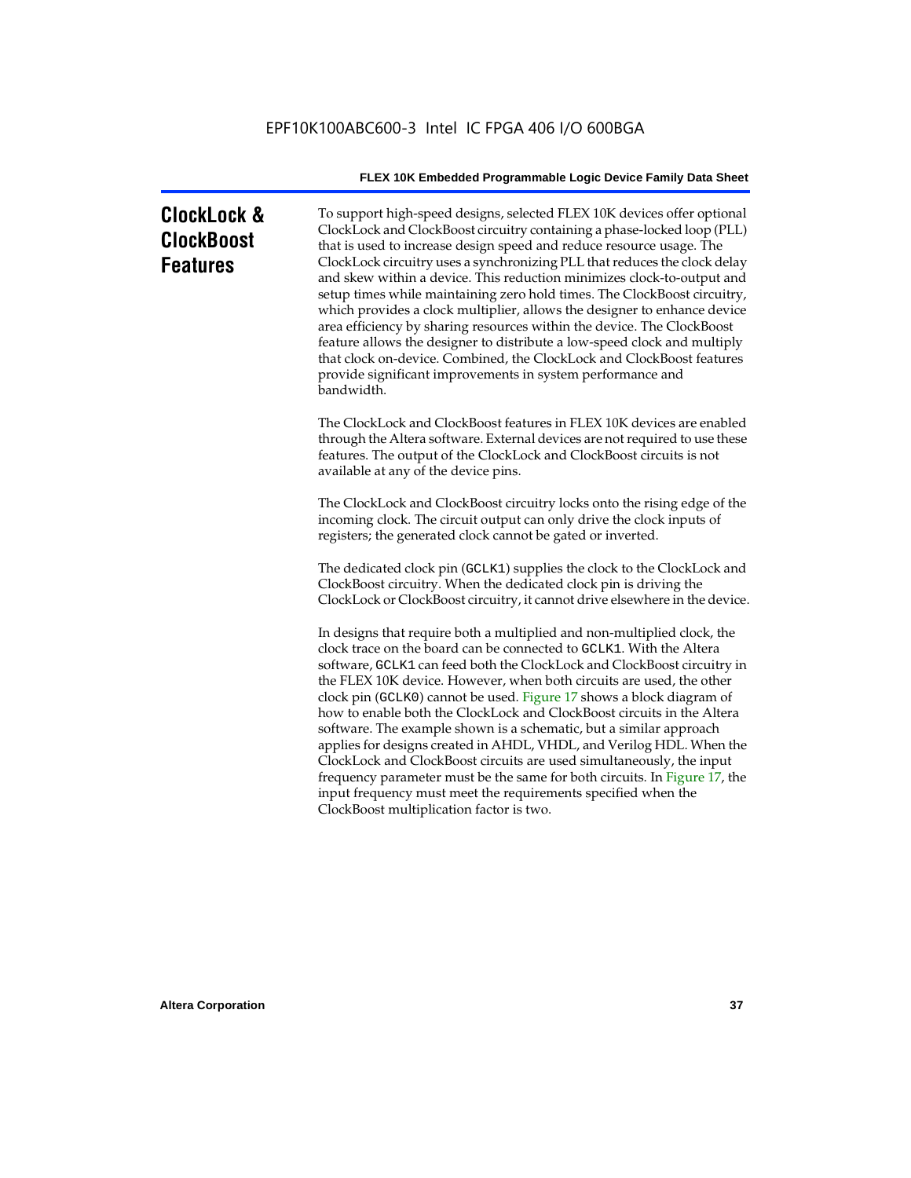## ClockLock & ClockBoost Features

To support high-speed designs, selected FLEX 10K devices offer optional ClockLock and ClockBoost circuitry containing a phase-locked loop (PLL) that is used to increase design speed and reduce resource usage. The ClockLock circuitry uses a synchronizing PLL that reduces the clock delay and skew within a device. This reduction minimizes clock-to-output and setup times while maintaining zero hold times. The ClockBoost circuitry, which provides a clock multiplier, allows the designer to enhance device area efficiency by sharing resources within the device. The ClockBoost feature allows the designer to distribute a low-speed clock and multiply that clock on-device. Combined, the ClockLock and ClockBoost features provide significant improvements in system performance and bandwidth.

The ClockLock and ClockBoost features in FLEX 10K devices are enabled through the Altera software. External devices are not required to use these features. The output of the ClockLock and ClockBoost circuits is not available at any of the device pins.

The ClockLock and ClockBoost circuitry locks onto the rising edge of the incoming clock. The circuit output can only drive the clock inputs of registers; the generated clock cannot be gated or inverted.

The dedicated clock pin (`GCLK1`) supplies the clock to the ClockLock and ClockBoost circuitry. When the dedicated clock pin is driving the ClockLock or ClockBoost circuitry, it cannot drive elsewhere in the device.

In designs that require both a multiplied and non-multiplied clock, the clock trace on the board can be connected to `GCLK1`. With the Altera software, `GCLK1` can feed both the ClockLock and ClockBoost circuitry in the FLEX 10K device. However, when both circuits are used, the other clock pin (`GCLK0`) cannot be used. Figure 17 shows a block diagram of how to enable both the ClockLock and ClockBoost circuits in the Altera software. The example shown is a schematic, but a similar approach applies for designs created in AHDL, VHDL, and Verilog HDL. When the ClockLock and ClockBoost circuits are used simultaneously, the input frequency parameter must be the same for both circuits. In Figure 17, the input frequency must meet the requirements specified when the ClockBoost multiplication factor is two.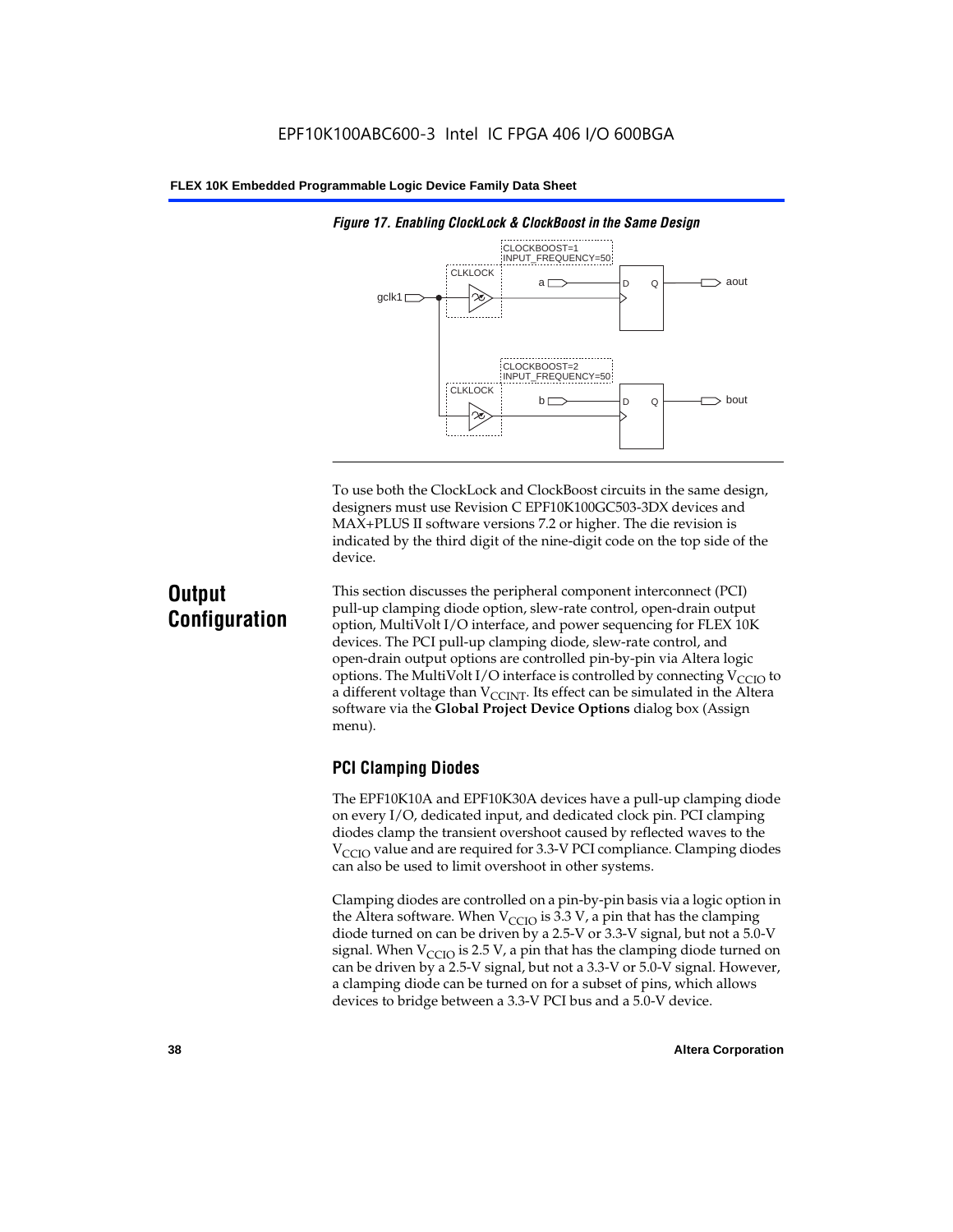*Figure 17. Enabling ClockLock & ClockBoost in the Same Design*

To use both the ClockLock and ClockBoost circuits in the same design, designers must use Revision C EPF10K100GC503-3DX devices and MAX+PLUS II software versions 7.2 or higher. The die revision is indicated by the third digit of the nine-digit code on the top side of the device.

## Output Configuration

This section discusses the peripheral component interconnect (PCI) pull-up clamping diode option, slew-rate control, open-drain output option, MultiVolt I/O interface, and power sequencing for FLEX 10K devices. The PCI pull-up clamping diode, slew-rate control, and open-drain output options are controlled pin-by-pin via Altera logic options. The MultiVolt I/O interface is controlled by connecting $V_{CCIO}$ to a different voltage than $V_{CCINT}$. Its effect can be simulated in the Altera software via the **Global Project Device Options** dialog box (Assign menu).

### PCI Clamping Diodes

The EPF10K10A and EPF10K30A devices have a pull-up clamping diode on every I/O, dedicated input, and dedicated clock pin. PCI clamping diodes clamp the transient overshoot caused by reflected waves to the $V_{CCIO}$ value and are required for 3.3-V PCI compliance. Clamping diodes can also be used to limit overshoot in other systems.

Clamping diodes are controlled on a pin-by-pin basis via a logic option in the Altera software. When $V_{CCIO}$ is 3.3 V, a pin that has the clamping diode turned on can be driven by a 2.5-V or 3.3-V signal, but not a 5.0-V signal. When $V_{CCIO}$ is 2.5 V, a pin that has the clamping diode turned on can be driven by a 2.5-V signal, but not a 3.3-V or 5.0-V signal. However, a clamping diode can be turned on for a subset of pins, which allows devices to bridge between a 3.3-V PCI bus and a 5.0-V device.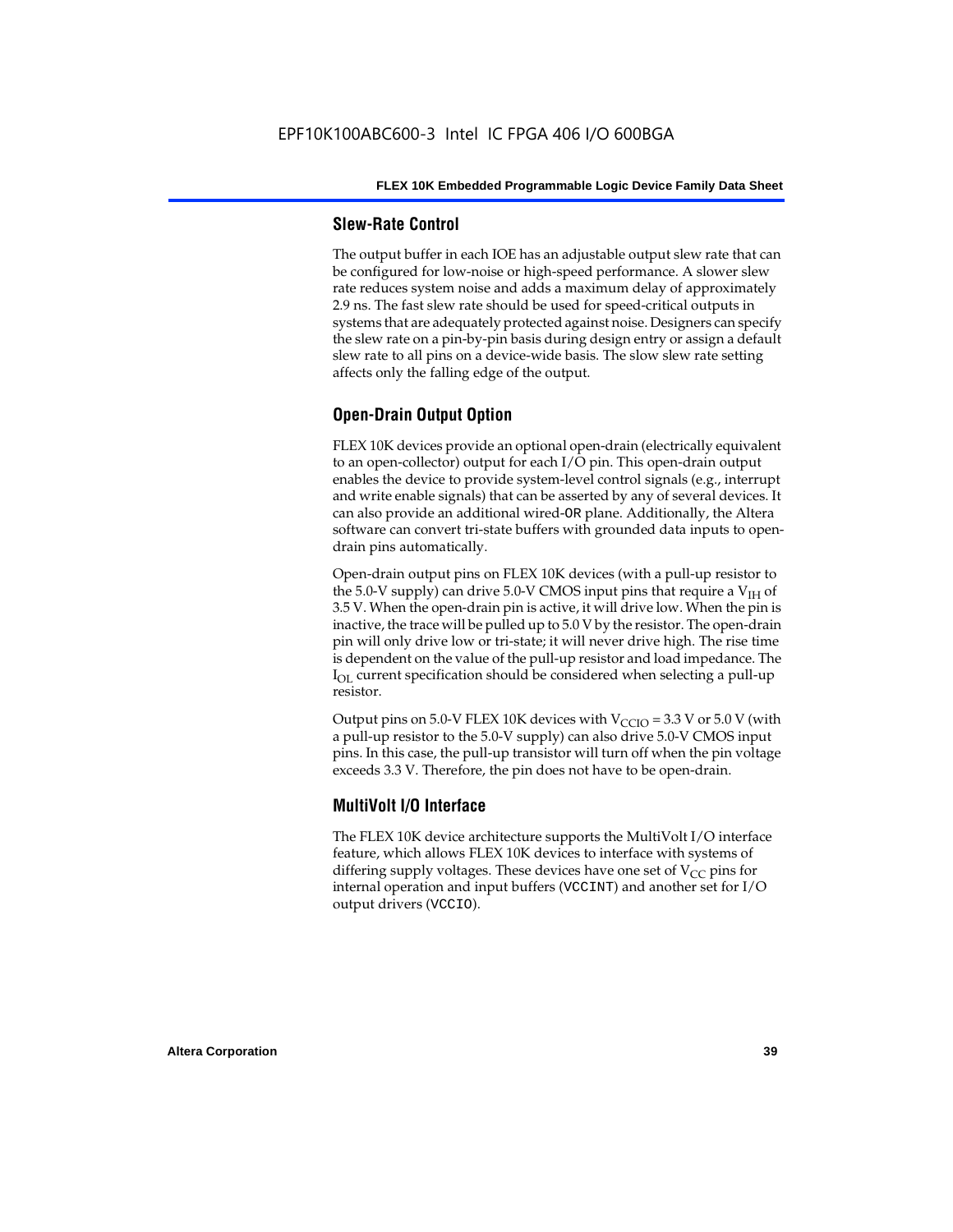### Slew-Rate Control

The output buffer in each IOE has an adjustable output slew rate that can be configured for low-noise or high-speed performance. A slower slew rate reduces system noise and adds a maximum delay of approximately 2.9 ns. The fast slew rate should be used for speed-critical outputs in systems that are adequately protected against noise. Designers can specify the slew rate on a pin-by-pin basis during design entry or assign a default slew rate to all pins on a device-wide basis. The slow slew rate setting affects only the falling edge of the output.

### Open-Drain Output Option

FLEX 10K devices provide an optional open-drain (electrically equivalent to an open-collector) output for each I/O pin. This open-drain output enables the device to provide system-level control signals (e.g., interrupt and write enable signals) that can be asserted by any of several devices. It can also provide an additional wired-OR plane. Additionally, the Altera software can convert tri-state buffers with grounded data inputs to open-drain pins automatically.

Open-drain output pins on FLEX 10K devices (with a pull-up resistor to the 5.0-V supply) can drive 5.0-V CMOS input pins that require a $V_{IH}$ of 3.5 V. When the open-drain pin is active, it will drive low. When the pin is inactive, the trace will be pulled up to 5.0 V by the resistor. The open-drain pin will only drive low or tri-state; it will never drive high. The rise time is dependent on the value of the pull-up resistor and load impedance. The $I_{OL}$ current specification should be considered when selecting a pull-up resistor.

Output pins on 5.0-V FLEX 10K devices with $V_{CCIO}$ = 3.3 V or 5.0 V (with a pull-up resistor to the 5.0-V supply) can also drive 5.0-V CMOS input pins. In this case, the pull-up transistor will turn off when the pin voltage exceeds 3.3 V. Therefore, the pin does not have to be open-drain.

### MultiVolt I/O Interface

The FLEX 10K device architecture supports the MultiVolt I/O interface feature, which allows FLEX 10K devices to interface with systems of differing supply voltages. These devices have one set of $V_{CC}$ pins for internal operation and input buffers (VCCINT) and another set for I/O output drivers (VCCIO).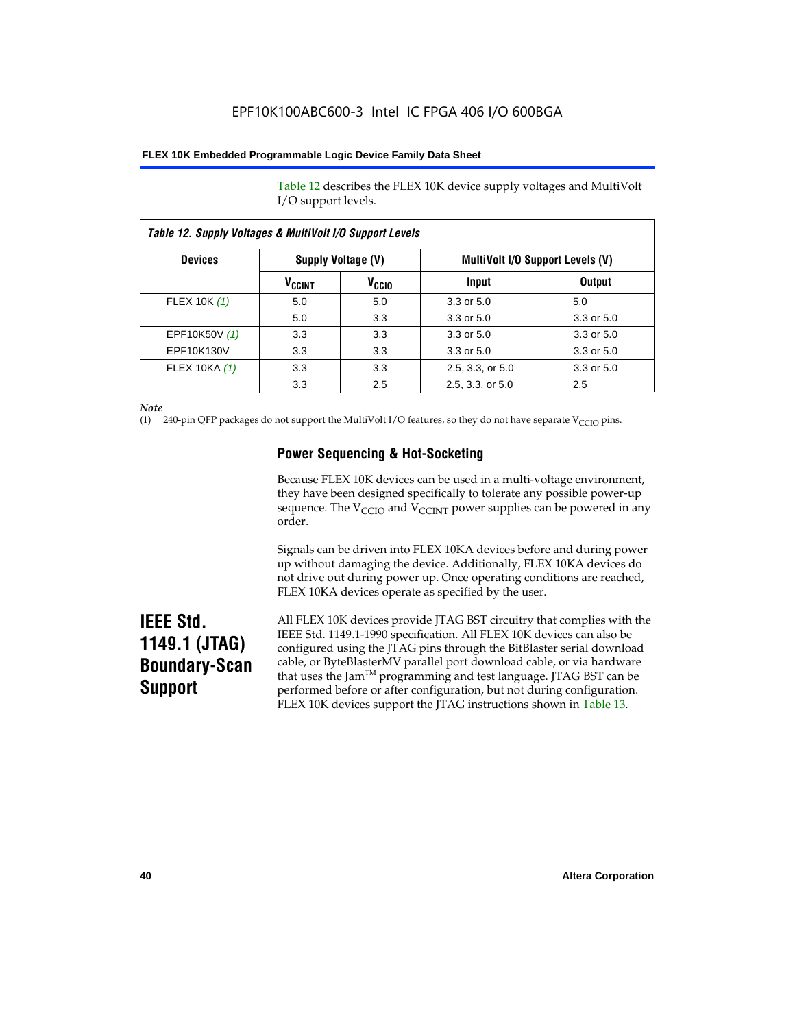Table 12 describes the FLEX 10K device supply voltages and MultiVolt I/O support levels.

*Table 12. Supply Voltages & MultiVolt I/O Support Levels*

| Devices | Supply Voltage (V) | | MultiVolt I/O Support Levels (V) | |
|---|---|---|---|---|
| | $V_{CCINT}$ | $V_{CCIO}$ | Input | Output |
| FLEX 10K *(1)* | 5.0 | 5.0 | 3.3 or 5.0 | 5.0 |
| | 5.0 | 3.3 | 3.3 or 5.0 | 3.3 or 5.0 |
| EPF10K50V *(1)* | 3.3 | 3.3 | 3.3 or 5.0 | 3.3 or 5.0 |
| EPF10K130V | 3.3 | 3.3 | 3.3 or 5.0 | 3.3 or 5.0 |
| FLEX 10KA *(1)* | 3.3 | 3.3 | 2.5, 3.3, or 5.0 | 3.3 or 5.0 |
| | 3.3 | 2.5 | 2.5, 3.3, or 5.0 | 2.5 |

*Note*

(1) 240-pin QFP packages do not support the MultiVolt I/O features, so they do not have separate $V_{CCIO}$ pins.

### Power Sequencing & Hot-Socketing

Because FLEX 10K devices can be used in a multi-voltage environment, they have been designed specifically to tolerate any possible power-up sequence. The $V_{CCIO}$ and $V_{CCINT}$ power supplies can be powered in any order.

Signals can be driven into FLEX 10KA devices before and during power up without damaging the device. Additionally, FLEX 10KA devices do not drive out during power up. Once operating conditions are reached, FLEX 10KA devices operate as specified by the user.

## IEEE Std. 1149.1 (JTAG) Boundary-Scan Support

All FLEX 10K devices provide JTAG BST circuitry that complies with the IEEE Std. 1149.1-1990 specification. All FLEX 10K devices can also be configured using the JTAG pins through the BitBlaster serial download cable, or ByteBlasterMV parallel port download cable, or via hardware that uses the Jam™ programming and test language. JTAG BST can be performed before or after configuration, but not during configuration. FLEX 10K devices support the JTAG instructions shown in Table 13.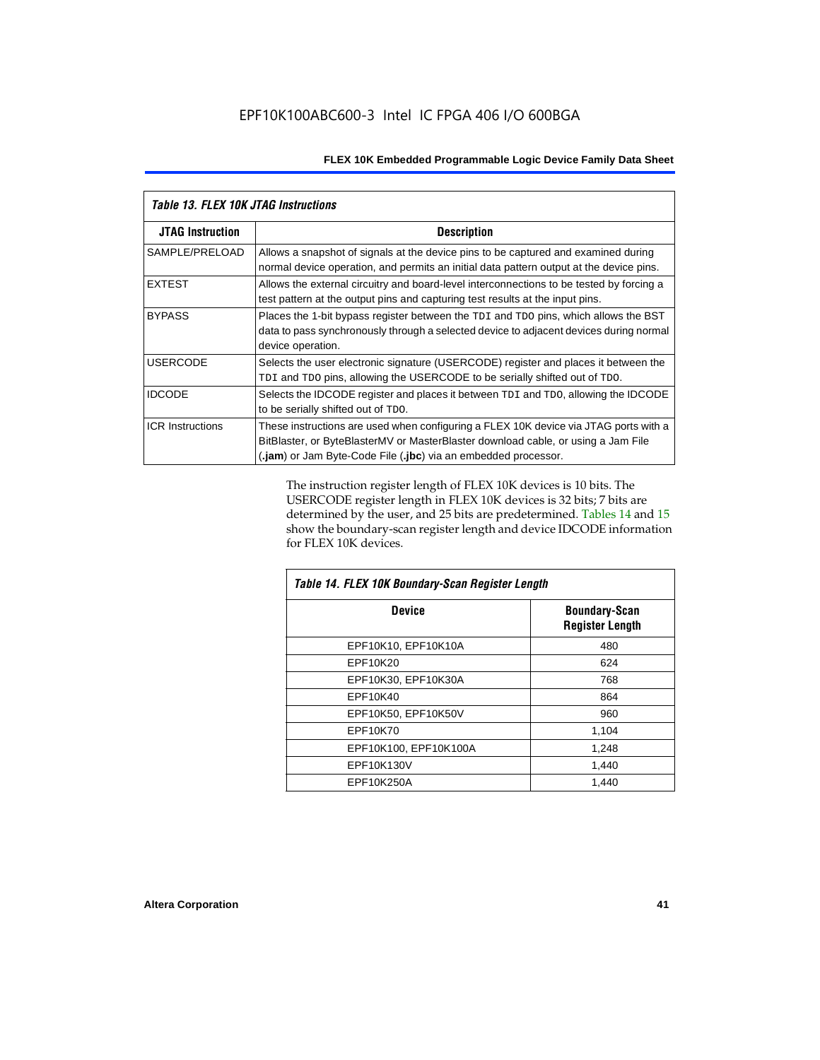*Table 13. FLEX 10K JTAG Instructions*

| JTAG Instruction | Description |
|---|---|
| SAMPLE/PRELOAD | Allows a snapshot of signals at the device pins to be captured and examined during normal device operation, and permits an initial data pattern output at the device pins. |
| EXTEST | Allows the external circuitry and board-level interconnections to be tested by forcing a test pattern at the output pins and capturing test results at the input pins. |
| BYPASS | Places the 1-bit bypass register between the `TDI` and `TDO` pins, which allows the BST data to pass synchronously through a selected device to adjacent devices during normal device operation. |
| USERCODE | Selects the user electronic signature (USERCODE) register and places it between the `TDI` and `TDO` pins, allowing the USERCODE to be serially shifted out of `TDO`. |
| IDCODE | Selects the IDCODE register and places it between `TDI` and `TDO`, allowing the IDCODE to be serially shifted out of `TDO`. |
| ICR Instructions | These instructions are used when configuring a FLEX 10K device via JTAG ports with a BitBlaster, or ByteBlasterMV or MasterBlaster download cable, or using a Jam File (**.jam**) or Jam Byte-Code File (**.jbc**) via an embedded processor. |

The instruction register length of FLEX 10K devices is 10 bits. The USERCODE register length in FLEX 10K devices is 32 bits; 7 bits are determined by the user, and 25 bits are predetermined. Tables 14 and 15 show the boundary-scan register length and device IDCODE information for FLEX 10K devices.

*Table 14. FLEX 10K Boundary-Scan Register Length*

| Device | Boundary-Scan Register Length |
|---|---|
| EPF10K10, EPF10K10A | 480 |
| EPF10K20 | 624 |
| EPF10K30, EPF10K30A | 768 |
| EPF10K40 | 864 |
| EPF10K50, EPF10K50V | 960 |
| EPF10K70 | 1,104 |
| EPF10K100, EPF10K100A | 1,248 |
| EPF10K130V | 1,440 |
| EPF10K250A | 1,440 |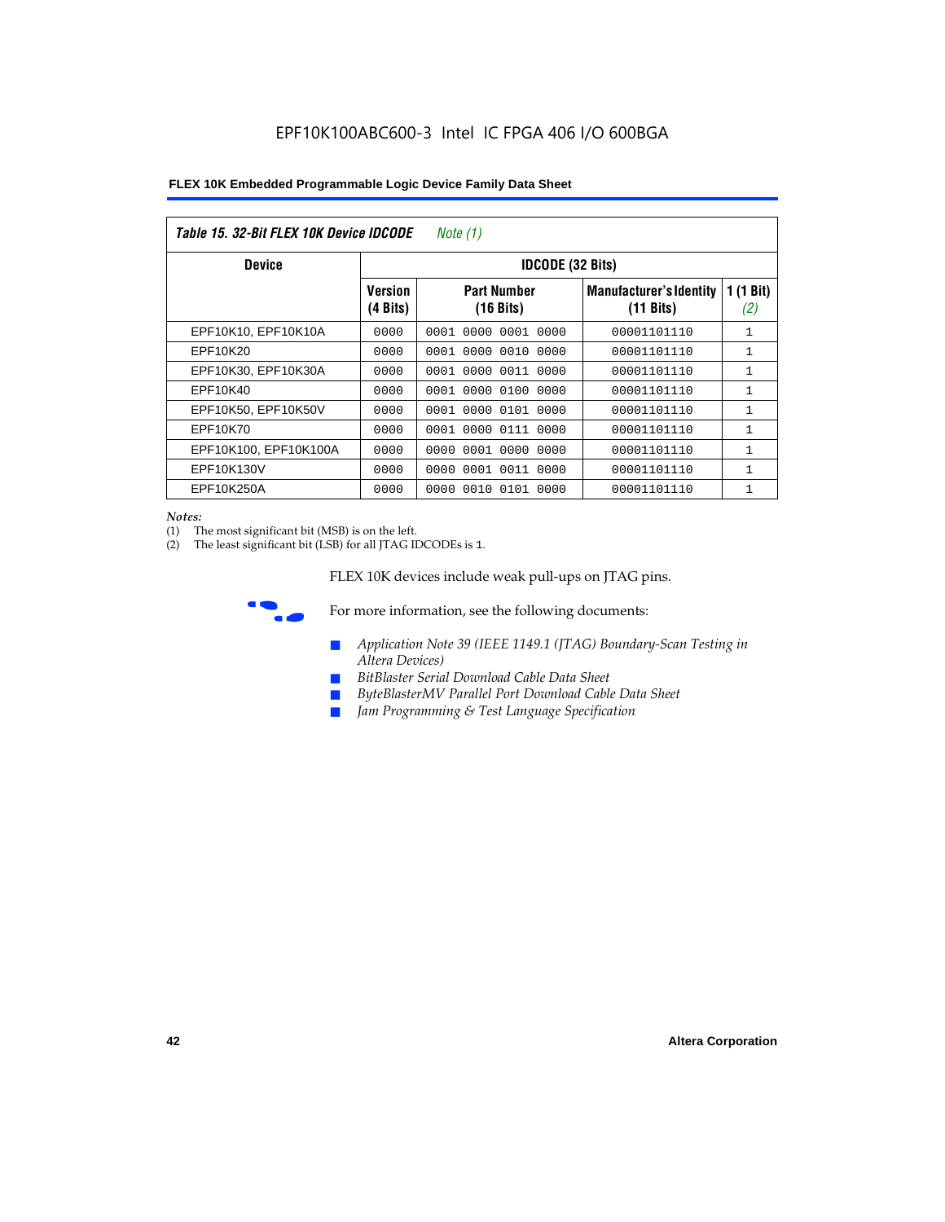**Table 15. 32-Bit FLEX 10K Device IDCODE** *Note (1)*

| Device | IDCODE (32 Bits) | | | |
|---|---|---|---|---|
| | Version (4 Bits) | Part Number (16 Bits) | Manufacturer's Identity (11 Bits) | 1 (1 Bit) *(2)* |
| EPF10K10, EPF10K10A | 0000 | 0001 0000 0001 0000 | 00001101110 | 1 |
| EPF10K20 | 0000 | 0001 0000 0010 0000 | 00001101110 | 1 |
| EPF10K30, EPF10K30A | 0000 | 0001 0000 0011 0000 | 00001101110 | 1 |
| EPF10K40 | 0000 | 0001 0000 0100 0000 | 00001101110 | 1 |
| EPF10K50, EPF10K50V | 0000 | 0001 0000 0101 0000 | 00001101110 | 1 |
| EPF10K70 | 0000 | 0001 0000 0111 0000 | 00001101110 | 1 |
| EPF10K100, EPF10K100A | 0000 | 0000 0001 0000 0000 | 00001101110 | 1 |
| EPF10K130V | 0000 | 0000 0001 0011 0000 | 00001101110 | 1 |
| EPF10K250A | 0000 | 0000 0010 0101 0000 | 00001101110 | 1 |

*Notes:*
(1) The most significant bit (MSB) is on the left.
(2) The least significant bit (LSB) for all JTAG IDCODEs is 1.

FLEX 10K devices include weak pull-ups on JTAG pins.

For more information, see the following documents:

- *Application Note 39 (IEEE 1149.1 (JTAG) Boundary-Scan Testing in Altera Devices)*
- *BitBlaster Serial Download Cable Data Sheet*
- *ByteBlasterMV Parallel Port Download Cable Data Sheet*
- *Jam Programming & Test Language Specification*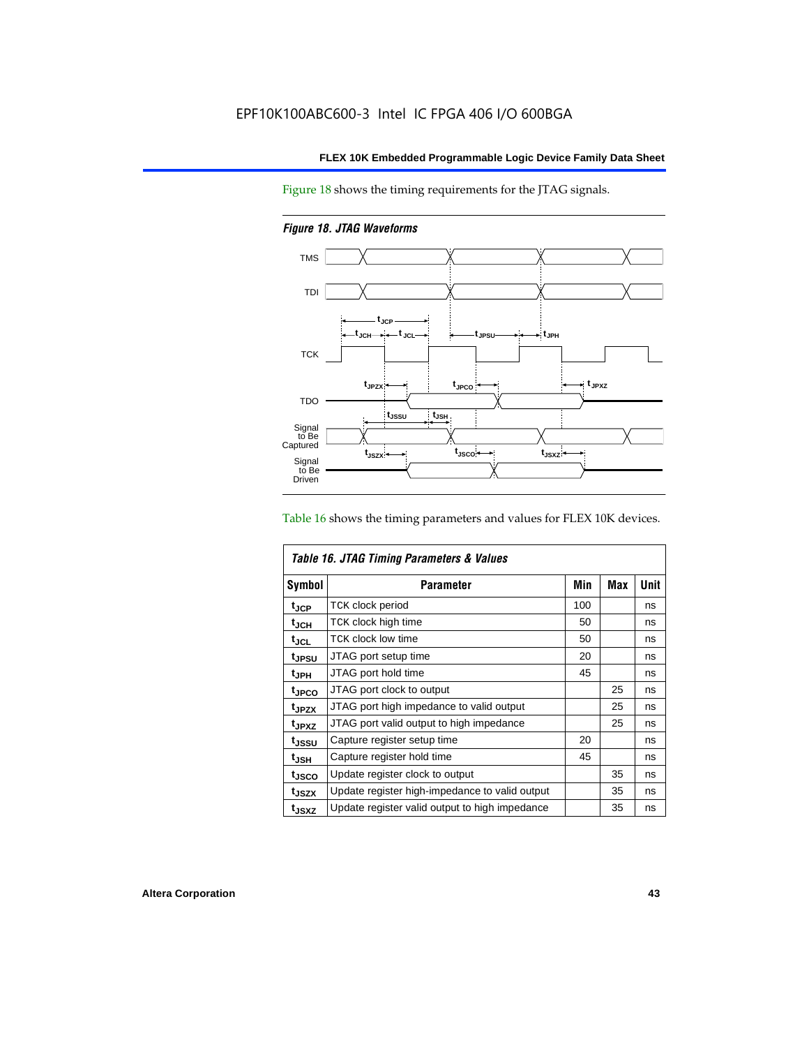Figure 18 shows the timing requirements for the JTAG signals.

*Figure 18. JTAG Waveforms*

Table 16 shows the timing parameters and values for FLEX 10K devices.

*Table 16. JTAG Timing Parameters & Values*

| Symbol | Parameter | Min | Max | Unit |
|---|---|---|---|---|
| $t_{JCP}$ | TCK clock period | 100 | | ns |
| $t_{JCH}$ | TCK clock high time | 50 | | ns |
| $t_{JCL}$ | TCK clock low time | 50 | | ns |
| $t_{JPSU}$ | JTAG port setup time | 20 | | ns |
| $t_{JPH}$ | JTAG port hold time | 45 | | ns |
| $t_{JPCO}$ | JTAG port clock to output | | 25 | ns |
| $t_{JPZX}$ | JTAG port high impedance to valid output | | 25 | ns |
| $t_{JPXZ}$ | JTAG port valid output to high impedance | | 25 | ns |
| $t_{JSSU}$ | Capture register setup time | 20 | | ns |
| $t_{JSH}$ | Capture register hold time | 45 | | ns |
| $t_{JSCO}$ | Update register clock to output | | 35 | ns |
| $t_{JSZX}$ | Update register high-impedance to valid output | | 35 | ns |
| $t_{JSXZ}$ | Update register valid output to high impedance | | 35 | ns |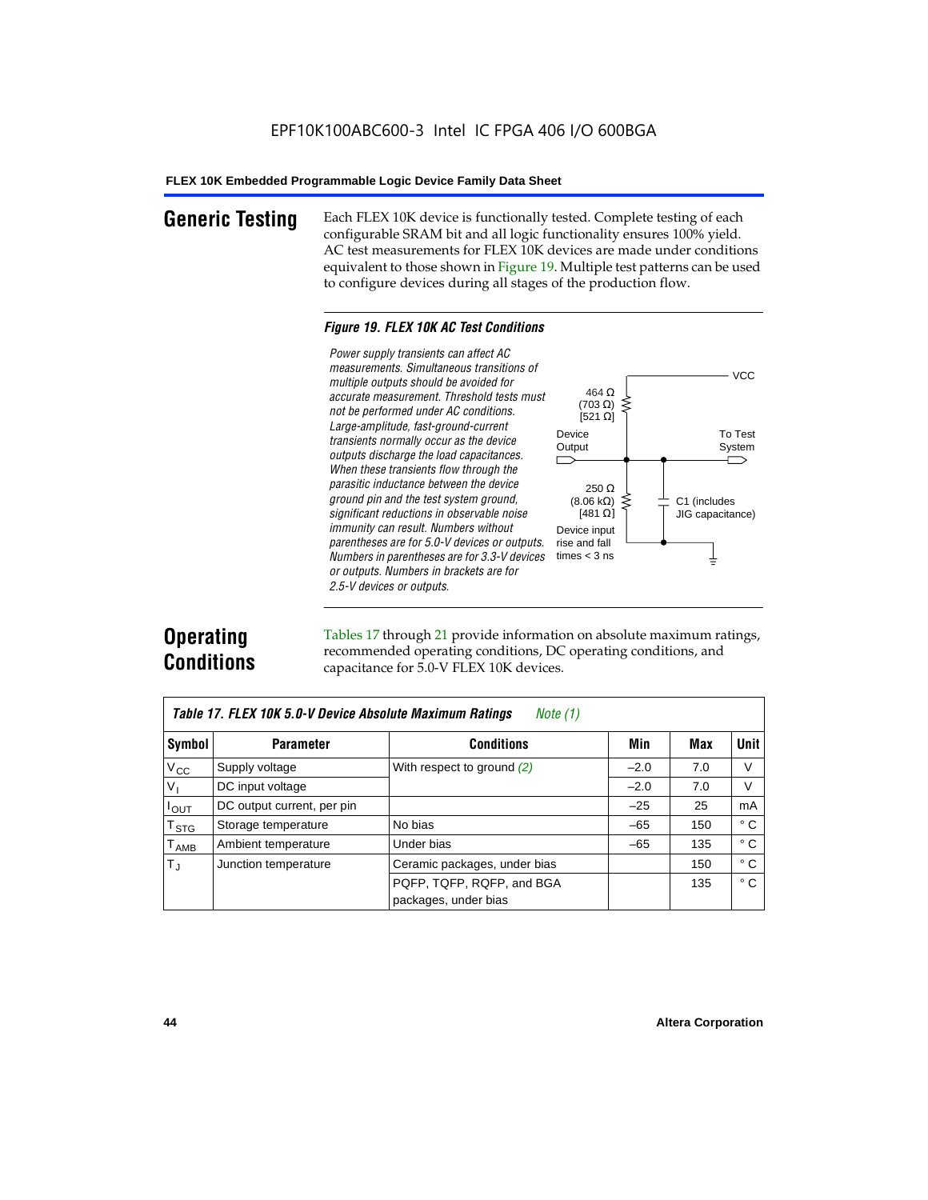## Generic Testing

Each FLEX 10K device is functionally tested. Complete testing of each configurable SRAM bit and all logic functionality ensures 100% yield. AC test measurements for FLEX 10K devices are made under conditions equivalent to those shown in Figure 19. Multiple test patterns can be used to configure devices during all stages of the production flow.

*Figure 19. FLEX 10K AC Test Conditions*

*Power supply transients can affect AC measurements. Simultaneous transitions of multiple outputs should be avoided for accurate measurement. Threshold tests must not be performed under AC conditions. Large-amplitude, fast-ground-current transients normally occur as the device outputs discharge the load capacitances. When these transients flow through the parasitic inductance between the device ground pin and the test system ground, significant reductions in observable noise immunity can result. Numbers without parentheses are for 5.0-V devices or outputs. Numbers in parentheses are for 3.3-V devices or outputs. Numbers in brackets are for 2.5-V devices or outputs.*

VCC

464 Ω (703 Ω) [521 Ω]

Device Output

To Test System

250 Ω (8.06 kΩ) [481 Ω]

C1 (includes JIG capacitance)

Device input rise and fall times < 3 ns

## Operating Conditions

Tables 17 through 21 provide information on absolute maximum ratings, recommended operating conditions, DC operating conditions, and capacitance for 5.0-V FLEX 10K devices.

*Table 17. FLEX 10K 5.0-V Device Absolute Maximum Ratings* *Note (1)*

| Symbol | Parameter | Conditions | Min | Max | Unit |
|---|---|---|---|---|---|
| $V_{CC}$ | Supply voltage | With respect to ground *(2)* | –2.0 | 7.0 | V |
| $V_I$ | DC input voltage | | –2.0 | 7.0 | V |
| $I_{OUT}$ | DC output current, per pin | | –25 | 25 | mA |
| $T_{STG}$ | Storage temperature | No bias | –65 | 150 | ° C |
| $T_{AMB}$ | Ambient temperature | Under bias | –65 | 135 | ° C |
| $T_J$ | Junction temperature | Ceramic packages, under bias | | 150 | ° C |
| | | PQFP, TQFP, RQFP, and BGA packages, under bias | | 135 | ° C |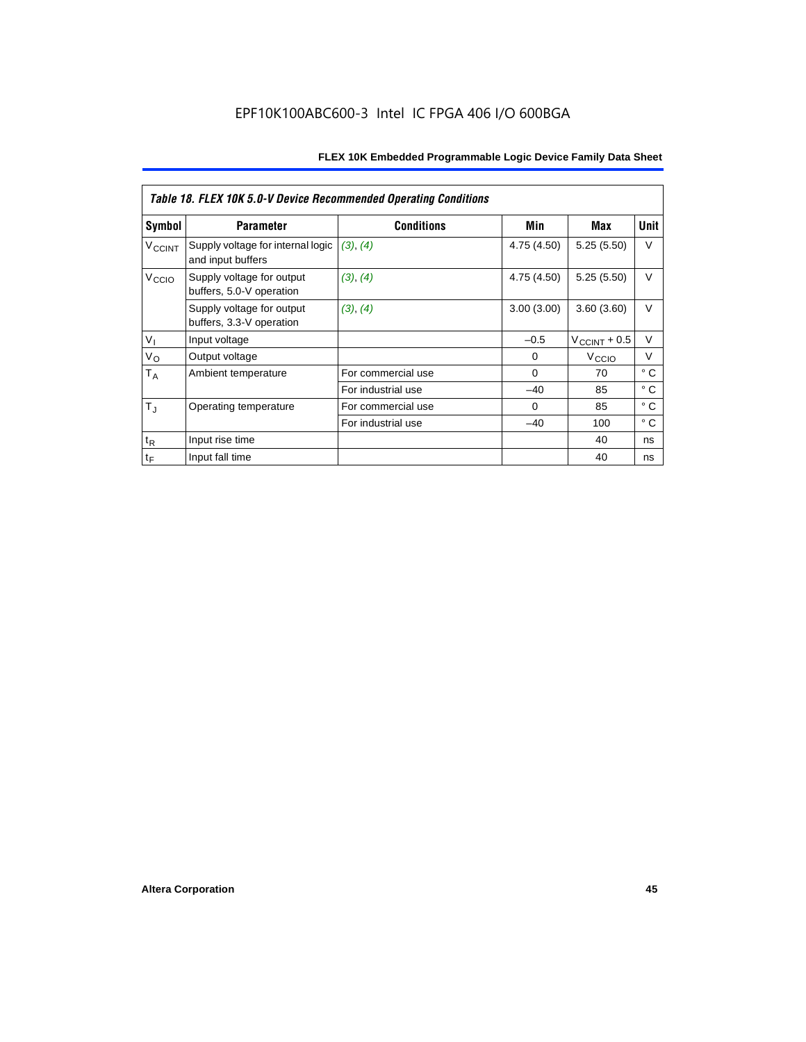| *Table 18. FLEX 10K 5.0-V Device Recommended Operating Conditions* | | | | | |
|---|---|---|---|---|---|
| **Symbol** | **Parameter** | **Conditions** | **Min** | **Max** | **Unit** |
| $V_{CCINT}$ | Supply voltage for internal logic and input buffers | *(3)*, *(4)* | 4.75 (4.50) | 5.25 (5.50) | V |
| $V_{CCIO}$ | Supply voltage for output buffers, 5.0-V operation | *(3)*, *(4)* | 4.75 (4.50) | 5.25 (5.50) | V |
| | Supply voltage for output buffers, 3.3-V operation | *(3)*, *(4)* | 3.00 (3.00) | 3.60 (3.60) | V |
| $V_I$ | Input voltage | | –0.5 | $V_{CCINT}$ + 0.5 | V |
| $V_O$ | Output voltage | | 0 | $V_{CCIO}$ | V |
| $T_A$ | Ambient temperature | For commercial use | 0 | 70 | ° C |
| | | For industrial use | –40 | 85 | ° C |
| $T_J$ | Operating temperature | For commercial use | 0 | 85 | ° C |
| | | For industrial use | –40 | 100 | ° C |
| $t_R$ | Input rise time | | | 40 | ns |
| $t_F$ | Input fall time | | | 40 | ns |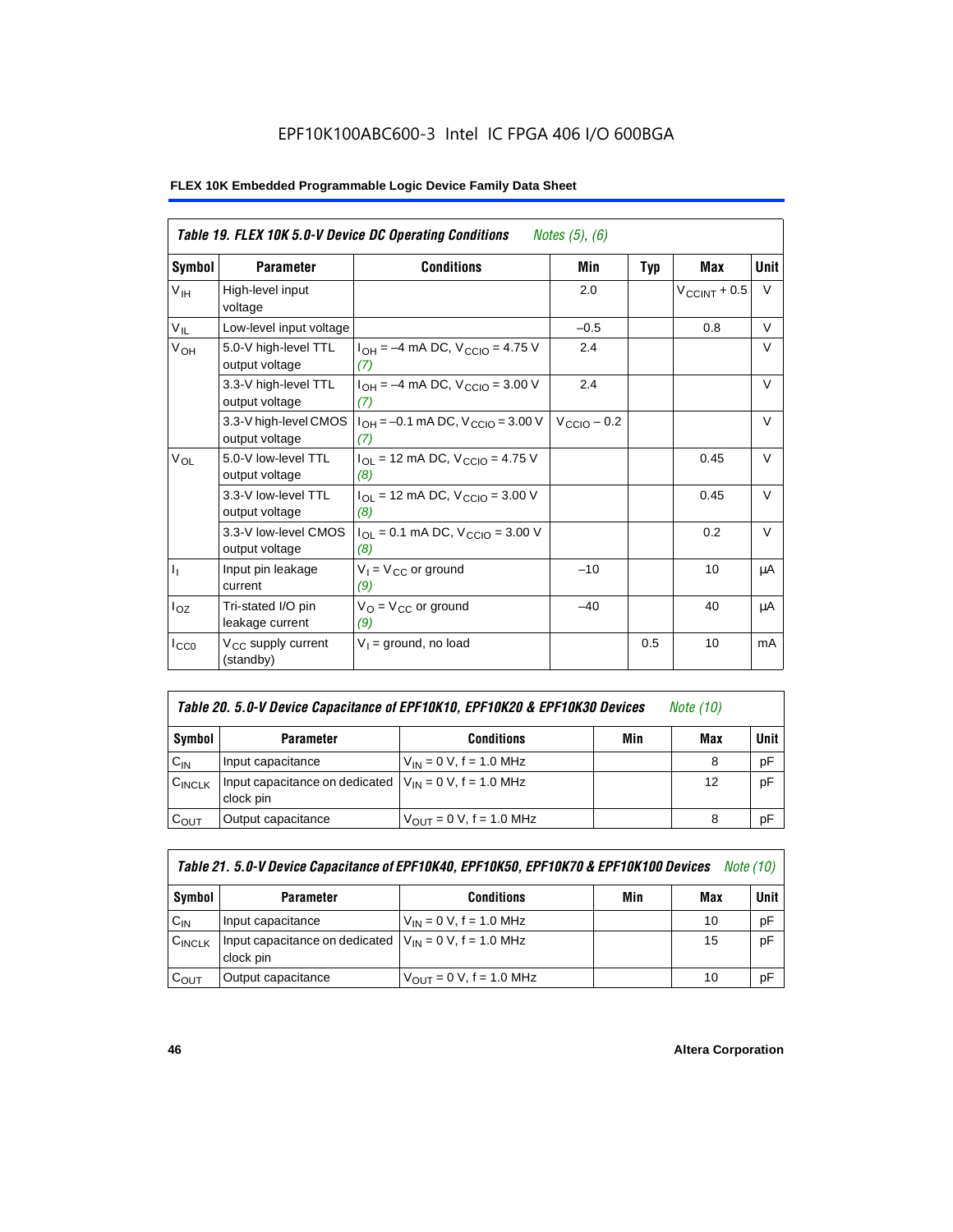EPF10K100ABC600-3 Intel IC FPGA 406 I/O 600BGA

**FLEX 10K Embedded Programmable Logic Device Family Data Sheet**

| *Table 19. FLEX 10K 5.0-V Device DC Operating Conditions* *Notes (5), (6)* | | | | | | |
|---|---|---|---|---|---|---|
| **Symbol** | **Parameter** | **Conditions** | **Min** | **Typ** | **Max** | **Unit** |
| $V_{IH}$ | High-level input voltage | | 2.0 | | $V_{CCINT}$ + 0.5 | V |
| $V_{IL}$ | Low-level input voltage | | –0.5 | | 0.8 | V |
| $V_{OH}$ | 5.0-V high-level TTL output voltage | $I_{OH}$ = –4 mA DC, $V_{CCIO}$ = 4.75 V *(7)* | 2.4 | | | V |
| | 3.3-V high-level TTL output voltage | $I_{OH}$ = –4 mA DC, $V_{CCIO}$ = 3.00 V *(7)* | 2.4 | | | V |
| | 3.3-V high-level CMOS output voltage | $I_{OH}$ = –0.1 mA DC, $V_{CCIO}$ = 3.00 V *(7)* | $V_{CCIO}$ – 0.2 | | | V |
| $V_{OL}$ | 5.0-V low-level TTL output voltage | $I_{OL}$ = 12 mA DC, $V_{CCIO}$ = 4.75 V *(8)* | | | 0.45 | V |
| | 3.3-V low-level TTL output voltage | $I_{OL}$ = 12 mA DC, $V_{CCIO}$ = 3.00 V *(8)* | | | 0.45 | V |
| | 3.3-V low-level CMOS output voltage | $I_{OL}$ = 0.1 mA DC, $V_{CCIO}$ = 3.00 V *(8)* | | | 0.2 | V |
| $I_I$ | Input pin leakage current | $V_I$ = $V_{CC}$ or ground *(9)* | –10 | | 10 | µA |
| $I_{OZ}$ | Tri-stated I/O pin leakage current | $V_O$ = $V_{CC}$ or ground *(9)* | –40 | | 40 | µA |
| $I_{CC0}$ | $V_{CC}$ supply current (standby) | $V_I$ = ground, no load | | 0.5 | 10 | mA |

| *Table 20. 5.0-V Device Capacitance of EPF10K10, EPF10K20 & EPF10K30 Devices* *Note (10)* | | | | | |
|---|---|---|---|---|---|
| **Symbol** | **Parameter** | **Conditions** | **Min** | **Max** | **Unit** |
| $C_{IN}$ | Input capacitance | $V_{IN}$ = 0 V, f = 1.0 MHz | | 8 | pF |
| $C_{INCLK}$ | Input capacitance on dedicated clock pin | $V_{IN}$ = 0 V, f = 1.0 MHz | | 12 | pF |
| $C_{OUT}$ | Output capacitance | $V_{OUT}$ = 0 V, f = 1.0 MHz | | 8 | pF |

| *Table 21. 5.0-V Device Capacitance of EPF10K40, EPF10K50, EPF10K70 & EPF10K100 Devices* *Note (10)* | | | | | |
|---|---|---|---|---|---|
| **Symbol** | **Parameter** | **Conditions** | **Min** | **Max** | **Unit** |
| $C_{IN}$ | Input capacitance | $V_{IN}$ = 0 V, f = 1.0 MHz | | 10 | pF |
| $C_{INCLK}$ | Input capacitance on dedicated clock pin | $V_{IN}$ = 0 V, f = 1.0 MHz | | 15 | pF |
| $C_{OUT}$ | Output capacitance | $V_{OUT}$ = 0 V, f = 1.0 MHz | | 10 | pF |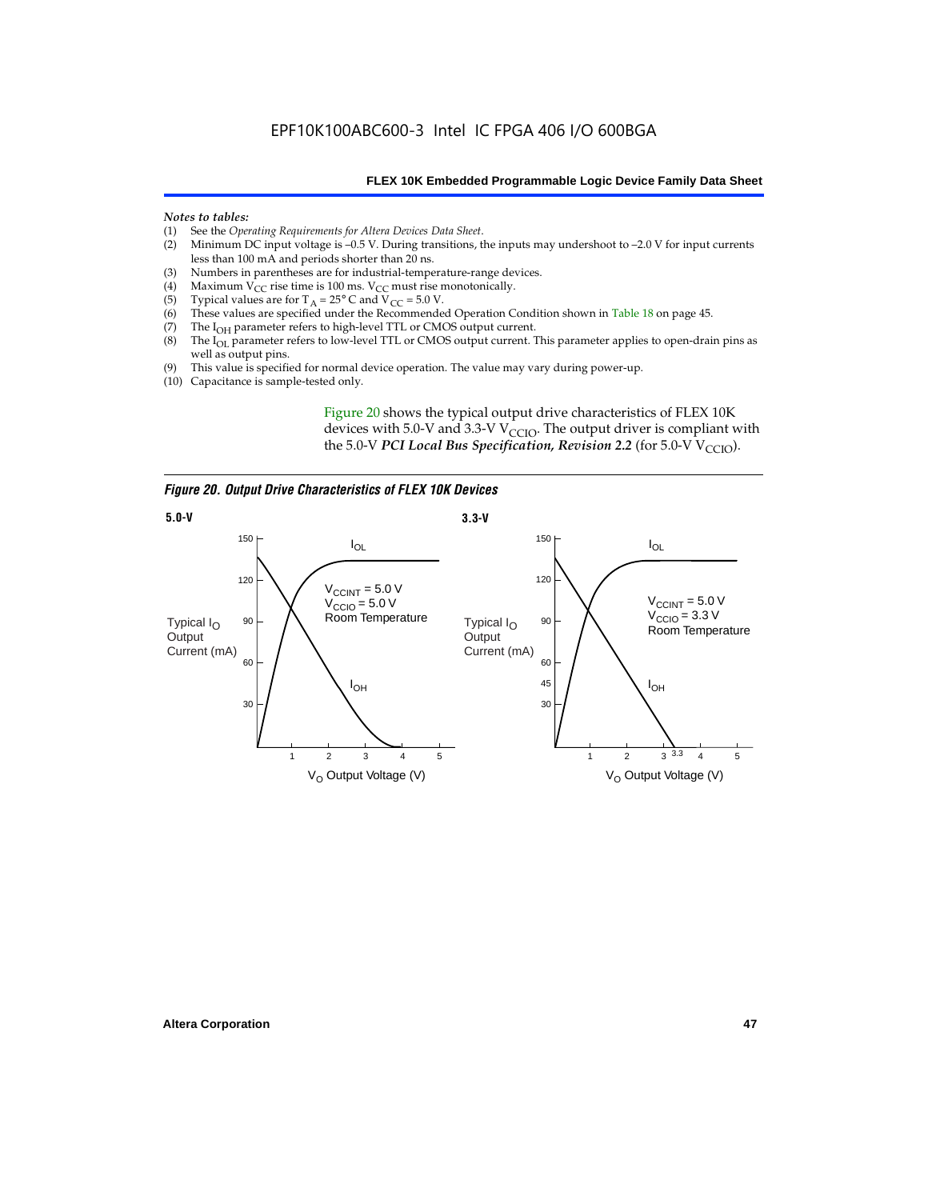*Notes to tables:*

(1) See the *Operating Requirements for Altera Devices Data Sheet*.
(2) Minimum DC input voltage is –0.5 V. During transitions, the inputs may undershoot to –2.0 V for input currents less than 100 mA and periods shorter than 20 ns.
(3) Numbers in parentheses are for industrial-temperature-range devices.
(4) Maximum $V_{CC}$ rise time is 100 ms. $V_{CC}$ must rise monotonically.
(5) Typical values are for $T_A = 25°$ C and $V_{CC} = 5.0$ V.
(6) These values are specified under the Recommended Operation Condition shown in Table 18 on page 45.
(7) The $I_{OH}$ parameter refers to high-level TTL or CMOS output current.
(8) The $I_{OL}$ parameter refers to low-level TTL or CMOS output current. This parameter applies to open-drain pins as well as output pins.
(9) This value is specified for normal device operation. The value may vary during power-up.
(10) Capacitance is sample-tested only.

Figure 20 shows the typical output drive characteristics of FLEX 10K devices with 5.0-V and 3.3-V $V_{CCIO}$. The output driver is compliant with the 5.0-V ***PCI Local Bus Specification, Revision 2.2*** (for 5.0-V $V_{CCIO}$).

***Figure 20. Output Drive Characteristics of FLEX 10K Devices***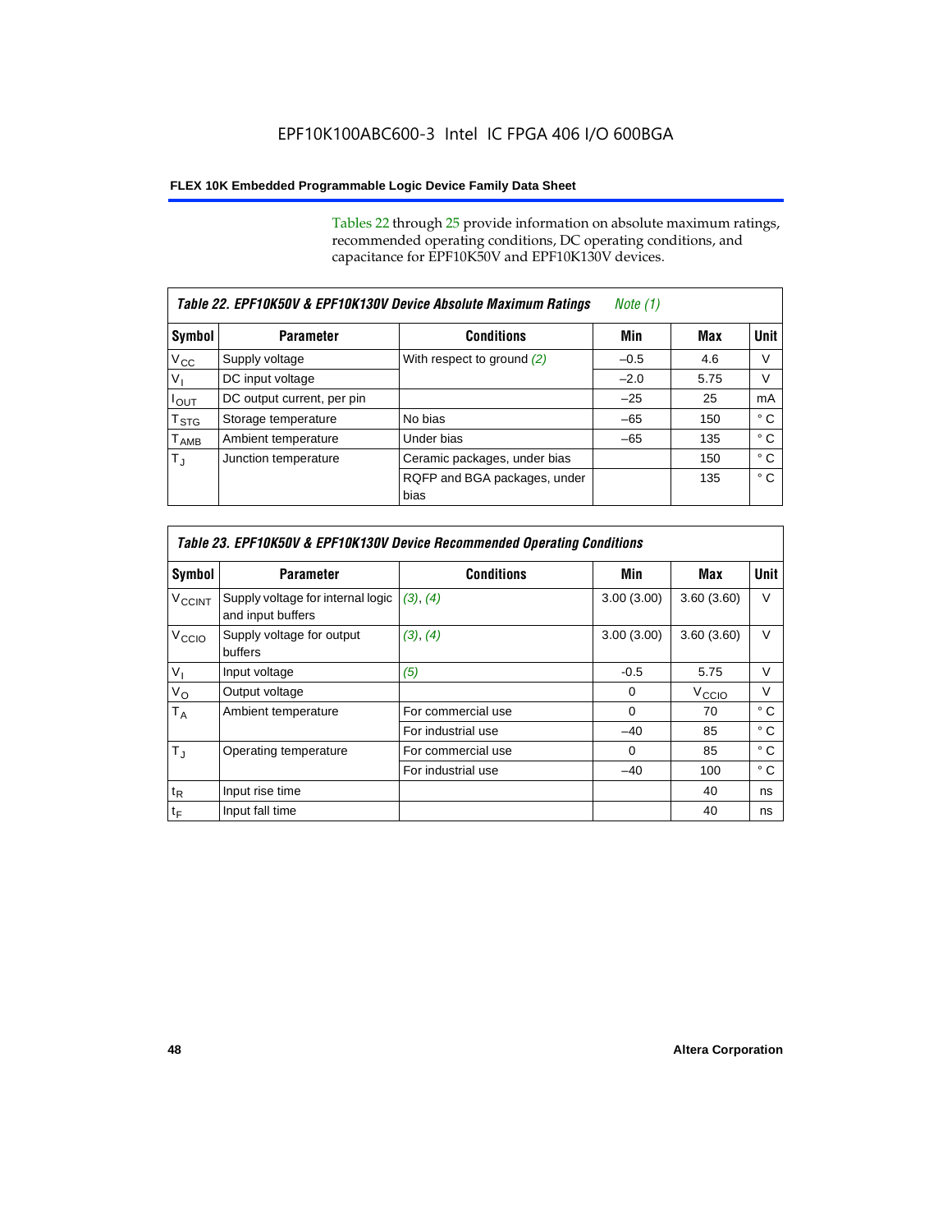Tables 22 through 25 provide information on absolute maximum ratings, recommended operating conditions, DC operating conditions, and capacitance for EPF10K50V and EPF10K130V devices.

| *Table 22. EPF10K50V & EPF10K130V Device Absolute Maximum Ratings* *Note (1)* | | | | | |
|---|---|---|---|---|---|
| **Symbol** | **Parameter** | **Conditions** | **Min** | **Max** | **Unit** |
| $V_{CC}$ | Supply voltage | With respect to ground *(2)* | –0.5 | 4.6 | V |
| $V_I$ | DC input voltage | | –2.0 | 5.75 | V |
| $I_{OUT}$ | DC output current, per pin | | –25 | 25 | mA |
| $T_{STG}$ | Storage temperature | No bias | –65 | 150 | ° C |
| $T_{AMB}$ | Ambient temperature | Under bias | –65 | 135 | ° C |
| $T_J$ | Junction temperature | Ceramic packages, under bias | | 150 | ° C |
| | | RQFP and BGA packages, under bias | | 135 | ° C |

| *Table 23. EPF10K50V & EPF10K130V Device Recommended Operating Conditions* | | | | | |
|---|---|---|---|---|---|
| **Symbol** | **Parameter** | **Conditions** | **Min** | **Max** | **Unit** |
| $V_{CCINT}$ | Supply voltage for internal logic and input buffers | *(3)*, *(4)* | 3.00 (3.00) | 3.60 (3.60) | V |
| $V_{CCIO}$ | Supply voltage for output buffers | *(3)*, *(4)* | 3.00 (3.00) | 3.60 (3.60) | V |
| $V_I$ | Input voltage | *(5)* | -0.5 | 5.75 | V |
| $V_O$ | Output voltage | | 0 | $V_{CCIO}$ | V |
| $T_A$ | Ambient temperature | For commercial use | 0 | 70 | ° C |
| | | For industrial use | –40 | 85 | ° C |
| $T_J$ | Operating temperature | For commercial use | 0 | 85 | ° C |
| | | For industrial use | –40 | 100 | ° C |
| $t_R$ | Input rise time | | | 40 | ns |
| $t_F$ | Input fall time | | | 40 | ns |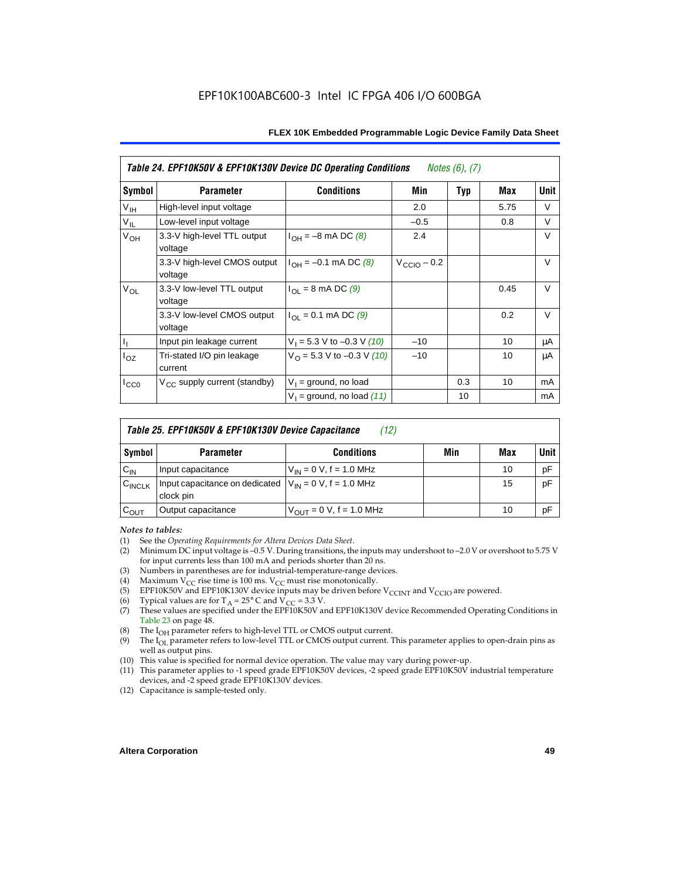**Table 24. EPF10K50V & EPF10K130V Device DC Operating Conditions** *Notes (6), (7)*

| Symbol | Parameter | Conditions | Min | Typ | Max | Unit |
|---|---|---|---|---|---|---|
| $V_{IH}$ | High-level input voltage | | 2.0 | | 5.75 | V |
| $V_{IL}$ | Low-level input voltage | | –0.5 | | 0.8 | V |
| $V_{OH}$ | 3.3-V high-level TTL output voltage | $I_{OH}$ = –8 mA DC *(8)* | 2.4 | | | V |
| | 3.3-V high-level CMOS output voltage | $I_{OH}$ = –0.1 mA DC *(8)* | $V_{CCIO}$ – 0.2 | | | V |
| $V_{OL}$ | 3.3-V low-level TTL output voltage | $I_{OL}$ = 8 mA DC *(9)* | | | 0.45 | V |
| | 3.3-V low-level CMOS output voltage | $I_{OL}$ = 0.1 mA DC *(9)* | | | 0.2 | V |
| $I_I$ | Input pin leakage current | $V_I$ = 5.3 V to –0.3 V *(10)* | –10 | | 10 | μA |
| $I_{OZ}$ | Tri-stated I/O pin leakage current | $V_O$ = 5.3 V to –0.3 V *(10)* | –10 | | 10 | μA |
| $I_{CC0}$ | $V_{CC}$ supply current (standby) | $V_I$ = ground, no load | | 0.3 | 10 | mA |
| | | $V_I$ = ground, no load *(11)* | | 10 | | mA |

**Table 25. EPF10K50V & EPF10K130V Device Capacitance** *(12)*

| Symbol | Parameter | Conditions | Min | Max | Unit |
|---|---|---|---|---|---|
| $C_{IN}$ | Input capacitance | $V_{IN}$ = 0 V, f = 1.0 MHz | | 10 | pF |
| $C_{INCLK}$ | Input capacitance on dedicated clock pin | $V_{IN}$ = 0 V, f = 1.0 MHz | | 15 | pF |
| $C_{OUT}$ | Output capacitance | $V_{OUT}$ = 0 V, f = 1.0 MHz | | 10 | pF |

*Notes to tables:*

(1) See the *Operating Requirements for Altera Devices Data Sheet*.
(2) Minimum DC input voltage is –0.5 V. During transitions, the inputs may undershoot to –2.0 V or overshoot to 5.75 V for input currents less than 100 mA and periods shorter than 20 ns.
(3) Numbers in parentheses are for industrial-temperature-range devices.
(4) Maximum $V_{CC}$ rise time is 100 ms. $V_{CC}$ must rise monotonically.
(5) EPF10K50V and EPF10K130V device inputs may be driven before $V_{CCINT}$ and $V_{CCIO}$ are powered.
(6) Typical values are for $T_A$ = 25° C and $V_{CC}$ = 3.3 V.
(7) These values are specified under the EPF10K50V and EPF10K130V device Recommended Operating Conditions in Table 23 on page 48.
(8) The $I_{OH}$ parameter refers to high-level TTL or CMOS output current.
(9) The $I_{OL}$ parameter refers to low-level TTL or CMOS output current. This parameter applies to open-drain pins as well as output pins.
(10) This value is specified for normal device operation. The value may vary during power-up.
(11) This parameter applies to -1 speed grade EPF10K50V devices, -2 speed grade EPF10K50V industrial temperature devices, and -2 speed grade EPF10K130V devices.
(12) Capacitance is sample-tested only.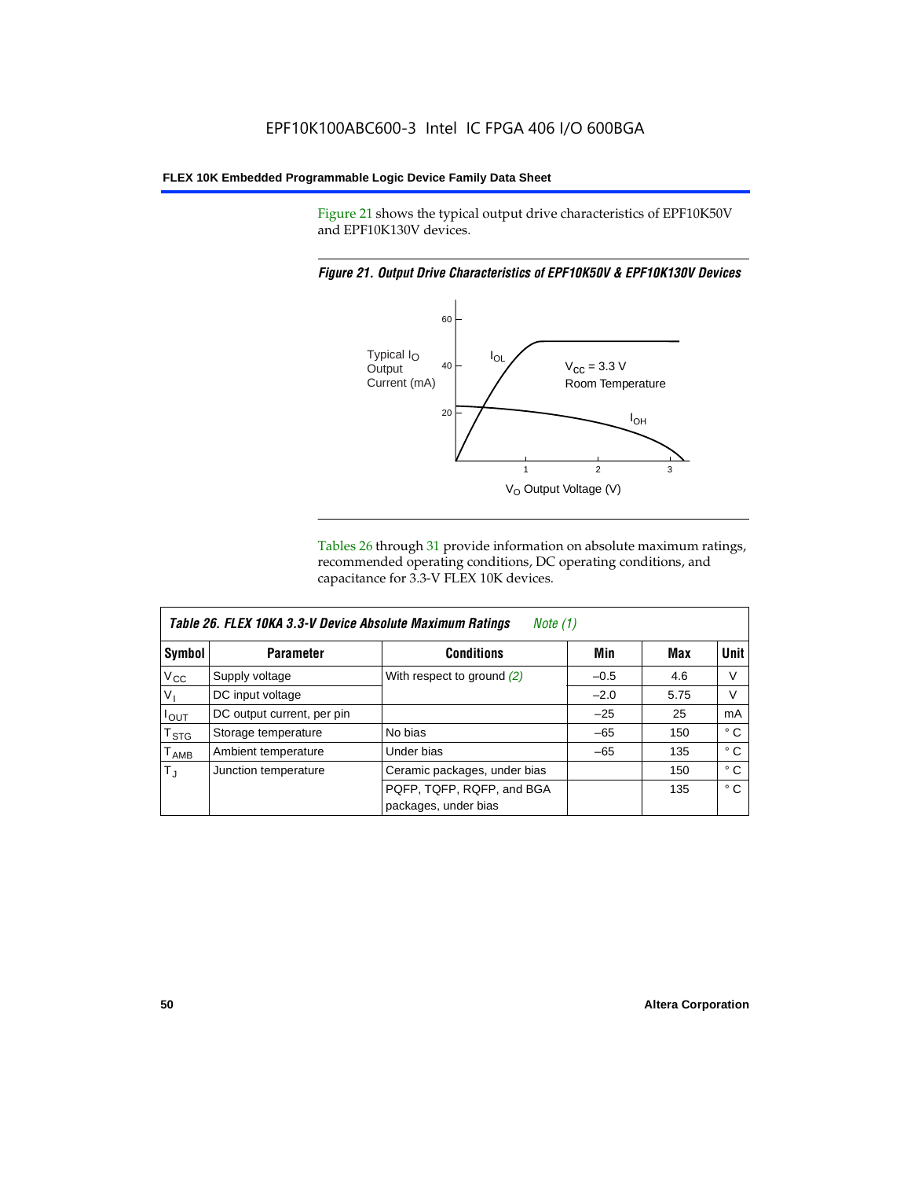Figure 21 shows the typical output drive characteristics of EPF10K50V and EPF10K130V devices.

*Figure 21. Output Drive Characteristics of EPF10K50V & EPF10K130V Devices*

Tables 26 through 31 provide information on absolute maximum ratings, recommended operating conditions, DC operating conditions, and capacitance for 3.3-V FLEX 10K devices.

| *Table 26. FLEX 10KA 3.3-V Device Absolute Maximum Ratings* *Note (1)* | | | | | |
|---|---|---|---|---|---|
| **Symbol** | **Parameter** | **Conditions** | **Min** | **Max** | **Unit** |
| $V_{CC}$ | Supply voltage | With respect to ground *(2)* | –0.5 | 4.6 | V |
| $V_I$ | DC input voltage | | –2.0 | 5.75 | V |
| $I_{OUT}$ | DC output current, per pin | | –25 | 25 | mA |
| $T_{STG}$ | Storage temperature | No bias | –65 | 150 | ° C |
| $T_{AMB}$ | Ambient temperature | Under bias | –65 | 135 | ° C |
| $T_J$ | Junction temperature | Ceramic packages, under bias | | 150 | ° C |
| | | PQFP, TQFP, RQFP, and BGA packages, under bias | | 135 | ° C |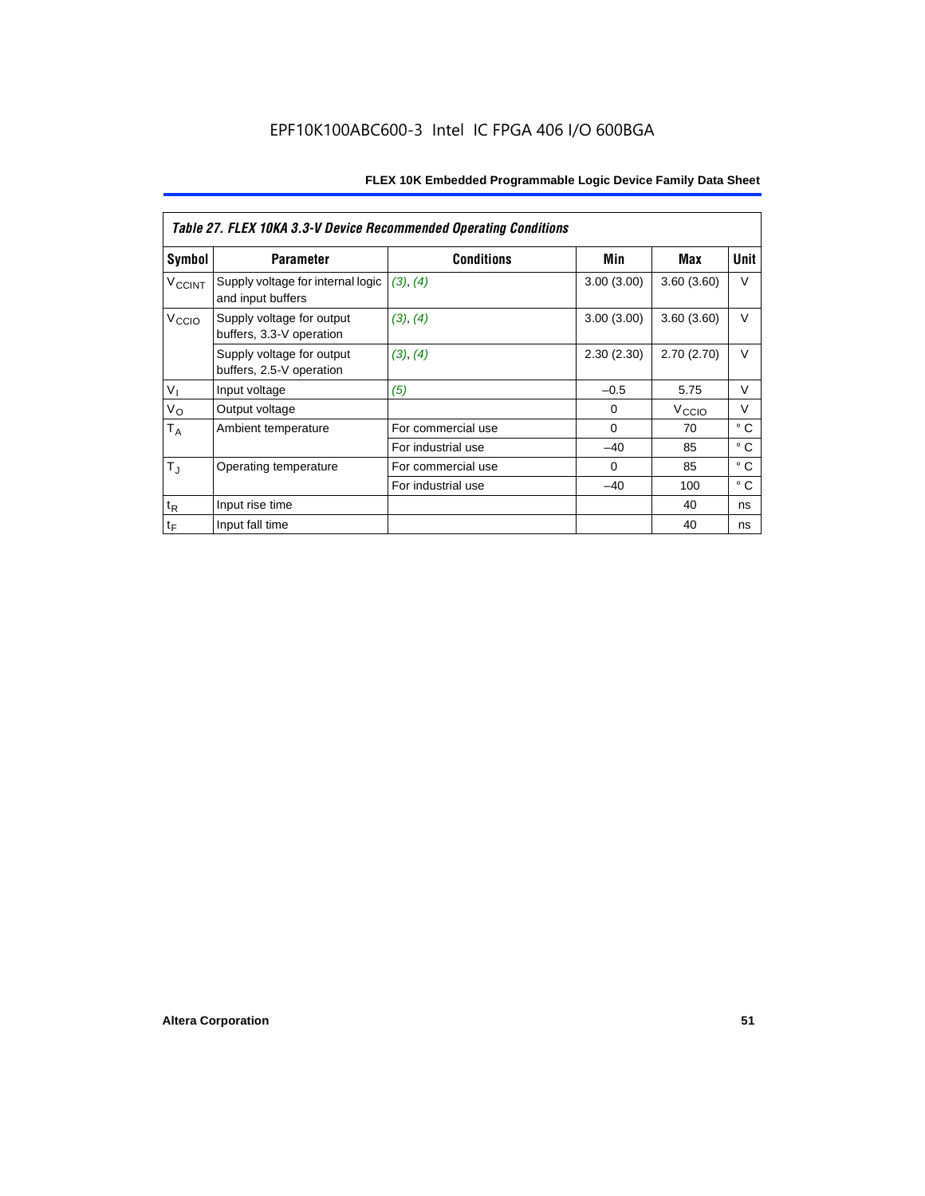EPF10K100ABC600-3 Intel IC FPGA 406 I/O 600BGA

| *Table 27. FLEX 10KA 3.3-V Device Recommended Operating Conditions* | | | | | |
|---|---|---|---|---|---|
| **Symbol** | **Parameter** | **Conditions** | **Min** | **Max** | **Unit** |
| $V_{CCINT}$ | Supply voltage for internal logic and input buffers | *(3)*, *(4)* | 3.00 (3.00) | 3.60 (3.60) | V |
| $V_{CCIO}$ | Supply voltage for output buffers, 3.3-V operation | *(3)*, *(4)* | 3.00 (3.00) | 3.60 (3.60) | V |
| | Supply voltage for output buffers, 2.5-V operation | *(3)*, *(4)* | 2.30 (2.30) | 2.70 (2.70) | V |
| $V_I$ | Input voltage | *(5)* | –0.5 | 5.75 | V |
| $V_O$ | Output voltage | | 0 | $V_{CCIO}$ | V |
| $T_A$ | Ambient temperature | For commercial use | 0 | 70 | ° C |
| | | For industrial use | –40 | 85 | ° C |
| $T_J$ | Operating temperature | For commercial use | 0 | 85 | ° C |
| | | For industrial use | –40 | 100 | ° C |
| $t_R$ | Input rise time | | | 40 | ns |
| $t_F$ | Input fall time | | | 40 | ns |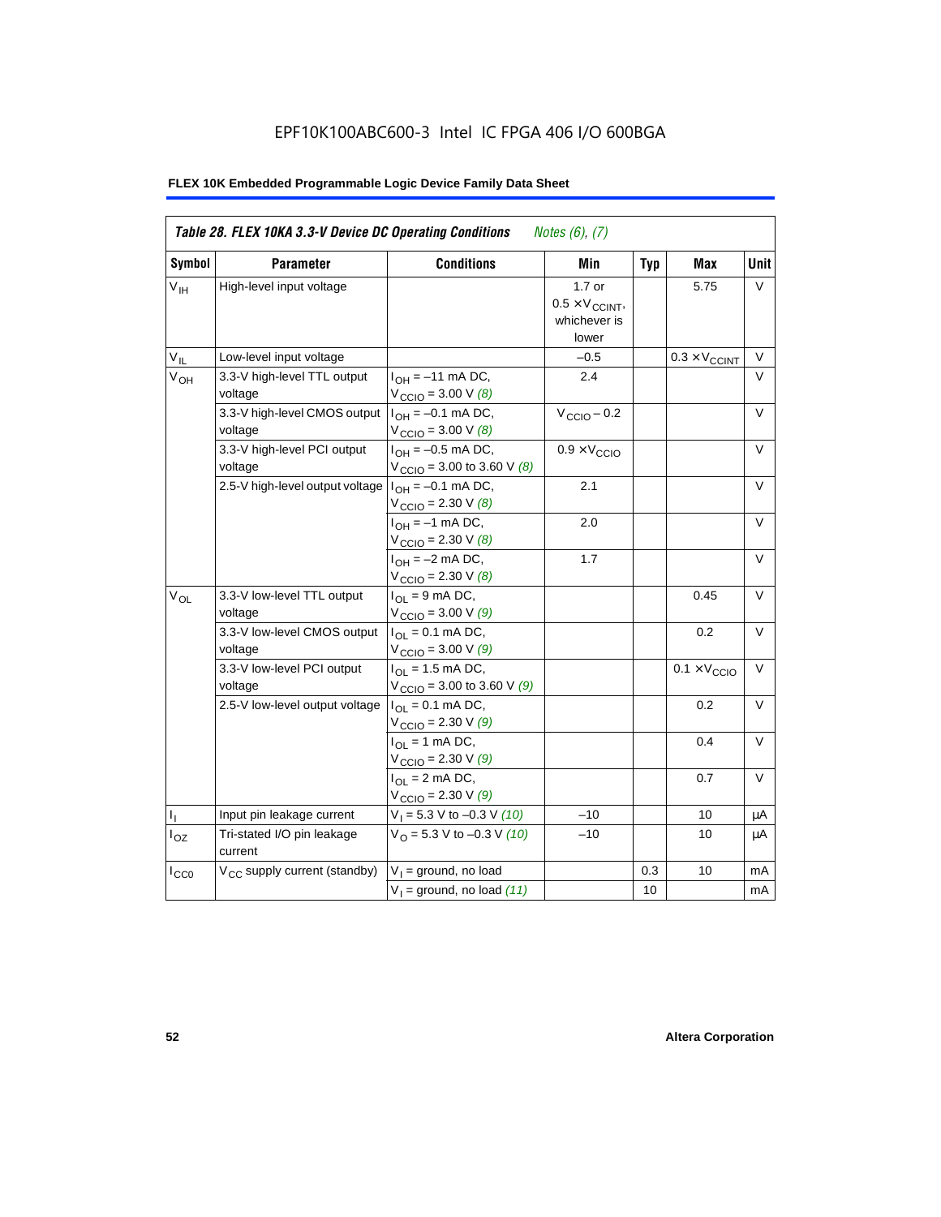EPF10K100ABC600-3 Intel IC FPGA 406 I/O 600BGA

**FLEX 10K Embedded Programmable Logic Device Family Data Sheet**

| *Table 28. FLEX 10KA 3.3-V Device DC Operating Conditions* *Notes (6), (7)* | | | | | | |
|---|---|---|---|---|---|---|
| **Symbol** | **Parameter** | **Conditions** | **Min** | **Typ** | **Max** | **Unit** |
| $V_{IH}$ | High-level input voltage | | 1.7 or 0.5 × $V_{CCINT}$, whichever is lower | | 5.75 | V |
| $V_{IL}$ | Low-level input voltage | | –0.5 | | 0.3 × $V_{CCINT}$ | V |
| $V_{OH}$ | 3.3-V high-level TTL output voltage | $I_{OH}$ = –11 mA DC, $V_{CCIO}$ = 3.00 V *(8)* | 2.4 | | | V |
| | 3.3-V high-level CMOS output voltage | $I_{OH}$ = –0.1 mA DC, $V_{CCIO}$ = 3.00 V *(8)* | $V_{CCIO}$ – 0.2 | | | V |
| | 3.3-V high-level PCI output voltage | $I_{OH}$ = –0.5 mA DC, $V_{CCIO}$ = 3.00 to 3.60 V *(8)* | 0.9 × $V_{CCIO}$ | | | V |
| | 2.5-V high-level output voltage | $I_{OH}$ = –0.1 mA DC, $V_{CCIO}$ = 2.30 V *(8)* | 2.1 | | | V |
| | | $I_{OH}$ = –1 mA DC, $V_{CCIO}$ = 2.30 V *(8)* | 2.0 | | | V |
| | | $I_{OH}$ = –2 mA DC, $V_{CCIO}$ = 2.30 V *(8)* | 1.7 | | | V |
| $V_{OL}$ | 3.3-V low-level TTL output voltage | $I_{OL}$ = 9 mA DC, $V_{CCIO}$ = 3.00 V *(9)* | | | 0.45 | V |
| | 3.3-V low-level CMOS output voltage | $I_{OL}$ = 0.1 mA DC, $V_{CCIO}$ = 3.00 V *(9)* | | | 0.2 | V |
| | 3.3-V low-level PCI output voltage | $I_{OL}$ = 1.5 mA DC, $V_{CCIO}$ = 3.00 to 3.60 V *(9)* | | | 0.1 × $V_{CCIO}$ | V |
| | 2.5-V low-level output voltage | $I_{OL}$ = 0.1 mA DC, $V_{CCIO}$ = 2.30 V *(9)* | | | 0.2 | V |
| | | $I_{OL}$ = 1 mA DC, $V_{CCIO}$ = 2.30 V *(9)* | | | 0.4 | V |
| | | $I_{OL}$ = 2 mA DC, $V_{CCIO}$ = 2.30 V *(9)* | | | 0.7 | V |
| $I_I$ | Input pin leakage current | $V_I$ = 5.3 V to –0.3 V *(10)* | –10 | | 10 | μA |
| $I_{OZ}$ | Tri-stated I/O pin leakage current | $V_O$ = 5.3 V to –0.3 V *(10)* | –10 | | 10 | μA |
| $I_{CC0}$ | $V_{CC}$ supply current (standby) | $V_I$ = ground, no load | | 0.3 | 10 | mA |
| | | $V_I$ = ground, no load *(11)* | | 10 | | mA |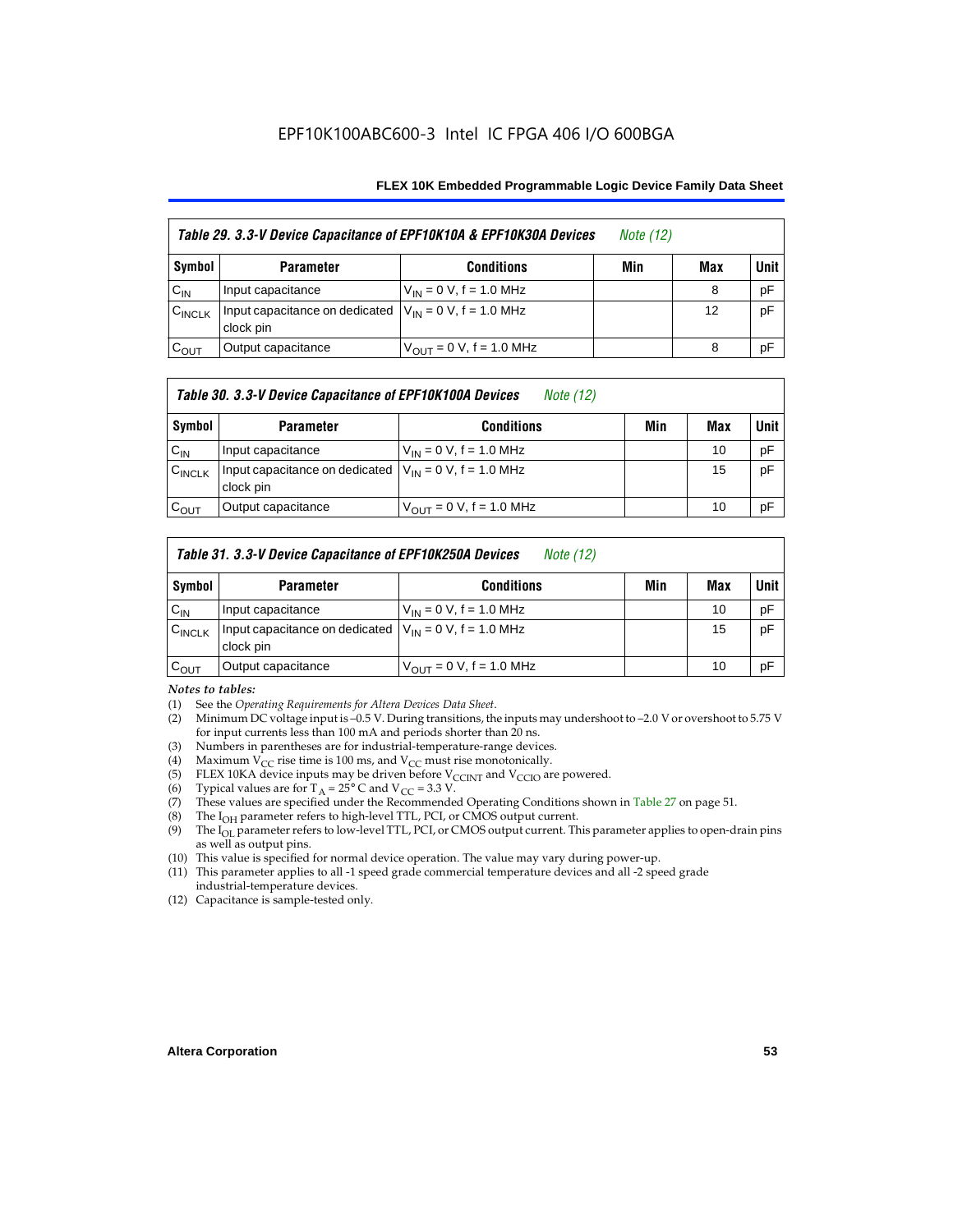EPF10K100ABC600-3 Intel IC FPGA 406 I/O 600BGA

| *Table 29. 3.3-V Device Capacitance of EPF10K10A & EPF10K30A Devices* *Note (12)* | | | | | |
|---|---|---|---|---|---|
| **Symbol** | **Parameter** | **Conditions** | **Min** | **Max** | **Unit** |
| $C_{IN}$ | Input capacitance | $V_{IN}$ = 0 V, f = 1.0 MHz | | 8 | pF |
| $C_{INCLK}$ | Input capacitance on dedicated clock pin | $V_{IN}$ = 0 V, f = 1.0 MHz | | 12 | pF |
| $C_{OUT}$ | Output capacitance | $V_{OUT}$ = 0 V, f = 1.0 MHz | | 8 | pF |

| *Table 30. 3.3-V Device Capacitance of EPF10K100A Devices* *Note (12)* | | | | | |
|---|---|---|---|---|---|
| **Symbol** | **Parameter** | **Conditions** | **Min** | **Max** | **Unit** |
| $C_{IN}$ | Input capacitance | $V_{IN}$ = 0 V, f = 1.0 MHz | | 10 | pF |
| $C_{INCLK}$ | Input capacitance on dedicated clock pin | $V_{IN}$ = 0 V, f = 1.0 MHz | | 15 | pF |
| $C_{OUT}$ | Output capacitance | $V_{OUT}$ = 0 V, f = 1.0 MHz | | 10 | pF |

| *Table 31. 3.3-V Device Capacitance of EPF10K250A Devices* *Note (12)* | | | | | |
|---|---|---|---|---|---|
| **Symbol** | **Parameter** | **Conditions** | **Min** | **Max** | **Unit** |
| $C_{IN}$ | Input capacitance | $V_{IN}$ = 0 V, f = 1.0 MHz | | 10 | pF |
| $C_{INCLK}$ | Input capacitance on dedicated clock pin | $V_{IN}$ = 0 V, f = 1.0 MHz | | 15 | pF |
| $C_{OUT}$ | Output capacitance | $V_{OUT}$ = 0 V, f = 1.0 MHz | | 10 | pF |

*Notes to tables:*

(1) See the *Operating Requirements for Altera Devices Data Sheet*.
(2) Minimum DC voltage input is –0.5 V. During transitions, the inputs may undershoot to –2.0 V or overshoot to 5.75 V for input currents less than 100 mA and periods shorter than 20 ns.
(3) Numbers in parentheses are for industrial-temperature-range devices.
(4) Maximum $V_{CC}$ rise time is 100 ms, and $V_{CC}$ must rise monotonically.
(5) FLEX 10KA device inputs may be driven before $V_{CCINT}$ and $V_{CCIO}$ are powered.
(6) Typical values are for $T_A$ = 25° C and $V_{CC}$ = 3.3 V.
(7) These values are specified under the Recommended Operating Conditions shown in Table 27 on page 51.
(8) The $I_{OH}$ parameter refers to high-level TTL, PCI, or CMOS output current.
(9) The $I_{OL}$ parameter refers to low-level TTL, PCI, or CMOS output current. This parameter applies to open-drain pins as well as output pins.
(10) This value is specified for normal device operation. The value may vary during power-up.
(11) This parameter applies to all -1 speed grade commercial temperature devices and all -2 speed grade industrial-temperature devices.
(12) Capacitance is sample-tested only.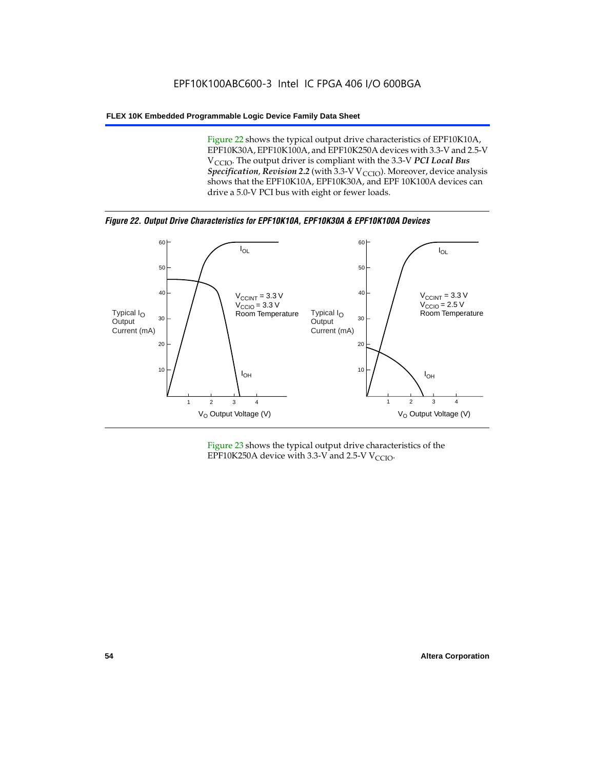Figure 22 shows the typical output drive characteristics of EPF10K10A, EPF10K30A, EPF10K100A, and EPF10K250A devices with 3.3-V and 2.5-V $V_{CCIO}$. The output driver is compliant with the 3.3-V ***PCI Local Bus Specification*, *Revision 2.2*** (with 3.3-V $V_{CCIO}$). Moreover, device analysis shows that the EPF10K10A, EPF10K30A, and EPF 10K100A devices can drive a 5.0-V PCI bus with eight or fewer loads.

***Figure 22. Output Drive Characteristics for EPF10K10A, EPF10K30A & EPF10K100A Devices***

Figure 23 shows the typical output drive characteristics of the EPF10K250A device with 3.3-V and 2.5-V $V_{CCIO}$.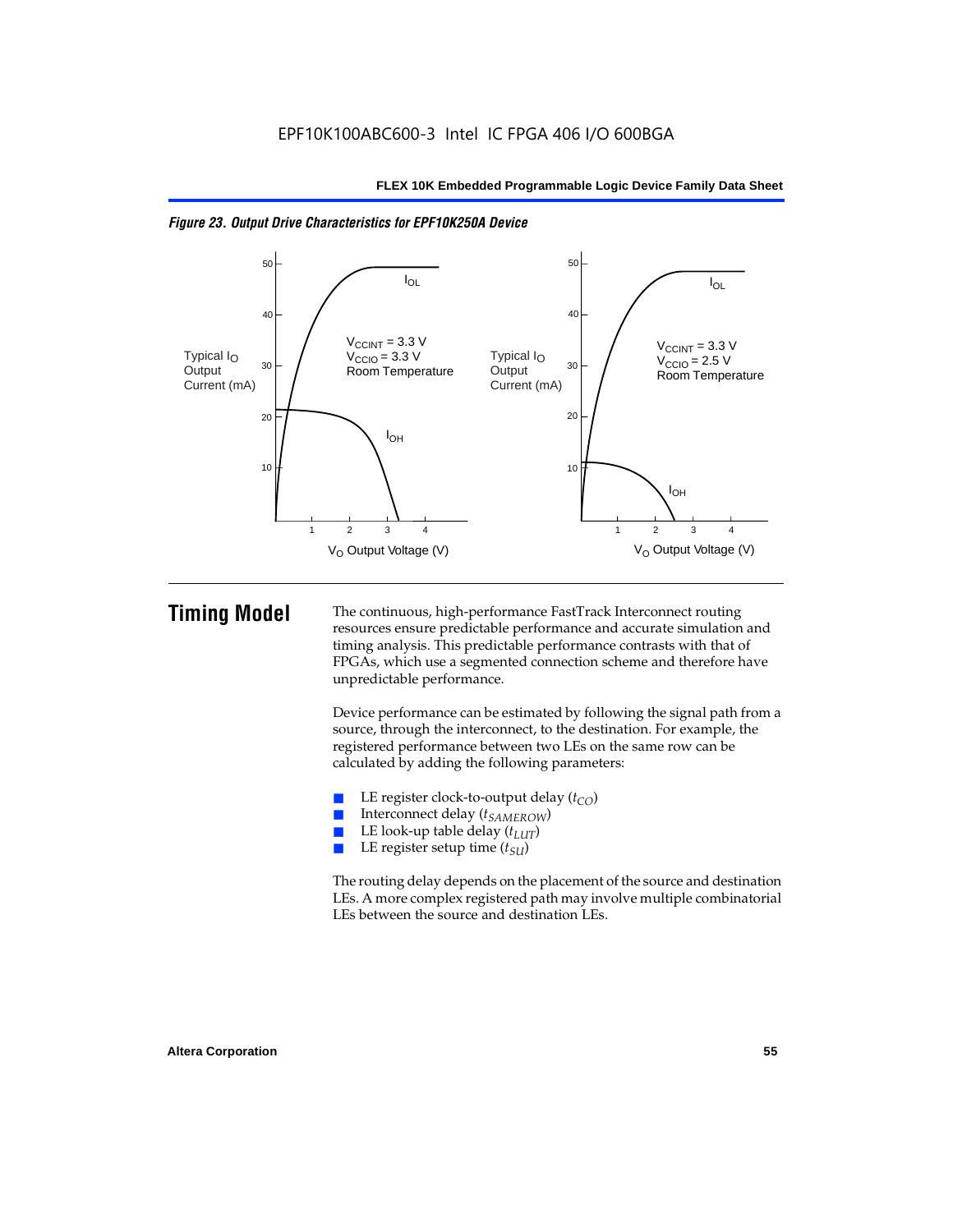*Figure 23. Output Drive Characteristics for EPF10K250A Device*

# Timing Model

The continuous, high-performance FastTrack Interconnect routing resources ensure predictable performance and accurate simulation and timing analysis. This predictable performance contrasts with that of FPGAs, which use a segmented connection scheme and therefore have unpredictable performance.

Device performance can be estimated by following the signal path from a source, through the interconnect, to the destination. For example, the registered performance between two LEs on the same row can be calculated by adding the following parameters:

- LE register clock-to-output delay ($t_{CO}$)
- Interconnect delay ($t_{SAMEROW}$)
- LE look-up table delay ($t_{LUT}$)
- LE register setup time ($t_{SU}$)

The routing delay depends on the placement of the source and destination LEs. A more complex registered path may involve multiple combinatorial LEs between the source and destination LEs.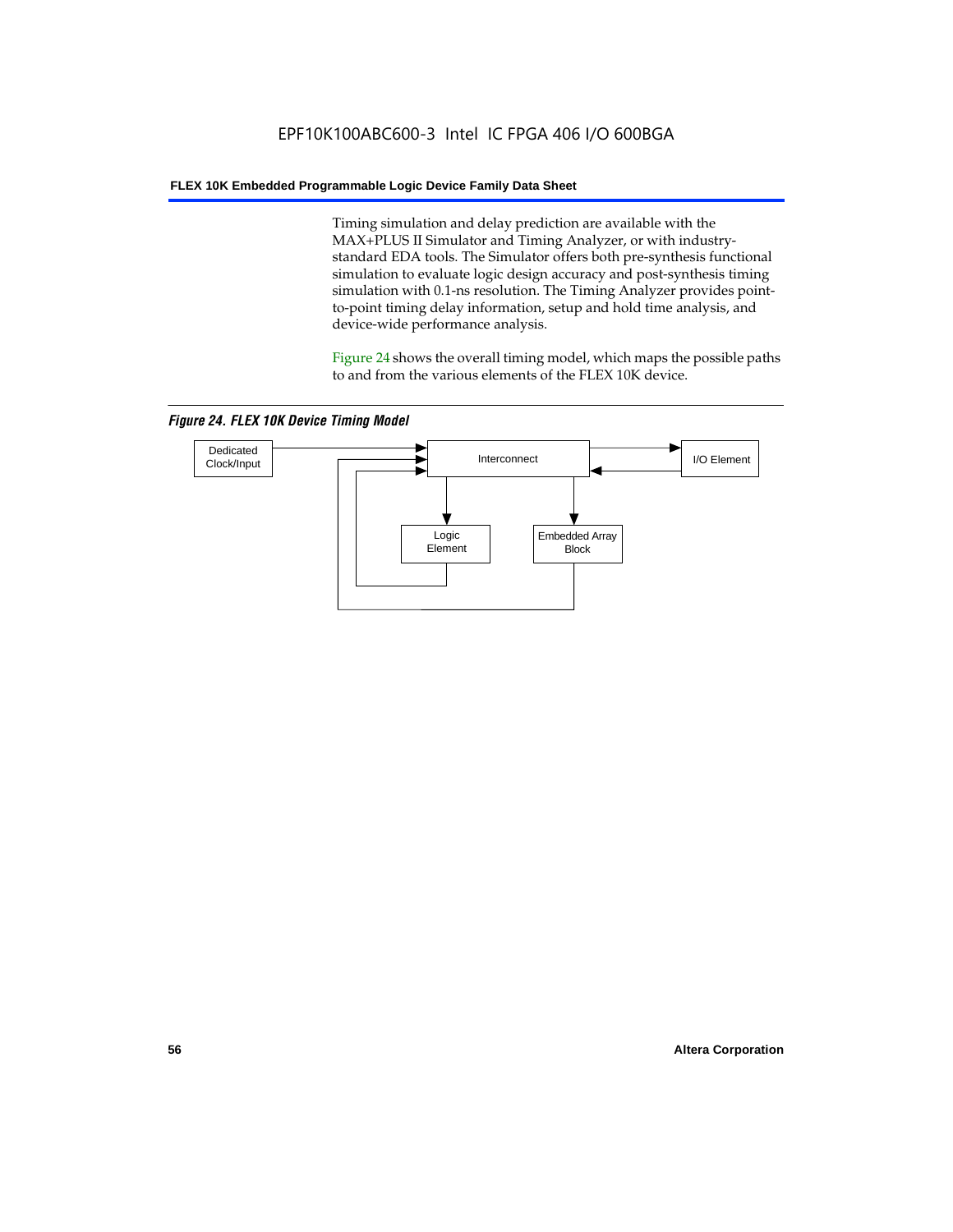Timing simulation and delay prediction are available with the MAX+PLUS II Simulator and Timing Analyzer, or with industry-standard EDA tools. The Simulator offers both pre-synthesis functional simulation to evaluate logic design accuracy and post-synthesis timing simulation with 0.1-ns resolution. The Timing Analyzer provides point-to-point timing delay information, setup and hold time analysis, and device-wide performance analysis.

Figure 24 shows the overall timing model, which maps the possible paths to and from the various elements of the FLEX 10K device.

*Figure 24. FLEX 10K Device Timing Model*

Dedicated Clock/Input

Interconnect

I/O Element

Logic Element

Embedded Array Block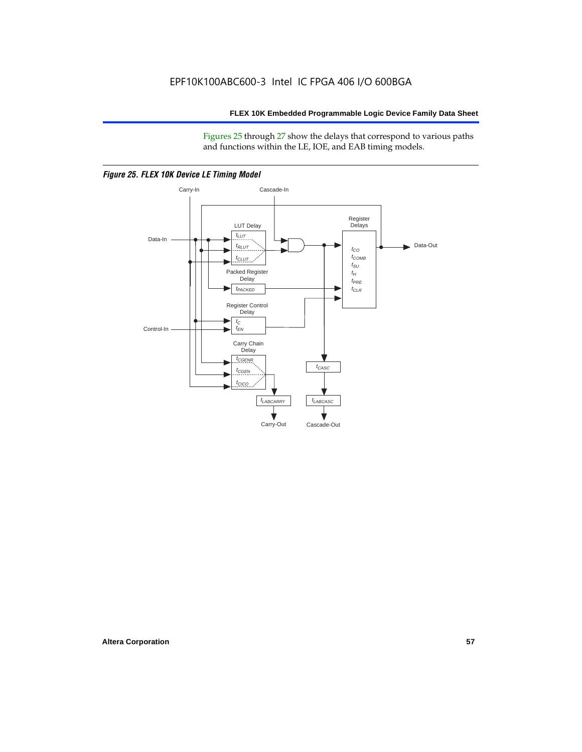Figures 25 through 27 show the delays that correspond to various paths and functions within the LE, IOE, and EAB timing models.

*Figure 25. FLEX 10K Device LE Timing Model*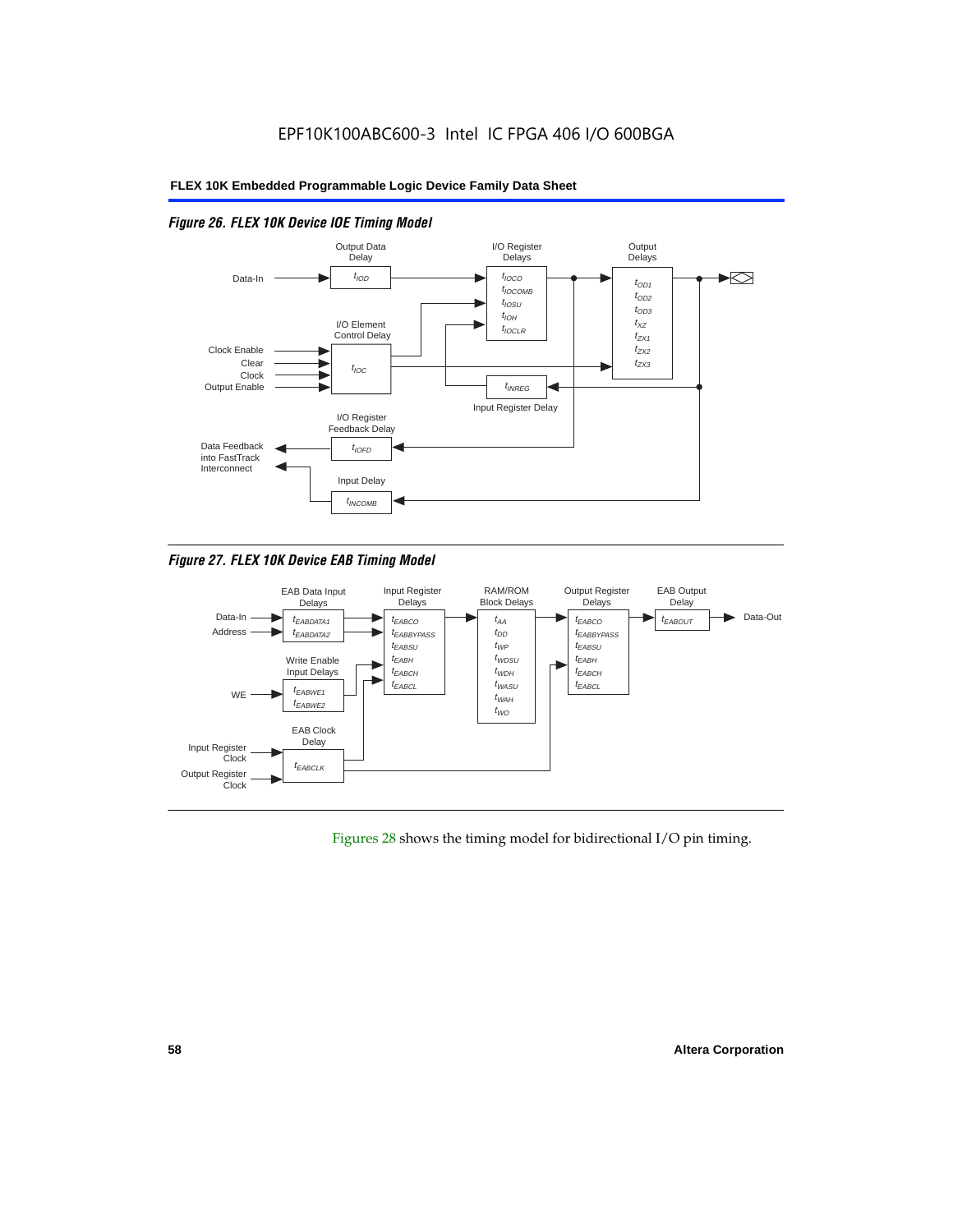## Figure 26. FLEX 10K Device IOE Timing Model

Output Data Delay: $t_{IOD}$

I/O Register Delays: $t_{IOCO}$, $t_{IOCOMB}$, $t_{IOSU}$, $t_{IOH}$, $t_{IOCLR}$

Output Delays: $t_{OD1}$, $t_{OD2}$, $t_{OD3}$, $t_{XZ}$, $t_{ZX1}$, $t_{ZX2}$, $t_{ZX3}$

I/O Element Control Delay: $t_{IOC}$ (inputs: Clock Enable, Clear, Clock, Output Enable)

Input Register Delay: $t_{INREG}$

I/O Register Feedback Delay: $t_{IOFD}$

Input Delay: $t_{INCOMB}$

Data-In; Data Feedback into FastTrack Interconnect

## Figure 27. FLEX 10K Device EAB Timing Model

EAB Data Input Delays: $t_{EABDATA1}$, $t_{EABDATA2}$ (inputs: Data-In, Address)

Write Enable Input Delays: $t_{EABWE1}$, $t_{EABWE2}$ (input: WE)

EAB Clock Delay: $t_{EABCLK}$ (inputs: Input Register Clock, Output Register Clock)

Input Register Delays: $t_{EABCO}$, $t_{EABBYPASS}$, $t_{EABSU}$, $t_{EABH}$, $t_{EABCH}$, $t_{EABCL}$

RAM/ROM Block Delays: $t_{AA}$, $t_{DD}$, $t_{WP}$, $t_{WDSU}$, $t_{WDH}$, $t_{WASU}$, $t_{WAH}$, $t_{WO}$

Output Register Delays: $t_{EABCO}$, $t_{EABBYPASS}$, $t_{EABSU}$, $t_{EABH}$, $t_{EABCH}$, $t_{EABCL}$

EAB Output Delay: $t_{EABOUT}$ → Data-Out

Figures 28 shows the timing model for bidirectional I/O pin timing.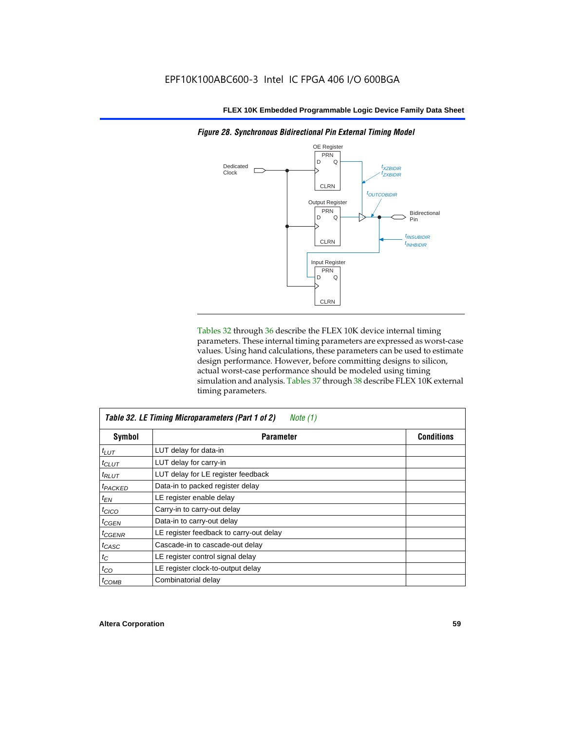*Figure 28. Synchronous Bidirectional Pin External Timing Model*

Tables 32 through 36 describe the FLEX 10K device internal timing parameters. These internal timing parameters are expressed as worst-case values. Using hand calculations, these parameters can be used to estimate design performance. However, before committing designs to silicon, actual worst-case performance should be modeled using timing simulation and analysis. Tables 37 through 38 describe FLEX 10K external timing parameters.

**Table 32. LE Timing Microparameters (Part 1 of 2)** *Note (1)*

| Symbol | Parameter | Conditions |
|---|---|---|
| $t_{LUT}$ | LUT delay for data-in | |
| $t_{CLUT}$ | LUT delay for carry-in | |
| $t_{RLUT}$ | LUT delay for LE register feedback | |
| $t_{PACKED}$ | Data-in to packed register delay | |
| $t_{EN}$ | LE register enable delay | |
| $t_{CICO}$ | Carry-in to carry-out delay | |
| $t_{CGEN}$ | Data-in to carry-out delay | |
| $t_{CGENR}$ | LE register feedback to carry-out delay | |
| $t_{CASC}$ | Cascade-in to cascade-out delay | |
| $t_C$ | LE register control signal delay | |
| $t_{CO}$ | LE register clock-to-output delay | |
| $t_{COMB}$ | Combinatorial delay | |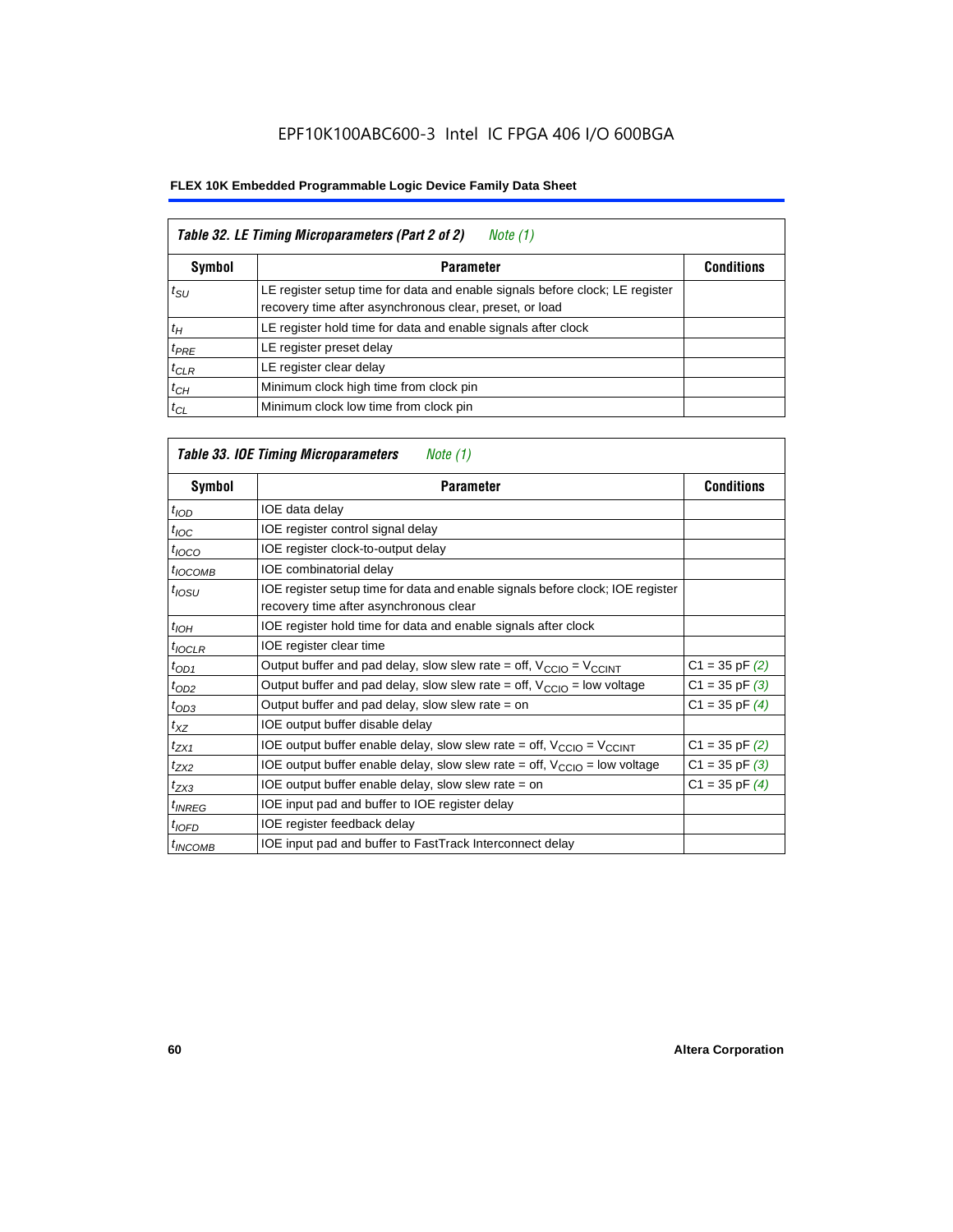EPF10K100ABC600-3 Intel IC FPGA 406 I/O 600BGA

**FLEX 10K Embedded Programmable Logic Device Family Data Sheet**

| *Table 32. LE Timing Microparameters (Part 2 of 2)* *Note (1)* | | |
|---|---|---|
| **Symbol** | **Parameter** | **Conditions** |
| $t_{SU}$ | LE register setup time for data and enable signals before clock; LE register recovery time after asynchronous clear, preset, or load | |
| $t_H$ | LE register hold time for data and enable signals after clock | |
| $t_{PRE}$ | LE register preset delay | |
| $t_{CLR}$ | LE register clear delay | |
| $t_{CH}$ | Minimum clock high time from clock pin | |
| $t_{CL}$ | Minimum clock low time from clock pin | |

| *Table 33. IOE Timing Microparameters* *Note (1)* | | |
|---|---|---|
| **Symbol** | **Parameter** | **Conditions** |
| $t_{IOD}$ | IOE data delay | |
| $t_{IOC}$ | IOE register control signal delay | |
| $t_{IOCO}$ | IOE register clock-to-output delay | |
| $t_{IOCOMB}$ | IOE combinatorial delay | |
| $t_{IOSU}$ | IOE register setup time for data and enable signals before clock; IOE register recovery time after asynchronous clear | |
| $t_{IOH}$ | IOE register hold time for data and enable signals after clock | |
| $t_{IOCLR}$ | IOE register clear time | |
| $t_{OD1}$ | Output buffer and pad delay, slow slew rate = off, $V_{CCIO}$ = $V_{CCINT}$ | C1 = 35 pF *(2)* |
| $t_{OD2}$ | Output buffer and pad delay, slow slew rate = off, $V_{CCIO}$ = low voltage | C1 = 35 pF *(3)* |
| $t_{OD3}$ | Output buffer and pad delay, slow slew rate = on | C1 = 35 pF *(4)* |
| $t_{XZ}$ | IOE output buffer disable delay | |
| $t_{ZX1}$ | IOE output buffer enable delay, slow slew rate = off, $V_{CCIO}$ = $V_{CCINT}$ | C1 = 35 pF *(2)* |
| $t_{ZX2}$ | IOE output buffer enable delay, slow slew rate = off, $V_{CCIO}$ = low voltage | C1 = 35 pF *(3)* |
| $t_{ZX3}$ | IOE output buffer enable delay, slow slew rate = on | C1 = 35 pF *(4)* |
| $t_{INREG}$ | IOE input pad and buffer to IOE register delay | |
| $t_{IOFD}$ | IOE register feedback delay | |
| $t_{INCOMB}$ | IOE input pad and buffer to FastTrack Interconnect delay | |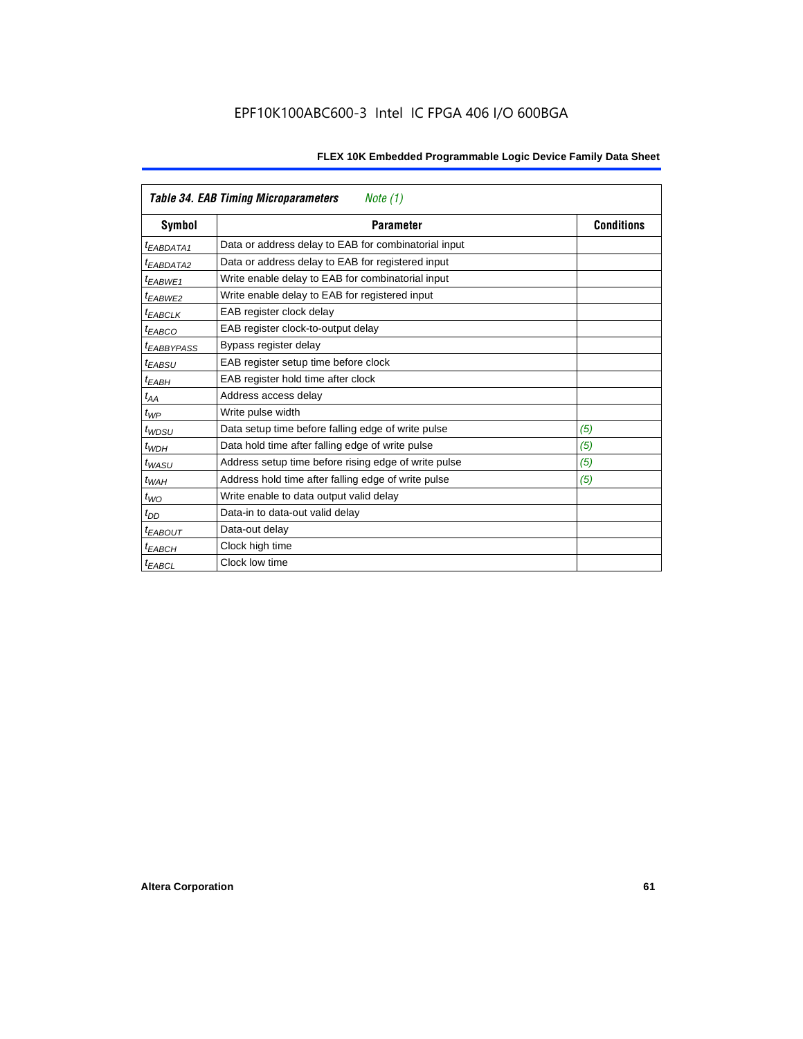EPF10K100ABC600-3 Intel IC FPGA 406 I/O 600BGA

| *Table 34. EAB Timing Microparameters* *Note (1)* | | |
|---|---|---|
| **Symbol** | **Parameter** | **Conditions** |
| $t_{EABDATA1}$ | Data or address delay to EAB for combinatorial input | |
| $t_{EABDATA2}$ | Data or address delay to EAB for registered input | |
| $t_{EABWE1}$ | Write enable delay to EAB for combinatorial input | |
| $t_{EABWE2}$ | Write enable delay to EAB for registered input | |
| $t_{EABCLK}$ | EAB register clock delay | |
| $t_{EABCO}$ | EAB register clock-to-output delay | |
| $t_{EABBYPASS}$ | Bypass register delay | |
| $t_{EABSU}$ | EAB register setup time before clock | |
| $t_{EABH}$ | EAB register hold time after clock | |
| $t_{AA}$ | Address access delay | |
| $t_{WP}$ | Write pulse width | |
| $t_{WDSU}$ | Data setup time before falling edge of write pulse | *(5)* |
| $t_{WDH}$ | Data hold time after falling edge of write pulse | *(5)* |
| $t_{WASU}$ | Address setup time before rising edge of write pulse | *(5)* |
| $t_{WAH}$ | Address hold time after falling edge of write pulse | *(5)* |
| $t_{WO}$ | Write enable to data output valid delay | |
| $t_{DD}$ | Data-in to data-out valid delay | |
| $t_{EABOUT}$ | Data-out delay | |
| $t_{EABCH}$ | Clock high time | |
| $t_{EABCL}$ | Clock low time | |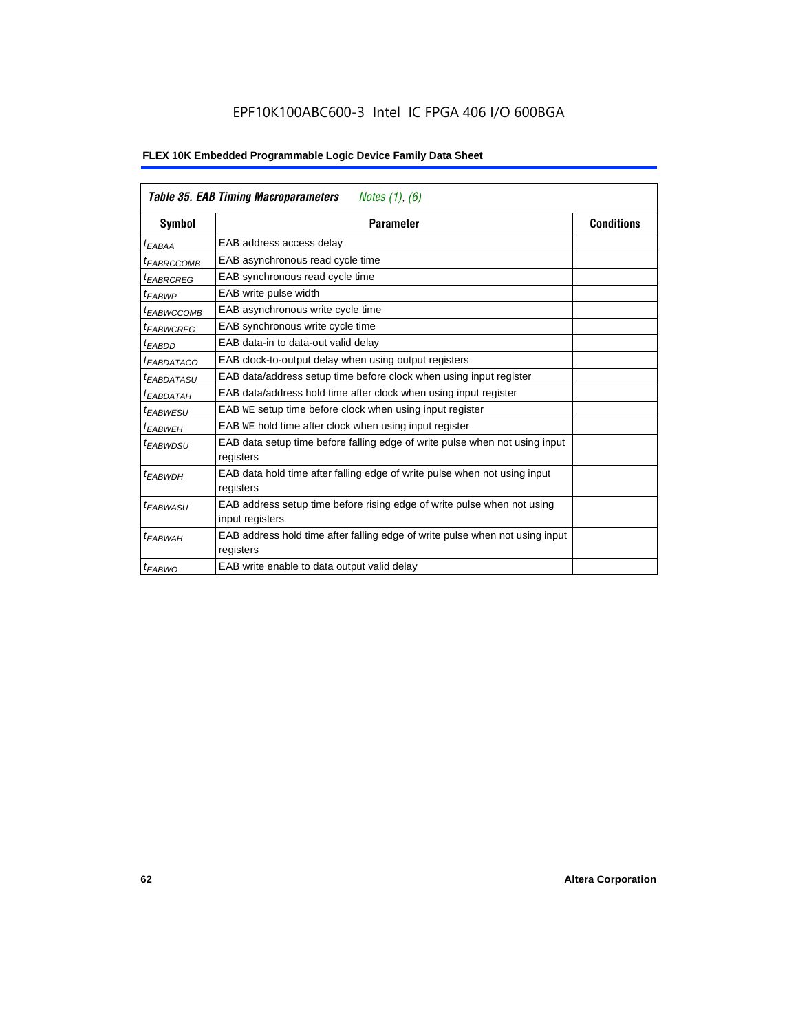EPF10K100ABC600-3 Intel IC FPGA 406 I/O 600BGA

**FLEX 10K Embedded Programmable Logic Device Family Data Sheet**

| *Table 35. EAB Timing Macroparameters* *Notes (1), (6)* | | |
|---|---|---|
| **Symbol** | **Parameter** | **Conditions** |
| $t_{EABAA}$ | EAB address access delay | |
| $t_{EABRCCOMB}$ | EAB asynchronous read cycle time | |
| $t_{EABRCREG}$ | EAB synchronous read cycle time | |
| $t_{EABWP}$ | EAB write pulse width | |
| $t_{EABWCCOMB}$ | EAB asynchronous write cycle time | |
| $t_{EABWCREG}$ | EAB synchronous write cycle time | |
| $t_{EABDD}$ | EAB data-in to data-out valid delay | |
| $t_{EABDATACO}$ | EAB clock-to-output delay when using output registers | |
| $t_{EABDATASU}$ | EAB data/address setup time before clock when using input register | |
| $t_{EABDATAH}$ | EAB data/address hold time after clock when using input register | |
| $t_{EABWESU}$ | EAB WE setup time before clock when using input register | |
| $t_{EABWEH}$ | EAB WE hold time after clock when using input register | |
| $t_{EABWDSU}$ | EAB data setup time before falling edge of write pulse when not using input registers | |
| $t_{EABWDH}$ | EAB data hold time after falling edge of write pulse when not using input registers | |
| $t_{EABWASU}$ | EAB address setup time before rising edge of write pulse when not using input registers | |
| $t_{EABWAH}$ | EAB address hold time after falling edge of write pulse when not using input registers | |
| $t_{EABWO}$ | EAB write enable to data output valid delay | |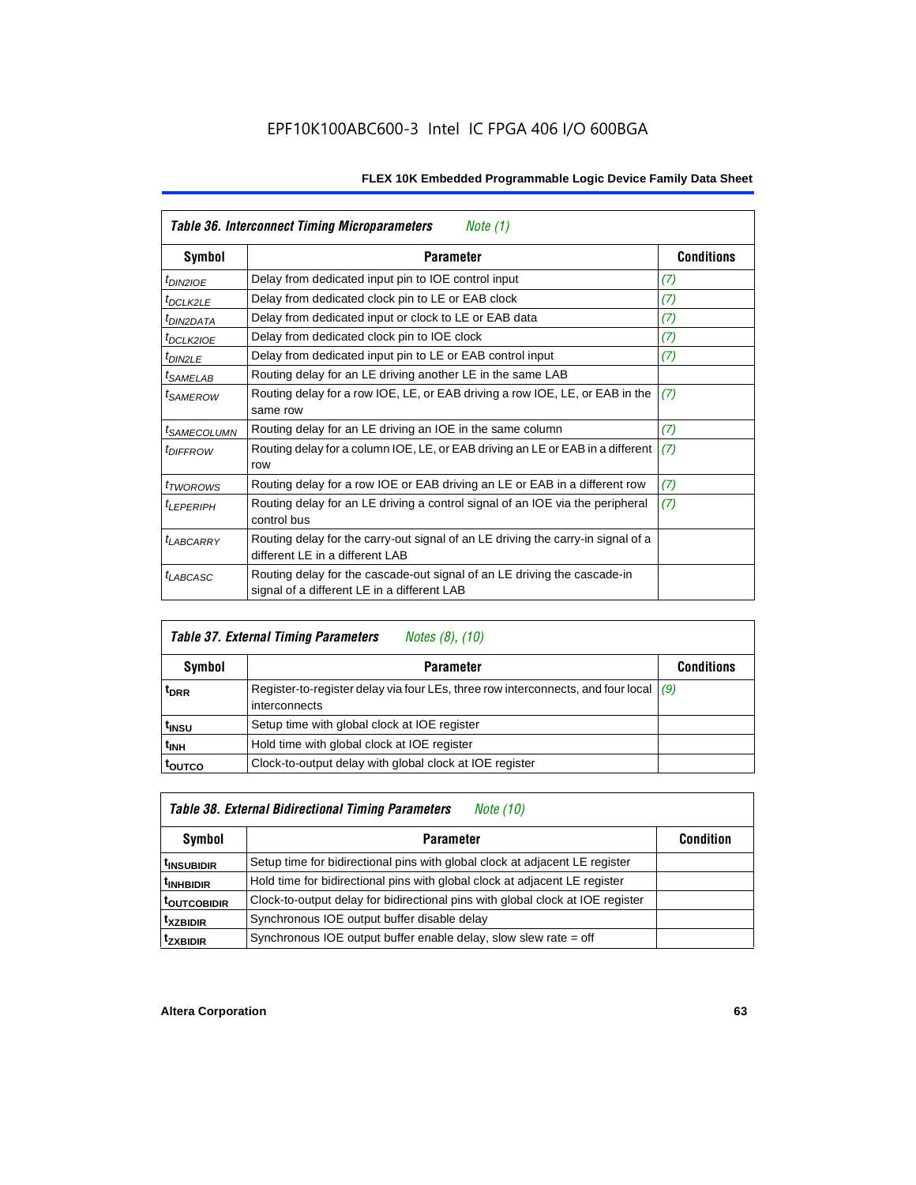EPF10K100ABC600-3 Intel IC FPGA 406 I/O 600BGA

| *Table 36. Interconnect Timing Microparameters* *Note (1)* | | |
|---|---|---|
| **Symbol** | **Parameter** | **Conditions** |
| $t_{DIN2IOE}$ | Delay from dedicated input pin to IOE control input | *(7)* |
| $t_{DCLK2LE}$ | Delay from dedicated clock pin to LE or EAB clock | *(7)* |
| $t_{DIN2DATA}$ | Delay from dedicated input or clock to LE or EAB data | *(7)* |
| $t_{DCLK2IOE}$ | Delay from dedicated clock pin to IOE clock | *(7)* |
| $t_{DIN2LE}$ | Delay from dedicated input pin to LE or EAB control input | *(7)* |
| $t_{SAMELAB}$ | Routing delay for an LE driving another LE in the same LAB | |
| $t_{SAMEROW}$ | Routing delay for a row IOE, LE, or EAB driving a row IOE, LE, or EAB in the same row | *(7)* |
| $t_{SAMECOLUMN}$ | Routing delay for an LE driving an IOE in the same column | *(7)* |
| $t_{DIFFROW}$ | Routing delay for a column IOE, LE, or EAB driving an LE or EAB in a different row | *(7)* |
| $t_{TWOROWS}$ | Routing delay for a row IOE or EAB driving an LE or EAB in a different row | *(7)* |
| $t_{LEPERIPH}$ | Routing delay for an LE driving a control signal of an IOE via the peripheral control bus | *(7)* |
| $t_{LABCARRY}$ | Routing delay for the carry-out signal of an LE driving the carry-in signal of a different LE in a different LAB | |
| $t_{LABCASC}$ | Routing delay for the cascade-out signal of an LE driving the cascade-in signal of a different LE in a different LAB | |

| *Table 37. External Timing Parameters* *Notes (8), (10)* | | |
|---|---|---|
| **Symbol** | **Parameter** | **Conditions** |
| $t_{DRR}$ | Register-to-register delay via four LEs, three row interconnects, and four local interconnects | *(9)* |
| $t_{INSU}$ | Setup time with global clock at IOE register | |
| $t_{INH}$ | Hold time with global clock at IOE register | |
| $t_{OUTCO}$ | Clock-to-output delay with global clock at IOE register | |

| *Table 38. External Bidirectional Timing Parameters* *Note (10)* | | |
|---|---|---|
| **Symbol** | **Parameter** | **Condition** |
| $t_{INSUBIDIR}$ | Setup time for bidirectional pins with global clock at adjacent LE register | |
| $t_{INHBIDIR}$ | Hold time for bidirectional pins with global clock at adjacent LE register | |
| $t_{OUTCOBIDIR}$ | Clock-to-output delay for bidirectional pins with global clock at IOE register | |
| $t_{XZBIDIR}$ | Synchronous IOE output buffer disable delay | |
| $t_{ZXBIDIR}$ | Synchronous IOE output buffer enable delay, slow slew rate = off | |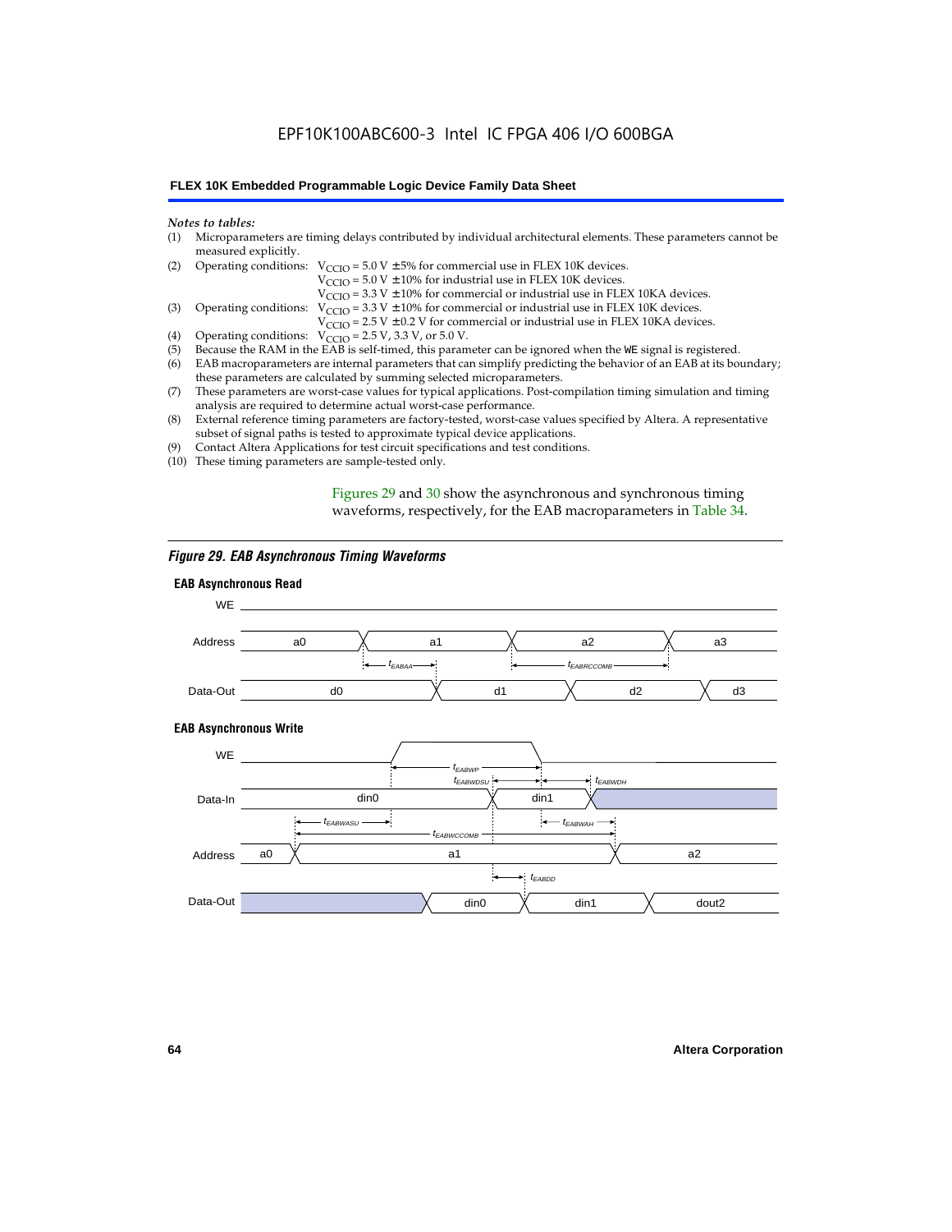*Notes to tables:*

(1) Microparameters are timing delays contributed by individual architectural elements. These parameters cannot be measured explicitly.

(2) Operating conditions: $V_{CCIO}$ = 5.0 V ± 5% for commercial use in FLEX 10K devices.
$V_{CCIO}$ = 5.0 V ± 10% for industrial use in FLEX 10K devices.
$V_{CCIO}$ = 3.3 V ± 10% for commercial or industrial use in FLEX 10KA devices.

(3) Operating conditions: $V_{CCIO}$ = 3.3 V ± 10% for commercial or industrial use in FLEX 10K devices.
$V_{CCIO}$ = 2.5 V ± 0.2 V for commercial or industrial use in FLEX 10KA devices.

(4) Operating conditions: $V_{CCIO}$ = 2.5 V, 3.3 V, or 5.0 V.

(5) Because the RAM in the EAB is self-timed, this parameter can be ignored when the WE signal is registered.

(6) EAB macroparameters are internal parameters that can simplify predicting the behavior of an EAB at its boundary; these parameters are calculated by summing selected microparameters.

(7) These parameters are worst-case values for typical applications. Post-compilation timing simulation and timing analysis are required to determine actual worst-case performance.

(8) External reference timing parameters are factory-tested, worst-case values specified by Altera. A representative subset of signal paths is tested to approximate typical device applications.

(9) Contact Altera Applications for test circuit specifications and test conditions.

(10) These timing parameters are sample-tested only.

Figures 29 and 30 show the asynchronous and synchronous timing waveforms, respectively, for the EAB macroparameters in Table 34.

*Figure 29. EAB Asynchronous Timing Waveforms*

**EAB Asynchronous Read**

**EAB Asynchronous Write**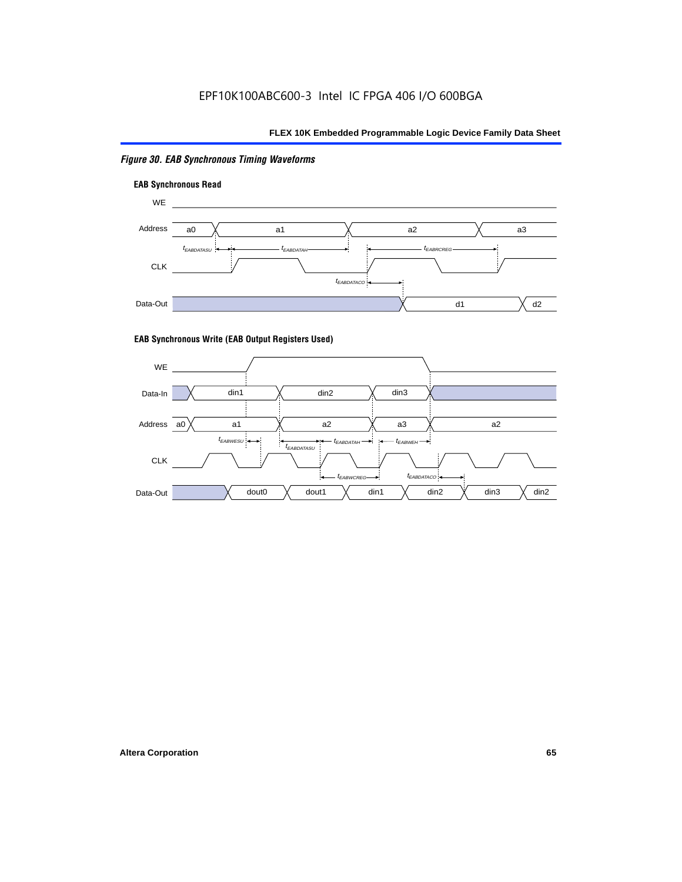*Figure 30. EAB Synchronous Timing Waveforms*

**EAB Synchronous Read**

WE

Address: a0, a1, a2, a3

$t_{EABDATASU}$, $t_{EABDATAH}$, $t_{EABRCREG}$

CLK

$t_{EABDATACO}$

Data-Out: d1, d2

**EAB Synchronous Write (EAB Output Registers Used)**

WE

Data-In: din1, din2, din3

Address: a0, a1, a2, a3, a2

$t_{EABWESU}$, $t_{EABDATASU}$, $t_{EABDATAH}$, $t_{EABWEH}$

CLK

$t_{EABWCREG}$, $t_{EABDATACO}$

Data-Out: dout0, dout1, din1, din2, din3, din2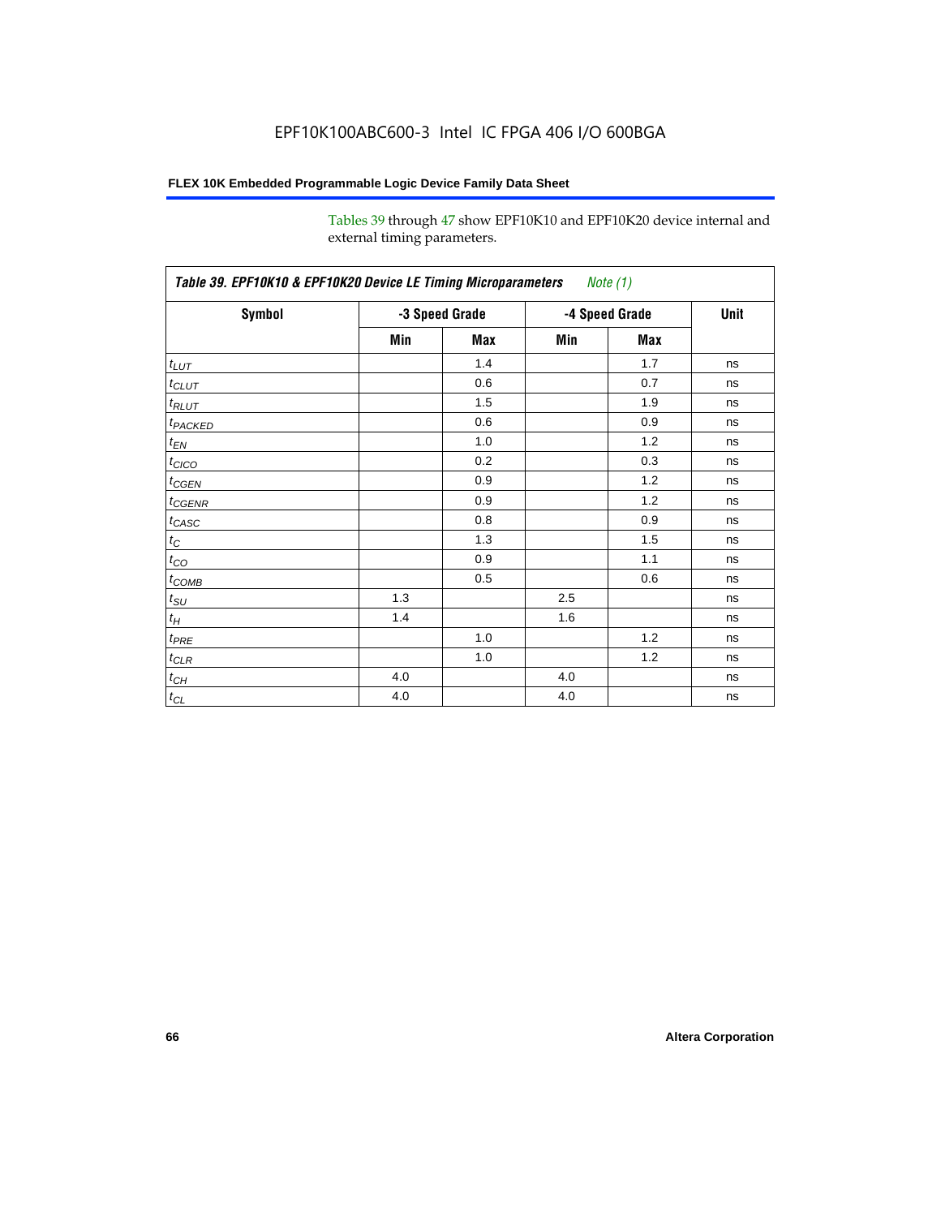Tables 39 through 47 show EPF10K10 and EPF10K20 device internal and external timing parameters.

**Table 39. EPF10K10 & EPF10K20 Device LE Timing Microparameters** *Note (1)*

| Symbol | -3 Speed Grade | | -4 Speed Grade | | Unit |
|---|---|---|---|---|---|
| | Min | Max | Min | Max | |
| $t_{LUT}$ | | 1.4 | | 1.7 | ns |
| $t_{CLUT}$ | | 0.6 | | 0.7 | ns |
| $t_{RLUT}$ | | 1.5 | | 1.9 | ns |
| $t_{PACKED}$ | | 0.6 | | 0.9 | ns |
| $t_{EN}$ | | 1.0 | | 1.2 | ns |
| $t_{CICO}$ | | 0.2 | | 0.3 | ns |
| $t_{CGEN}$ | | 0.9 | | 1.2 | ns |
| $t_{CGENR}$ | | 0.9 | | 1.2 | ns |
| $t_{CASC}$ | | 0.8 | | 0.9 | ns |
| $t_{C}$ | | 1.3 | | 1.5 | ns |
| $t_{CO}$ | | 0.9 | | 1.1 | ns |
| $t_{COMB}$ | | 0.5 | | 0.6 | ns |
| $t_{SU}$ | 1.3 | | 2.5 | | ns |
| $t_{H}$ | 1.4 | | 1.6 | | ns |
| $t_{PRE}$ | | 1.0 | | 1.2 | ns |
| $t_{CLR}$ | | 1.0 | | 1.2 | ns |
| $t_{CH}$ | 4.0 | | 4.0 | | ns |
| $t_{CL}$ | 4.0 | | 4.0 | | ns |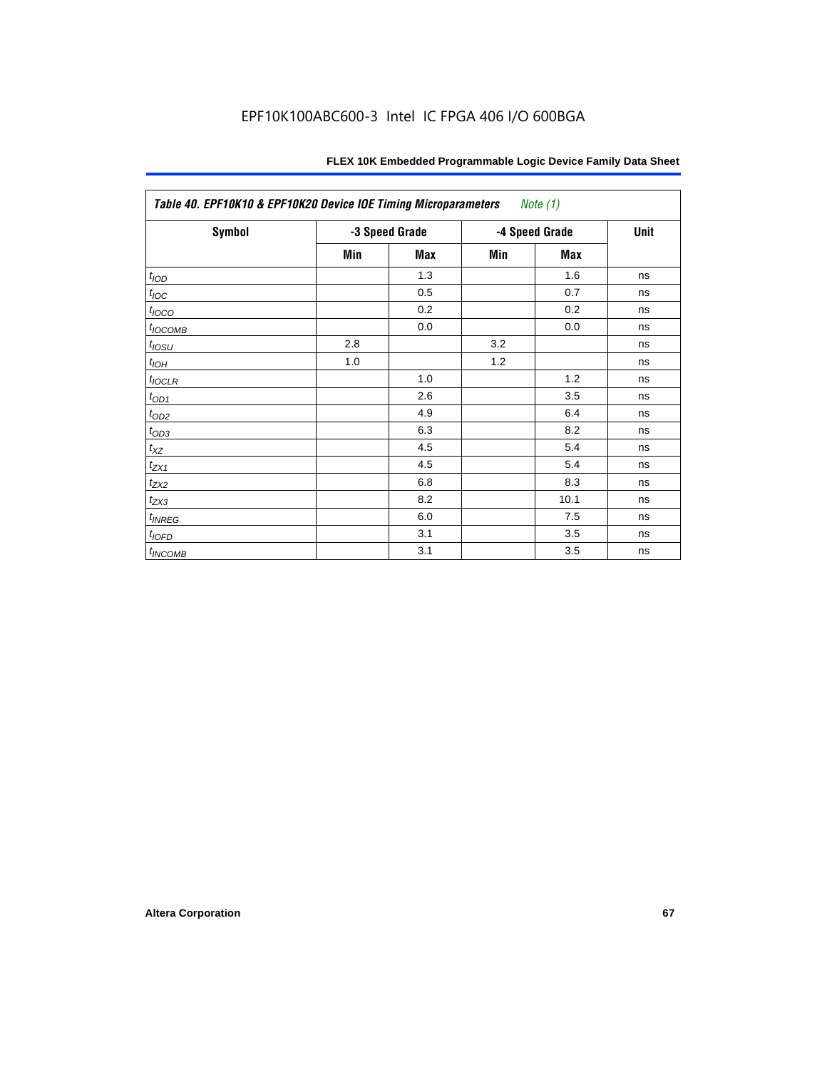| *Table 40. EPF10K10 & EPF10K20 Device IOE Timing Microparameters* *Note (1)* | | | | | |
|---|---|---|---|---|---|
| **Symbol** | **-3 Speed Grade** | | **-4 Speed Grade** | | **Unit** |
| | **Min** | **Max** | **Min** | **Max** | |
| $t_{IOD}$ | | 1.3 | | 1.6 | ns |
| $t_{IOC}$ | | 0.5 | | 0.7 | ns |
| $t_{IOCO}$ | | 0.2 | | 0.2 | ns |
| $t_{IOCOMB}$ | | 0.0 | | 0.0 | ns |
| $t_{IOSU}$ | 2.8 | | 3.2 | | ns |
| $t_{IOH}$ | 1.0 | | 1.2 | | ns |
| $t_{IOCLR}$ | | 1.0 | | 1.2 | ns |
| $t_{OD1}$ | | 2.6 | | 3.5 | ns |
| $t_{OD2}$ | | 4.9 | | 6.4 | ns |
| $t_{OD3}$ | | 6.3 | | 8.2 | ns |
| $t_{XZ}$ | | 4.5 | | 5.4 | ns |
| $t_{ZX1}$ | | 4.5 | | 5.4 | ns |
| $t_{ZX2}$ | | 6.8 | | 8.3 | ns |
| $t_{ZX3}$ | | 8.2 | | 10.1 | ns |
| $t_{INREG}$ | | 6.0 | | 7.5 | ns |
| $t_{IOFD}$ | | 3.1 | | 3.5 | ns |
| $t_{INCOMB}$ | | 3.1 | | 3.5 | ns |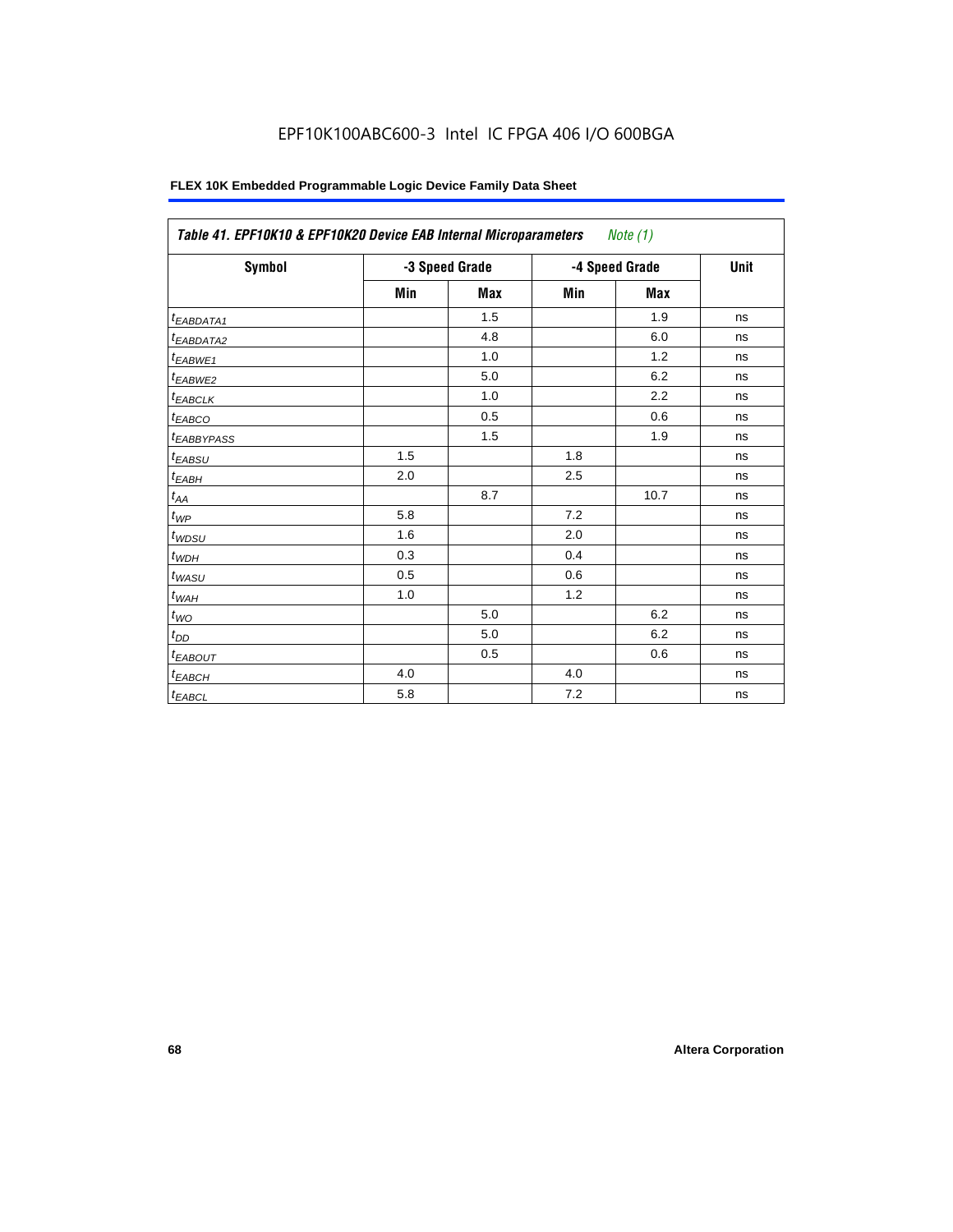EPF10K100ABC600-3 Intel IC FPGA 406 I/O 600BGA

**FLEX 10K Embedded Programmable Logic Device Family Data Sheet**

| *Table 41. EPF10K10 & EPF10K20 Device EAB Internal Microparameters Note (1)* | | | | | |
|---|---|---|---|---|---|
| **Symbol** | **-3 Speed Grade** | | **-4 Speed Grade** | | **Unit** |
| | **Min** | **Max** | **Min** | **Max** | |
| $t_{EABDATA1}$ | | 1.5 | | 1.9 | ns |
| $t_{EABDATA2}$ | | 4.8 | | 6.0 | ns |
| $t_{EABWE1}$ | | 1.0 | | 1.2 | ns |
| $t_{EABWE2}$ | | 5.0 | | 6.2 | ns |
| $t_{EABCLK}$ | | 1.0 | | 2.2 | ns |
| $t_{EABCO}$ | | 0.5 | | 0.6 | ns |
| $t_{EABBYPASS}$ | | 1.5 | | 1.9 | ns |
| $t_{EABSU}$ | 1.5 | | 1.8 | | ns |
| $t_{EABH}$ | 2.0 | | 2.5 | | ns |
| $t_{AA}$ | | 8.7 | | 10.7 | ns |
| $t_{WP}$ | 5.8 | | 7.2 | | ns |
| $t_{WDSU}$ | 1.6 | | 2.0 | | ns |
| $t_{WDH}$ | 0.3 | | 0.4 | | ns |
| $t_{WASU}$ | 0.5 | | 0.6 | | ns |
| $t_{WAH}$ | 1.0 | | 1.2 | | ns |
| $t_{WO}$ | | 5.0 | | 6.2 | ns |
| $t_{DD}$ | | 5.0 | | 6.2 | ns |
| $t_{EABOUT}$ | | 0.5 | | 0.6 | ns |
| $t_{EABCH}$ | 4.0 | | 4.0 | | ns |
| $t_{EABCL}$ | 5.8 | | 7.2 | | ns |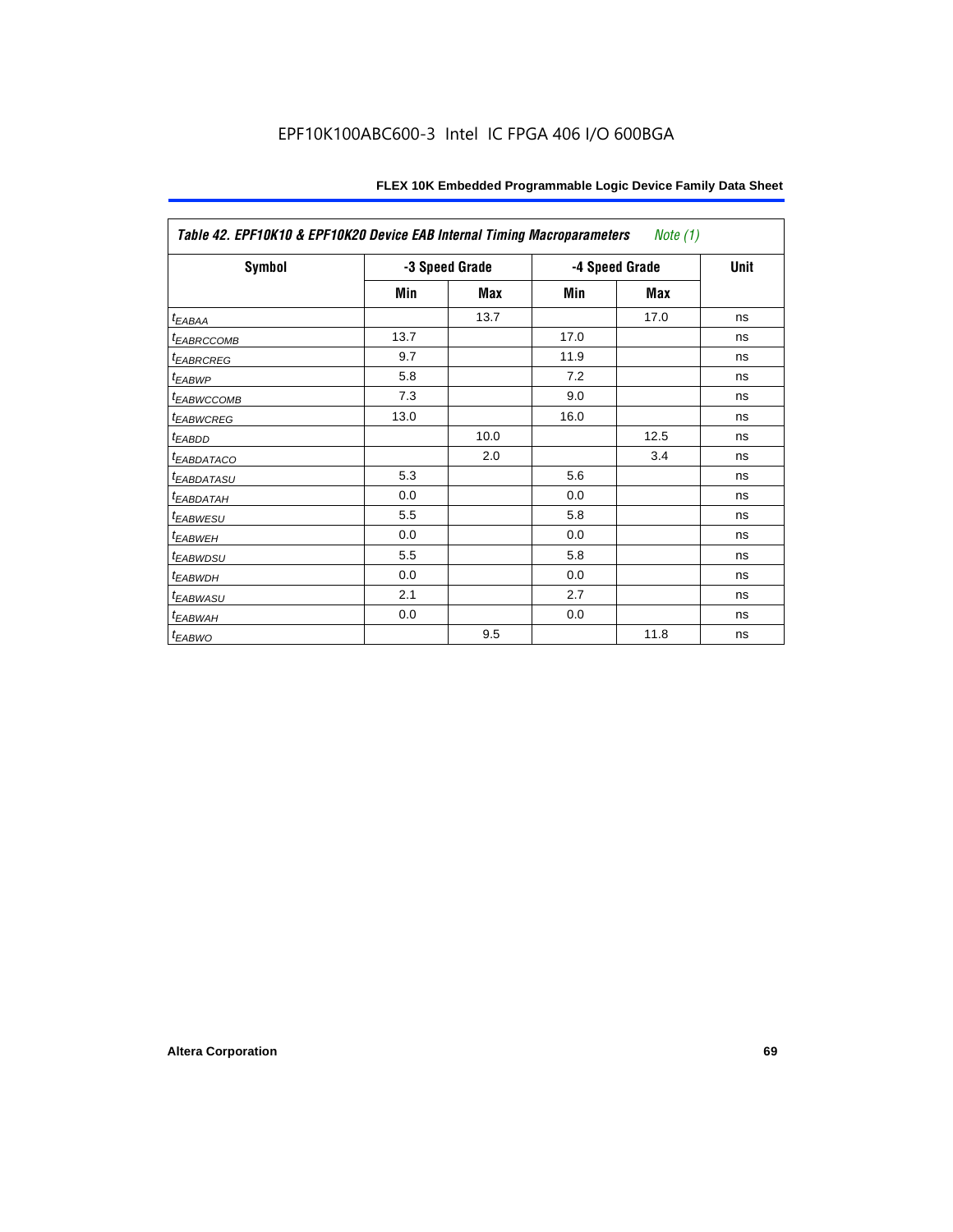Table 42. EPF10K10 & EPF10K20 Device EAB Internal Timing Macroparameters *Note (1)*

| Symbol | -3 Speed Grade | | -4 Speed Grade | | Unit |
|---|---|---|---|---|---|
| | Min | Max | Min | Max | |
| $t_{EABAA}$ | | 13.7 | | 17.0 | ns |
| $t_{EABRCCOMB}$ | 13.7 | | 17.0 | | ns |
| $t_{EABRCREG}$ | 9.7 | | 11.9 | | ns |
| $t_{EABWP}$ | 5.8 | | 7.2 | | ns |
| $t_{EABWCCOMB}$ | 7.3 | | 9.0 | | ns |
| $t_{EABWCREG}$ | 13.0 | | 16.0 | | ns |
| $t_{EABDD}$ | | 10.0 | | 12.5 | ns |
| $t_{EABDATACO}$ | | 2.0 | | 3.4 | ns |
| $t_{EABDATASU}$ | 5.3 | | 5.6 | | ns |
| $t_{EABDATAH}$ | 0.0 | | 0.0 | | ns |
| $t_{EABWESU}$ | 5.5 | | 5.8 | | ns |
| $t_{EABWEH}$ | 0.0 | | 0.0 | | ns |
| $t_{EABWDSU}$ | 5.5 | | 5.8 | | ns |
| $t_{EABWDH}$ | 0.0 | | 0.0 | | ns |
| $t_{EABWASU}$ | 2.1 | | 2.7 | | ns |
| $t_{EABWAH}$ | 0.0 | | 0.0 | | ns |
| $t_{EABWO}$ | | 9.5 | | 11.8 | ns |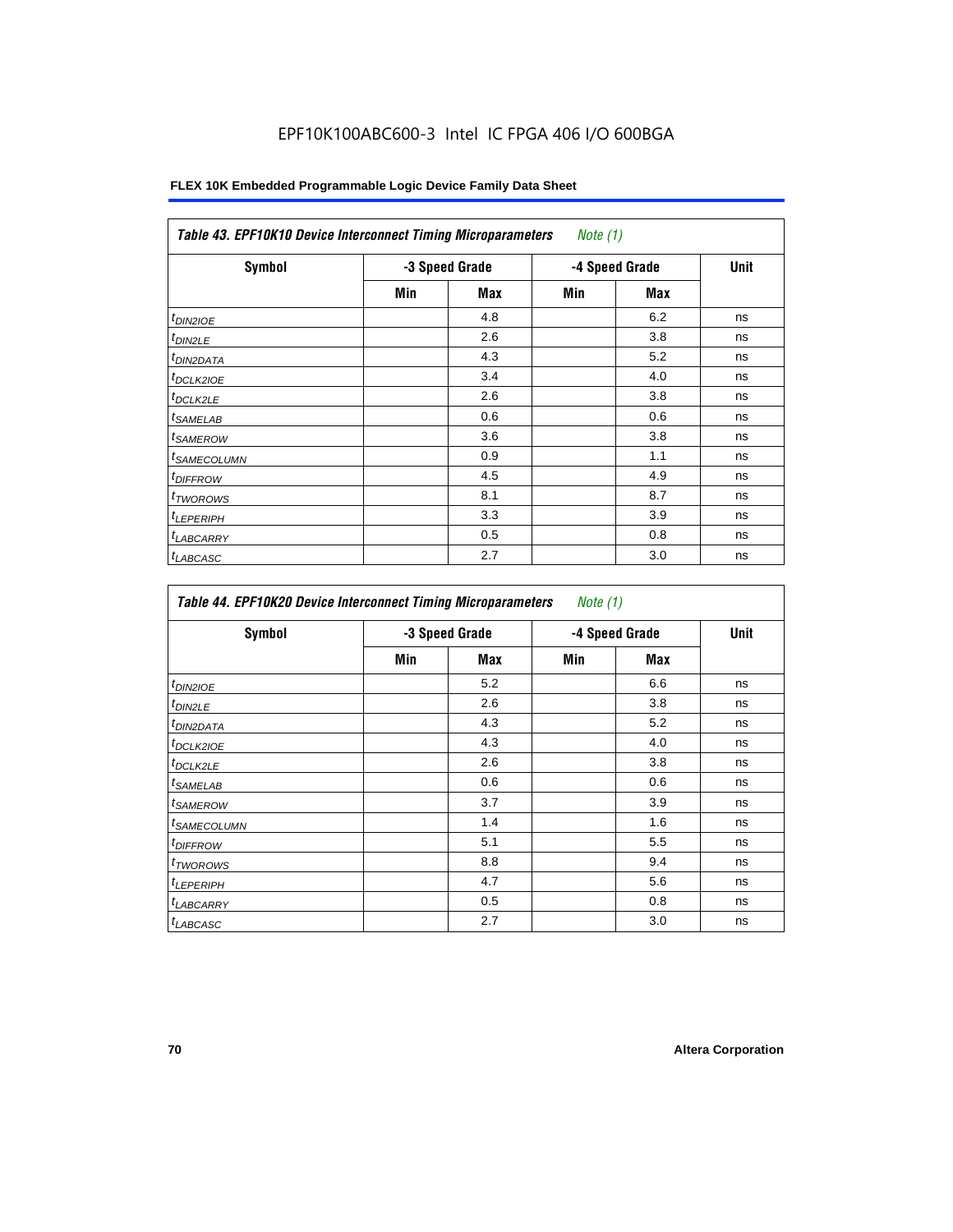EPF10K100ABC600-3 Intel IC FPGA 406 I/O 600BGA

**Table 43. EPF10K10 Device Interconnect Timing Microparameters** *Note (1)*

| Symbol | -3 Speed Grade | | -4 Speed Grade | | Unit |
|---|---|---|---|---|---|
| | Min | Max | Min | Max | |
| $t_{DIN2IOE}$ | | 4.8 | | 6.2 | ns |
| $t_{DIN2LE}$ | | 2.6 | | 3.8 | ns |
| $t_{DIN2DATA}$ | | 4.3 | | 5.2 | ns |
| $t_{DCLK2IOE}$ | | 3.4 | | 4.0 | ns |
| $t_{DCLK2LE}$ | | 2.6 | | 3.8 | ns |
| $t_{SAMELAB}$ | | 0.6 | | 0.6 | ns |
| $t_{SAMEROW}$ | | 3.6 | | 3.8 | ns |
| $t_{SAMECOLUMN}$ | | 0.9 | | 1.1 | ns |
| $t_{DIFFROW}$ | | 4.5 | | 4.9 | ns |
| $t_{TWOROWS}$ | | 8.1 | | 8.7 | ns |
| $t_{LEPERIPH}$ | | 3.3 | | 3.9 | ns |
| $t_{LABCARRY}$ | | 0.5 | | 0.8 | ns |
| $t_{LABCASC}$ | | 2.7 | | 3.0 | ns |

**Table 44. EPF10K20 Device Interconnect Timing Microparameters** *Note (1)*

| Symbol | -3 Speed Grade | | -4 Speed Grade | | Unit |
|---|---|---|---|---|---|
| | Min | Max | Min | Max | |
| $t_{DIN2IOE}$ | | 5.2 | | 6.6 | ns |
| $t_{DIN2LE}$ | | 2.6 | | 3.8 | ns |
| $t_{DIN2DATA}$ | | 4.3 | | 5.2 | ns |
| $t_{DCLK2IOE}$ | | 4.3 | | 4.0 | ns |
| $t_{DCLK2LE}$ | | 2.6 | | 3.8 | ns |
| $t_{SAMELAB}$ | | 0.6 | | 0.6 | ns |
| $t_{SAMEROW}$ | | 3.7 | | 3.9 | ns |
| $t_{SAMECOLUMN}$ | | 1.4 | | 1.6 | ns |
| $t_{DIFFROW}$ | | 5.1 | | 5.5 | ns |
| $t_{TWOROWS}$ | | 8.8 | | 9.4 | ns |
| $t_{LEPERIPH}$ | | 4.7 | | 5.6 | ns |
| $t_{LABCARRY}$ | | 0.5 | | 0.8 | ns |
| $t_{LABCASC}$ | | 2.7 | | 3.0 | ns |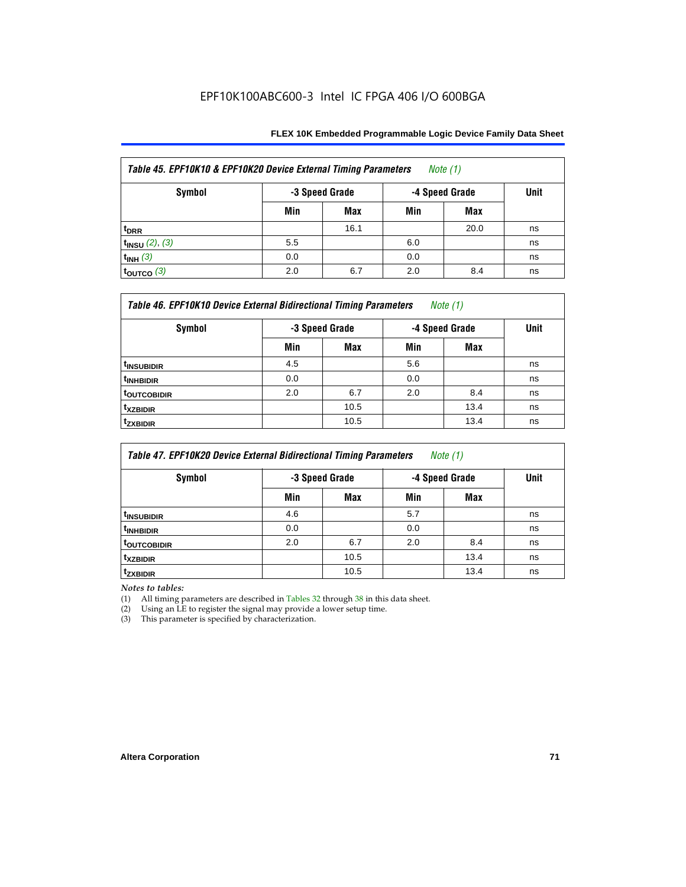**Table 45. EPF10K10 & EPF10K20 Device External Timing Parameters** *Note (1)*

| Symbol | -3 Speed Grade | | -4 Speed Grade | | Unit |
|---|---|---|---|---|---|
| | Min | Max | Min | Max | |
| $t_{DRR}$ | | 16.1 | | 20.0 | ns |
| $t_{INSU}$ *(2), (3)* | 5.5 | | 6.0 | | ns |
| $t_{INH}$ *(3)* | 0.0 | | 0.0 | | ns |
| $t_{OUTCO}$ *(3)* | 2.0 | 6.7 | 2.0 | 8.4 | ns |

**Table 46. EPF10K10 Device External Bidirectional Timing Parameters** *Note (1)*

| Symbol | -3 Speed Grade | | -4 Speed Grade | | Unit |
|---|---|---|---|---|---|
| | Min | Max | Min | Max | |
| $t_{INSUBIDIR}$ | 4.5 | | 5.6 | | ns |
| $t_{INHBIDIR}$ | 0.0 | | 0.0 | | ns |
| $t_{OUTCOBIDIR}$ | 2.0 | 6.7 | 2.0 | 8.4 | ns |
| $t_{XZBIDIR}$ | | 10.5 | | 13.4 | ns |
| $t_{ZXBIDIR}$ | | 10.5 | | 13.4 | ns |

**Table 47. EPF10K20 Device External Bidirectional Timing Parameters** *Note (1)*

| Symbol | -3 Speed Grade | | -4 Speed Grade | | Unit |
|---|---|---|---|---|---|
| | Min | Max | Min | Max | |
| $t_{INSUBIDIR}$ | 4.6 | | 5.7 | | ns |
| $t_{INHBIDIR}$ | 0.0 | | 0.0 | | ns |
| $t_{OUTCOBIDIR}$ | 2.0 | 6.7 | 2.0 | 8.4 | ns |
| $t_{XZBIDIR}$ | | 10.5 | | 13.4 | ns |
| $t_{ZXBIDIR}$ | | 10.5 | | 13.4 | ns |

*Notes to tables:*

(1) All timing parameters are described in Tables 32 through 38 in this data sheet.

(2) Using an LE to register the signal may provide a lower setup time.

(3) This parameter is specified by characterization.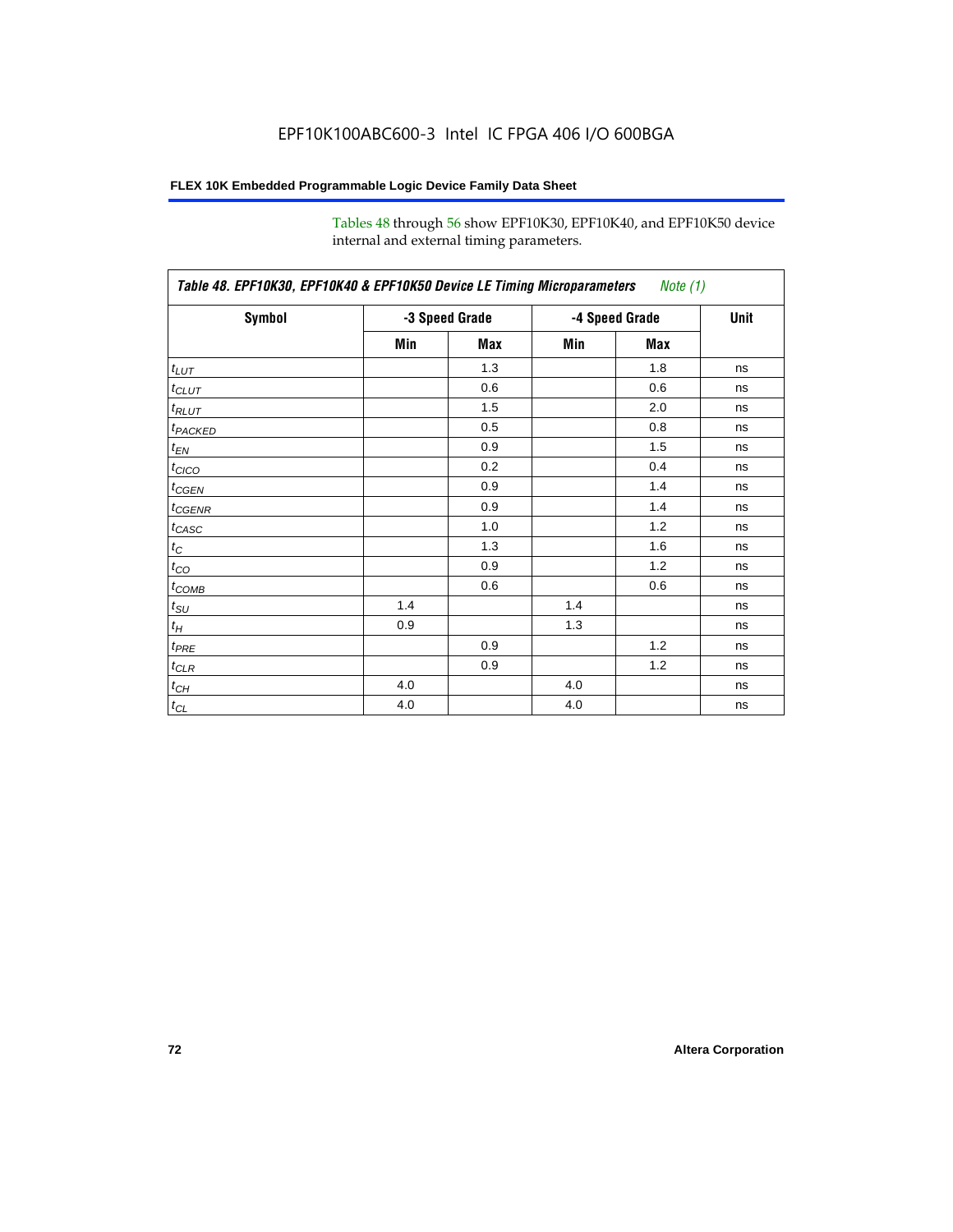Tables 48 through 56 show EPF10K30, EPF10K40, and EPF10K50 device internal and external timing parameters.

**Table 48. EPF10K30, EPF10K40 & EPF10K50 Device LE Timing Microparameters** *Note (1)*

| Symbol | -3 Speed Grade | | -4 Speed Grade | | Unit |
|---|---|---|---|---|---|
| | Min | Max | Min | Max | |
| $t_{LUT}$ | | 1.3 | | 1.8 | ns |
| $t_{CLUT}$ | | 0.6 | | 0.6 | ns |
| $t_{RLUT}$ | | 1.5 | | 2.0 | ns |
| $t_{PACKED}$ | | 0.5 | | 0.8 | ns |
| $t_{EN}$ | | 0.9 | | 1.5 | ns |
| $t_{CICO}$ | | 0.2 | | 0.4 | ns |
| $t_{CGEN}$ | | 0.9 | | 1.4 | ns |
| $t_{CGENR}$ | | 0.9 | | 1.4 | ns |
| $t_{CASC}$ | | 1.0 | | 1.2 | ns |
| $t_{C}$ | | 1.3 | | 1.6 | ns |
| $t_{CO}$ | | 0.9 | | 1.2 | ns |
| $t_{COMB}$ | | 0.6 | | 0.6 | ns |
| $t_{SU}$ | 1.4 | | 1.4 | | ns |
| $t_{H}$ | 0.9 | | 1.3 | | ns |
| $t_{PRE}$ | | 0.9 | | 1.2 | ns |
| $t_{CLR}$ | | 0.9 | | 1.2 | ns |
| $t_{CH}$ | 4.0 | | 4.0 | | ns |
| $t_{CL}$ | 4.0 | | 4.0 | | ns |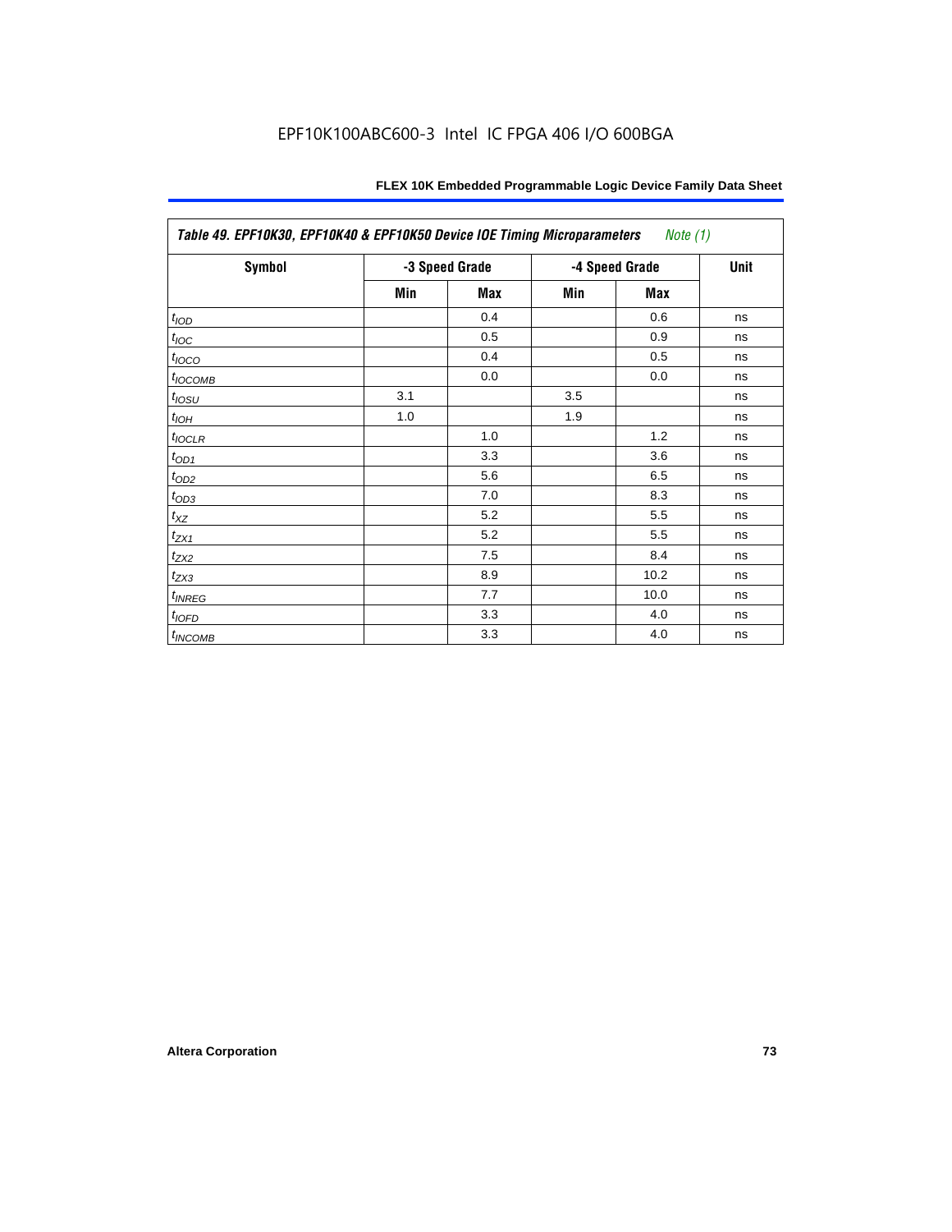| *Table 49. EPF10K30, EPF10K40 & EPF10K50 Device IOE Timing Microparameters* *Note (1)* | | | | | |
|---|---|---|---|---|---|
| **Symbol** | **-3 Speed Grade** | | **-4 Speed Grade** | | **Unit** |
| | **Min** | **Max** | **Min** | **Max** | |
| $t_{IOD}$ | | 0.4 | | 0.6 | ns |
| $t_{IOC}$ | | 0.5 | | 0.9 | ns |
| $t_{IOCO}$ | | 0.4 | | 0.5 | ns |
| $t_{IOCOMB}$ | | 0.0 | | 0.0 | ns |
| $t_{IOSU}$ | 3.1 | | 3.5 | | ns |
| $t_{IOH}$ | 1.0 | | 1.9 | | ns |
| $t_{IOCLR}$ | | 1.0 | | 1.2 | ns |
| $t_{OD1}$ | | 3.3 | | 3.6 | ns |
| $t_{OD2}$ | | 5.6 | | 6.5 | ns |
| $t_{OD3}$ | | 7.0 | | 8.3 | ns |
| $t_{XZ}$ | | 5.2 | | 5.5 | ns |
| $t_{ZX1}$ | | 5.2 | | 5.5 | ns |
| $t_{ZX2}$ | | 7.5 | | 8.4 | ns |
| $t_{ZX3}$ | | 8.9 | | 10.2 | ns |
| $t_{INREG}$ | | 7.7 | | 10.0 | ns |
| $t_{IOFD}$ | | 3.3 | | 4.0 | ns |
| $t_{INCOMB}$ | | 3.3 | | 4.0 | ns |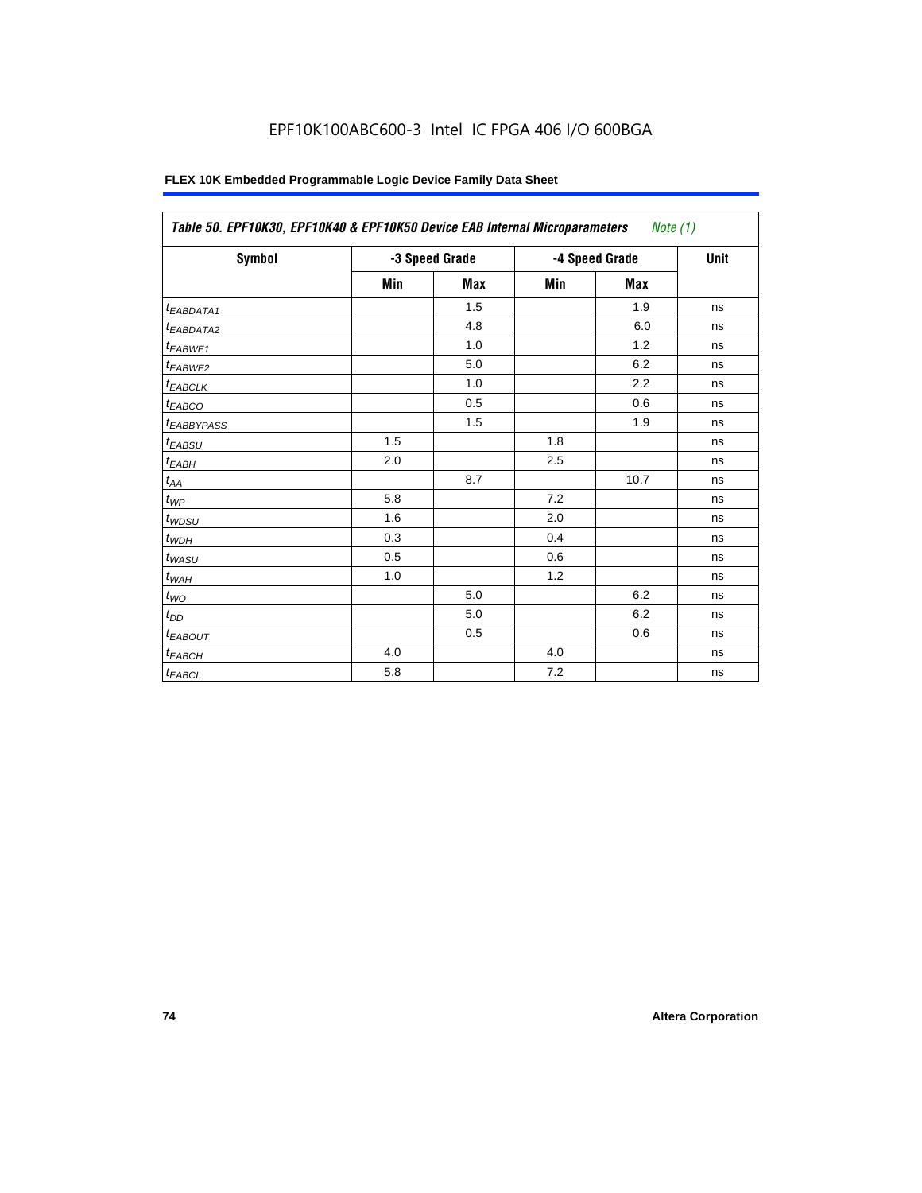Table 50. EPF10K30, EPF10K40 & EPF10K50 Device EAB Internal Microparameters *Note (1)*

| Symbol | -3 Speed Grade | | -4 Speed Grade | | Unit |
|---|---|---|---|---|---|
| | Min | Max | Min | Max | |
| $t_{EABDATA1}$ | | 1.5 | | 1.9 | ns |
| $t_{EABDATA2}$ | | 4.8 | | 6.0 | ns |
| $t_{EABWE1}$ | | 1.0 | | 1.2 | ns |
| $t_{EABWE2}$ | | 5.0 | | 6.2 | ns |
| $t_{EABCLK}$ | | 1.0 | | 2.2 | ns |
| $t_{EABCO}$ | | 0.5 | | 0.6 | ns |
| $t_{EABBYPASS}$ | | 1.5 | | 1.9 | ns |
| $t_{EABSU}$ | 1.5 | | 1.8 | | ns |
| $t_{EABH}$ | 2.0 | | 2.5 | | ns |
| $t_{AA}$ | | 8.7 | | 10.7 | ns |
| $t_{WP}$ | 5.8 | | 7.2 | | ns |
| $t_{WDSU}$ | 1.6 | | 2.0 | | ns |
| $t_{WDH}$ | 0.3 | | 0.4 | | ns |
| $t_{WASU}$ | 0.5 | | 0.6 | | ns |
| $t_{WAH}$ | 1.0 | | 1.2 | | ns |
| $t_{WO}$ | | 5.0 | | 6.2 | ns |
| $t_{DD}$ | | 5.0 | | 6.2 | ns |
| $t_{EABOUT}$ | | 0.5 | | 0.6 | ns |
| $t_{EABCH}$ | 4.0 | | 4.0 | | ns |
| $t_{EABCL}$ | 5.8 | | 7.2 | | ns |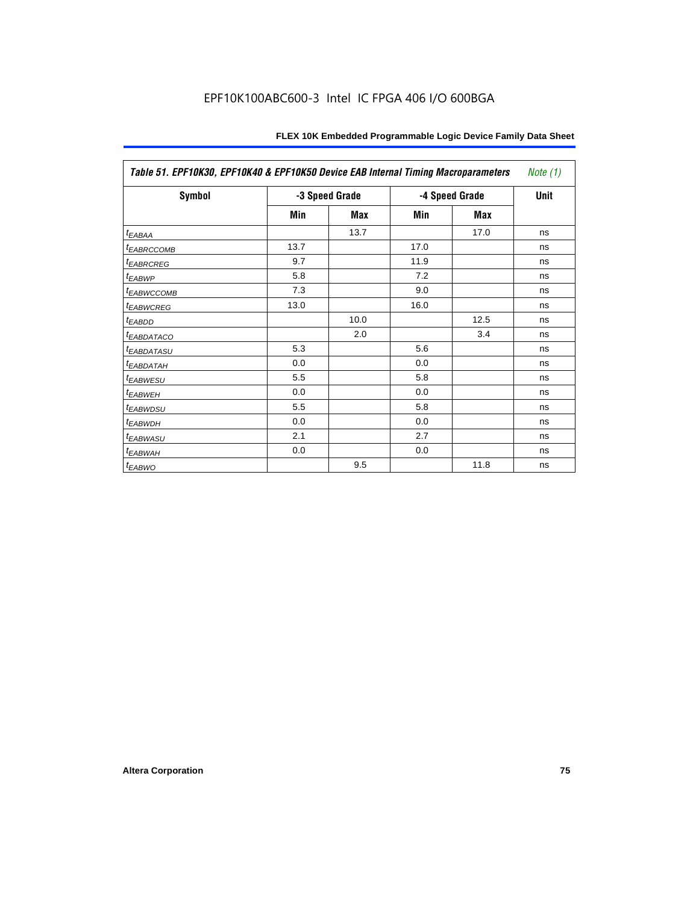Table 51. EPF10K30, EPF10K40 & EPF10K50 Device EAB Internal Timing Macroparameters *Note (1)*

| Symbol | -3 Speed Grade | | -4 Speed Grade | | Unit |
|---|---|---|---|---|---|
| | Min | Max | Min | Max | |
| $t_{EABAA}$ | | 13.7 | | 17.0 | ns |
| $t_{EABRCCOMB}$ | 13.7 | | 17.0 | | ns |
| $t_{EABRCREG}$ | 9.7 | | 11.9 | | ns |
| $t_{EABWP}$ | 5.8 | | 7.2 | | ns |
| $t_{EABWCCOMB}$ | 7.3 | | 9.0 | | ns |
| $t_{EABWCREG}$ | 13.0 | | 16.0 | | ns |
| $t_{EABDD}$ | | 10.0 | | 12.5 | ns |
| $t_{EABDATACO}$ | | 2.0 | | 3.4 | ns |
| $t_{EABDATASU}$ | 5.3 | | 5.6 | | ns |
| $t_{EABDATAH}$ | 0.0 | | 0.0 | | ns |
| $t_{EABWESU}$ | 5.5 | | 5.8 | | ns |
| $t_{EABWEH}$ | 0.0 | | 0.0 | | ns |
| $t_{EABWDSU}$ | 5.5 | | 5.8 | | ns |
| $t_{EABWDH}$ | 0.0 | | 0.0 | | ns |
| $t_{EABWASU}$ | 2.1 | | 2.7 | | ns |
| $t_{EABWAH}$ | 0.0 | | 0.0 | | ns |
| $t_{EABWO}$ | | 9.5 | | 11.8 | ns |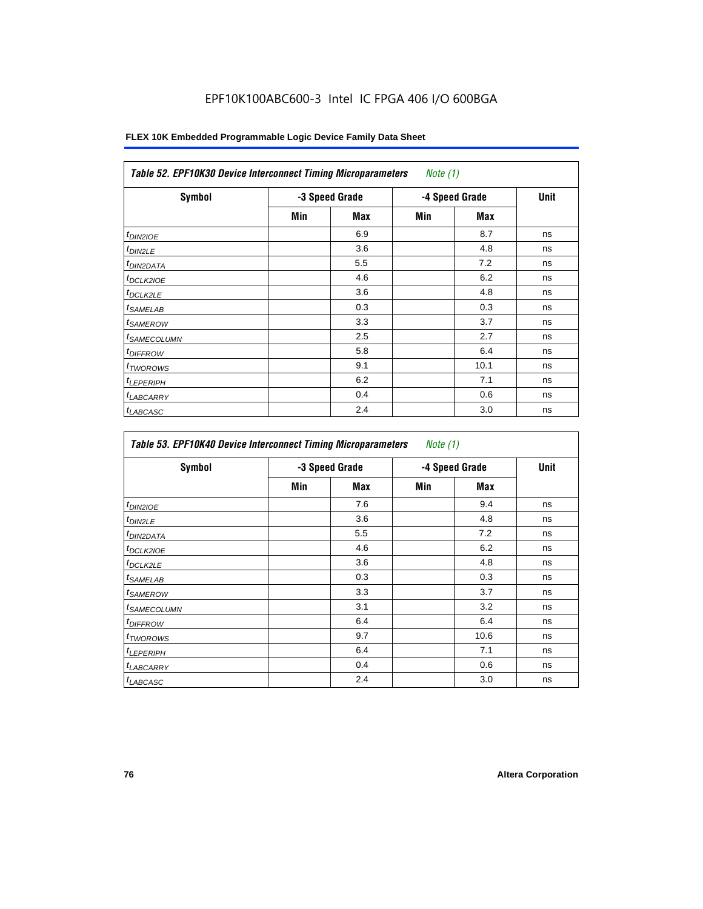EPF10K100ABC600-3 Intel IC FPGA 406 I/O 600BGA

**FLEX 10K Embedded Programmable Logic Device Family Data Sheet**

| *Table 52. EPF10K30 Device Interconnect Timing Microparameters* *Note (1)* | | | | | |
|---|---|---|---|---|---|
| **Symbol** | **-3 Speed Grade** | | **-4 Speed Grade** | | **Unit** |
| | **Min** | **Max** | **Min** | **Max** | |
| $t_{DIN2IOE}$ | | 6.9 | | 8.7 | ns |
| $t_{DIN2LE}$ | | 3.6 | | 4.8 | ns |
| $t_{DIN2DATA}$ | | 5.5 | | 7.2 | ns |
| $t_{DCLK2IOE}$ | | 4.6 | | 6.2 | ns |
| $t_{DCLK2LE}$ | | 3.6 | | 4.8 | ns |
| $t_{SAMELAB}$ | | 0.3 | | 0.3 | ns |
| $t_{SAMEROW}$ | | 3.3 | | 3.7 | ns |
| $t_{SAMECOLUMN}$ | | 2.5 | | 2.7 | ns |
| $t_{DIFFROW}$ | | 5.8 | | 6.4 | ns |
| $t_{TWOROWS}$ | | 9.1 | | 10.1 | ns |
| $t_{LEPERIPH}$ | | 6.2 | | 7.1 | ns |
| $t_{LABCARRY}$ | | 0.4 | | 0.6 | ns |
| $t_{LABCASC}$ | | 2.4 | | 3.0 | ns |

| *Table 53. EPF10K40 Device Interconnect Timing Microparameters* *Note (1)* | | | | | |
|---|---|---|---|---|---|
| **Symbol** | **-3 Speed Grade** | | **-4 Speed Grade** | | **Unit** |
| | **Min** | **Max** | **Min** | **Max** | |
| $t_{DIN2IOE}$ | | 7.6 | | 9.4 | ns |
| $t_{DIN2LE}$ | | 3.6 | | 4.8 | ns |
| $t_{DIN2DATA}$ | | 5.5 | | 7.2 | ns |
| $t_{DCLK2IOE}$ | | 4.6 | | 6.2 | ns |
| $t_{DCLK2LE}$ | | 3.6 | | 4.8 | ns |
| $t_{SAMELAB}$ | | 0.3 | | 0.3 | ns |
| $t_{SAMEROW}$ | | 3.3 | | 3.7 | ns |
| $t_{SAMECOLUMN}$ | | 3.1 | | 3.2 | ns |
| $t_{DIFFROW}$ | | 6.4 | | 6.4 | ns |
| $t_{TWOROWS}$ | | 9.7 | | 10.6 | ns |
| $t_{LEPERIPH}$ | | 6.4 | | 7.1 | ns |
| $t_{LABCARRY}$ | | 0.4 | | 0.6 | ns |
| $t_{LABCASC}$ | | 2.4 | | 3.0 | ns |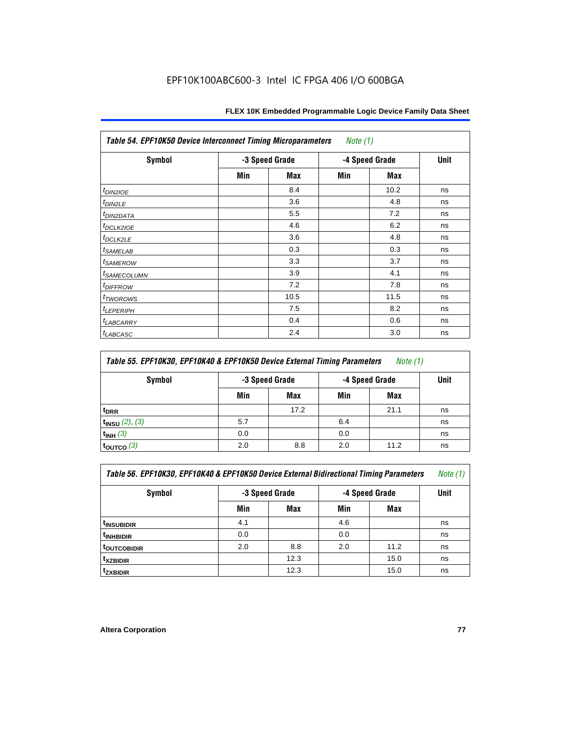**Table 54. EPF10K50 Device Interconnect Timing Microparameters** *Note (1)*

| Symbol | -3 Speed Grade | | -4 Speed Grade | | Unit |
|---|---|---|---|---|---|
| | Min | Max | Min | Max | |
| $t_{DIN2IOE}$ | | 8.4 | | 10.2 | ns |
| $t_{DIN2LE}$ | | 3.6 | | 4.8 | ns |
| $t_{DIN2DATA}$ | | 5.5 | | 7.2 | ns |
| $t_{DCLK2IOE}$ | | 4.6 | | 6.2 | ns |
| $t_{DCLK2LE}$ | | 3.6 | | 4.8 | ns |
| $t_{SAMELAB}$ | | 0.3 | | 0.3 | ns |
| $t_{SAMEROW}$ | | 3.3 | | 3.7 | ns |
| $t_{SAMECOLUMN}$ | | 3.9 | | 4.1 | ns |
| $t_{DIFFROW}$ | | 7.2 | | 7.8 | ns |
| $t_{TWOROWS}$ | | 10.5 | | 11.5 | ns |
| $t_{LEPERIPH}$ | | 7.5 | | 8.2 | ns |
| $t_{LABCARRY}$ | | 0.4 | | 0.6 | ns |
| $t_{LABCASC}$ | | 2.4 | | 3.0 | ns |

**Table 55. EPF10K30, EPF10K40 & EPF10K50 Device External Timing Parameters** *Note (1)*

| Symbol | -3 Speed Grade | | -4 Speed Grade | | Unit |
|---|---|---|---|---|---|
| | Min | Max | Min | Max | |
| $t_{DRR}$ | | 17.2 | | 21.1 | ns |
| $t_{INSU}$ *(2), (3)* | 5.7 | | 6.4 | | ns |
| $t_{INH}$ *(3)* | 0.0 | | 0.0 | | ns |
| $t_{OUTCO}$ *(3)* | 2.0 | 8.8 | 2.0 | 11.2 | ns |

**Table 56. EPF10K30, EPF10K40 & EPF10K50 Device External Bidirectional Timing Parameters** *Note (1)*

| Symbol | -3 Speed Grade | | -4 Speed Grade | | Unit |
|---|---|---|---|---|---|
| | Min | Max | Min | Max | |
| $t_{INSUBIDIR}$ | 4.1 | | 4.6 | | ns |
| $t_{INHBIDIR}$ | 0.0 | | 0.0 | | ns |
| $t_{OUTCOBIDIR}$ | 2.0 | 8.8 | 2.0 | 11.2 | ns |
| $t_{XZBIDIR}$ | | 12.3 | | 15.0 | ns |
| $t_{ZXBIDIR}$ | | 12.3 | | 15.0 | ns |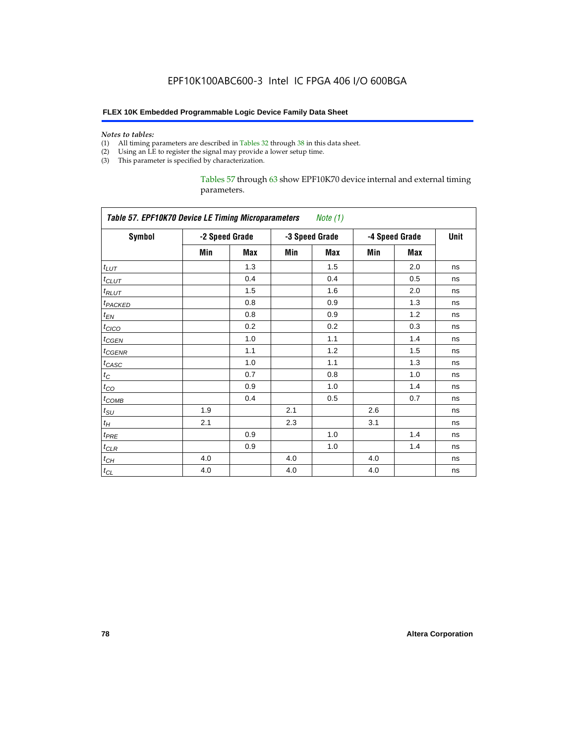*Notes to tables:*

(1) All timing parameters are described in Tables 32 through 38 in this data sheet.
(2) Using an LE to register the signal may provide a lower setup time.
(3) This parameter is specified by characterization.

Tables 57 through 63 show EPF10K70 device internal and external timing parameters.

**Table 57. EPF10K70 Device LE Timing Microparameters** *Note (1)*

| Symbol | -2 Speed Grade | | -3 Speed Grade | | -4 Speed Grade | | Unit |
|---|---|---|---|---|---|---|---|
| | Min | Max | Min | Max | Min | Max | |
| $t_{LUT}$ | | 1.3 | | 1.5 | | 2.0 | ns |
| $t_{CLUT}$ | | 0.4 | | 0.4 | | 0.5 | ns |
| $t_{RLUT}$ | | 1.5 | | 1.6 | | 2.0 | ns |
| $t_{PACKED}$ | | 0.8 | | 0.9 | | 1.3 | ns |
| $t_{EN}$ | | 0.8 | | 0.9 | | 1.2 | ns |
| $t_{CICO}$ | | 0.2 | | 0.2 | | 0.3 | ns |
| $t_{CGEN}$ | | 1.0 | | 1.1 | | 1.4 | ns |
| $t_{CGENR}$ | | 1.1 | | 1.2 | | 1.5 | ns |
| $t_{CASC}$ | | 1.0 | | 1.1 | | 1.3 | ns |
| $t_C$ | | 0.7 | | 0.8 | | 1.0 | ns |
| $t_{CO}$ | | 0.9 | | 1.0 | | 1.4 | ns |
| $t_{COMB}$ | | 0.4 | | 0.5 | | 0.7 | ns |
| $t_{SU}$ | 1.9 | | 2.1 | | 2.6 | | ns |
| $t_H$ | 2.1 | | 2.3 | | 3.1 | | ns |
| $t_{PRE}$ | | 0.9 | | 1.0 | | 1.4 | ns |
| $t_{CLR}$ | | 0.9 | | 1.0 | | 1.4 | ns |
| $t_{CH}$ | 4.0 | | 4.0 | | 4.0 | | ns |
| $t_{CL}$ | 4.0 | | 4.0 | | 4.0 | | ns |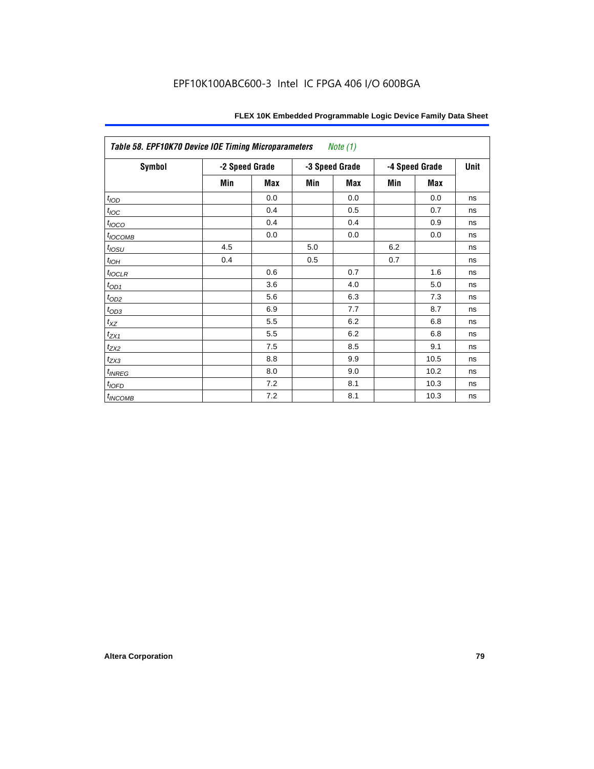EPF10K100ABC600-3 Intel IC FPGA 406 I/O 600BGA

| *Table 58. EPF10K70 Device IOE Timing Microparameters* *Note (1)* | | | | | | | |
|---|---|---|---|---|---|---|---|
| **Symbol** | **-2 Speed Grade** | | **-3 Speed Grade** | | **-4 Speed Grade** | | **Unit** |
| | **Min** | **Max** | **Min** | **Max** | **Min** | **Max** | |
| $t_{IOD}$ | | 0.0 | | 0.0 | | 0.0 | ns |
| $t_{IOC}$ | | 0.4 | | 0.5 | | 0.7 | ns |
| $t_{IOCO}$ | | 0.4 | | 0.4 | | 0.9 | ns |
| $t_{IOCOMB}$ | | 0.0 | | 0.0 | | 0.0 | ns |
| $t_{IOSU}$ | 4.5 | | 5.0 | | 6.2 | | ns |
| $t_{IOH}$ | 0.4 | | 0.5 | | 0.7 | | ns |
| $t_{IOCLR}$ | | 0.6 | | 0.7 | | 1.6 | ns |
| $t_{OD1}$ | | 3.6 | | 4.0 | | 5.0 | ns |
| $t_{OD2}$ | | 5.6 | | 6.3 | | 7.3 | ns |
| $t_{OD3}$ | | 6.9 | | 7.7 | | 8.7 | ns |
| $t_{XZ}$ | | 5.5 | | 6.2 | | 6.8 | ns |
| $t_{ZX1}$ | | 5.5 | | 6.2 | | 6.8 | ns |
| $t_{ZX2}$ | | 7.5 | | 8.5 | | 9.1 | ns |
| $t_{ZX3}$ | | 8.8 | | 9.9 | | 10.5 | ns |
| $t_{INREG}$ | | 8.0 | | 9.0 | | 10.2 | ns |
| $t_{IOFD}$ | | 7.2 | | 8.1 | | 10.3 | ns |
| $t_{INCOMB}$ | | 7.2 | | 8.1 | | 10.3 | ns |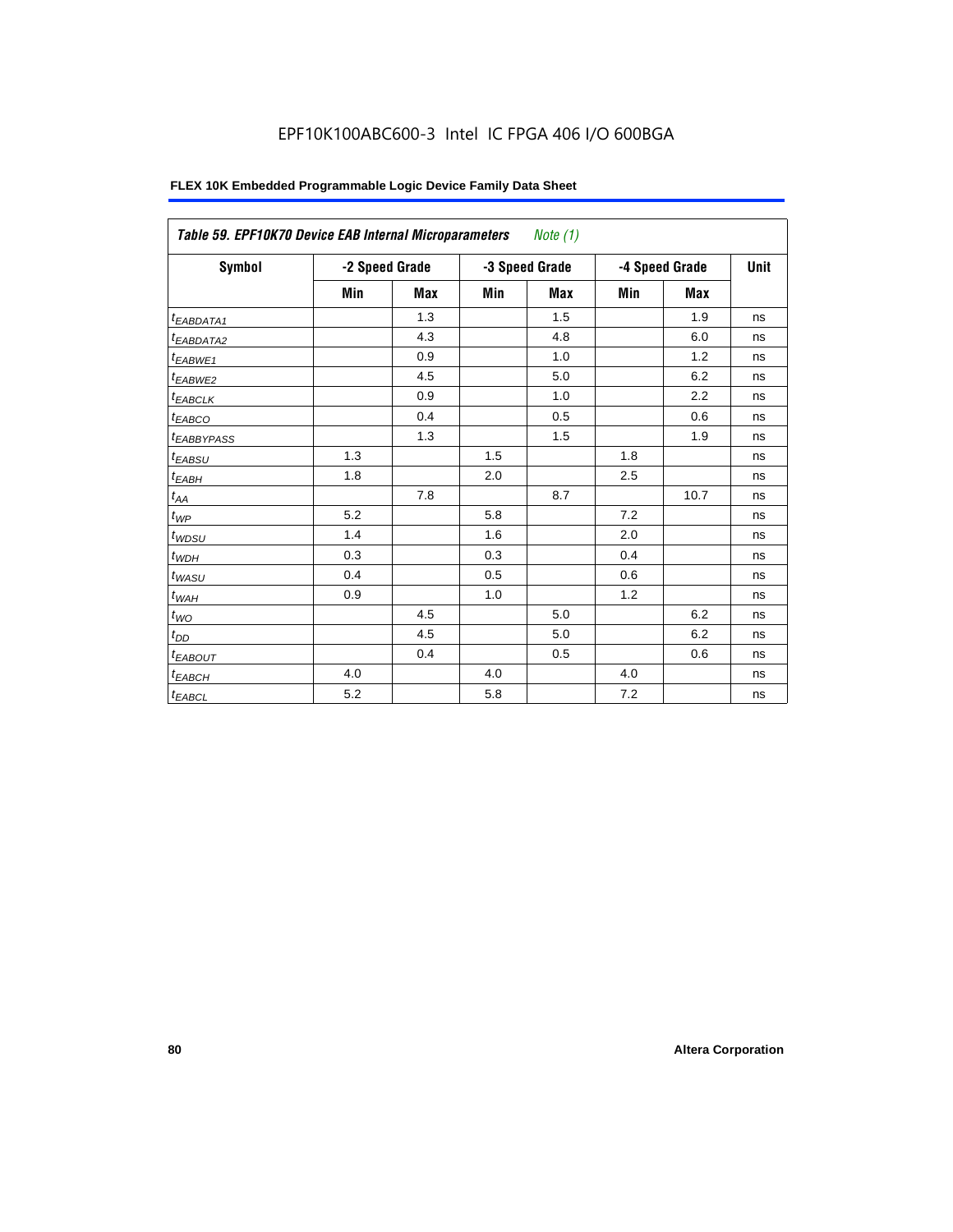EPF10K100ABC600-3 Intel IC FPGA 406 I/O 600BGA

**FLEX 10K Embedded Programmable Logic Device Family Data Sheet**

| *Table 59. EPF10K70 Device EAB Internal Microparameters* *Note (1)* | | | | | | | |
|---|---|---|---|---|---|---|---|
| **Symbol** | **-2 Speed Grade** | | **-3 Speed Grade** | | **-4 Speed Grade** | | **Unit** |
| | **Min** | **Max** | **Min** | **Max** | **Min** | **Max** | |
| $t_{EABDATA1}$ | | 1.3 | | 1.5 | | 1.9 | ns |
| $t_{EABDATA2}$ | | 4.3 | | 4.8 | | 6.0 | ns |
| $t_{EABWE1}$ | | 0.9 | | 1.0 | | 1.2 | ns |
| $t_{EABWE2}$ | | 4.5 | | 5.0 | | 6.2 | ns |
| $t_{EABCLK}$ | | 0.9 | | 1.0 | | 2.2 | ns |
| $t_{EABCO}$ | | 0.4 | | 0.5 | | 0.6 | ns |
| $t_{EABBYPASS}$ | | 1.3 | | 1.5 | | 1.9 | ns |
| $t_{EABSU}$ | 1.3 | | 1.5 | | 1.8 | | ns |
| $t_{EABH}$ | 1.8 | | 2.0 | | 2.5 | | ns |
| $t_{AA}$ | | 7.8 | | 8.7 | | 10.7 | ns |
| $t_{WP}$ | 5.2 | | 5.8 | | 7.2 | | ns |
| $t_{WDSU}$ | 1.4 | | 1.6 | | 2.0 | | ns |
| $t_{WDH}$ | 0.3 | | 0.3 | | 0.4 | | ns |
| $t_{WASU}$ | 0.4 | | 0.5 | | 0.6 | | ns |
| $t_{WAH}$ | 0.9 | | 1.0 | | 1.2 | | ns |
| $t_{WO}$ | | 4.5 | | 5.0 | | 6.2 | ns |
| $t_{DD}$ | | 4.5 | | 5.0 | | 6.2 | ns |
| $t_{EABOUT}$ | | 0.4 | | 0.5 | | 0.6 | ns |
| $t_{EABCH}$ | 4.0 | | 4.0 | | 4.0 | | ns |
| $t_{EABCL}$ | 5.2 | | 5.8 | | 7.2 | | ns |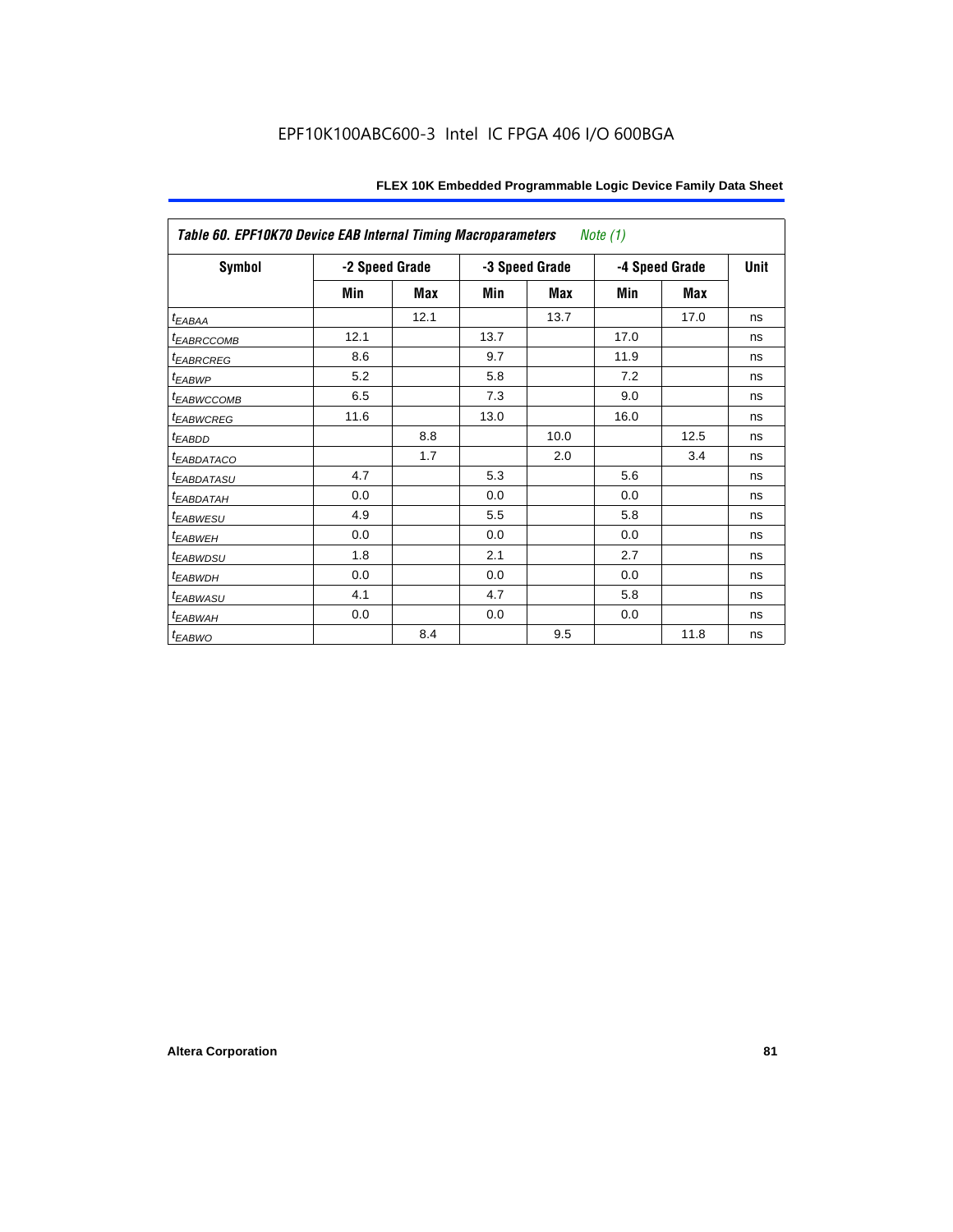| *Table 60. EPF10K70 Device EAB Internal Timing Macroparameters* | *Note (1)* | | | | | | |
|---|---|---|---|---|---|---|---|
| **Symbol** | **-2 Speed Grade** | | **-3 Speed Grade** | | **-4 Speed Grade** | | **Unit** |
| | **Min** | **Max** | **Min** | **Max** | **Min** | **Max** | |
| $t_{EABAA}$ | | 12.1 | | 13.7 | | 17.0 | ns |
| $t_{EABRCCOMB}$ | 12.1 | | 13.7 | | 17.0 | | ns |
| $t_{EABRCREG}$ | 8.6 | | 9.7 | | 11.9 | | ns |
| $t_{EABWP}$ | 5.2 | | 5.8 | | 7.2 | | ns |
| $t_{EABWCCOMB}$ | 6.5 | | 7.3 | | 9.0 | | ns |
| $t_{EABWCREG}$ | 11.6 | | 13.0 | | 16.0 | | ns |
| $t_{EABDD}$ | | 8.8 | | 10.0 | | 12.5 | ns |
| $t_{EABDATACO}$ | | 1.7 | | 2.0 | | 3.4 | ns |
| $t_{EABDATASU}$ | 4.7 | | 5.3 | | 5.6 | | ns |
| $t_{EABDATAH}$ | 0.0 | | 0.0 | | 0.0 | | ns |
| $t_{EABWESU}$ | 4.9 | | 5.5 | | 5.8 | | ns |
| $t_{EABWEH}$ | 0.0 | | 0.0 | | 0.0 | | ns |
| $t_{EABWDSU}$ | 1.8 | | 2.1 | | 2.7 | | ns |
| $t_{EABWDH}$ | 0.0 | | 0.0 | | 0.0 | | ns |
| $t_{EABWASU}$ | 4.1 | | 4.7 | | 5.8 | | ns |
| $t_{EABWAH}$ | 0.0 | | 0.0 | | 0.0 | | ns |
| $t_{EABWO}$ | | 8.4 | | 9.5 | | 11.8 | ns |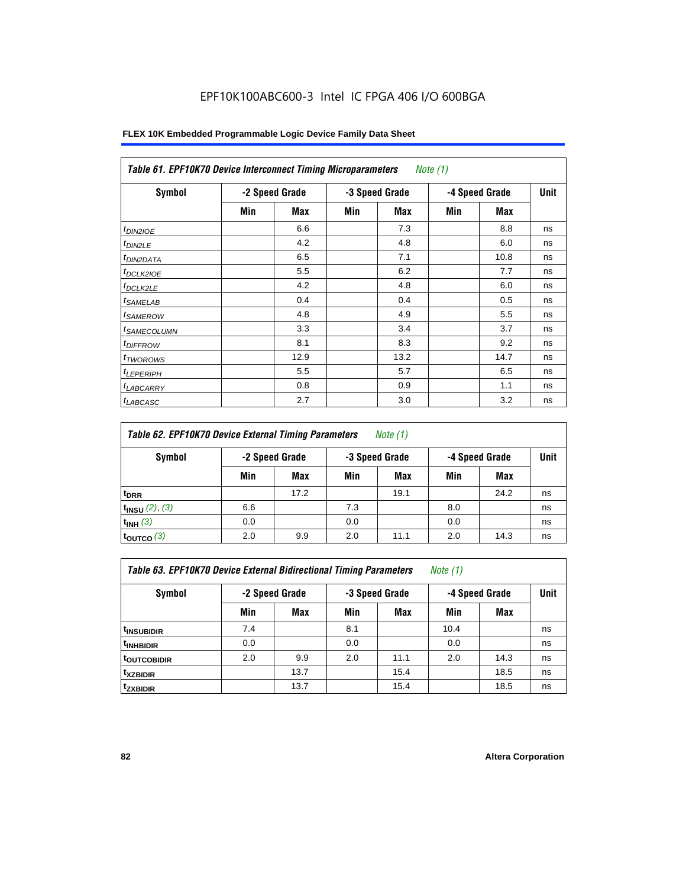EPF10K100ABC600-3 Intel IC FPGA 406 I/O 600BGA

| Table 61. EPF10K70 Device Interconnect Timing Microparameters Note (1) | | | | | | | |
|---|---|---|---|---|---|---|---|
| Symbol | -2 Speed Grade | | -3 Speed Grade | | -4 Speed Grade | | Unit |
| | Min | Max | Min | Max | Min | Max | |
| $t_{DIN2IOE}$ | | 6.6 | | 7.3 | | 8.8 | ns |
| $t_{DIN2LE}$ | | 4.2 | | 4.8 | | 6.0 | ns |
| $t_{DIN2DATA}$ | | 6.5 | | 7.1 | | 10.8 | ns |
| $t_{DCLK2IOE}$ | | 5.5 | | 6.2 | | 7.7 | ns |
| $t_{DCLK2LE}$ | | 4.2 | | 4.8 | | 6.0 | ns |
| $t_{SAMELAB}$ | | 0.4 | | 0.4 | | 0.5 | ns |
| $t_{SAMEROW}$ | | 4.8 | | 4.9 | | 5.5 | ns |
| $t_{SAMECOLUMN}$ | | 3.3 | | 3.4 | | 3.7 | ns |
| $t_{DIFFROW}$ | | 8.1 | | 8.3 | | 9.2 | ns |
| $t_{TWOROWS}$ | | 12.9 | | 13.2 | | 14.7 | ns |
| $t_{LEPERIPH}$ | | 5.5 | | 5.7 | | 6.5 | ns |
| $t_{LABCARRY}$ | | 0.8 | | 0.9 | | 1.1 | ns |
| $t_{LABCASC}$ | | 2.7 | | 3.0 | | 3.2 | ns |

| Table 62. EPF10K70 Device External Timing Parameters Note (1) | | | | | | | |
|---|---|---|---|---|---|---|---|
| Symbol | -2 Speed Grade | | -3 Speed Grade | | -4 Speed Grade | | Unit |
| | Min | Max | Min | Max | Min | Max | |
| $t_{DRR}$ | | 17.2 | | 19.1 | | 24.2 | ns |
| $t_{INSU}$ (2), (3) | 6.6 | | 7.3 | | 8.0 | | ns |
| $t_{INH}$ (3) | 0.0 | | 0.0 | | 0.0 | | ns |
| $t_{OUTCO}$ (3) | 2.0 | 9.9 | 2.0 | 11.1 | 2.0 | 14.3 | ns |

| Table 63. EPF10K70 Device External Bidirectional Timing Parameters Note (1) | | | | | | | |
|---|---|---|---|---|---|---|---|
| Symbol | -2 Speed Grade | | -3 Speed Grade | | -4 Speed Grade | | Unit |
| | Min | Max | Min | Max | Min | Max | |
| $t_{INSUBIDIR}$ | 7.4 | | 8.1 | | 10.4 | | ns |
| $t_{INHBIDIR}$ | 0.0 | | 0.0 | | 0.0 | | ns |
| $t_{OUTCOBIDIR}$ | 2.0 | 9.9 | 2.0 | 11.1 | 2.0 | 14.3 | ns |
| $t_{XZBIDIR}$ | | 13.7 | | 15.4 | | 18.5 | ns |
| $t_{ZXBIDIR}$ | | 13.7 | | 15.4 | | 18.5 | ns |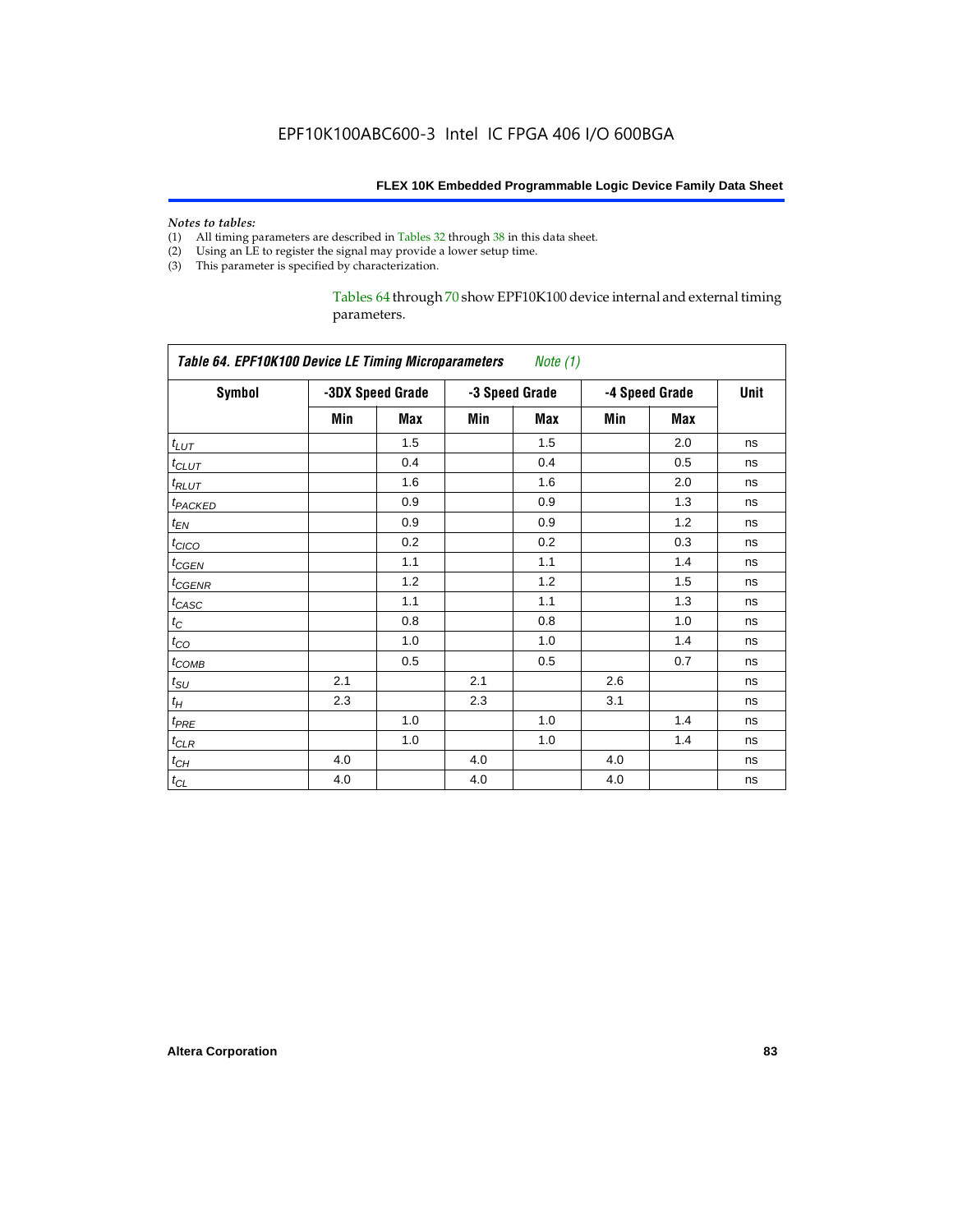*Notes to tables:*

(1) All timing parameters are described in Tables 32 through 38 in this data sheet.
(2) Using an LE to register the signal may provide a lower setup time.
(3) This parameter is specified by characterization.

Tables 64 through 70 show EPF10K100 device internal and external timing parameters.

**Table 64. EPF10K100 Device LE Timing Microparameters** *Note (1)*

| Symbol | -3DX Speed Grade | | -3 Speed Grade | | -4 Speed Grade | | Unit |
|---|---|---|---|---|---|---|---|
| | Min | Max | Min | Max | Min | Max | |
| $t_{LUT}$ | | 1.5 | | 1.5 | | 2.0 | ns |
| $t_{CLUT}$ | | 0.4 | | 0.4 | | 0.5 | ns |
| $t_{RLUT}$ | | 1.6 | | 1.6 | | 2.0 | ns |
| $t_{PACKED}$ | | 0.9 | | 0.9 | | 1.3 | ns |
| $t_{EN}$ | | 0.9 | | 0.9 | | 1.2 | ns |
| $t_{CICO}$ | | 0.2 | | 0.2 | | 0.3 | ns |
| $t_{CGEN}$ | | 1.1 | | 1.1 | | 1.4 | ns |
| $t_{CGENR}$ | | 1.2 | | 1.2 | | 1.5 | ns |
| $t_{CASC}$ | | 1.1 | | 1.1 | | 1.3 | ns |
| $t_{C}$ | | 0.8 | | 0.8 | | 1.0 | ns |
| $t_{CO}$ | | 1.0 | | 1.0 | | 1.4 | ns |
| $t_{COMB}$ | | 0.5 | | 0.5 | | 0.7 | ns |
| $t_{SU}$ | 2.1 | | 2.1 | | 2.6 | | ns |
| $t_{H}$ | 2.3 | | 2.3 | | 3.1 | | ns |
| $t_{PRE}$ | | 1.0 | | 1.0 | | 1.4 | ns |
| $t_{CLR}$ | | 1.0 | | 1.0 | | 1.4 | ns |
| $t_{CH}$ | 4.0 | | 4.0 | | 4.0 | | ns |
| $t_{CL}$ | 4.0 | | 4.0 | | 4.0 | | ns |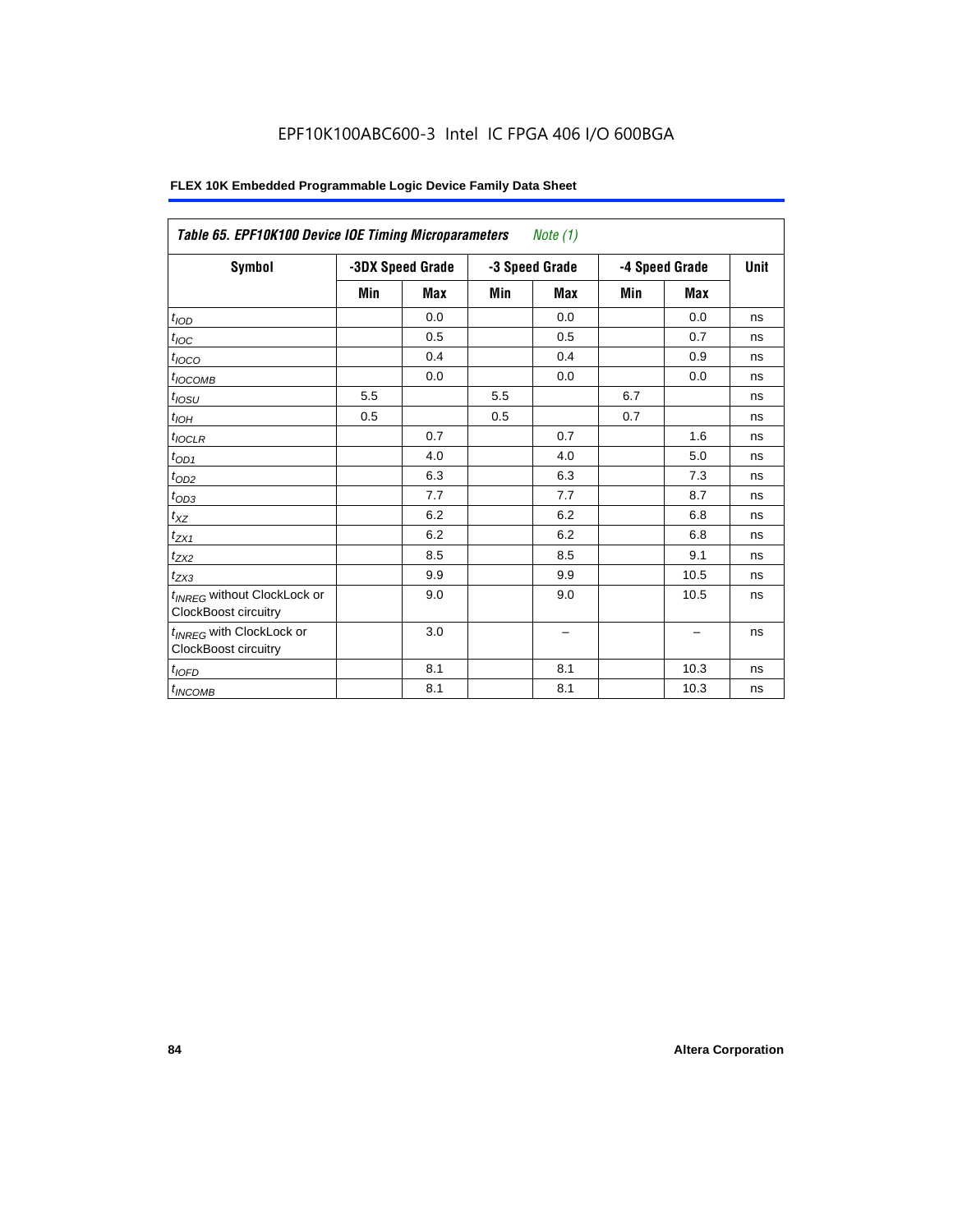EPF10K100ABC600-3 Intel IC FPGA 406 I/O 600BGA

**FLEX 10K Embedded Programmable Logic Device Family Data Sheet**

| *Table 65. EPF10K100 Device IOE Timing Microparameters* *Note (1)* | | | | | | | |
|---|---|---|---|---|---|---|---|
| **Symbol** | **-3DX Speed Grade** | | **-3 Speed Grade** | | **-4 Speed Grade** | | **Unit** |
| | **Min** | **Max** | **Min** | **Max** | **Min** | **Max** | |
| $t_{IOD}$ | | 0.0 | | 0.0 | | 0.0 | ns |
| $t_{IOC}$ | | 0.5 | | 0.5 | | 0.7 | ns |
| $t_{IOCO}$ | | 0.4 | | 0.4 | | 0.9 | ns |
| $t_{IOCOMB}$ | | 0.0 | | 0.0 | | 0.0 | ns |
| $t_{IOSU}$ | 5.5 | | 5.5 | | 6.7 | | ns |
| $t_{IOH}$ | 0.5 | | 0.5 | | 0.7 | | ns |
| $t_{IOCLR}$ | | 0.7 | | 0.7 | | 1.6 | ns |
| $t_{OD1}$ | | 4.0 | | 4.0 | | 5.0 | ns |
| $t_{OD2}$ | | 6.3 | | 6.3 | | 7.3 | ns |
| $t_{OD3}$ | | 7.7 | | 7.7 | | 8.7 | ns |
| $t_{XZ}$ | | 6.2 | | 6.2 | | 6.8 | ns |
| $t_{ZX1}$ | | 6.2 | | 6.2 | | 6.8 | ns |
| $t_{ZX2}$ | | 8.5 | | 8.5 | | 9.1 | ns |
| $t_{ZX3}$ | | 9.9 | | 9.9 | | 10.5 | ns |
| $t_{INREG}$ without ClockLock or ClockBoost circuitry | | 9.0 | | 9.0 | | 10.5 | ns |
| $t_{INREG}$ with ClockLock or ClockBoost circuitry | | 3.0 | | – | | – | ns |
| $t_{IOFD}$ | | 8.1 | | 8.1 | | 10.3 | ns |
| $t_{INCOMB}$ | | 8.1 | | 8.1 | | 10.3 | ns |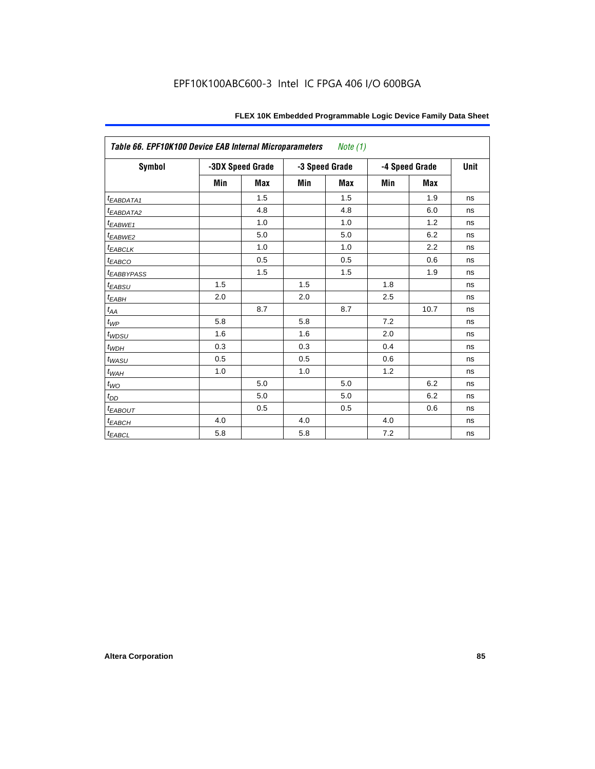EPF10K100ABC600-3 Intel IC FPGA 406 I/O 600BGA

| Table 66. EPF10K100 Device EAB Internal Microparameters *Note (1)* | | | | | | | |
|---|---|---|---|---|---|---|---|
| Symbol | -3DX Speed Grade | | -3 Speed Grade | | -4 Speed Grade | | Unit |
| | Min | Max | Min | Max | Min | Max | |
| $t_{EABDATA1}$ | | 1.5 | | 1.5 | | 1.9 | ns |
| $t_{EABDATA2}$ | | 4.8 | | 4.8 | | 6.0 | ns |
| $t_{EABWE1}$ | | 1.0 | | 1.0 | | 1.2 | ns |
| $t_{EABWE2}$ | | 5.0 | | 5.0 | | 6.2 | ns |
| $t_{EABCLK}$ | | 1.0 | | 1.0 | | 2.2 | ns |
| $t_{EABCO}$ | | 0.5 | | 0.5 | | 0.6 | ns |
| $t_{EABBYPASS}$ | | 1.5 | | 1.5 | | 1.9 | ns |
| $t_{EABSU}$ | 1.5 | | 1.5 | | 1.8 | | ns |
| $t_{EABH}$ | 2.0 | | 2.0 | | 2.5 | | ns |
| $t_{AA}$ | | 8.7 | | 8.7 | | 10.7 | ns |
| $t_{WP}$ | 5.8 | | 5.8 | | 7.2 | | ns |
| $t_{WDSU}$ | 1.6 | | 1.6 | | 2.0 | | ns |
| $t_{WDH}$ | 0.3 | | 0.3 | | 0.4 | | ns |
| $t_{WASU}$ | 0.5 | | 0.5 | | 0.6 | | ns |
| $t_{WAH}$ | 1.0 | | 1.0 | | 1.2 | | ns |
| $t_{WO}$ | | 5.0 | | 5.0 | | 6.2 | ns |
| $t_{DD}$ | | 5.0 | | 5.0 | | 6.2 | ns |
| $t_{EABOUT}$ | | 0.5 | | 0.5 | | 0.6 | ns |
| $t_{EABCH}$ | 4.0 | | 4.0 | | 4.0 | | ns |
| $t_{EABCL}$ | 5.8 | | 5.8 | | 7.2 | | ns |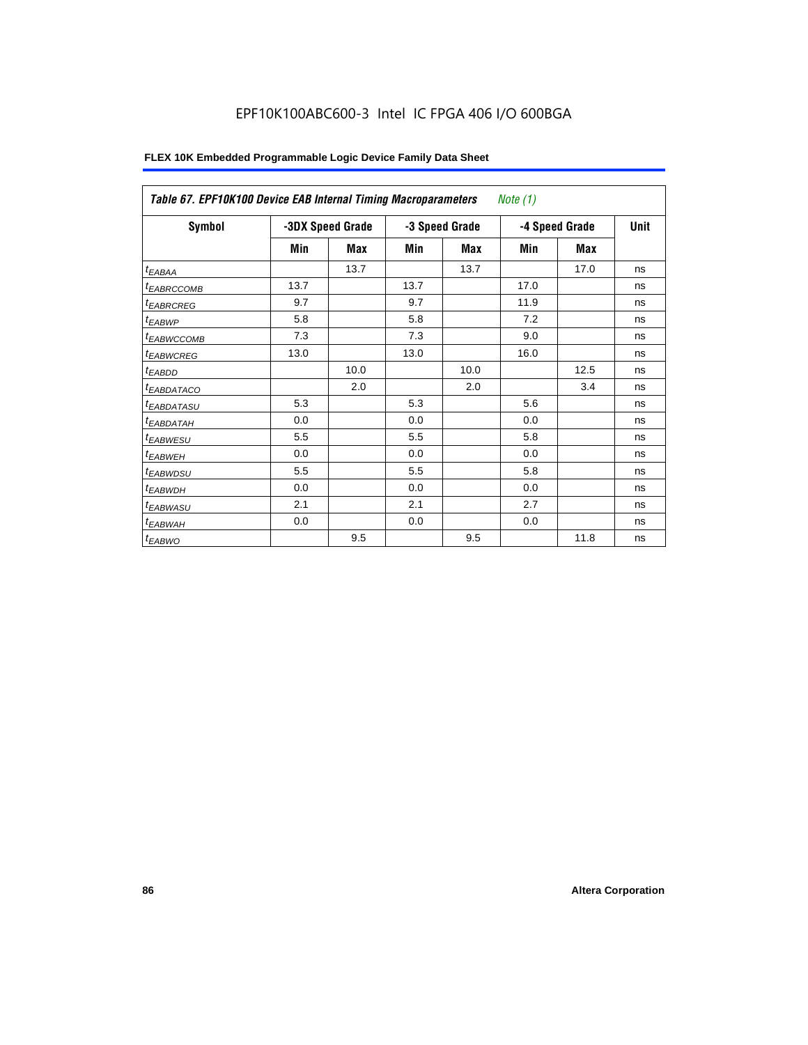EPF10K100ABC600-3 Intel IC FPGA 406 I/O 600BGA

**FLEX 10K Embedded Programmable Logic Device Family Data Sheet**

| *Table 67. EPF10K100 Device EAB Internal Timing Macroparameters* *Note (1)* | | | | | | | |
|---|---|---|---|---|---|---|---|
| **Symbol** | **-3DX Speed Grade** | | **-3 Speed Grade** | | **-4 Speed Grade** | | **Unit** |
| | **Min** | **Max** | **Min** | **Max** | **Min** | **Max** | |
| $t_{EABAA}$ | | 13.7 | | 13.7 | | 17.0 | ns |
| $t_{EABRCCOMB}$ | 13.7 | | 13.7 | | 17.0 | | ns |
| $t_{EABRCREG}$ | 9.7 | | 9.7 | | 11.9 | | ns |
| $t_{EABWP}$ | 5.8 | | 5.8 | | 7.2 | | ns |
| $t_{EABWCCOMB}$ | 7.3 | | 7.3 | | 9.0 | | ns |
| $t_{EABWCREG}$ | 13.0 | | 13.0 | | 16.0 | | ns |
| $t_{EABDD}$ | | 10.0 | | 10.0 | | 12.5 | ns |
| $t_{EABDATACO}$ | | 2.0 | | 2.0 | | 3.4 | ns |
| $t_{EABDATASU}$ | 5.3 | | 5.3 | | 5.6 | | ns |
| $t_{EABDATAH}$ | 0.0 | | 0.0 | | 0.0 | | ns |
| $t_{EABWESU}$ | 5.5 | | 5.5 | | 5.8 | | ns |
| $t_{EABWEH}$ | 0.0 | | 0.0 | | 0.0 | | ns |
| $t_{EABWDSU}$ | 5.5 | | 5.5 | | 5.8 | | ns |
| $t_{EABWDH}$ | 0.0 | | 0.0 | | 0.0 | | ns |
| $t_{EABWASU}$ | 2.1 | | 2.1 | | 2.7 | | ns |
| $t_{EABWAH}$ | 0.0 | | 0.0 | | 0.0 | | ns |
| $t_{EABWO}$ | | 9.5 | | 9.5 | | 11.8 | ns |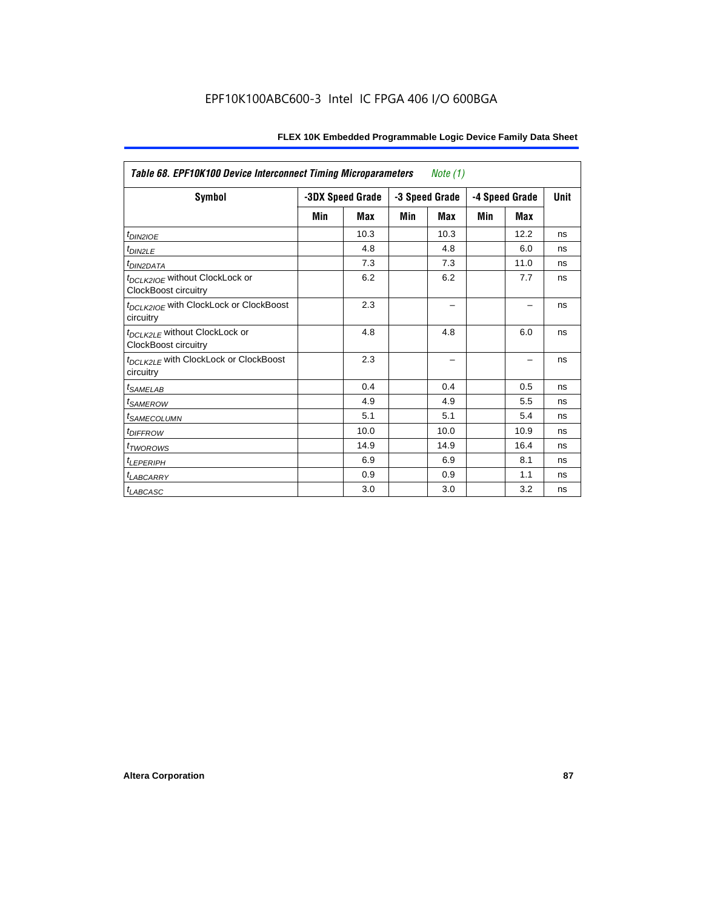*Table 68. EPF10K100 Device Interconnect Timing Microparameters* *Note (1)*

| Symbol | -3DX Speed Grade | | -3 Speed Grade | | -4 Speed Grade | | Unit |
|---|---|---|---|---|---|---|---|
| | Min | Max | Min | Max | Min | Max | |
| $t_{DIN2IOE}$ | | 10.3 | | 10.3 | | 12.2 | ns |
| $t_{DIN2LE}$ | | 4.8 | | 4.8 | | 6.0 | ns |
| $t_{DIN2DATA}$ | | 7.3 | | 7.3 | | 11.0 | ns |
| $t_{DCLK2IOE}$ without ClockLock or ClockBoost circuitry | | 6.2 | | 6.2 | | 7.7 | ns |
| $t_{DCLK2IOE}$ with ClockLock or ClockBoost circuitry | | 2.3 | | – | | – | ns |
| $t_{DCLK2LE}$ without ClockLock or ClockBoost circuitry | | 4.8 | | 4.8 | | 6.0 | ns |
| $t_{DCLK2LE}$ with ClockLock or ClockBoost circuitry | | 2.3 | | – | | – | ns |
| $t_{SAMELAB}$ | | 0.4 | | 0.4 | | 0.5 | ns |
| $t_{SAMEROW}$ | | 4.9 | | 4.9 | | 5.5 | ns |
| $t_{SAMECOLUMN}$ | | 5.1 | | 5.1 | | 5.4 | ns |
| $t_{DIFFROW}$ | | 10.0 | | 10.0 | | 10.9 | ns |
| $t_{TWOROWS}$ | | 14.9 | | 14.9 | | 16.4 | ns |
| $t_{LEPERIPH}$ | | 6.9 | | 6.9 | | 8.1 | ns |
| $t_{LABCARRY}$ | | 0.9 | | 0.9 | | 1.1 | ns |
| $t_{LABCASC}$ | | 3.0 | | 3.0 | | 3.2 | ns |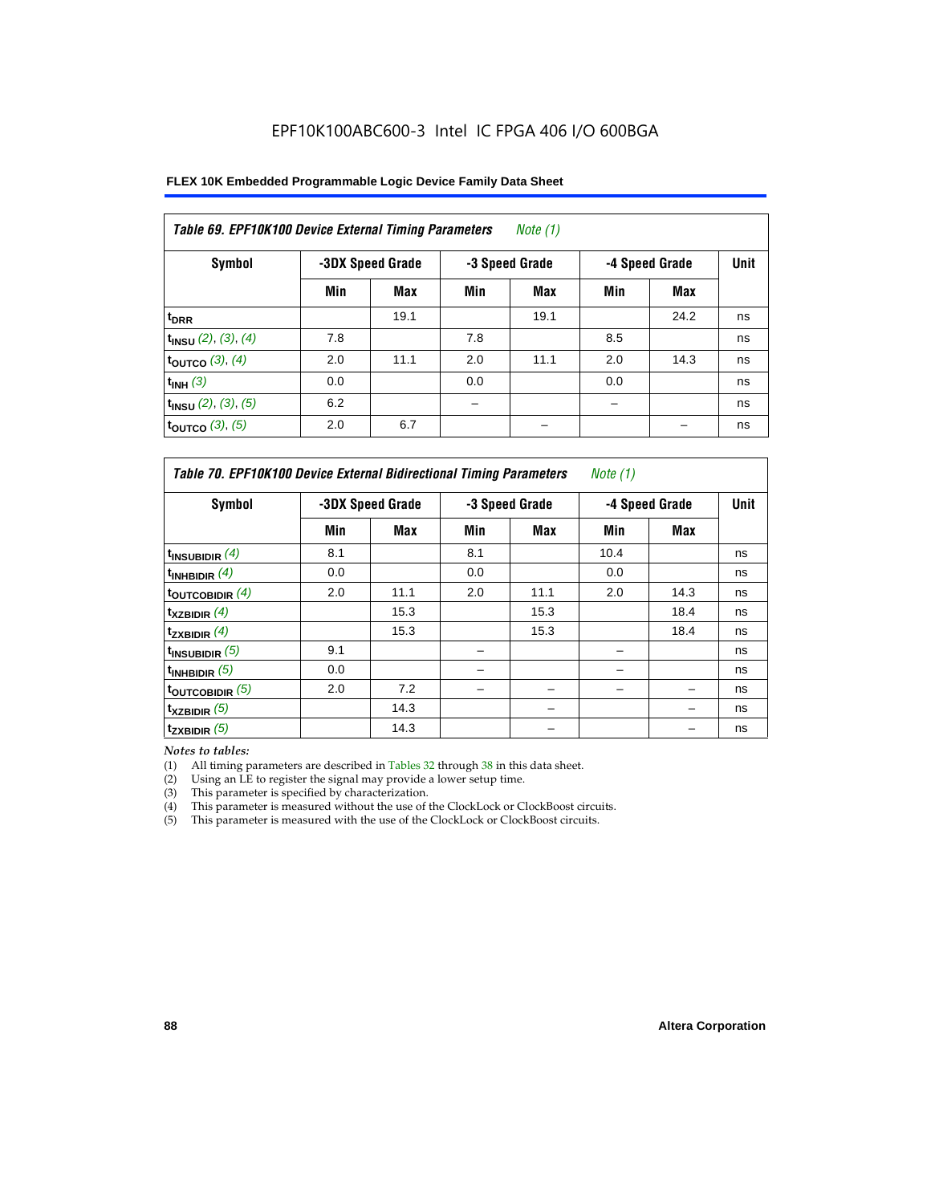EPF10K100ABC600-3 Intel IC FPGA 406 I/O 600BGA

**FLEX 10K Embedded Programmable Logic Device Family Data Sheet**

*Table 69. EPF10K100 Device External Timing Parameters Note (1)*

| Symbol | -3DX Speed Grade | | -3 Speed Grade | | -4 Speed Grade | | Unit |
|---|---|---|---|---|---|---|---|
| | Min | Max | Min | Max | Min | Max | |
| $t_{DRR}$ | | 19.1 | | 19.1 | | 24.2 | ns |
| $t_{INSU}$ (2), (3), (4) | 7.8 | | 7.8 | | 8.5 | | ns |
| $t_{OUTCO}$ (3), (4) | 2.0 | 11.1 | 2.0 | 11.1 | 2.0 | 14.3 | ns |
| $t_{INH}$ (3) | 0.0 | | 0.0 | | 0.0 | | ns |
| $t_{INSU}$ (2), (3), (5) | 6.2 | | – | | – | | ns |
| $t_{OUTCO}$ (3), (5) | 2.0 | 6.7 | | – | | – | ns |

*Table 70. EPF10K100 Device External Bidirectional Timing Parameters Note (1)*

| Symbol | -3DX Speed Grade | | -3 Speed Grade | | -4 Speed Grade | | Unit |
|---|---|---|---|---|---|---|---|
| | Min | Max | Min | Max | Min | Max | |
| $t_{INSUBIDIR}$ (4) | 8.1 | | 8.1 | | 10.4 | | ns |
| $t_{INHBIDIR}$ (4) | 0.0 | | 0.0 | | 0.0 | | ns |
| $t_{OUTCOBIDIR}$ (4) | 2.0 | 11.1 | 2.0 | 11.1 | 2.0 | 14.3 | ns |
| $t_{XZBIDIR}$ (4) | | 15.3 | | 15.3 | | 18.4 | ns |
| $t_{ZXBIDIR}$ (4) | | 15.3 | | 15.3 | | 18.4 | ns |
| $t_{INSUBIDIR}$ (5) | 9.1 | | – | | – | | ns |
| $t_{INHBIDIR}$ (5) | 0.0 | | – | | – | | ns |
| $t_{OUTCOBIDIR}$ (5) | 2.0 | 7.2 | – | – | – | – | ns |
| $t_{XZBIDIR}$ (5) | | 14.3 | | – | | – | ns |
| $t_{ZXBIDIR}$ (5) | | 14.3 | | – | | – | ns |

*Notes to tables:*

(1) All timing parameters are described in Tables 32 through 38 in this data sheet.
(2) Using an LE to register the signal may provide a lower setup time.
(3) This parameter is specified by characterization.
(4) This parameter is measured without the use of the ClockLock or ClockBoost circuits.
(5) This parameter is measured with the use of the ClockLock or ClockBoost circuits.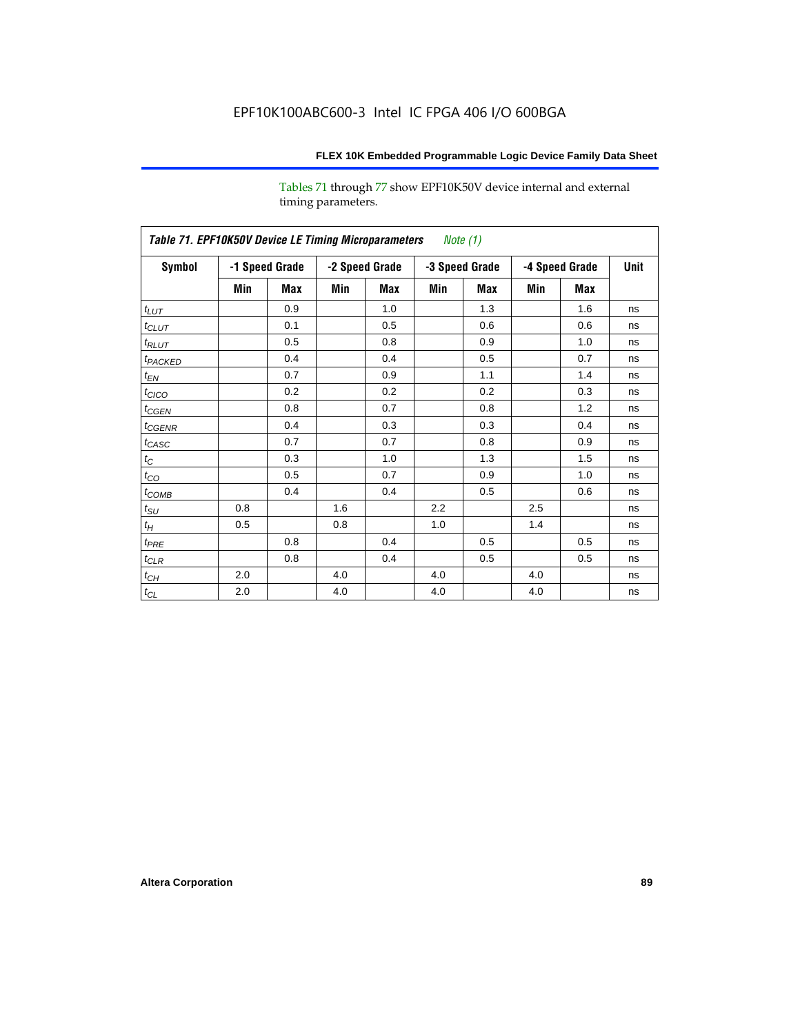Tables 71 through 77 show EPF10K50V device internal and external timing parameters.

*Table 71. EPF10K50V Device LE Timing Microparameters Note (1)*

| Symbol | -1 Speed Grade | | -2 Speed Grade | | -3 Speed Grade | | -4 Speed Grade | | Unit |
|---|---|---|---|---|---|---|---|---|---|
| | Min | Max | Min | Max | Min | Max | Min | Max | |
| $t_{LUT}$ | | 0.9 | | 1.0 | | 1.3 | | 1.6 | ns |
| $t_{CLUT}$ | | 0.1 | | 0.5 | | 0.6 | | 0.6 | ns |
| $t_{RLUT}$ | | 0.5 | | 0.8 | | 0.9 | | 1.0 | ns |
| $t_{PACKED}$ | | 0.4 | | 0.4 | | 0.5 | | 0.7 | ns |
| $t_{EN}$ | | 0.7 | | 0.9 | | 1.1 | | 1.4 | ns |
| $t_{CICO}$ | | 0.2 | | 0.2 | | 0.2 | | 0.3 | ns |
| $t_{CGEN}$ | | 0.8 | | 0.7 | | 0.8 | | 1.2 | ns |
| $t_{CGENR}$ | | 0.4 | | 0.3 | | 0.3 | | 0.4 | ns |
| $t_{CASC}$ | | 0.7 | | 0.7 | | 0.8 | | 0.9 | ns |
| $t_{C}$ | | 0.3 | | 1.0 | | 1.3 | | 1.5 | ns |
| $t_{CO}$ | | 0.5 | | 0.7 | | 0.9 | | 1.0 | ns |
| $t_{COMB}$ | | 0.4 | | 0.4 | | 0.5 | | 0.6 | ns |
| $t_{SU}$ | 0.8 | | 1.6 | | 2.2 | | 2.5 | | ns |
| $t_{H}$ | 0.5 | | 0.8 | | 1.0 | | 1.4 | | ns |
| $t_{PRE}$ | | 0.8 | | 0.4 | | 0.5 | | 0.5 | ns |
| $t_{CLR}$ | | 0.8 | | 0.4 | | 0.5 | | 0.5 | ns |
| $t_{CH}$ | 2.0 | | 4.0 | | 4.0 | | 4.0 | | ns |
| $t_{CL}$ | 2.0 | | 4.0 | | 4.0 | | 4.0 | | ns |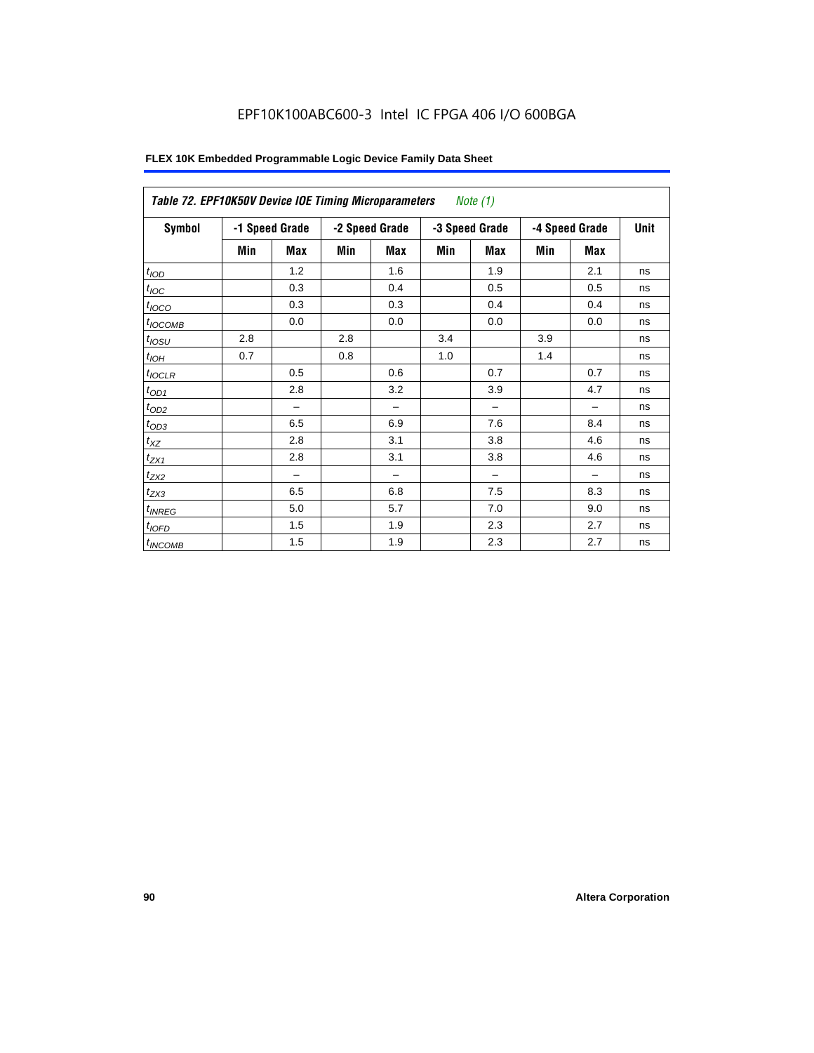EPF10K100ABC600-3 Intel IC FPGA 406 I/O 600BGA

**FLEX 10K Embedded Programmable Logic Device Family Data Sheet**

| *Table 72. EPF10K50V Device IOE Timing Microparameters* *Note (1)* | | | | | | | | | |
|---|---|---|---|---|---|---|---|---|---|
| **Symbol** | **-1 Speed Grade** | | **-2 Speed Grade** | | **-3 Speed Grade** | | **-4 Speed Grade** | | **Unit** |
| | **Min** | **Max** | **Min** | **Max** | **Min** | **Max** | **Min** | **Max** | |
| $t_{IOD}$ | | 1.2 | | 1.6 | | 1.9 | | 2.1 | ns |
| $t_{IOC}$ | | 0.3 | | 0.4 | | 0.5 | | 0.5 | ns |
| $t_{IOCO}$ | | 0.3 | | 0.3 | | 0.4 | | 0.4 | ns |
| $t_{IOCOMB}$ | | 0.0 | | 0.0 | | 0.0 | | 0.0 | ns |
| $t_{IOSU}$ | 2.8 | | 2.8 | | 3.4 | | 3.9 | | ns |
| $t_{IOH}$ | 0.7 | | 0.8 | | 1.0 | | 1.4 | | ns |
| $t_{IOCLR}$ | | 0.5 | | 0.6 | | 0.7 | | 0.7 | ns |
| $t_{OD1}$ | | 2.8 | | 3.2 | | 3.9 | | 4.7 | ns |
| $t_{OD2}$ | | – | | – | | – | | – | ns |
| $t_{OD3}$ | | 6.5 | | 6.9 | | 7.6 | | 8.4 | ns |
| $t_{XZ}$ | | 2.8 | | 3.1 | | 3.8 | | 4.6 | ns |
| $t_{ZX1}$ | | 2.8 | | 3.1 | | 3.8 | | 4.6 | ns |
| $t_{ZX2}$ | | – | | – | | – | | – | ns |
| $t_{ZX3}$ | | 6.5 | | 6.8 | | 7.5 | | 8.3 | ns |
| $t_{INREG}$ | | 5.0 | | 5.7 | | 7.0 | | 9.0 | ns |
| $t_{IOFD}$ | | 1.5 | | 1.9 | | 2.3 | | 2.7 | ns |
| $t_{INCOMB}$ | | 1.5 | | 1.9 | | 2.3 | | 2.7 | ns |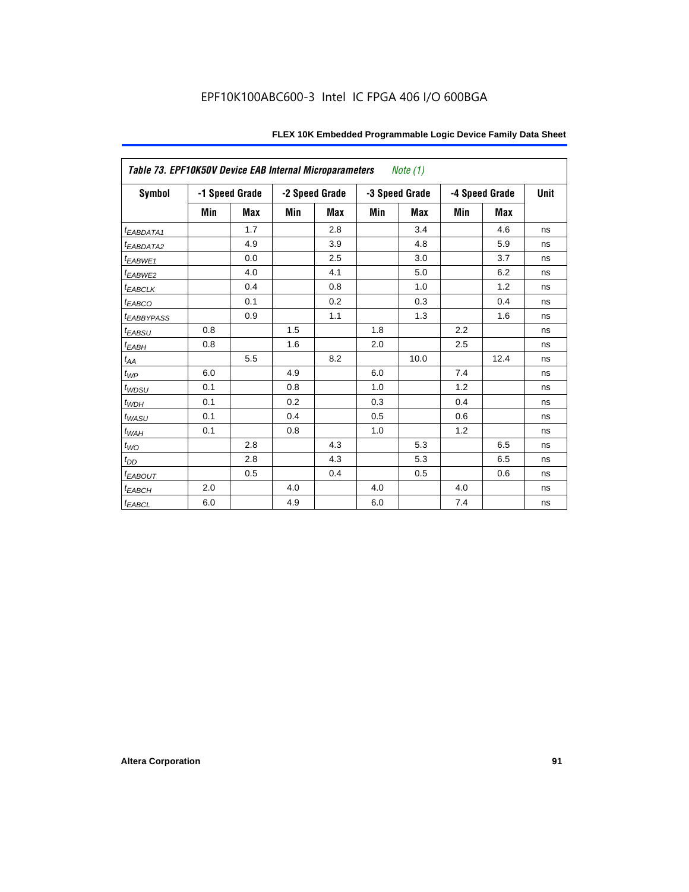**Table 73. EPF10K50V Device EAB Internal Microparameters** *Note (1)*

| Symbol | -1 Speed Grade | | -2 Speed Grade | | -3 Speed Grade | | -4 Speed Grade | | Unit |
|---|---|---|---|---|---|---|---|---|---|
| | Min | Max | Min | Max | Min | Max | Min | Max | |
| $t_{EABDATA1}$ | | 1.7 | | 2.8 | | 3.4 | | 4.6 | ns |
| $t_{EABDATA2}$ | | 4.9 | | 3.9 | | 4.8 | | 5.9 | ns |
| $t_{EABWE1}$ | | 0.0 | | 2.5 | | 3.0 | | 3.7 | ns |
| $t_{EABWE2}$ | | 4.0 | | 4.1 | | 5.0 | | 6.2 | ns |
| $t_{EABCLK}$ | | 0.4 | | 0.8 | | 1.0 | | 1.2 | ns |
| $t_{EABCO}$ | | 0.1 | | 0.2 | | 0.3 | | 0.4 | ns |
| $t_{EABBYPASS}$ | | 0.9 | | 1.1 | | 1.3 | | 1.6 | ns |
| $t_{EABSU}$ | 0.8 | | 1.5 | | 1.8 | | 2.2 | | ns |
| $t_{EABH}$ | 0.8 | | 1.6 | | 2.0 | | 2.5 | | ns |
| $t_{AA}$ | | 5.5 | | 8.2 | | 10.0 | | 12.4 | ns |
| $t_{WP}$ | 6.0 | | 4.9 | | 6.0 | | 7.4 | | ns |
| $t_{WDSU}$ | 0.1 | | 0.8 | | 1.0 | | 1.2 | | ns |
| $t_{WDH}$ | 0.1 | | 0.2 | | 0.3 | | 0.4 | | ns |
| $t_{WASU}$ | 0.1 | | 0.4 | | 0.5 | | 0.6 | | ns |
| $t_{WAH}$ | 0.1 | | 0.8 | | 1.0 | | 1.2 | | ns |
| $t_{WO}$ | | 2.8 | | 4.3 | | 5.3 | | 6.5 | ns |
| $t_{DD}$ | | 2.8 | | 4.3 | | 5.3 | | 6.5 | ns |
| $t_{EABOUT}$ | | 0.5 | | 0.4 | | 0.5 | | 0.6 | ns |
| $t_{EABCH}$ | 2.0 | | 4.0 | | 4.0 | | 4.0 | | ns |
| $t_{EABCL}$ | 6.0 | | 4.9 | | 6.0 | | 7.4 | | ns |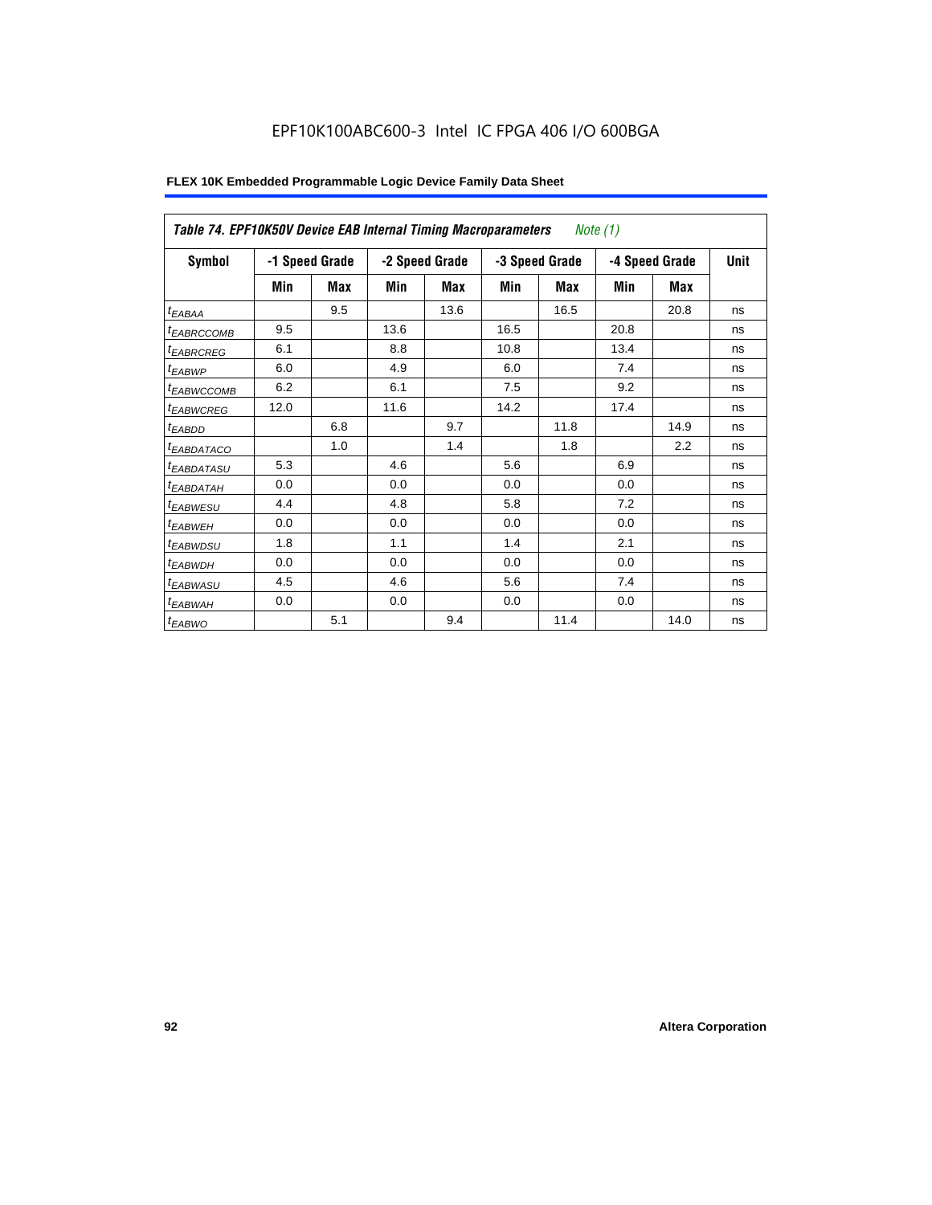| *Table 74. EPF10K50V Device EAB Internal Timing Macroparameters* *Note (1)* | | | | | | | | | |
|---|---|---|---|---|---|---|---|---|---|
| **Symbol** | **-1 Speed Grade** | | **-2 Speed Grade** | | **-3 Speed Grade** | | **-4 Speed Grade** | | **Unit** |
| | **Min** | **Max** | **Min** | **Max** | **Min** | **Max** | **Min** | **Max** | |
| $t_{EABAA}$ | | 9.5 | | 13.6 | | 16.5 | | 20.8 | ns |
| $t_{EABRCCOMB}$ | 9.5 | | 13.6 | | 16.5 | | 20.8 | | ns |
| $t_{EABRCREG}$ | 6.1 | | 8.8 | | 10.8 | | 13.4 | | ns |
| $t_{EABWP}$ | 6.0 | | 4.9 | | 6.0 | | 7.4 | | ns |
| $t_{EABWCCOMB}$ | 6.2 | | 6.1 | | 7.5 | | 9.2 | | ns |
| $t_{EABWCREG}$ | 12.0 | | 11.6 | | 14.2 | | 17.4 | | ns |
| $t_{EABDD}$ | | 6.8 | | 9.7 | | 11.8 | | 14.9 | ns |
| $t_{EABDATACO}$ | | 1.0 | | 1.4 | | 1.8 | | 2.2 | ns |
| $t_{EABDATASU}$ | 5.3 | | 4.6 | | 5.6 | | 6.9 | | ns |
| $t_{EABDATAH}$ | 0.0 | | 0.0 | | 0.0 | | 0.0 | | ns |
| $t_{EABWESU}$ | 4.4 | | 4.8 | | 5.8 | | 7.2 | | ns |
| $t_{EABWEH}$ | 0.0 | | 0.0 | | 0.0 | | 0.0 | | ns |
| $t_{EABWDSU}$ | 1.8 | | 1.1 | | 1.4 | | 2.1 | | ns |
| $t_{EABWDH}$ | 0.0 | | 0.0 | | 0.0 | | 0.0 | | ns |
| $t_{EABWASU}$ | 4.5 | | 4.6 | | 5.6 | | 7.4 | | ns |
| $t_{EABWAH}$ | 0.0 | | 0.0 | | 0.0 | | 0.0 | | ns |
| $t_{EABWO}$ | | 5.1 | | 9.4 | | 11.4 | | 14.0 | ns |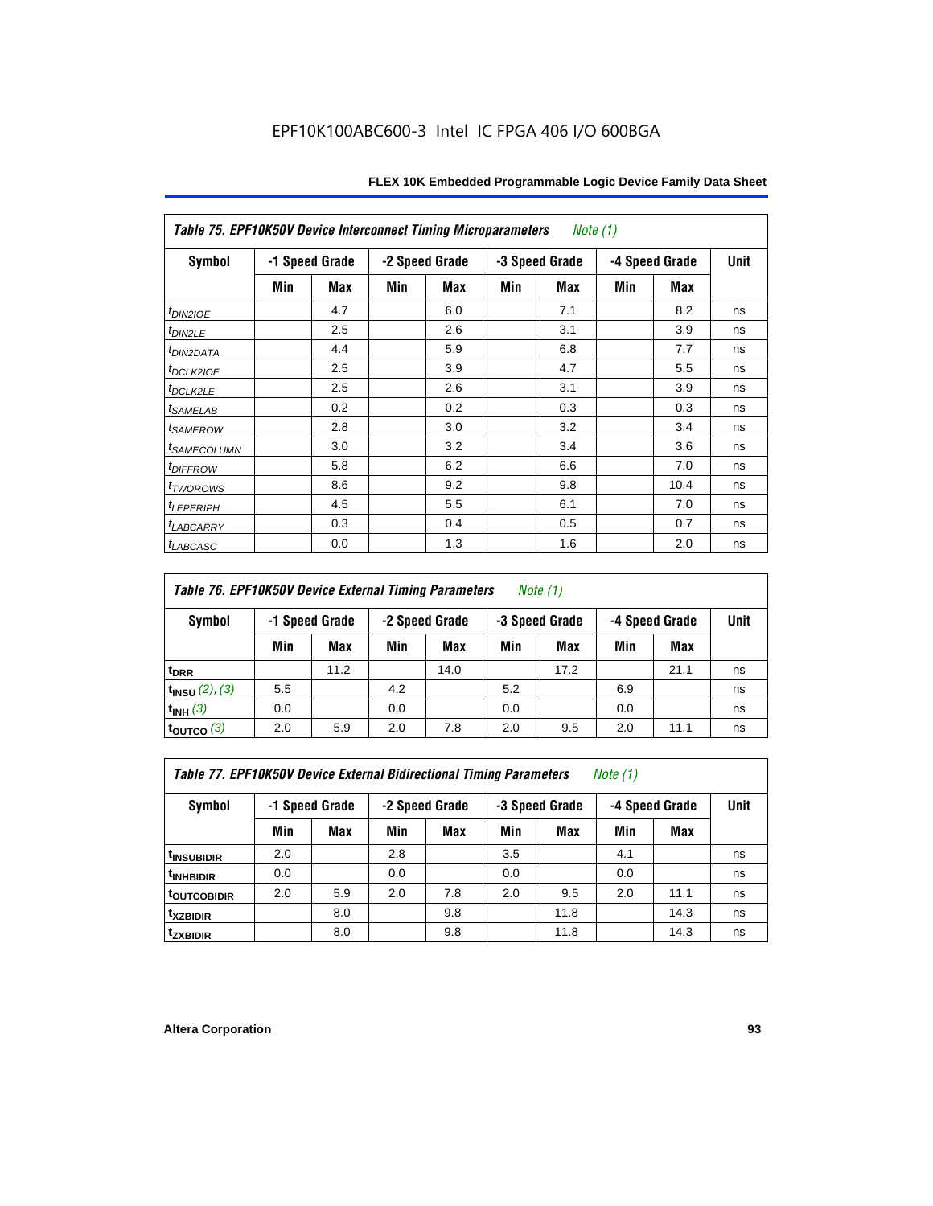EPF10K100ABC600-3 Intel IC FPGA 406 I/O 600BGA

| *Table 75. EPF10K50V Device Interconnect Timing Microparameters* *Note (1)* | | | | | | | | | |
|---|---|---|---|---|---|---|---|---|---|
| **Symbol** | **-1 Speed Grade** | | **-2 Speed Grade** | | **-3 Speed Grade** | | **-4 Speed Grade** | | **Unit** |
| | **Min** | **Max** | **Min** | **Max** | **Min** | **Max** | **Min** | **Max** | |
| $t_{DIN2IOE}$ | | 4.7 | | 6.0 | | 7.1 | | 8.2 | ns |
| $t_{DIN2LE}$ | | 2.5 | | 2.6 | | 3.1 | | 3.9 | ns |
| $t_{DIN2DATA}$ | | 4.4 | | 5.9 | | 6.8 | | 7.7 | ns |
| $t_{DCLK2IOE}$ | | 2.5 | | 3.9 | | 4.7 | | 5.5 | ns |
| $t_{DCLK2LE}$ | | 2.5 | | 2.6 | | 3.1 | | 3.9 | ns |
| $t_{SAMELAB}$ | | 0.2 | | 0.2 | | 0.3 | | 0.3 | ns |
| $t_{SAMEROW}$ | | 2.8 | | 3.0 | | 3.2 | | 3.4 | ns |
| $t_{SAMECOLUMN}$ | | 3.0 | | 3.2 | | 3.4 | | 3.6 | ns |
| $t_{DIFFROW}$ | | 5.8 | | 6.2 | | 6.6 | | 7.0 | ns |
| $t_{TWOROWS}$ | | 8.6 | | 9.2 | | 9.8 | | 10.4 | ns |
| $t_{LEPERIPH}$ | | 4.5 | | 5.5 | | 6.1 | | 7.0 | ns |
| $t_{LABCARRY}$ | | 0.3 | | 0.4 | | 0.5 | | 0.7 | ns |
| $t_{LABCASC}$ | | 0.0 | | 1.3 | | 1.6 | | 2.0 | ns |

| *Table 76. EPF10K50V Device External Timing Parameters* *Note (1)* | | | | | | | | | |
|---|---|---|---|---|---|---|---|---|---|
| **Symbol** | **-1 Speed Grade** | | **-2 Speed Grade** | | **-3 Speed Grade** | | **-4 Speed Grade** | | **Unit** |
| | **Min** | **Max** | **Min** | **Max** | **Min** | **Max** | **Min** | **Max** | |
| $t_{DRR}$ | | 11.2 | | 14.0 | | 17.2 | | 21.1 | ns |
| $t_{INSU}$ *(2), (3)* | 5.5 | | 4.2 | | 5.2 | | 6.9 | | ns |
| $t_{INH}$ *(3)* | 0.0 | | 0.0 | | 0.0 | | 0.0 | | ns |
| $t_{OUTCO}$ *(3)* | 2.0 | 5.9 | 2.0 | 7.8 | 2.0 | 9.5 | 2.0 | 11.1 | ns |

| *Table 77. EPF10K50V Device External Bidirectional Timing Parameters* *Note (1)* | | | | | | | | | |
|---|---|---|---|---|---|---|---|---|---|
| **Symbol** | **-1 Speed Grade** | | **-2 Speed Grade** | | **-3 Speed Grade** | | **-4 Speed Grade** | | **Unit** |
| | **Min** | **Max** | **Min** | **Max** | **Min** | **Max** | **Min** | **Max** | |
| $t_{INSUBIDIR}$ | 2.0 | | 2.8 | | 3.5 | | 4.1 | | ns |
| $t_{INHBIDIR}$ | 0.0 | | 0.0 | | 0.0 | | 0.0 | | ns |
| $t_{OUTCOBIDIR}$ | 2.0 | 5.9 | 2.0 | 7.8 | 2.0 | 9.5 | 2.0 | 11.1 | ns |
| $t_{XZBIDIR}$ | | 8.0 | | 9.8 | | 11.8 | | 14.3 | ns |
| $t_{ZXBIDIR}$ | | 8.0 | | 9.8 | | 11.8 | | 14.3 | ns |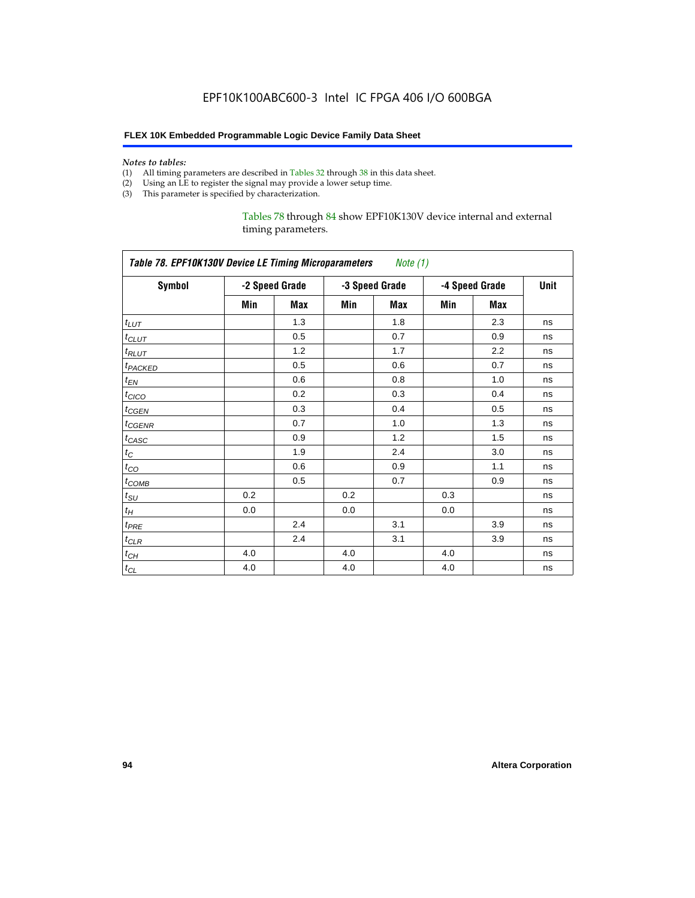*Notes to tables:*

(1) All timing parameters are described in Tables 32 through 38 in this data sheet.
(2) Using an LE to register the signal may provide a lower setup time.
(3) This parameter is specified by characterization.

Tables 78 through 84 show EPF10K130V device internal and external timing parameters.

| *Table 78. EPF10K130V Device LE Timing Microparameters   Note (1)* | | | | | | | |
|---|---|---|---|---|---|---|---|
| **Symbol** | **-2 Speed Grade** | | **-3 Speed Grade** | | **-4 Speed Grade** | | **Unit** |
| | **Min** | **Max** | **Min** | **Max** | **Min** | **Max** | |
| $t_{LUT}$ | | 1.3 | | 1.8 | | 2.3 | ns |
| $t_{CLUT}$ | | 0.5 | | 0.7 | | 0.9 | ns |
| $t_{RLUT}$ | | 1.2 | | 1.7 | | 2.2 | ns |
| $t_{PACKED}$ | | 0.5 | | 0.6 | | 0.7 | ns |
| $t_{EN}$ | | 0.6 | | 0.8 | | 1.0 | ns |
| $t_{CICO}$ | | 0.2 | | 0.3 | | 0.4 | ns |
| $t_{CGEN}$ | | 0.3 | | 0.4 | | 0.5 | ns |
| $t_{CGENR}$ | | 0.7 | | 1.0 | | 1.3 | ns |
| $t_{CASC}$ | | 0.9 | | 1.2 | | 1.5 | ns |
| $t_{C}$ | | 1.9 | | 2.4 | | 3.0 | ns |
| $t_{CO}$ | | 0.6 | | 0.9 | | 1.1 | ns |
| $t_{COMB}$ | | 0.5 | | 0.7 | | 0.9 | ns |
| $t_{SU}$ | 0.2 | | 0.2 | | 0.3 | | ns |
| $t_{H}$ | 0.0 | | 0.0 | | 0.0 | | ns |
| $t_{PRE}$ | | 2.4 | | 3.1 | | 3.9 | ns |
| $t_{CLR}$ | | 2.4 | | 3.1 | | 3.9 | ns |
| $t_{CH}$ | 4.0 | | 4.0 | | 4.0 | | ns |
| $t_{CL}$ | 4.0 | | 4.0 | | 4.0 | | ns |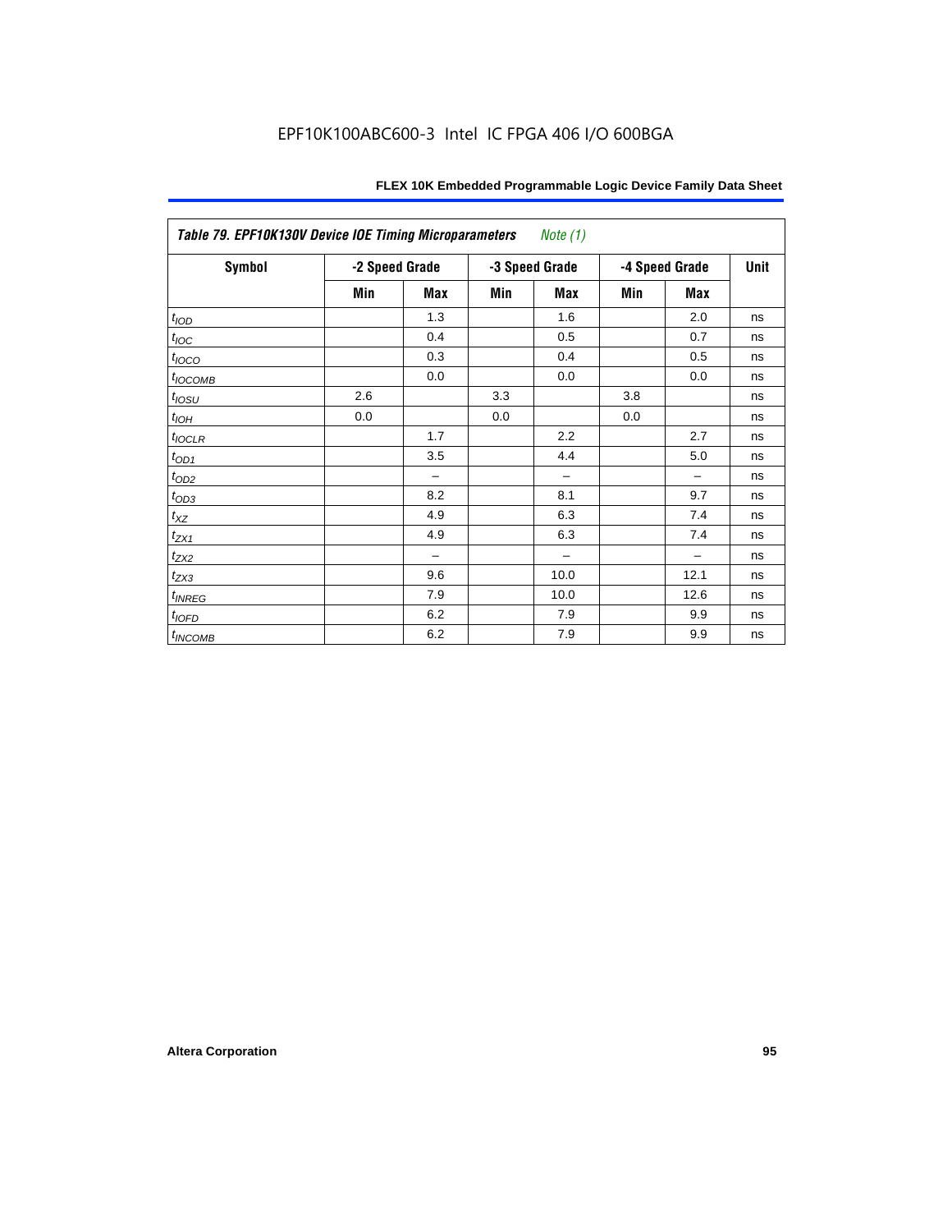| *Table 79. EPF10K130V Device IOE Timing Microparameters Note (1)* | | | | | | | |
|---|---|---|---|---|---|---|---|
| **Symbol** | **-2 Speed Grade** | | **-3 Speed Grade** | | **-4 Speed Grade** | | **Unit** |
| | **Min** | **Max** | **Min** | **Max** | **Min** | **Max** | |
| $t_{IOD}$ | | 1.3 | | 1.6 | | 2.0 | ns |
| $t_{IOC}$ | | 0.4 | | 0.5 | | 0.7 | ns |
| $t_{IOCO}$ | | 0.3 | | 0.4 | | 0.5 | ns |
| $t_{IOCOMB}$ | | 0.0 | | 0.0 | | 0.0 | ns |
| $t_{IOSU}$ | 2.6 | | 3.3 | | 3.8 | | ns |
| $t_{IOH}$ | 0.0 | | 0.0 | | 0.0 | | ns |
| $t_{IOCLR}$ | | 1.7 | | 2.2 | | 2.7 | ns |
| $t_{OD1}$ | | 3.5 | | 4.4 | | 5.0 | ns |
| $t_{OD2}$ | | – | | – | | – | ns |
| $t_{OD3}$ | | 8.2 | | 8.1 | | 9.7 | ns |
| $t_{XZ}$ | | 4.9 | | 6.3 | | 7.4 | ns |
| $t_{ZX1}$ | | 4.9 | | 6.3 | | 7.4 | ns |
| $t_{ZX2}$ | | – | | – | | – | ns |
| $t_{ZX3}$ | | 9.6 | | 10.0 | | 12.1 | ns |
| $t_{INREG}$ | | 7.9 | | 10.0 | | 12.6 | ns |
| $t_{IOFD}$ | | 6.2 | | 7.9 | | 9.9 | ns |
| $t_{INCOMB}$ | | 6.2 | | 7.9 | | 9.9 | ns |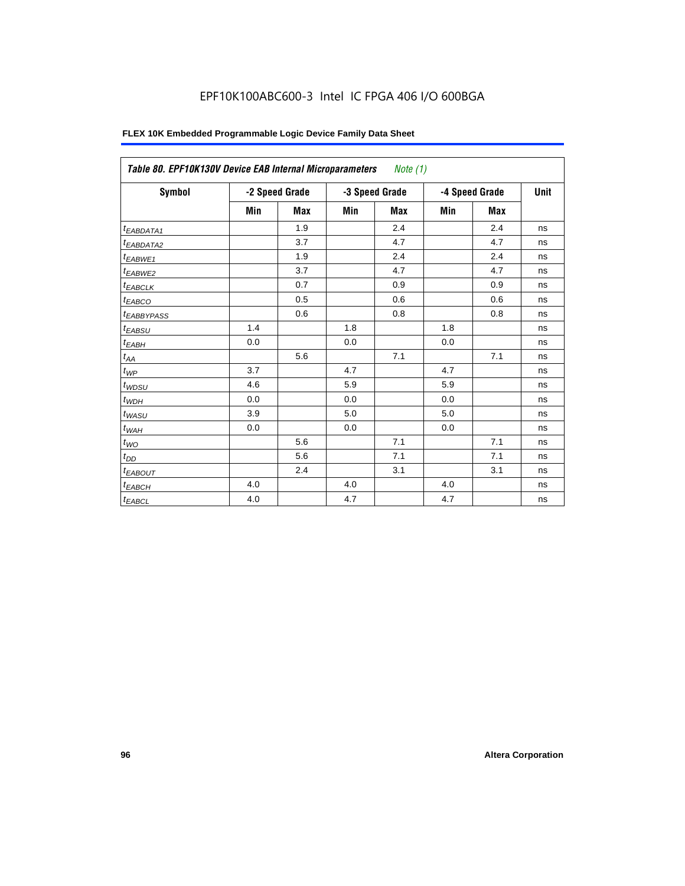## Table 80. EPF10K130V Device EAB Internal Microparameters *Note (1)*

| Symbol | -2 Speed Grade | | -3 Speed Grade | | -4 Speed Grade | | Unit |
|---|---|---|---|---|---|---|---|
| | Min | Max | Min | Max | Min | Max | |
| $t_{EABDATA1}$ | | 1.9 | | 2.4 | | 2.4 | ns |
| $t_{EABDATA2}$ | | 3.7 | | 4.7 | | 4.7 | ns |
| $t_{EABWE1}$ | | 1.9 | | 2.4 | | 2.4 | ns |
| $t_{EABWE2}$ | | 3.7 | | 4.7 | | 4.7 | ns |
| $t_{EABCLK}$ | | 0.7 | | 0.9 | | 0.9 | ns |
| $t_{EABCO}$ | | 0.5 | | 0.6 | | 0.6 | ns |
| $t_{EABBYPASS}$ | | 0.6 | | 0.8 | | 0.8 | ns |
| $t_{EABSU}$ | 1.4 | | 1.8 | | 1.8 | | ns |
| $t_{EABH}$ | 0.0 | | 0.0 | | 0.0 | | ns |
| $t_{AA}$ | | 5.6 | | 7.1 | | 7.1 | ns |
| $t_{WP}$ | 3.7 | | 4.7 | | 4.7 | | ns |
| $t_{WDSU}$ | 4.6 | | 5.9 | | 5.9 | | ns |
| $t_{WDH}$ | 0.0 | | 0.0 | | 0.0 | | ns |
| $t_{WASU}$ | 3.9 | | 5.0 | | 5.0 | | ns |
| $t_{WAH}$ | 0.0 | | 0.0 | | 0.0 | | ns |
| $t_{WO}$ | | 5.6 | | 7.1 | | 7.1 | ns |
| $t_{DD}$ | | 5.6 | | 7.1 | | 7.1 | ns |
| $t_{EABOUT}$ | | 2.4 | | 3.1 | | 3.1 | ns |
| $t_{EABCH}$ | 4.0 | | 4.0 | | 4.0 | | ns |
| $t_{EABCL}$ | 4.0 | | 4.7 | | 4.7 | | ns |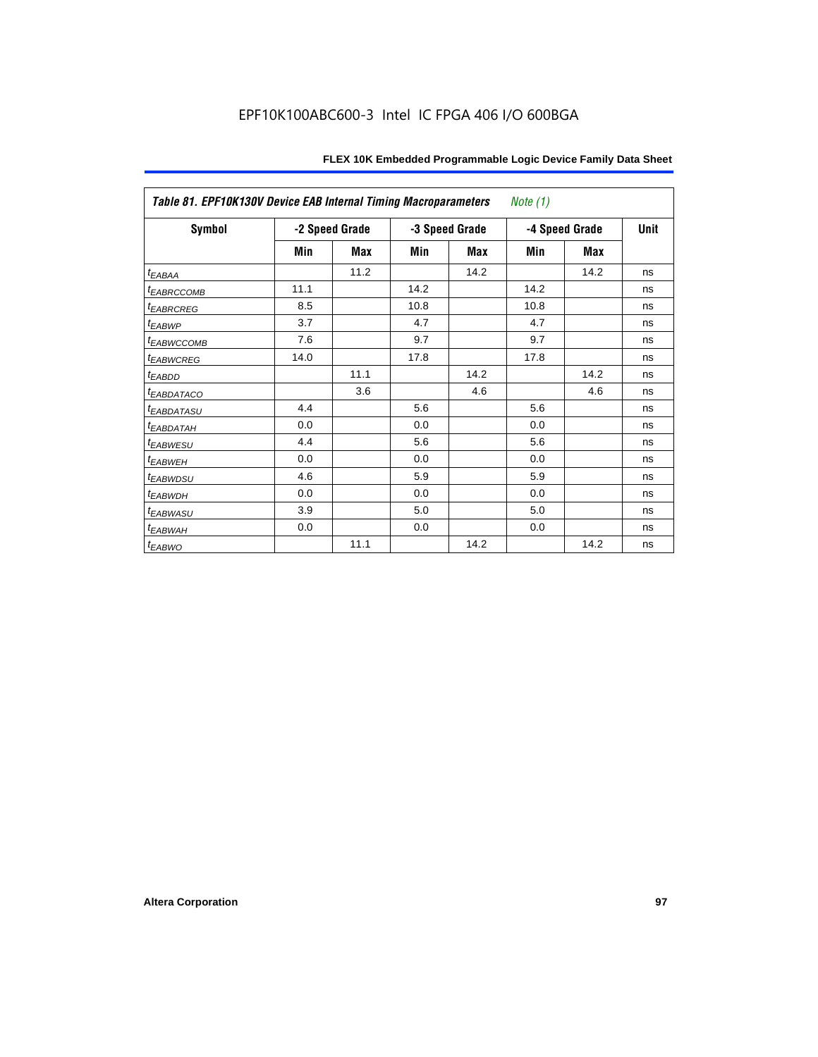EPF10K100ABC600-3 Intel IC FPGA 406 I/O 600BGA

| *Table 81. EPF10K130V Device EAB Internal Timing Macroparameters* *Note (1)* | | | | | | | |
|---|---|---|---|---|---|---|---|
| **Symbol** | **-2 Speed Grade** | | **-3 Speed Grade** | | **-4 Speed Grade** | | **Unit** |
| | **Min** | **Max** | **Min** | **Max** | **Min** | **Max** | |
| $t_{EABAA}$ | | 11.2 | | 14.2 | | 14.2 | ns |
| $t_{EABRCCOMB}$ | 11.1 | | 14.2 | | 14.2 | | ns |
| $t_{EABRCREG}$ | 8.5 | | 10.8 | | 10.8 | | ns |
| $t_{EABWP}$ | 3.7 | | 4.7 | | 4.7 | | ns |
| $t_{EABWCCOMB}$ | 7.6 | | 9.7 | | 9.7 | | ns |
| $t_{EABWCREG}$ | 14.0 | | 17.8 | | 17.8 | | ns |
| $t_{EABDD}$ | | 11.1 | | 14.2 | | 14.2 | ns |
| $t_{EABDATACO}$ | | 3.6 | | 4.6 | | 4.6 | ns |
| $t_{EABDATASU}$ | 4.4 | | 5.6 | | 5.6 | | ns |
| $t_{EABDATAH}$ | 0.0 | | 0.0 | | 0.0 | | ns |
| $t_{EABWESU}$ | 4.4 | | 5.6 | | 5.6 | | ns |
| $t_{EABWEH}$ | 0.0 | | 0.0 | | 0.0 | | ns |
| $t_{EABWDSU}$ | 4.6 | | 5.9 | | 5.9 | | ns |
| $t_{EABWDH}$ | 0.0 | | 0.0 | | 0.0 | | ns |
| $t_{EABWASU}$ | 3.9 | | 5.0 | | 5.0 | | ns |
| $t_{EABWAH}$ | 0.0 | | 0.0 | | 0.0 | | ns |
| $t_{EABWO}$ | | 11.1 | | 14.2 | | 14.2 | ns |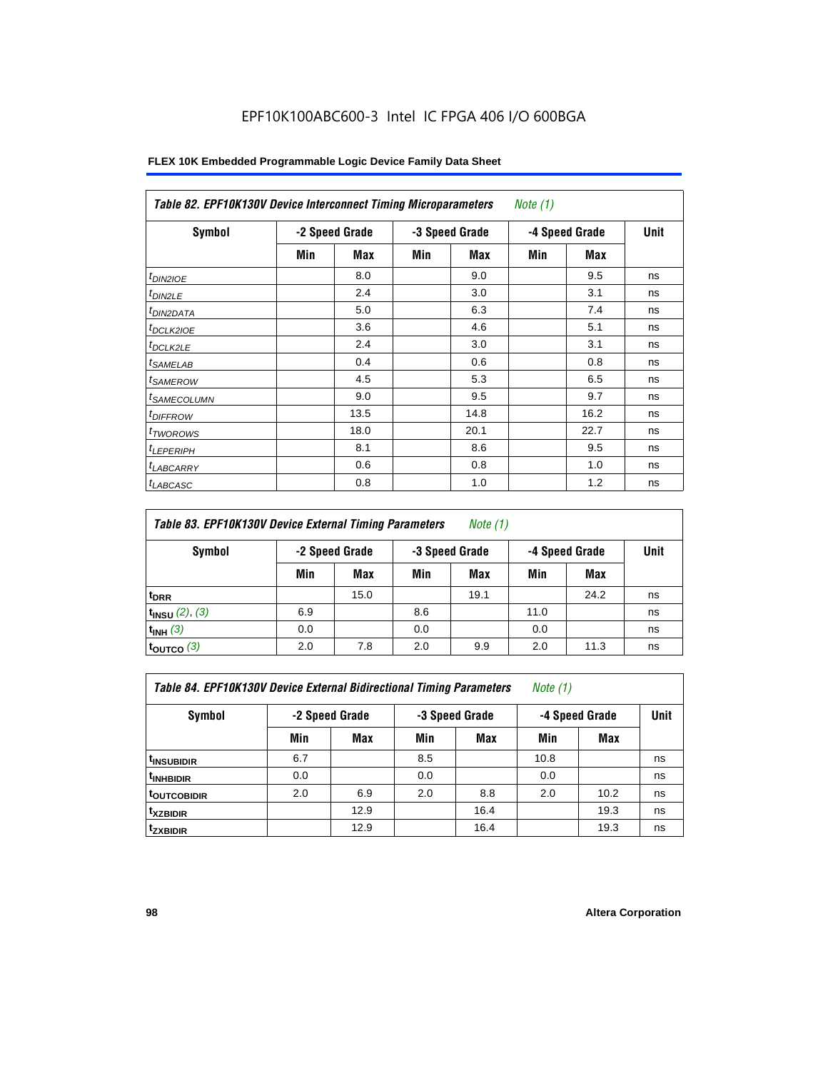| *Table 82. EPF10K130V Device Interconnect Timing Microparameters* *Note (1)* | | | | | | | |
|---|---|---|---|---|---|---|---|
| **Symbol** | **-2 Speed Grade** | | **-3 Speed Grade** | | **-4 Speed Grade** | | **Unit** |
| | **Min** | **Max** | **Min** | **Max** | **Min** | **Max** | |
| $t_{DIN2IOE}$ | | 8.0 | | 9.0 | | 9.5 | ns |
| $t_{DIN2LE}$ | | 2.4 | | 3.0 | | 3.1 | ns |
| $t_{DIN2DATA}$ | | 5.0 | | 6.3 | | 7.4 | ns |
| $t_{DCLK2IOE}$ | | 3.6 | | 4.6 | | 5.1 | ns |
| $t_{DCLK2LE}$ | | 2.4 | | 3.0 | | 3.1 | ns |
| $t_{SAMELAB}$ | | 0.4 | | 0.6 | | 0.8 | ns |
| $t_{SAMEROW}$ | | 4.5 | | 5.3 | | 6.5 | ns |
| $t_{SAMECOLUMN}$ | | 9.0 | | 9.5 | | 9.7 | ns |
| $t_{DIFFROW}$ | | 13.5 | | 14.8 | | 16.2 | ns |
| $t_{TWOROWS}$ | | 18.0 | | 20.1 | | 22.7 | ns |
| $t_{LEPERIPH}$ | | 8.1 | | 8.6 | | 9.5 | ns |
| $t_{LABCARRY}$ | | 0.6 | | 0.8 | | 1.0 | ns |
| $t_{LABCASC}$ | | 0.8 | | 1.0 | | 1.2 | ns |

| *Table 83. EPF10K130V Device External Timing Parameters* *Note (1)* | | | | | | | |
|---|---|---|---|---|---|---|---|
| **Symbol** | **-2 Speed Grade** | | **-3 Speed Grade** | | **-4 Speed Grade** | | **Unit** |
| | **Min** | **Max** | **Min** | **Max** | **Min** | **Max** | |
| $t_{DRR}$ | | 15.0 | | 19.1 | | 24.2 | ns |
| $t_{INSU}$ *(2)*, *(3)* | 6.9 | | 8.6 | | 11.0 | | ns |
| $t_{INH}$ *(3)* | 0.0 | | 0.0 | | 0.0 | | ns |
| $t_{OUTCO}$ *(3)* | 2.0 | 7.8 | 2.0 | 9.9 | 2.0 | 11.3 | ns |

| *Table 84. EPF10K130V Device External Bidirectional Timing Parameters* *Note (1)* | | | | | | | |
|---|---|---|---|---|---|---|---|
| **Symbol** | **-2 Speed Grade** | | **-3 Speed Grade** | | **-4 Speed Grade** | | **Unit** |
| | **Min** | **Max** | **Min** | **Max** | **Min** | **Max** | |
| $t_{INSUBIDIR}$ | 6.7 | | 8.5 | | 10.8 | | ns |
| $t_{INHBIDIR}$ | 0.0 | | 0.0 | | 0.0 | | ns |
| $t_{OUTCOBIDIR}$ | 2.0 | 6.9 | 2.0 | 8.8 | 2.0 | 10.2 | ns |
| $t_{XZBIDIR}$ | | 12.9 | | 16.4 | | 19.3 | ns |
| $t_{ZXBIDIR}$ | | 12.9 | | 16.4 | | 19.3 | ns |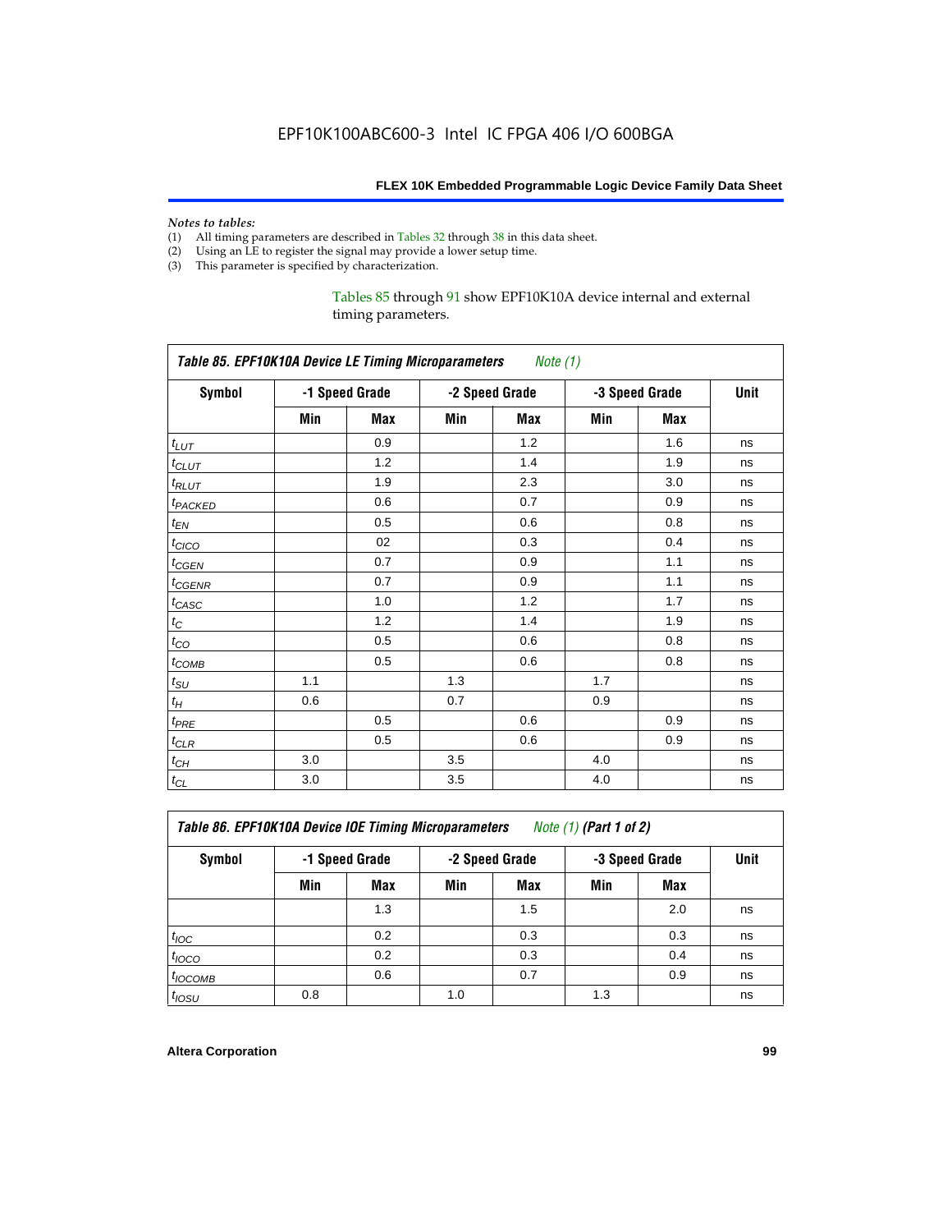*Notes to tables:*

(1) All timing parameters are described in Tables 32 through 38 in this data sheet.
(2) Using an LE to register the signal may provide a lower setup time.
(3) This parameter is specified by characterization.

Tables 85 through 91 show EPF10K10A device internal and external timing parameters.

| *Table 85. EPF10K10A Device LE Timing Microparameters Note (1)* | | | | | | | |
|---|---|---|---|---|---|---|---|
| **Symbol** | **-1 Speed Grade** | | **-2 Speed Grade** | | **-3 Speed Grade** | | **Unit** |
| | **Min** | **Max** | **Min** | **Max** | **Min** | **Max** | |
| $t_{LUT}$ | | 0.9 | | 1.2 | | 1.6 | ns |
| $t_{CLUT}$ | | 1.2 | | 1.4 | | 1.9 | ns |
| $t_{RLUT}$ | | 1.9 | | 2.3 | | 3.0 | ns |
| $t_{PACKED}$ | | 0.6 | | 0.7 | | 0.9 | ns |
| $t_{EN}$ | | 0.5 | | 0.6 | | 0.8 | ns |
| $t_{CICO}$ | | 02 | | 0.3 | | 0.4 | ns |
| $t_{CGEN}$ | | 0.7 | | 0.9 | | 1.1 | ns |
| $t_{CGENR}$ | | 0.7 | | 0.9 | | 1.1 | ns |
| $t_{CASC}$ | | 1.0 | | 1.2 | | 1.7 | ns |
| $t_{C}$ | | 1.2 | | 1.4 | | 1.9 | ns |
| $t_{CO}$ | | 0.5 | | 0.6 | | 0.8 | ns |
| $t_{COMB}$ | | 0.5 | | 0.6 | | 0.8 | ns |
| $t_{SU}$ | 1.1 | | 1.3 | | 1.7 | | ns |
| $t_{H}$ | 0.6 | | 0.7 | | 0.9 | | ns |
| $t_{PRE}$ | | 0.5 | | 0.6 | | 0.9 | ns |
| $t_{CLR}$ | | 0.5 | | 0.6 | | 0.9 | ns |
| $t_{CH}$ | 3.0 | | 3.5 | | 4.0 | | ns |
| $t_{CL}$ | 3.0 | | 3.5 | | 4.0 | | ns |

| *Table 86. EPF10K10A Device IOE Timing Microparameters Note (1) (Part 1 of 2)* | | | | | | | |
|---|---|---|---|---|---|---|---|
| **Symbol** | **-1 Speed Grade** | | **-2 Speed Grade** | | **-3 Speed Grade** | | **Unit** |
| | **Min** | **Max** | **Min** | **Max** | **Min** | **Max** | |
| | | 1.3 | | 1.5 | | 2.0 | ns |
| $t_{IOC}$ | | 0.2 | | 0.3 | | 0.3 | ns |
| $t_{IOCO}$ | | 0.2 | | 0.3 | | 0.4 | ns |
| $t_{IOCOMB}$ | | 0.6 | | 0.7 | | 0.9 | ns |
| $t_{IOSU}$ | 0.8 | | 1.0 | | 1.3 | | ns |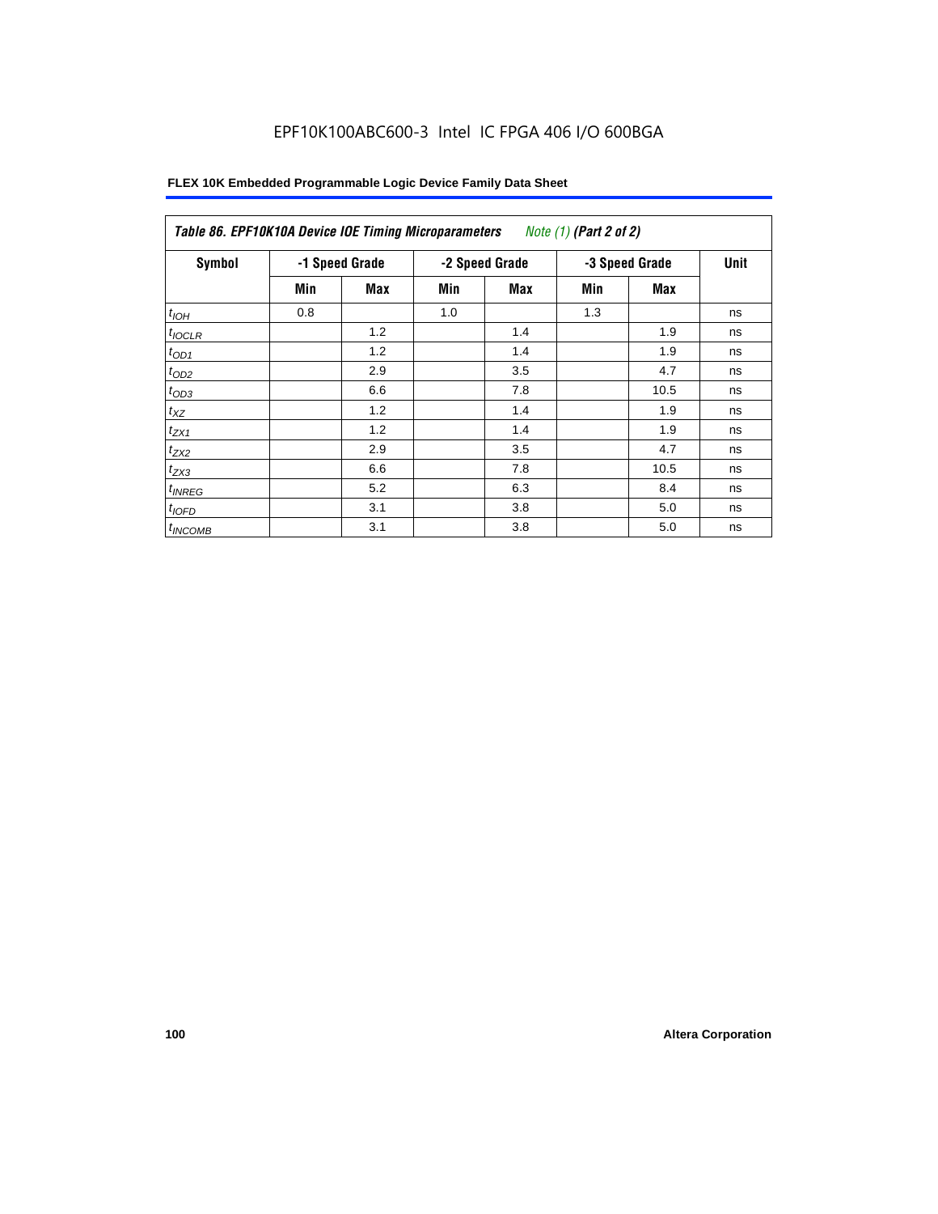EPF10K100ABC600-3 Intel IC FPGA 406 I/O 600BGA

**Table 86. EPF10K10A Device IOE Timing Microparameters** *Note (1)* **(Part 2 of 2)**

| Symbol | -1 Speed Grade | | -2 Speed Grade | | -3 Speed Grade | | Unit |
|---|---|---|---|---|---|---|---|
| | Min | Max | Min | Max | Min | Max | |
| $t_{IOH}$ | 0.8 | | 1.0 | | 1.3 | | ns |
| $t_{IOCLR}$ | | 1.2 | | 1.4 | | 1.9 | ns |
| $t_{OD1}$ | | 1.2 | | 1.4 | | 1.9 | ns |
| $t_{OD2}$ | | 2.9 | | 3.5 | | 4.7 | ns |
| $t_{OD3}$ | | 6.6 | | 7.8 | | 10.5 | ns |
| $t_{XZ}$ | | 1.2 | | 1.4 | | 1.9 | ns |
| $t_{ZX1}$ | | 1.2 | | 1.4 | | 1.9 | ns |
| $t_{ZX2}$ | | 2.9 | | 3.5 | | 4.7 | ns |
| $t_{ZX3}$ | | 6.6 | | 7.8 | | 10.5 | ns |
| $t_{INREG}$ | | 5.2 | | 6.3 | | 8.4 | ns |
| $t_{IOFD}$ | | 3.1 | | 3.8 | | 5.0 | ns |
| $t_{INCOMB}$ | | 3.1 | | 3.8 | | 5.0 | ns |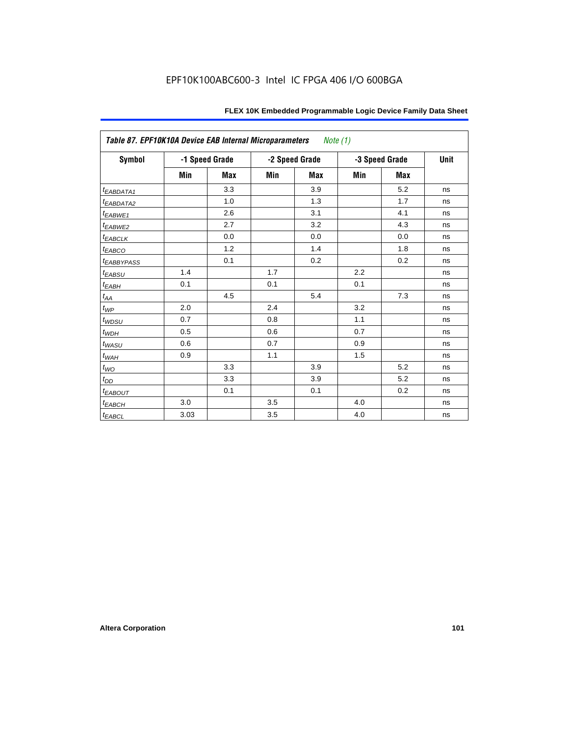**Table 87. EPF10K10A Device EAB Internal Microparameters** *Note (1)*

| Symbol | -1 Speed Grade | | -2 Speed Grade | | -3 Speed Grade | | Unit |
|---|---|---|---|---|---|---|---|
| | Min | Max | Min | Max | Min | Max | |
| $t_{EABDATA1}$ | | 3.3 | | 3.9 | | 5.2 | ns |
| $t_{EABDATA2}$ | | 1.0 | | 1.3 | | 1.7 | ns |
| $t_{EABWE1}$ | | 2.6 | | 3.1 | | 4.1 | ns |
| $t_{EABWE2}$ | | 2.7 | | 3.2 | | 4.3 | ns |
| $t_{EABCLK}$ | | 0.0 | | 0.0 | | 0.0 | ns |
| $t_{EABCO}$ | | 1.2 | | 1.4 | | 1.8 | ns |
| $t_{EABBYPASS}$ | | 0.1 | | 0.2 | | 0.2 | ns |
| $t_{EABSU}$ | 1.4 | | 1.7 | | 2.2 | | ns |
| $t_{EABH}$ | 0.1 | | 0.1 | | 0.1 | | ns |
| $t_{AA}$ | | 4.5 | | 5.4 | | 7.3 | ns |
| $t_{WP}$ | 2.0 | | 2.4 | | 3.2 | | ns |
| $t_{WDSU}$ | 0.7 | | 0.8 | | 1.1 | | ns |
| $t_{WDH}$ | 0.5 | | 0.6 | | 0.7 | | ns |
| $t_{WASU}$ | 0.6 | | 0.7 | | 0.9 | | ns |
| $t_{WAH}$ | 0.9 | | 1.1 | | 1.5 | | ns |
| $t_{WO}$ | | 3.3 | | 3.9 | | 5.2 | ns |
| $t_{DD}$ | | 3.3 | | 3.9 | | 5.2 | ns |
| $t_{EABOUT}$ | | 0.1 | | 0.1 | | 0.2 | ns |
| $t_{EABCH}$ | 3.0 | | 3.5 | | 4.0 | | ns |
| $t_{EABCL}$ | 3.03 | | 3.5 | | 4.0 | | ns |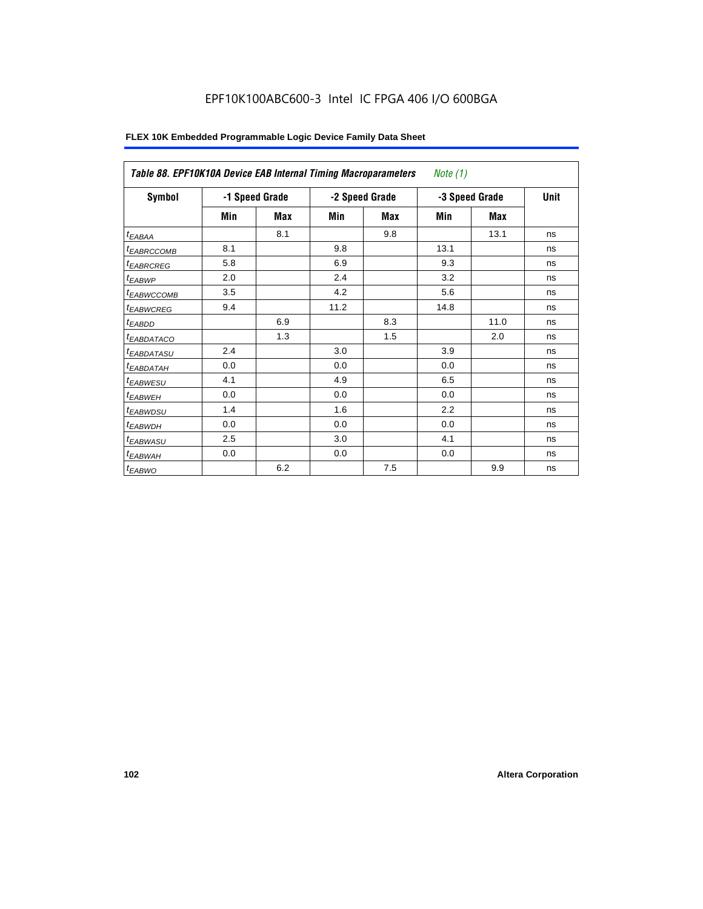**Table 88. EPF10K10A Device EAB Internal Timing Macroparameters** *Note (1)*

| Symbol | -1 Speed Grade | | -2 Speed Grade | | -3 Speed Grade | | Unit |
|---|---|---|---|---|---|---|---|
| | Min | Max | Min | Max | Min | Max | |
| $t_{EABAA}$ | | 8.1 | | 9.8 | | 13.1 | ns |
| $t_{EABRCCOMB}$ | 8.1 | | 9.8 | | 13.1 | | ns |
| $t_{EABRCREG}$ | 5.8 | | 6.9 | | 9.3 | | ns |
| $t_{EABWP}$ | 2.0 | | 2.4 | | 3.2 | | ns |
| $t_{EABWCCOMB}$ | 3.5 | | 4.2 | | 5.6 | | ns |
| $t_{EABWCREG}$ | 9.4 | | 11.2 | | 14.8 | | ns |
| $t_{EABDD}$ | | 6.9 | | 8.3 | | 11.0 | ns |
| $t_{EABDATACO}$ | | 1.3 | | 1.5 | | 2.0 | ns |
| $t_{EABDATASU}$ | 2.4 | | 3.0 | | 3.9 | | ns |
| $t_{EABDATAH}$ | 0.0 | | 0.0 | | 0.0 | | ns |
| $t_{EABWESU}$ | 4.1 | | 4.9 | | 6.5 | | ns |
| $t_{EABWEH}$ | 0.0 | | 0.0 | | 0.0 | | ns |
| $t_{EABWDSU}$ | 1.4 | | 1.6 | | 2.2 | | ns |
| $t_{EABWDH}$ | 0.0 | | 0.0 | | 0.0 | | ns |
| $t_{EABWASU}$ | 2.5 | | 3.0 | | 4.1 | | ns |
| $t_{EABWAH}$ | 0.0 | | 0.0 | | 0.0 | | ns |
| $t_{EABWO}$ | | 6.2 | | 7.5 | | 9.9 | ns |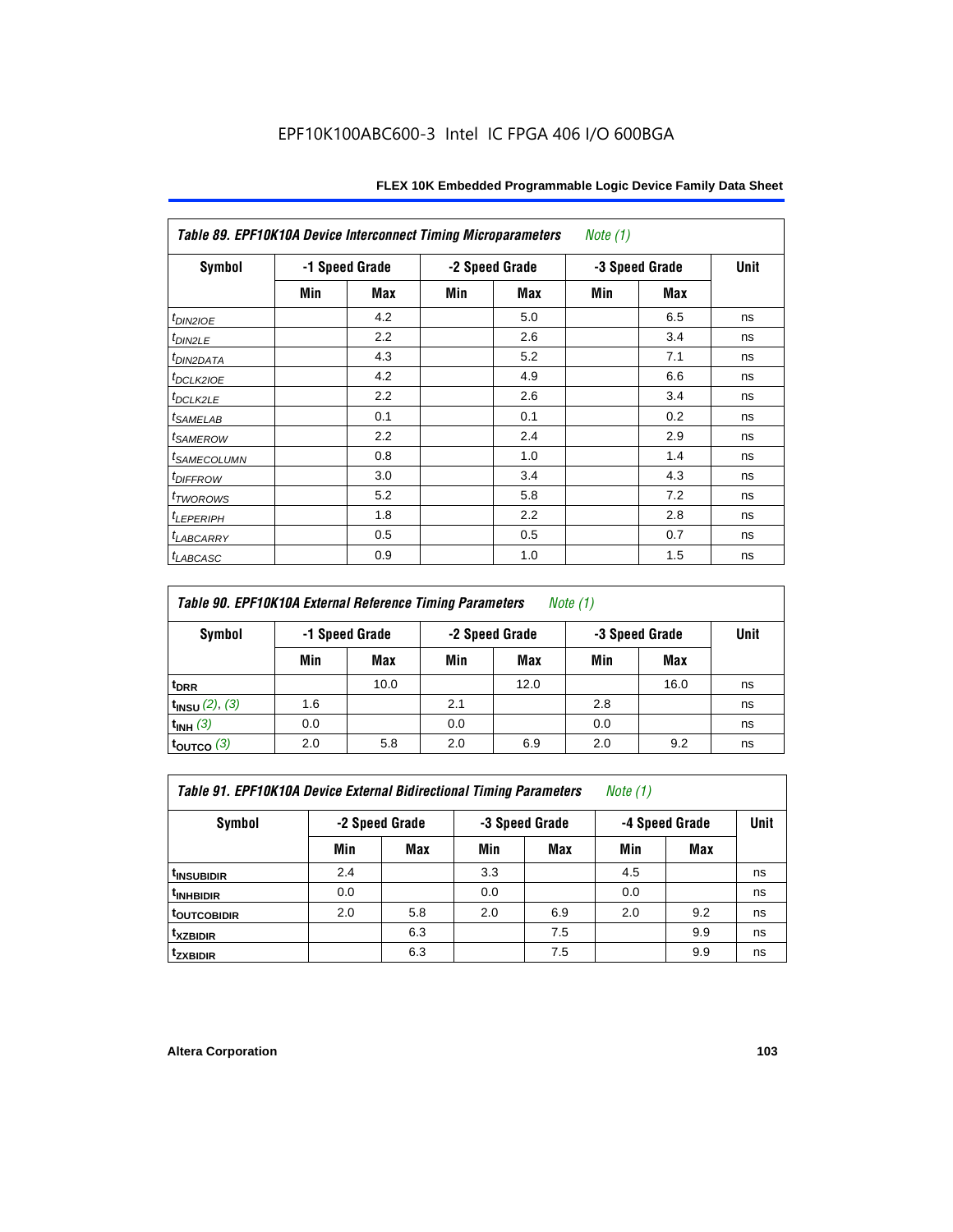**Table 89. EPF10K10A Device Interconnect Timing Microparameters** *Note (1)*

| Symbol | -1 Speed Grade | | -2 Speed Grade | | -3 Speed Grade | | Unit |
|---|---|---|---|---|---|---|---|
| | Min | Max | Min | Max | Min | Max | |
| $t_{DIN2IOE}$ | | 4.2 | | 5.0 | | 6.5 | ns |
| $t_{DIN2LE}$ | | 2.2 | | 2.6 | | 3.4 | ns |
| $t_{DIN2DATA}$ | | 4.3 | | 5.2 | | 7.1 | ns |
| $t_{DCLK2IOE}$ | | 4.2 | | 4.9 | | 6.6 | ns |
| $t_{DCLK2LE}$ | | 2.2 | | 2.6 | | 3.4 | ns |
| $t_{SAMELAB}$ | | 0.1 | | 0.1 | | 0.2 | ns |
| $t_{SAMEROW}$ | | 2.2 | | 2.4 | | 2.9 | ns |
| $t_{SAMECOLUMN}$ | | 0.8 | | 1.0 | | 1.4 | ns |
| $t_{DIFFROW}$ | | 3.0 | | 3.4 | | 4.3 | ns |
| $t_{TWOROWS}$ | | 5.2 | | 5.8 | | 7.2 | ns |
| $t_{LEPERIPH}$ | | 1.8 | | 2.2 | | 2.8 | ns |
| $t_{LABCARRY}$ | | 0.5 | | 0.5 | | 0.7 | ns |
| $t_{LABCASC}$ | | 0.9 | | 1.0 | | 1.5 | ns |

**Table 90. EPF10K10A External Reference Timing Parameters** *Note (1)*

| Symbol | -1 Speed Grade | | -2 Speed Grade | | -3 Speed Grade | | Unit |
|---|---|---|---|---|---|---|---|
| | Min | Max | Min | Max | Min | Max | |
| $t_{DRR}$ | | 10.0 | | 12.0 | | 16.0 | ns |
| $t_{INSU}$ *(2), (3)* | 1.6 | | 2.1 | | 2.8 | | ns |
| $t_{INH}$ *(3)* | 0.0 | | 0.0 | | 0.0 | | ns |
| $t_{OUTCO}$ *(3)* | 2.0 | 5.8 | 2.0 | 6.9 | 2.0 | 9.2 | ns |

**Table 91. EPF10K10A Device External Bidirectional Timing Parameters** *Note (1)*

| Symbol | -2 Speed Grade | | -3 Speed Grade | | -4 Speed Grade | | Unit |
|---|---|---|---|---|---|---|---|
| | Min | Max | Min | Max | Min | Max | |
| $t_{INSUBIDIR}$ | 2.4 | | 3.3 | | 4.5 | | ns |
| $t_{INHBIDIR}$ | 0.0 | | 0.0 | | 0.0 | | ns |
| $t_{OUTCOBIDIR}$ | 2.0 | 5.8 | 2.0 | 6.9 | 2.0 | 9.2 | ns |
| $t_{XZBIDIR}$ | | 6.3 | | 7.5 | | 9.9 | ns |
| $t_{ZXBIDIR}$ | | 6.3 | | 7.5 | | 9.9 | ns |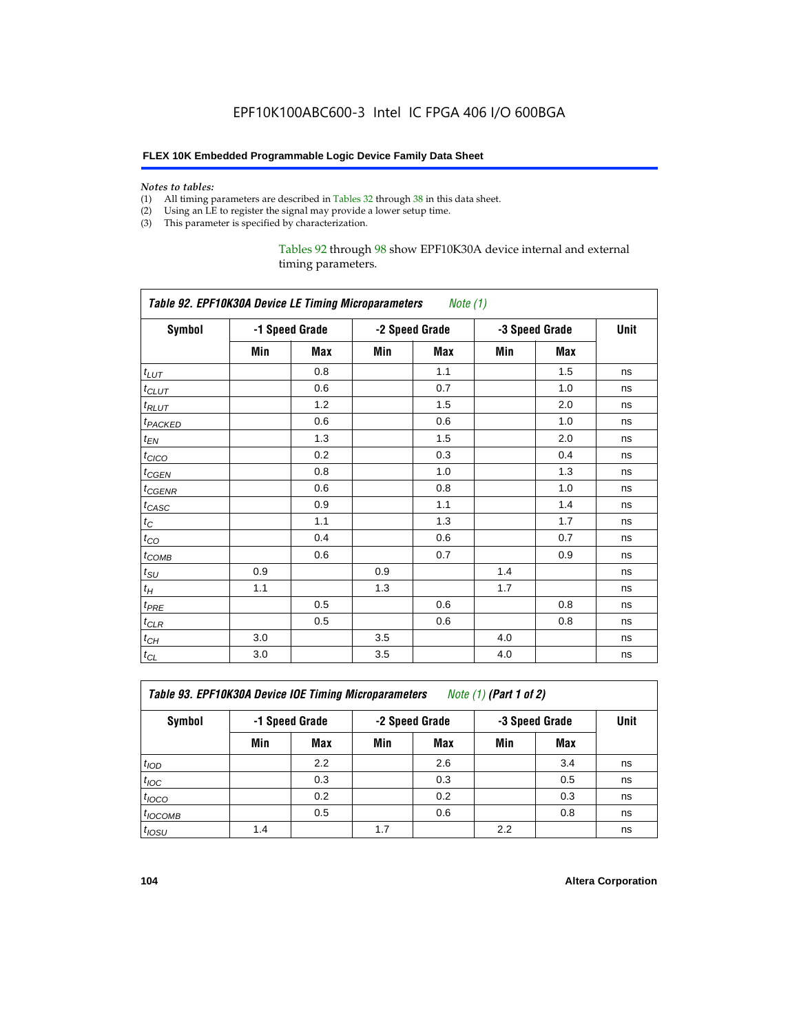*Notes to tables:*

(1) All timing parameters are described in Tables 32 through 38 in this data sheet.
(2) Using an LE to register the signal may provide a lower setup time.
(3) This parameter is specified by characterization.

Tables 92 through 98 show EPF10K30A device internal and external timing parameters.

**Table 92. EPF10K30A Device LE Timing Microparameters** *Note (1)*

| Symbol | -1 Speed Grade | | -2 Speed Grade | | -3 Speed Grade | | Unit |
|---|---|---|---|---|---|---|---|
| | Min | Max | Min | Max | Min | Max | |
| $t_{LUT}$ | | 0.8 | | 1.1 | | 1.5 | ns |
| $t_{CLUT}$ | | 0.6 | | 0.7 | | 1.0 | ns |
| $t_{RLUT}$ | | 1.2 | | 1.5 | | 2.0 | ns |
| $t_{PACKED}$ | | 0.6 | | 0.6 | | 1.0 | ns |
| $t_{EN}$ | | 1.3 | | 1.5 | | 2.0 | ns |
| $t_{CICO}$ | | 0.2 | | 0.3 | | 0.4 | ns |
| $t_{CGEN}$ | | 0.8 | | 1.0 | | 1.3 | ns |
| $t_{CGENR}$ | | 0.6 | | 0.8 | | 1.0 | ns |
| $t_{CASC}$ | | 0.9 | | 1.1 | | 1.4 | ns |
| $t_{C}$ | | 1.1 | | 1.3 | | 1.7 | ns |
| $t_{CO}$ | | 0.4 | | 0.6 | | 0.7 | ns |
| $t_{COMB}$ | | 0.6 | | 0.7 | | 0.9 | ns |
| $t_{SU}$ | 0.9 | | 0.9 | | 1.4 | | ns |
| $t_{H}$ | 1.1 | | 1.3 | | 1.7 | | ns |
| $t_{PRE}$ | | 0.5 | | 0.6 | | 0.8 | ns |
| $t_{CLR}$ | | 0.5 | | 0.6 | | 0.8 | ns |
| $t_{CH}$ | 3.0 | | 3.5 | | 4.0 | | ns |
| $t_{CL}$ | 3.0 | | 3.5 | | 4.0 | | ns |

**Table 93. EPF10K30A Device IOE Timing Microparameters** *Note (1)* **(Part 1 of 2)**

| Symbol | -1 Speed Grade | | -2 Speed Grade | | -3 Speed Grade | | Unit |
|---|---|---|---|---|---|---|---|
| | Min | Max | Min | Max | Min | Max | |
| $t_{IOD}$ | | 2.2 | | 2.6 | | 3.4 | ns |
| $t_{IOC}$ | | 0.3 | | 0.3 | | 0.5 | ns |
| $t_{IOCO}$ | | 0.2 | | 0.2 | | 0.3 | ns |
| $t_{IOCOMB}$ | | 0.5 | | 0.6 | | 0.8 | ns |
| $t_{IOSU}$ | 1.4 | | 1.7 | | 2.2 | | ns |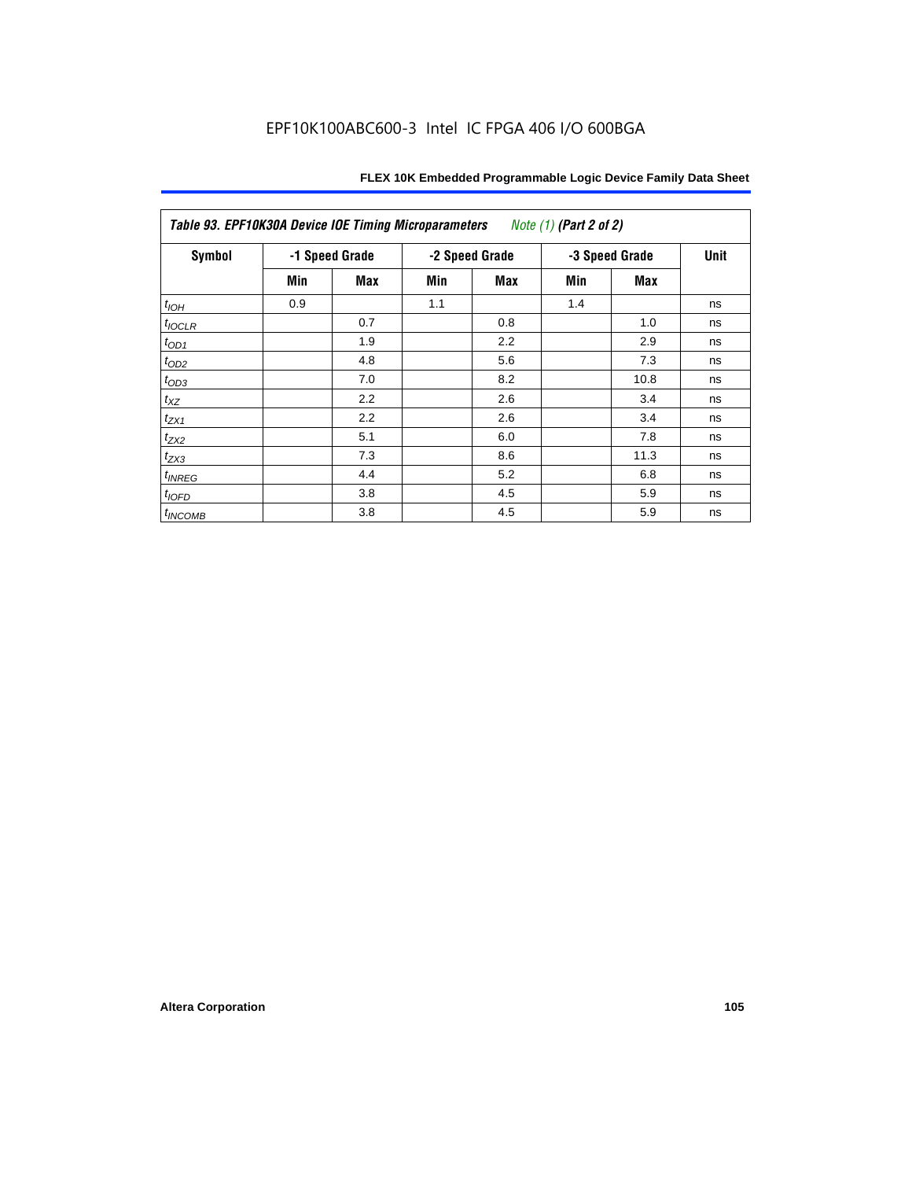Table 93. EPF10K30A Device IOE Timing Microparameters *Note (1)* **(Part 2 of 2)**

| Symbol | -1 Speed Grade | | -2 Speed Grade | | -3 Speed Grade | | Unit |
|---|---|---|---|---|---|---|---|
| | Min | Max | Min | Max | Min | Max | |
| $t_{IOH}$ | 0.9 | | 1.1 | | 1.4 | | ns |
| $t_{IOCLR}$ | | 0.7 | | 0.8 | | 1.0 | ns |
| $t_{OD1}$ | | 1.9 | | 2.2 | | 2.9 | ns |
| $t_{OD2}$ | | 4.8 | | 5.6 | | 7.3 | ns |
| $t_{OD3}$ | | 7.0 | | 8.2 | | 10.8 | ns |
| $t_{XZ}$ | | 2.2 | | 2.6 | | 3.4 | ns |
| $t_{ZX1}$ | | 2.2 | | 2.6 | | 3.4 | ns |
| $t_{ZX2}$ | | 5.1 | | 6.0 | | 7.8 | ns |
| $t_{ZX3}$ | | 7.3 | | 8.6 | | 11.3 | ns |
| $t_{INREG}$ | | 4.4 | | 5.2 | | 6.8 | ns |
| $t_{IOFD}$ | | 3.8 | | 4.5 | | 5.9 | ns |
| $t_{INCOMB}$ | | 3.8 | | 4.5 | | 5.9 | ns |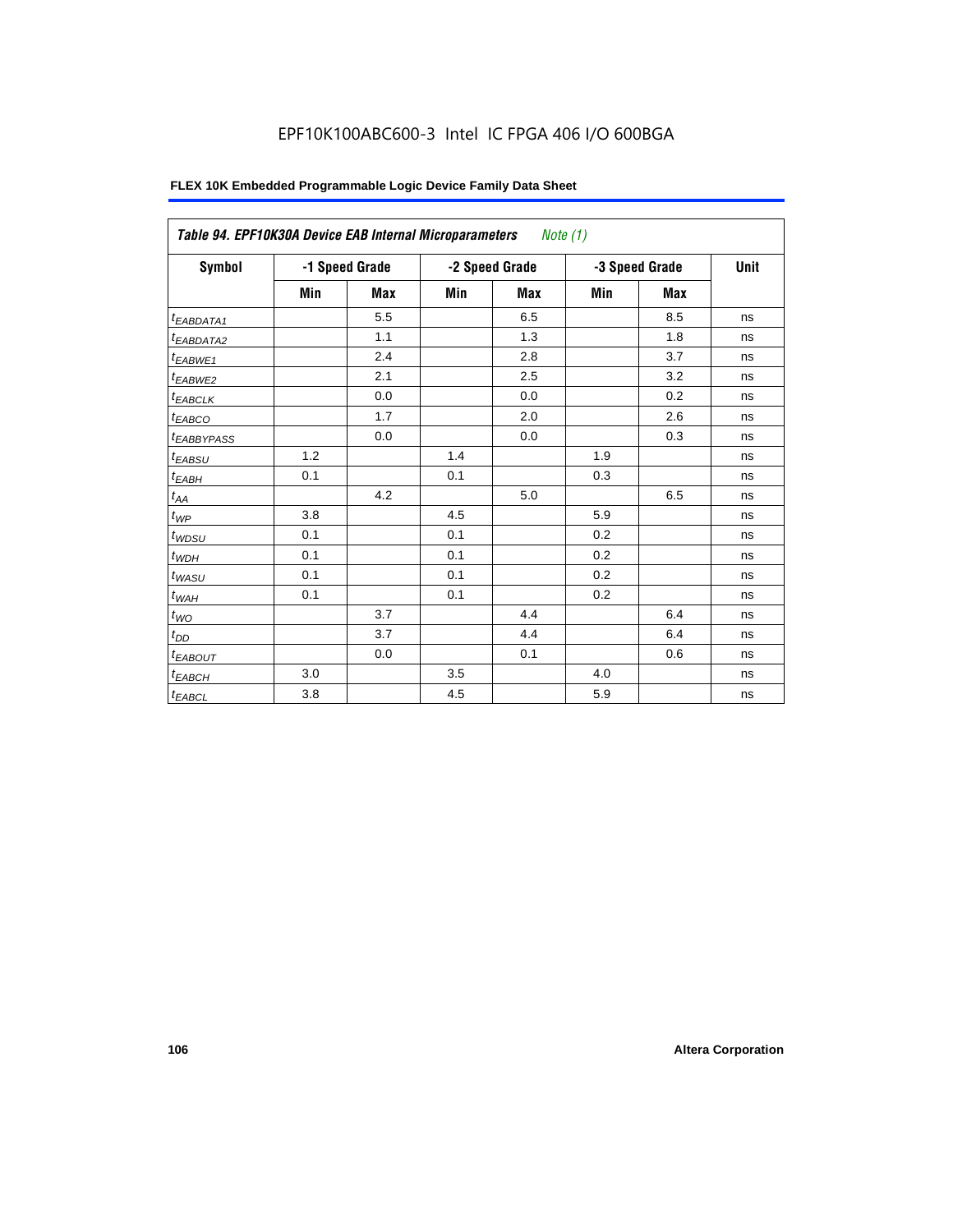## Table 94. EPF10K30A Device EAB Internal Microparameters *Note (1)*

| Symbol | -1 Speed Grade | | -2 Speed Grade | | -3 Speed Grade | | Unit |
|---|---|---|---|---|---|---|---|
| | Min | Max | Min | Max | Min | Max | |
| $t_{EABDATA1}$ | | 5.5 | | 6.5 | | 8.5 | ns |
| $t_{EABDATA2}$ | | 1.1 | | 1.3 | | 1.8 | ns |
| $t_{EABWE1}$ | | 2.4 | | 2.8 | | 3.7 | ns |
| $t_{EABWE2}$ | | 2.1 | | 2.5 | | 3.2 | ns |
| $t_{EABCLK}$ | | 0.0 | | 0.0 | | 0.2 | ns |
| $t_{EABCO}$ | | 1.7 | | 2.0 | | 2.6 | ns |
| $t_{EABBYPASS}$ | | 0.0 | | 0.0 | | 0.3 | ns |
| $t_{EABSU}$ | 1.2 | | 1.4 | | 1.9 | | ns |
| $t_{EABH}$ | 0.1 | | 0.1 | | 0.3 | | ns |
| $t_{AA}$ | | 4.2 | | 5.0 | | 6.5 | ns |
| $t_{WP}$ | 3.8 | | 4.5 | | 5.9 | | ns |
| $t_{WDSU}$ | 0.1 | | 0.1 | | 0.2 | | ns |
| $t_{WDH}$ | 0.1 | | 0.1 | | 0.2 | | ns |
| $t_{WASU}$ | 0.1 | | 0.1 | | 0.2 | | ns |
| $t_{WAH}$ | 0.1 | | 0.1 | | 0.2 | | ns |
| $t_{WO}$ | | 3.7 | | 4.4 | | 6.4 | ns |
| $t_{DD}$ | | 3.7 | | 4.4 | | 6.4 | ns |
| $t_{EABOUT}$ | | 0.0 | | 0.1 | | 0.6 | ns |
| $t_{EABCH}$ | 3.0 | | 3.5 | | 4.0 | | ns |
| $t_{EABCL}$ | 3.8 | | 4.5 | | 5.9 | | ns |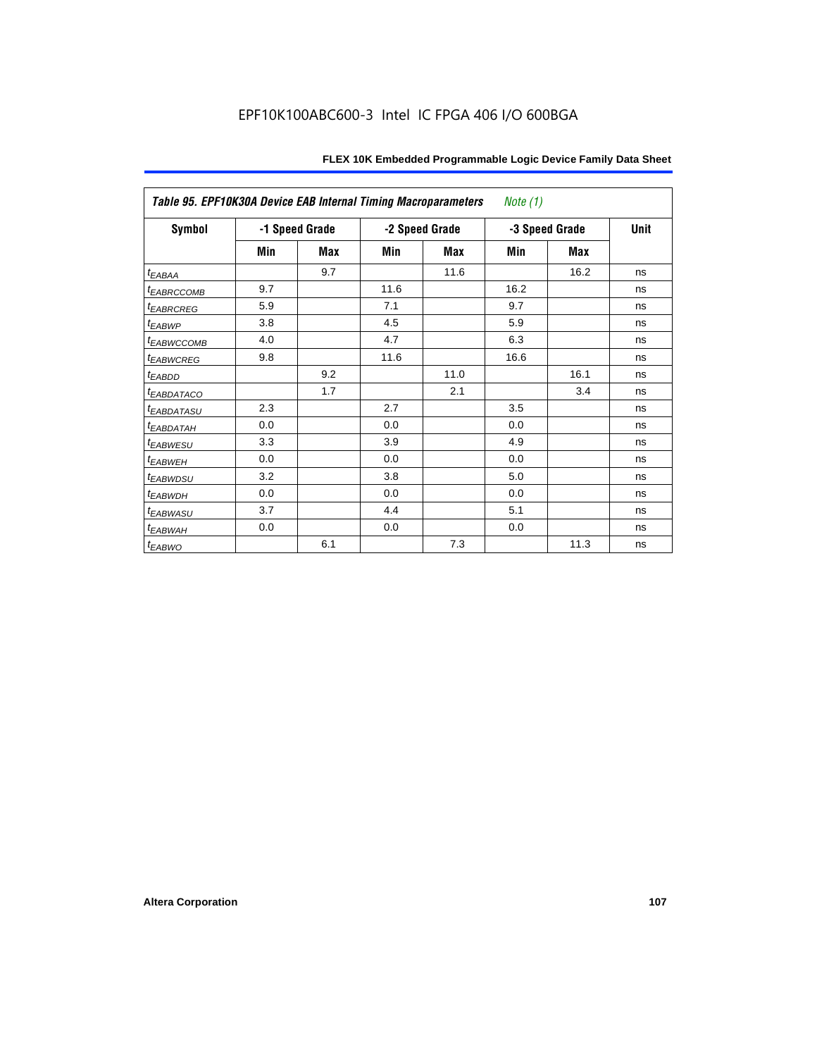EPF10K100ABC600-3 Intel IC FPGA 406 I/O 600BGA

| *Table 95. EPF10K30A Device EAB Internal Timing Macroparameters Note (1)* | | | | | | | |
|---|---|---|---|---|---|---|---|
| **Symbol** | **-1 Speed Grade** | | **-2 Speed Grade** | | **-3 Speed Grade** | | **Unit** |
| | **Min** | **Max** | **Min** | **Max** | **Min** | **Max** | |
| $t_{EABAA}$ | | 9.7 | | 11.6 | | 16.2 | ns |
| $t_{EABRCCOMB}$ | 9.7 | | 11.6 | | 16.2 | | ns |
| $t_{EABRCREG}$ | 5.9 | | 7.1 | | 9.7 | | ns |
| $t_{EABWP}$ | 3.8 | | 4.5 | | 5.9 | | ns |
| $t_{EABWCCOMB}$ | 4.0 | | 4.7 | | 6.3 | | ns |
| $t_{EABWCREG}$ | 9.8 | | 11.6 | | 16.6 | | ns |
| $t_{EABDD}$ | | 9.2 | | 11.0 | | 16.1 | ns |
| $t_{EABDATACO}$ | | 1.7 | | 2.1 | | 3.4 | ns |
| $t_{EABDATASU}$ | 2.3 | | 2.7 | | 3.5 | | ns |
| $t_{EABDATAH}$ | 0.0 | | 0.0 | | 0.0 | | ns |
| $t_{EABWESU}$ | 3.3 | | 3.9 | | 4.9 | | ns |
| $t_{EABWEH}$ | 0.0 | | 0.0 | | 0.0 | | ns |
| $t_{EABWDSU}$ | 3.2 | | 3.8 | | 5.0 | | ns |
| $t_{EABWDH}$ | 0.0 | | 0.0 | | 0.0 | | ns |
| $t_{EABWASU}$ | 3.7 | | 4.4 | | 5.1 | | ns |
| $t_{EABWAH}$ | 0.0 | | 0.0 | | 0.0 | | ns |
| $t_{EABWO}$ | | 6.1 | | 7.3 | | 11.3 | ns |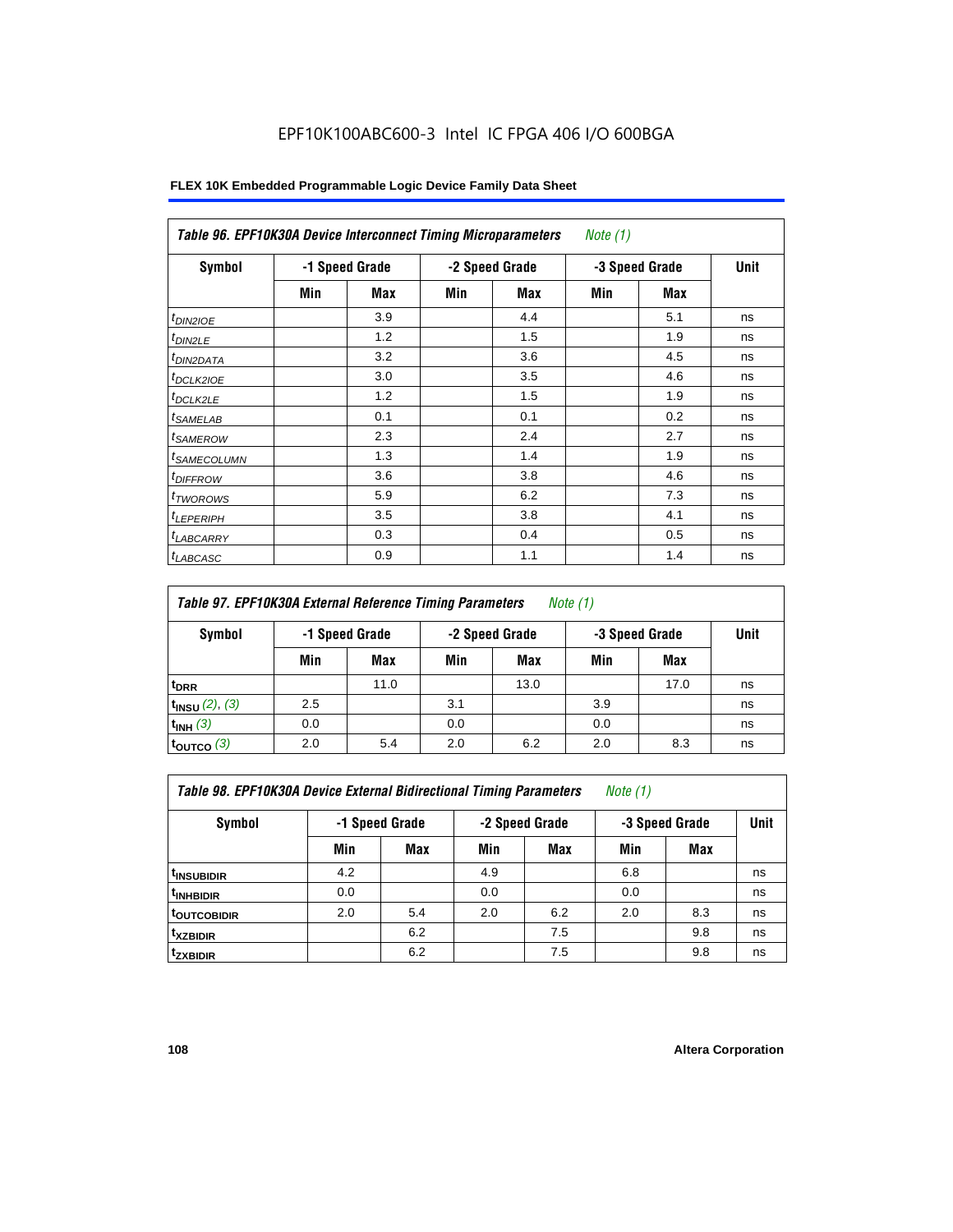EPF10K100ABC600-3 Intel IC FPGA 406 I/O 600BGA

**FLEX 10K Embedded Programmable Logic Device Family Data Sheet**

| *Table 96. EPF10K30A Device Interconnect Timing Microparameters Note (1)* | | | | | | | |
|---|---|---|---|---|---|---|---|
| Symbol | -1 Speed Grade | | -2 Speed Grade | | -3 Speed Grade | | Unit |
| | Min | Max | Min | Max | Min | Max | |
| $t_{DIN2IOE}$ | | 3.9 | | 4.4 | | 5.1 | ns |
| $t_{DIN2LE}$ | | 1.2 | | 1.5 | | 1.9 | ns |
| $t_{DIN2DATA}$ | | 3.2 | | 3.6 | | 4.5 | ns |
| $t_{DCLK2IOE}$ | | 3.0 | | 3.5 | | 4.6 | ns |
| $t_{DCLK2LE}$ | | 1.2 | | 1.5 | | 1.9 | ns |
| $t_{SAMELAB}$ | | 0.1 | | 0.1 | | 0.2 | ns |
| $t_{SAMEROW}$ | | 2.3 | | 2.4 | | 2.7 | ns |
| $t_{SAMECOLUMN}$ | | 1.3 | | 1.4 | | 1.9 | ns |
| $t_{DIFFROW}$ | | 3.6 | | 3.8 | | 4.6 | ns |
| $t_{TWOROWS}$ | | 5.9 | | 6.2 | | 7.3 | ns |
| $t_{LEPERIPH}$ | | 3.5 | | 3.8 | | 4.1 | ns |
| $t_{LABCARRY}$ | | 0.3 | | 0.4 | | 0.5 | ns |
| $t_{LABCASC}$ | | 0.9 | | 1.1 | | 1.4 | ns |

| *Table 97. EPF10K30A External Reference Timing Parameters Note (1)* | | | | | | | |
|---|---|---|---|---|---|---|---|
| Symbol | -1 Speed Grade | | -2 Speed Grade | | -3 Speed Grade | | Unit |
| | Min | Max | Min | Max | Min | Max | |
| $t_{DRR}$ | | 11.0 | | 13.0 | | 17.0 | ns |
| $t_{INSU}$ *(2), (3)* | 2.5 | | 3.1 | | 3.9 | | ns |
| $t_{INH}$ *(3)* | 0.0 | | 0.0 | | 0.0 | | ns |
| $t_{OUTCO}$ *(3)* | 2.0 | 5.4 | 2.0 | 6.2 | 2.0 | 8.3 | ns |

| *Table 98. EPF10K30A Device External Bidirectional Timing Parameters Note (1)* | | | | | | | |
|---|---|---|---|---|---|---|---|
| Symbol | -1 Speed Grade | | -2 Speed Grade | | -3 Speed Grade | | Unit |
| | Min | Max | Min | Max | Min | Max | |
| $t_{INSUBIDIR}$ | 4.2 | | 4.9 | | 6.8 | | ns |
| $t_{INHBIDIR}$ | 0.0 | | 0.0 | | 0.0 | | ns |
| $t_{OUTCOBIDIR}$ | 2.0 | 5.4 | 2.0 | 6.2 | 2.0 | 8.3 | ns |
| $t_{XZBIDIR}$ | | 6.2 | | 7.5 | | 9.8 | ns |
| $t_{ZXBIDIR}$ | | 6.2 | | 7.5 | | 9.8 | ns |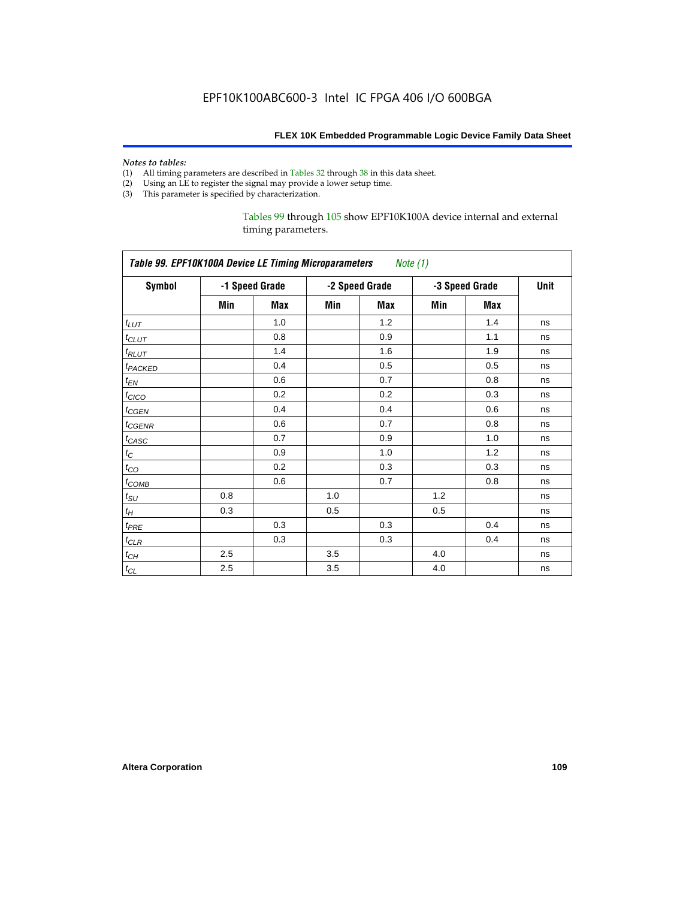*Notes to tables:*

(1) All timing parameters are described in Tables 32 through 38 in this data sheet.
(2) Using an LE to register the signal may provide a lower setup time.
(3) This parameter is specified by characterization.

Tables 99 through 105 show EPF10K100A device internal and external timing parameters.

| *Table 99. EPF10K100A Device LE Timing Microparameters Note (1)* | | | | | | | |
|---|---|---|---|---|---|---|---|
| Symbol | -1 Speed Grade | | -2 Speed Grade | | -3 Speed Grade | | Unit |
| | Min | Max | Min | Max | Min | Max | |
| $t_{LUT}$ | | 1.0 | | 1.2 | | 1.4 | ns |
| $t_{CLUT}$ | | 0.8 | | 0.9 | | 1.1 | ns |
| $t_{RLUT}$ | | 1.4 | | 1.6 | | 1.9 | ns |
| $t_{PACKED}$ | | 0.4 | | 0.5 | | 0.5 | ns |
| $t_{EN}$ | | 0.6 | | 0.7 | | 0.8 | ns |
| $t_{CICO}$ | | 0.2 | | 0.2 | | 0.3 | ns |
| $t_{CGEN}$ | | 0.4 | | 0.4 | | 0.6 | ns |
| $t_{CGENR}$ | | 0.6 | | 0.7 | | 0.8 | ns |
| $t_{CASC}$ | | 0.7 | | 0.9 | | 1.0 | ns |
| $t_{C}$ | | 0.9 | | 1.0 | | 1.2 | ns |
| $t_{CO}$ | | 0.2 | | 0.3 | | 0.3 | ns |
| $t_{COMB}$ | | 0.6 | | 0.7 | | 0.8 | ns |
| $t_{SU}$ | 0.8 | | 1.0 | | 1.2 | | ns |
| $t_{H}$ | 0.3 | | 0.5 | | 0.5 | | ns |
| $t_{PRE}$ | | 0.3 | | 0.3 | | 0.4 | ns |
| $t_{CLR}$ | | 0.3 | | 0.3 | | 0.4 | ns |
| $t_{CH}$ | 2.5 | | 3.5 | | 4.0 | | ns |
| $t_{CL}$ | 2.5 | | 3.5 | | 4.0 | | ns |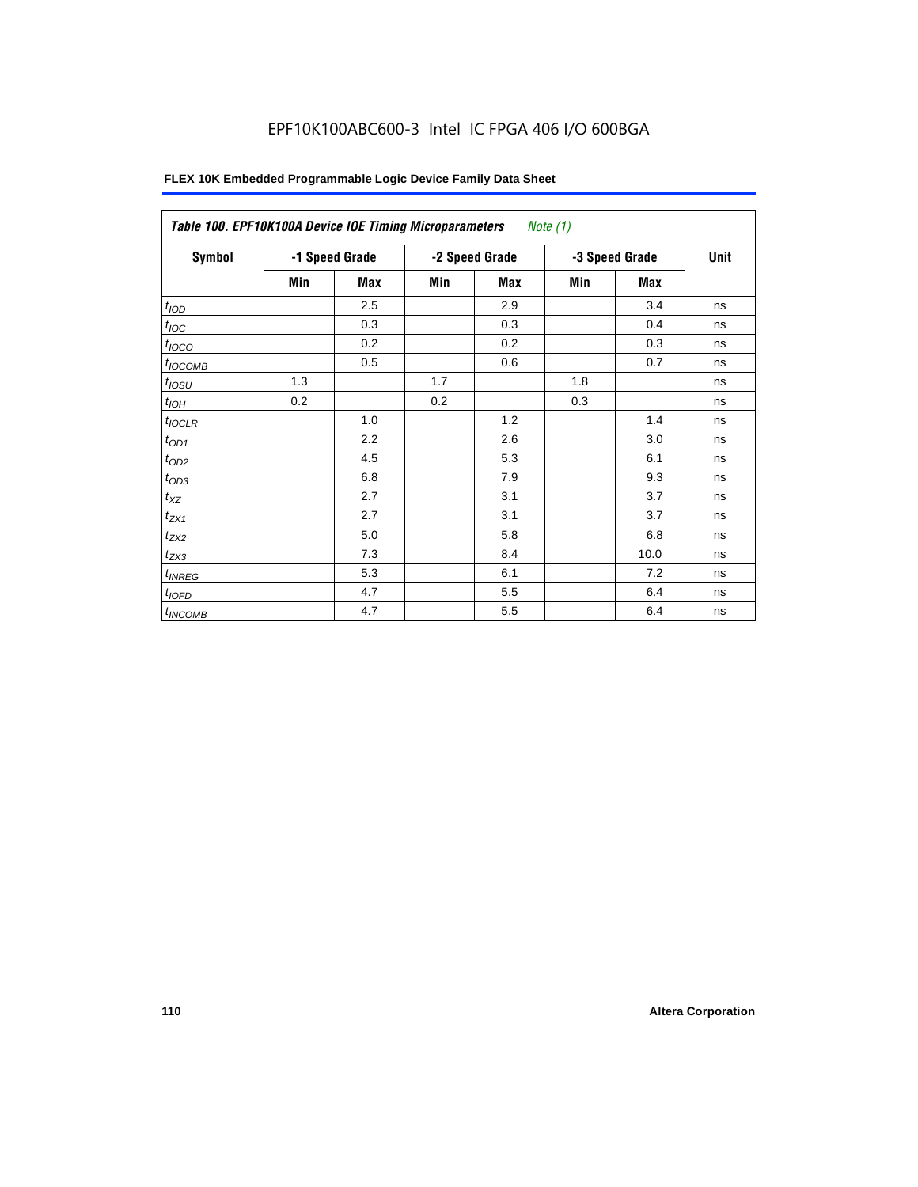EPF10K100ABC600-3 Intel IC FPGA 406 I/O 600BGA

| *Table 100. EPF10K100A Device IOE Timing Microparameters* *Note (1)* | | | | | | | |
|---|---|---|---|---|---|---|---|
| **Symbol** | **-1 Speed Grade** | | **-2 Speed Grade** | | **-3 Speed Grade** | | **Unit** |
| | **Min** | **Max** | **Min** | **Max** | **Min** | **Max** | |
| $t_{IOD}$ | | 2.5 | | 2.9 | | 3.4 | ns |
| $t_{IOC}$ | | 0.3 | | 0.3 | | 0.4 | ns |
| $t_{IOCO}$ | | 0.2 | | 0.2 | | 0.3 | ns |
| $t_{IOCOMB}$ | | 0.5 | | 0.6 | | 0.7 | ns |
| $t_{IOSU}$ | 1.3 | | 1.7 | | 1.8 | | ns |
| $t_{IOH}$ | 0.2 | | 0.2 | | 0.3 | | ns |
| $t_{IOCLR}$ | | 1.0 | | 1.2 | | 1.4 | ns |
| $t_{OD1}$ | | 2.2 | | 2.6 | | 3.0 | ns |
| $t_{OD2}$ | | 4.5 | | 5.3 | | 6.1 | ns |
| $t_{OD3}$ | | 6.8 | | 7.9 | | 9.3 | ns |
| $t_{XZ}$ | | 2.7 | | 3.1 | | 3.7 | ns |
| $t_{ZX1}$ | | 2.7 | | 3.1 | | 3.7 | ns |
| $t_{ZX2}$ | | 5.0 | | 5.8 | | 6.8 | ns |
| $t_{ZX3}$ | | 7.3 | | 8.4 | | 10.0 | ns |
| $t_{INREG}$ | | 5.3 | | 6.1 | | 7.2 | ns |
| $t_{IOFD}$ | | 4.7 | | 5.5 | | 6.4 | ns |
| $t_{INCOMB}$ | | 4.7 | | 5.5 | | 6.4 | ns |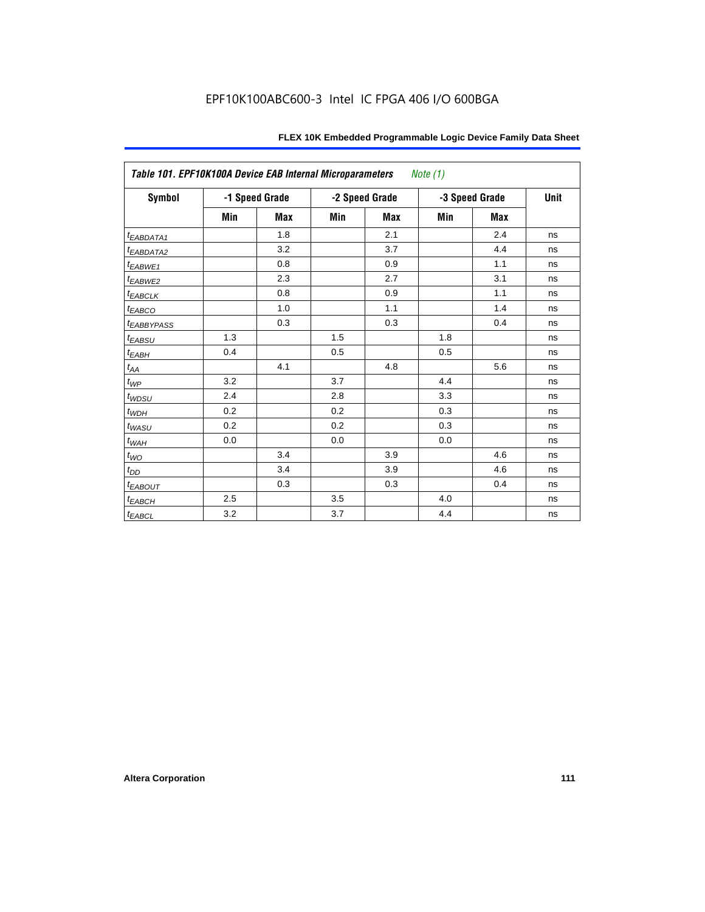EPF10K100ABC600-3 Intel IC FPGA 406 I/O 600BGA

| Table 101. EPF10K100A Device EAB Internal Microparameters *Note (1)* | | | | | | | |
|---|---|---|---|---|---|---|---|
| Symbol | -1 Speed Grade | | -2 Speed Grade | | -3 Speed Grade | | Unit |
| | Min | Max | Min | Max | Min | Max | |
| $t_{EABDATA1}$ | | 1.8 | | 2.1 | | 2.4 | ns |
| $t_{EABDATA2}$ | | 3.2 | | 3.7 | | 4.4 | ns |
| $t_{EABWE1}$ | | 0.8 | | 0.9 | | 1.1 | ns |
| $t_{EABWE2}$ | | 2.3 | | 2.7 | | 3.1 | ns |
| $t_{EABCLK}$ | | 0.8 | | 0.9 | | 1.1 | ns |
| $t_{EABCO}$ | | 1.0 | | 1.1 | | 1.4 | ns |
| $t_{EABBYPASS}$ | | 0.3 | | 0.3 | | 0.4 | ns |
| $t_{EABSU}$ | 1.3 | | 1.5 | | 1.8 | | ns |
| $t_{EABH}$ | 0.4 | | 0.5 | | 0.5 | | ns |
| $t_{AA}$ | | 4.1 | | 4.8 | | 5.6 | ns |
| $t_{WP}$ | 3.2 | | 3.7 | | 4.4 | | ns |
| $t_{WDSU}$ | 2.4 | | 2.8 | | 3.3 | | ns |
| $t_{WDH}$ | 0.2 | | 0.2 | | 0.3 | | ns |
| $t_{WASU}$ | 0.2 | | 0.2 | | 0.3 | | ns |
| $t_{WAH}$ | 0.0 | | 0.0 | | 0.0 | | ns |
| $t_{WO}$ | | 3.4 | | 3.9 | | 4.6 | ns |
| $t_{DD}$ | | 3.4 | | 3.9 | | 4.6 | ns |
| $t_{EABOUT}$ | | 0.3 | | 0.3 | | 0.4 | ns |
| $t_{EABCH}$ | 2.5 | | 3.5 | | 4.0 | | ns |
| $t_{EABCL}$ | 3.2 | | 3.7 | | 4.4 | | ns |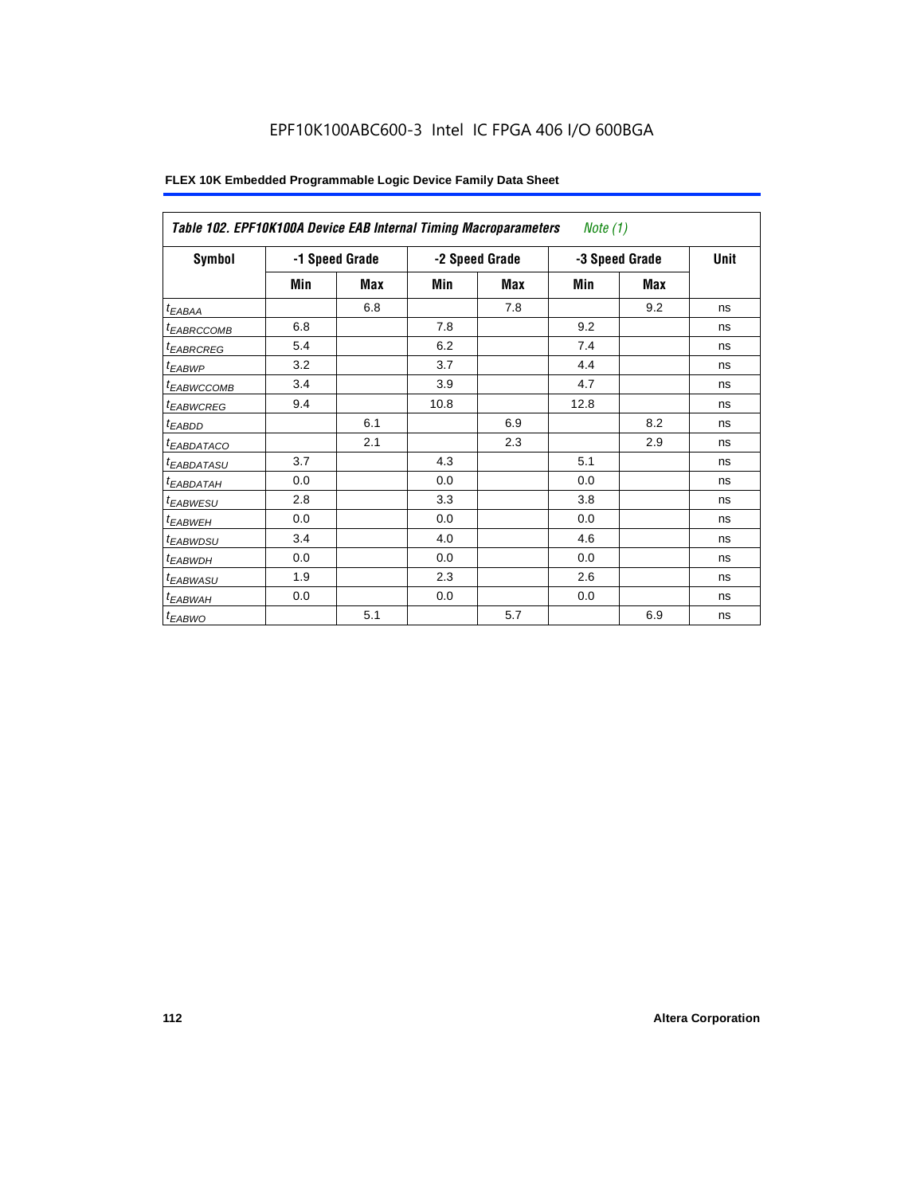EPF10K100ABC600-3 Intel IC FPGA 406 I/O 600BGA

**FLEX 10K Embedded Programmable Logic Device Family Data Sheet**

| *Table 102. EPF10K100A Device EAB Internal Timing Macroparameters* *Note (1)* | | | | | | | |
|---|---|---|---|---|---|---|---|
| **Symbol** | **-1 Speed Grade** | | **-2 Speed Grade** | | **-3 Speed Grade** | | **Unit** |
| | **Min** | **Max** | **Min** | **Max** | **Min** | **Max** | |
| $t_{EABAA}$ | | 6.8 | | 7.8 | | 9.2 | ns |
| $t_{EABRCCOMB}$ | 6.8 | | 7.8 | | 9.2 | | ns |
| $t_{EABRCREG}$ | 5.4 | | 6.2 | | 7.4 | | ns |
| $t_{EABWP}$ | 3.2 | | 3.7 | | 4.4 | | ns |
| $t_{EABWCCOMB}$ | 3.4 | | 3.9 | | 4.7 | | ns |
| $t_{EABWCREG}$ | 9.4 | | 10.8 | | 12.8 | | ns |
| $t_{EABDD}$ | | 6.1 | | 6.9 | | 8.2 | ns |
| $t_{EABDATACO}$ | | 2.1 | | 2.3 | | 2.9 | ns |
| $t_{EABDATASU}$ | 3.7 | | 4.3 | | 5.1 | | ns |
| $t_{EABDATAH}$ | 0.0 | | 0.0 | | 0.0 | | ns |
| $t_{EABWESU}$ | 2.8 | | 3.3 | | 3.8 | | ns |
| $t_{EABWEH}$ | 0.0 | | 0.0 | | 0.0 | | ns |
| $t_{EABWDSU}$ | 3.4 | | 4.0 | | 4.6 | | ns |
| $t_{EABWDH}$ | 0.0 | | 0.0 | | 0.0 | | ns |
| $t_{EABWASU}$ | 1.9 | | 2.3 | | 2.6 | | ns |
| $t_{EABWAH}$ | 0.0 | | 0.0 | | 0.0 | | ns |
| $t_{EABWO}$ | | 5.1 | | 5.7 | | 6.9 | ns |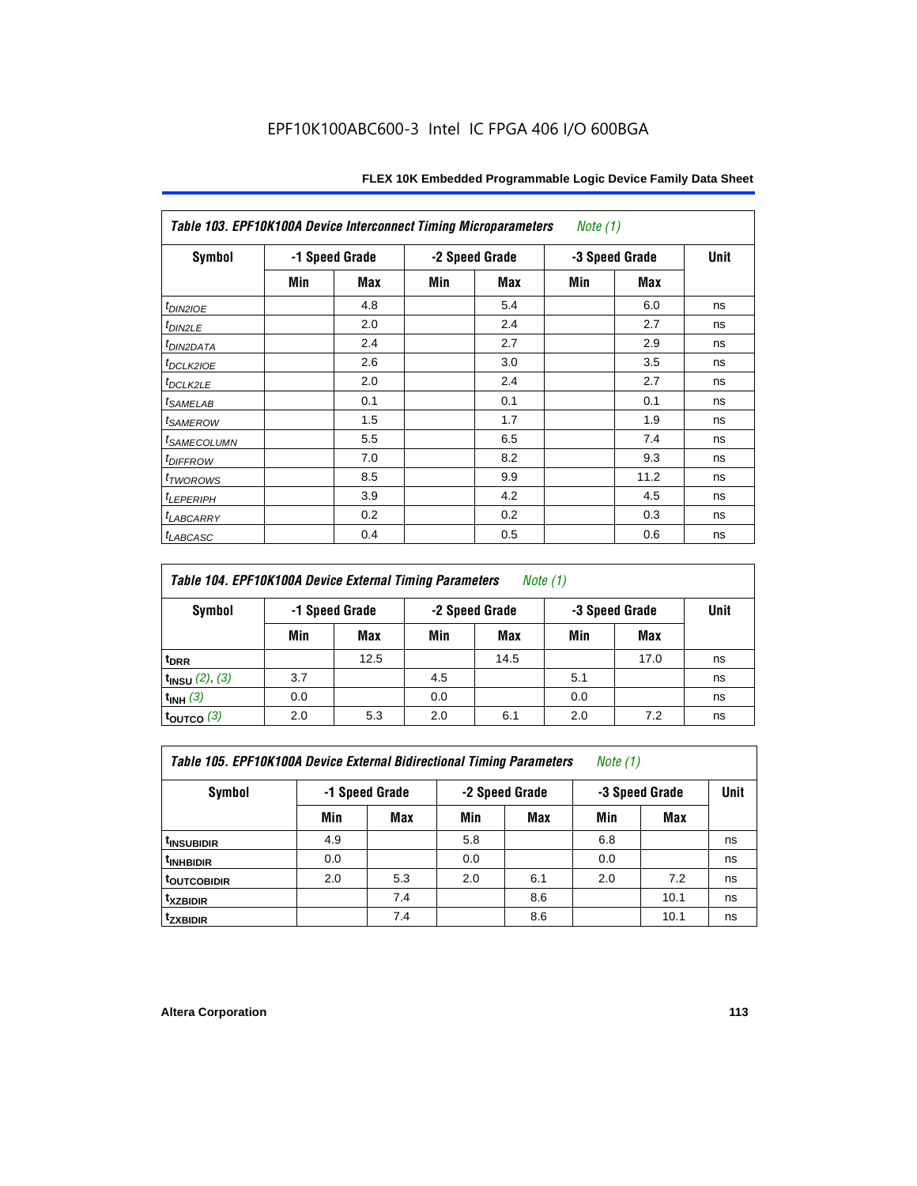EPF10K100ABC600-3 Intel IC FPGA 406 I/O 600BGA

| *Table 103. EPF10K100A Device Interconnect Timing Microparameters* *Note (1)* | | | | | | | |
|---|---|---|---|---|---|---|---|
| **Symbol** | **-1 Speed Grade** | | **-2 Speed Grade** | | **-3 Speed Grade** | | **Unit** |
| | **Min** | **Max** | **Min** | **Max** | **Min** | **Max** | |
| $t_{DIN2IOE}$ | | 4.8 | | 5.4 | | 6.0 | ns |
| $t_{DIN2LE}$ | | 2.0 | | 2.4 | | 2.7 | ns |
| $t_{DIN2DATA}$ | | 2.4 | | 2.7 | | 2.9 | ns |
| $t_{DCLK2IOE}$ | | 2.6 | | 3.0 | | 3.5 | ns |
| $t_{DCLK2LE}$ | | 2.0 | | 2.4 | | 2.7 | ns |
| $t_{SAMELAB}$ | | 0.1 | | 0.1 | | 0.1 | ns |
| $t_{SAMEROW}$ | | 1.5 | | 1.7 | | 1.9 | ns |
| $t_{SAMECOLUMN}$ | | 5.5 | | 6.5 | | 7.4 | ns |
| $t_{DIFFROW}$ | | 7.0 | | 8.2 | | 9.3 | ns |
| $t_{TWOROWS}$ | | 8.5 | | 9.9 | | 11.2 | ns |
| $t_{LEPERIPH}$ | | 3.9 | | 4.2 | | 4.5 | ns |
| $t_{LABCARRY}$ | | 0.2 | | 0.2 | | 0.3 | ns |
| $t_{LABCASC}$ | | 0.4 | | 0.5 | | 0.6 | ns |

| *Table 104. EPF10K100A Device External Timing Parameters* *Note (1)* | | | | | | | |
|---|---|---|---|---|---|---|---|
| **Symbol** | **-1 Speed Grade** | | **-2 Speed Grade** | | **-3 Speed Grade** | | **Unit** |
| | **Min** | **Max** | **Min** | **Max** | **Min** | **Max** | |
| $t_{DRR}$ | | 12.5 | | 14.5 | | 17.0 | ns |
| $t_{INSU}$ *(2), (3)* | 3.7 | | 4.5 | | 5.1 | | ns |
| $t_{INH}$ *(3)* | 0.0 | | 0.0 | | 0.0 | | ns |
| $t_{OUTCO}$ *(3)* | 2.0 | 5.3 | 2.0 | 6.1 | 2.0 | 7.2 | ns |

| *Table 105. EPF10K100A Device External Bidirectional Timing Parameters* *Note (1)* | | | | | | | |
|---|---|---|---|---|---|---|---|
| **Symbol** | **-1 Speed Grade** | | **-2 Speed Grade** | | **-3 Speed Grade** | | **Unit** |
| | **Min** | **Max** | **Min** | **Max** | **Min** | **Max** | |
| $t_{INSUBIDIR}$ | 4.9 | | 5.8 | | 6.8 | | ns |
| $t_{INHBIDIR}$ | 0.0 | | 0.0 | | 0.0 | | ns |
| $t_{OUTCOBIDIR}$ | 2.0 | 5.3 | 2.0 | 6.1 | 2.0 | 7.2 | ns |
| $t_{XZBIDIR}$ | | 7.4 | | 8.6 | | 10.1 | ns |
| $t_{ZXBIDIR}$ | | 7.4 | | 8.6 | | 10.1 | ns |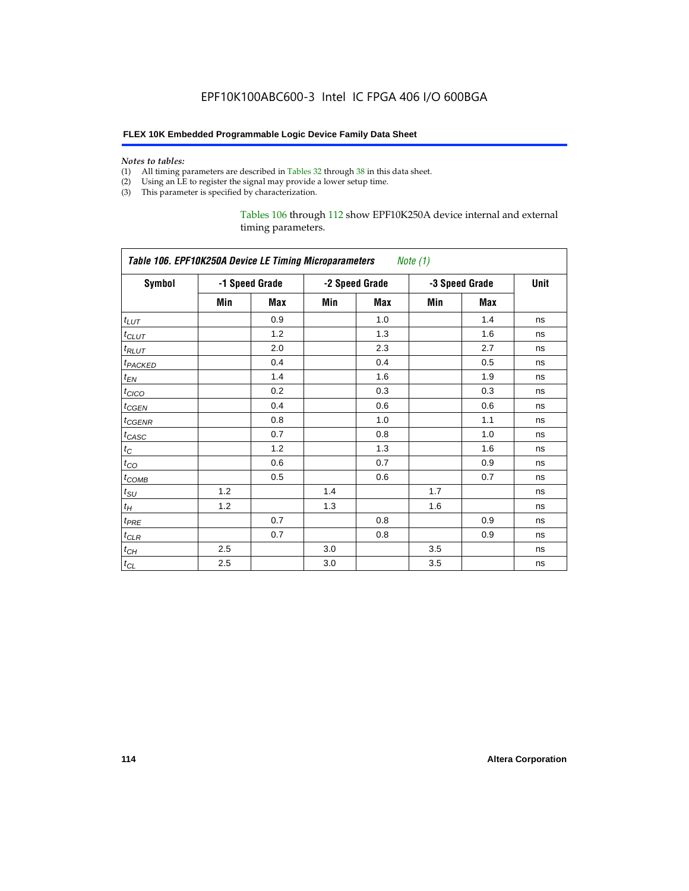*Notes to tables:*

(1) All timing parameters are described in Tables 32 through 38 in this data sheet.
(2) Using an LE to register the signal may provide a lower setup time.
(3) This parameter is specified by characterization.

Tables 106 through 112 show EPF10K250A device internal and external timing parameters.

**Table 106. EPF10K250A Device LE Timing Microparameters** *Note (1)*

| Symbol | -1 Speed Grade | | -2 Speed Grade | | -3 Speed Grade | | Unit |
|---|---|---|---|---|---|---|---|
| | Min | Max | Min | Max | Min | Max | |
| $t_{LUT}$ | | 0.9 | | 1.0 | | 1.4 | ns |
| $t_{CLUT}$ | | 1.2 | | 1.3 | | 1.6 | ns |
| $t_{RLUT}$ | | 2.0 | | 2.3 | | 2.7 | ns |
| $t_{PACKED}$ | | 0.4 | | 0.4 | | 0.5 | ns |
| $t_{EN}$ | | 1.4 | | 1.6 | | 1.9 | ns |
| $t_{CICO}$ | | 0.2 | | 0.3 | | 0.3 | ns |
| $t_{CGEN}$ | | 0.4 | | 0.6 | | 0.6 | ns |
| $t_{CGENR}$ | | 0.8 | | 1.0 | | 1.1 | ns |
| $t_{CASC}$ | | 0.7 | | 0.8 | | 1.0 | ns |
| $t_{C}$ | | 1.2 | | 1.3 | | 1.6 | ns |
| $t_{CO}$ | | 0.6 | | 0.7 | | 0.9 | ns |
| $t_{COMB}$ | | 0.5 | | 0.6 | | 0.7 | ns |
| $t_{SU}$ | 1.2 | | 1.4 | | 1.7 | | ns |
| $t_{H}$ | 1.2 | | 1.3 | | 1.6 | | ns |
| $t_{PRE}$ | | 0.7 | | 0.8 | | 0.9 | ns |
| $t_{CLR}$ | | 0.7 | | 0.8 | | 0.9 | ns |
| $t_{CH}$ | 2.5 | | 3.0 | | 3.5 | | ns |
| $t_{CL}$ | 2.5 | | 3.0 | | 3.5 | | ns |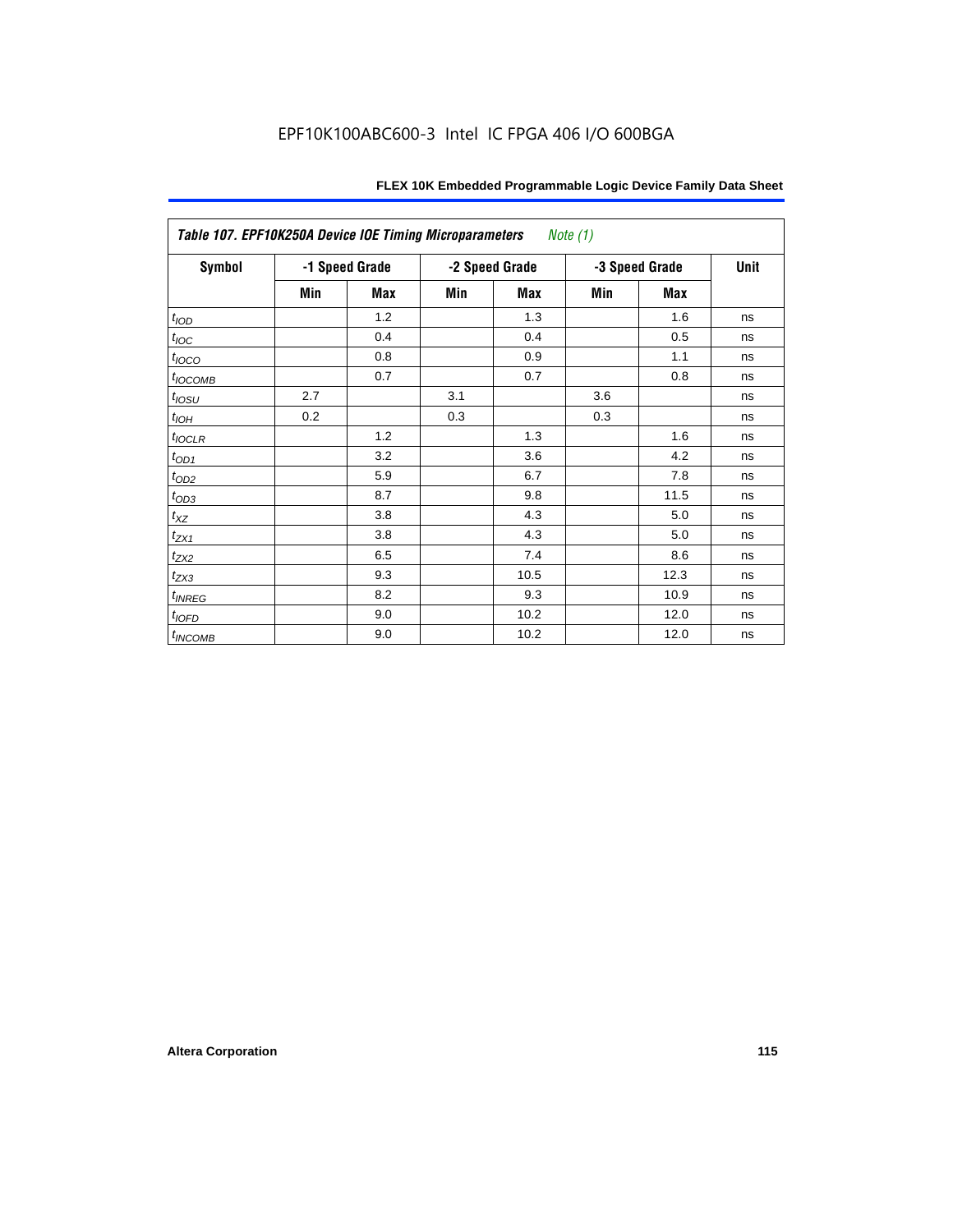Table 107. EPF10K250A Device IOE Timing Microparameters *Note (1)*

| Symbol | -1 Speed Grade | | -2 Speed Grade | | -3 Speed Grade | | Unit |
|---|---|---|---|---|---|---|---|
| | Min | Max | Min | Max | Min | Max | |
| $t_{IOD}$ | | 1.2 | | 1.3 | | 1.6 | ns |
| $t_{IOC}$ | | 0.4 | | 0.4 | | 0.5 | ns |
| $t_{IOCO}$ | | 0.8 | | 0.9 | | 1.1 | ns |
| $t_{IOCOMB}$ | | 0.7 | | 0.7 | | 0.8 | ns |
| $t_{IOSU}$ | 2.7 | | 3.1 | | 3.6 | | ns |
| $t_{IOH}$ | 0.2 | | 0.3 | | 0.3 | | ns |
| $t_{IOCLR}$ | | 1.2 | | 1.3 | | 1.6 | ns |
| $t_{OD1}$ | | 3.2 | | 3.6 | | 4.2 | ns |
| $t_{OD2}$ | | 5.9 | | 6.7 | | 7.8 | ns |
| $t_{OD3}$ | | 8.7 | | 9.8 | | 11.5 | ns |
| $t_{XZ}$ | | 3.8 | | 4.3 | | 5.0 | ns |
| $t_{ZX1}$ | | 3.8 | | 4.3 | | 5.0 | ns |
| $t_{ZX2}$ | | 6.5 | | 7.4 | | 8.6 | ns |
| $t_{ZX3}$ | | 9.3 | | 10.5 | | 12.3 | ns |
| $t_{INREG}$ | | 8.2 | | 9.3 | | 10.9 | ns |
| $t_{IOFD}$ | | 9.0 | | 10.2 | | 12.0 | ns |
| $t_{INCOMB}$ | | 9.0 | | 10.2 | | 12.0 | ns |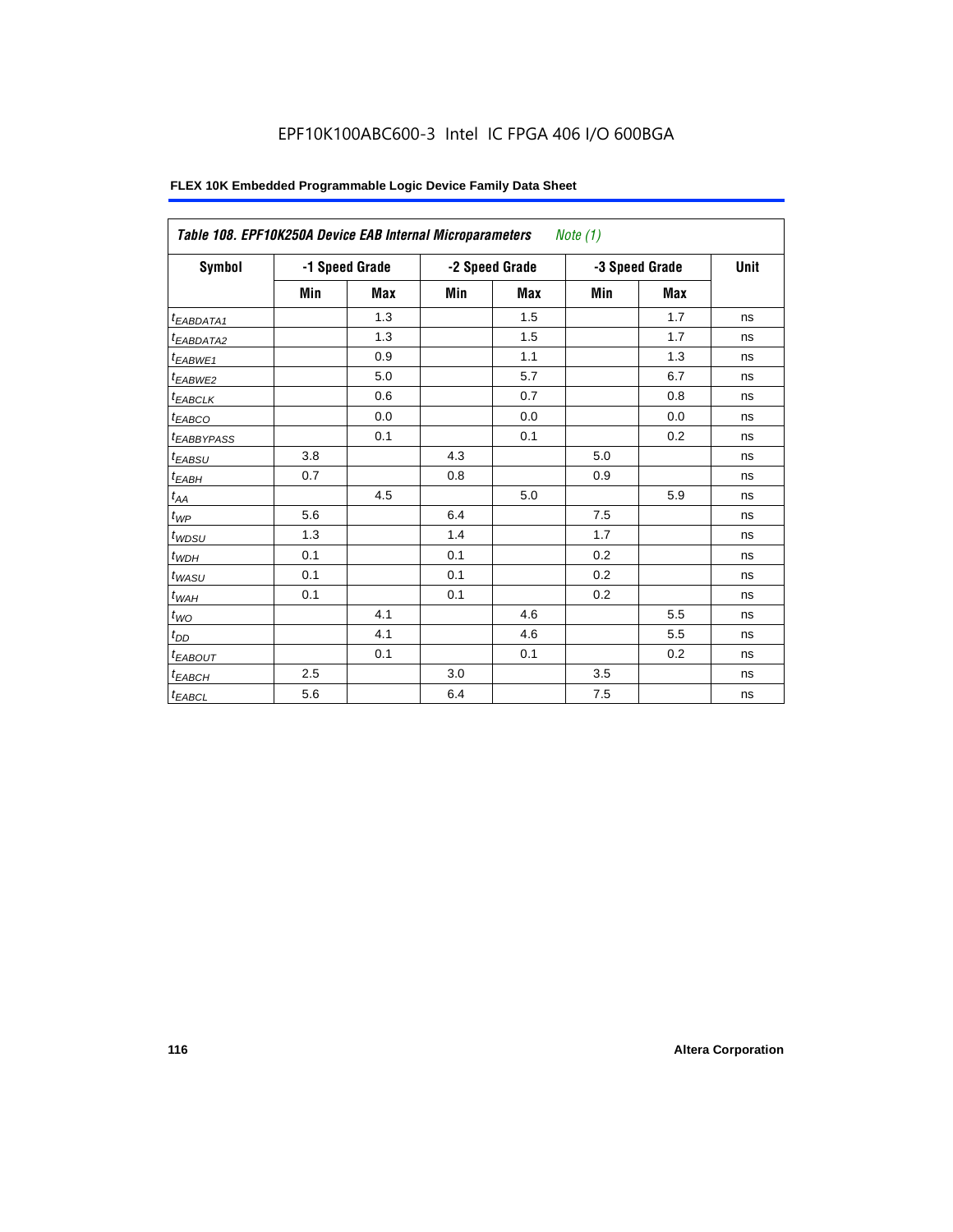EPF10K100ABC600-3 Intel IC FPGA 406 I/O 600BGA

**FLEX 10K Embedded Programmable Logic Device Family Data Sheet**

| *Table 108. EPF10K250A Device EAB Internal Microparameters* *Note (1)* | | | | | | | |
|---|---|---|---|---|---|---|---|
| **Symbol** | **-1 Speed Grade** | | **-2 Speed Grade** | | **-3 Speed Grade** | | **Unit** |
| | **Min** | **Max** | **Min** | **Max** | **Min** | **Max** | |
| $t_{EABDATA1}$ | | 1.3 | | 1.5 | | 1.7 | ns |
| $t_{EABDATA2}$ | | 1.3 | | 1.5 | | 1.7 | ns |
| $t_{EABWE1}$ | | 0.9 | | 1.1 | | 1.3 | ns |
| $t_{EABWE2}$ | | 5.0 | | 5.7 | | 6.7 | ns |
| $t_{EABCLK}$ | | 0.6 | | 0.7 | | 0.8 | ns |
| $t_{EABCO}$ | | 0.0 | | 0.0 | | 0.0 | ns |
| $t_{EABBYPASS}$ | | 0.1 | | 0.1 | | 0.2 | ns |
| $t_{EABSU}$ | 3.8 | | 4.3 | | 5.0 | | ns |
| $t_{EABH}$ | 0.7 | | 0.8 | | 0.9 | | ns |
| $t_{AA}$ | | 4.5 | | 5.0 | | 5.9 | ns |
| $t_{WP}$ | 5.6 | | 6.4 | | 7.5 | | ns |
| $t_{WDSU}$ | 1.3 | | 1.4 | | 1.7 | | ns |
| $t_{WDH}$ | 0.1 | | 0.1 | | 0.2 | | ns |
| $t_{WASU}$ | 0.1 | | 0.1 | | 0.2 | | ns |
| $t_{WAH}$ | 0.1 | | 0.1 | | 0.2 | | ns |
| $t_{WO}$ | | 4.1 | | 4.6 | | 5.5 | ns |
| $t_{DD}$ | | 4.1 | | 4.6 | | 5.5 | ns |
| $t_{EABOUT}$ | | 0.1 | | 0.1 | | 0.2 | ns |
| $t_{EABCH}$ | 2.5 | | 3.0 | | 3.5 | | ns |
| $t_{EABCL}$ | 5.6 | | 6.4 | | 7.5 | | ns |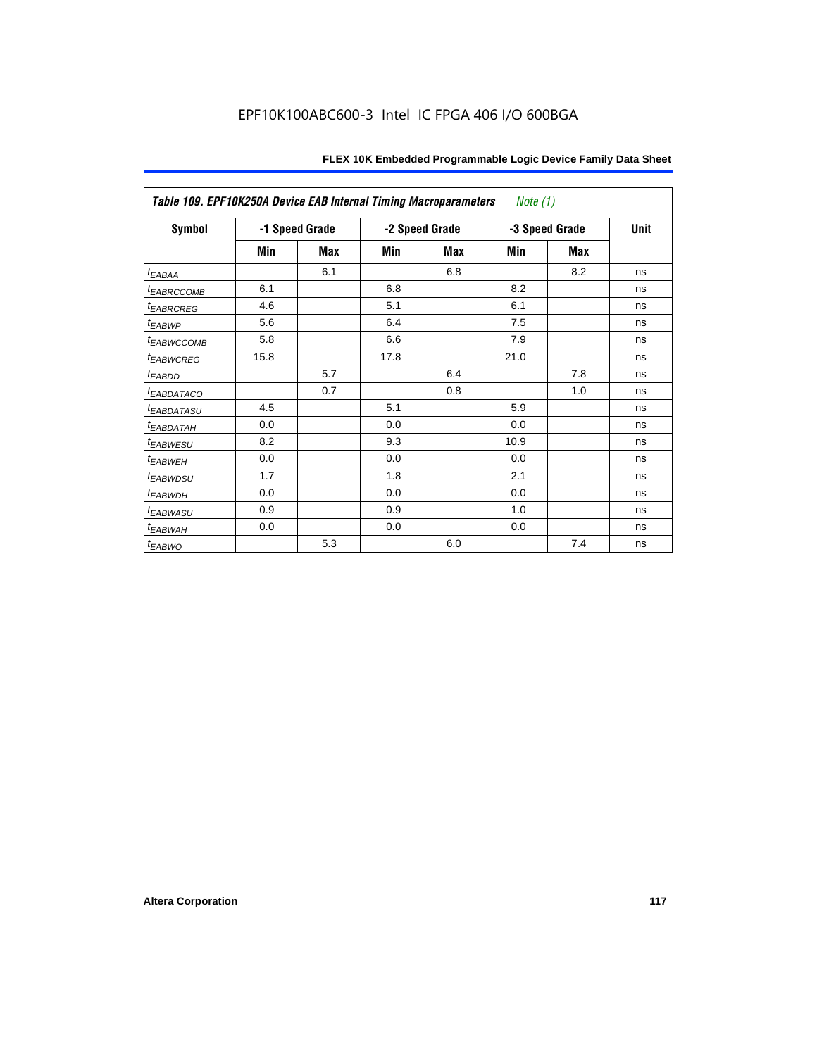Table 109. EPF10K250A Device EAB Internal Timing Macroparameters *Note (1)*

| Symbol | -1 Speed Grade | | -2 Speed Grade | | -3 Speed Grade | | Unit |
|---|---|---|---|---|---|---|---|
| | Min | Max | Min | Max | Min | Max | |
| $t_{EABAA}$ | | 6.1 | | 6.8 | | 8.2 | ns |
| $t_{EABRCCOMB}$ | 6.1 | | 6.8 | | 8.2 | | ns |
| $t_{EABRCREG}$ | 4.6 | | 5.1 | | 6.1 | | ns |
| $t_{EABWP}$ | 5.6 | | 6.4 | | 7.5 | | ns |
| $t_{EABWCCOMB}$ | 5.8 | | 6.6 | | 7.9 | | ns |
| $t_{EABWCREG}$ | 15.8 | | 17.8 | | 21.0 | | ns |
| $t_{EABDD}$ | | 5.7 | | 6.4 | | 7.8 | ns |
| $t_{EABDATACO}$ | | 0.7 | | 0.8 | | 1.0 | ns |
| $t_{EABDATASU}$ | 4.5 | | 5.1 | | 5.9 | | ns |
| $t_{EABDATAH}$ | 0.0 | | 0.0 | | 0.0 | | ns |
| $t_{EABWESU}$ | 8.2 | | 9.3 | | 10.9 | | ns |
| $t_{EABWEH}$ | 0.0 | | 0.0 | | 0.0 | | ns |
| $t_{EABWDSU}$ | 1.7 | | 1.8 | | 2.1 | | ns |
| $t_{EABWDH}$ | 0.0 | | 0.0 | | 0.0 | | ns |
| $t_{EABWASU}$ | 0.9 | | 0.9 | | 1.0 | | ns |
| $t_{EABWAH}$ | 0.0 | | 0.0 | | 0.0 | | ns |
| $t_{EABWO}$ | | 5.3 | | 6.0 | | 7.4 | ns |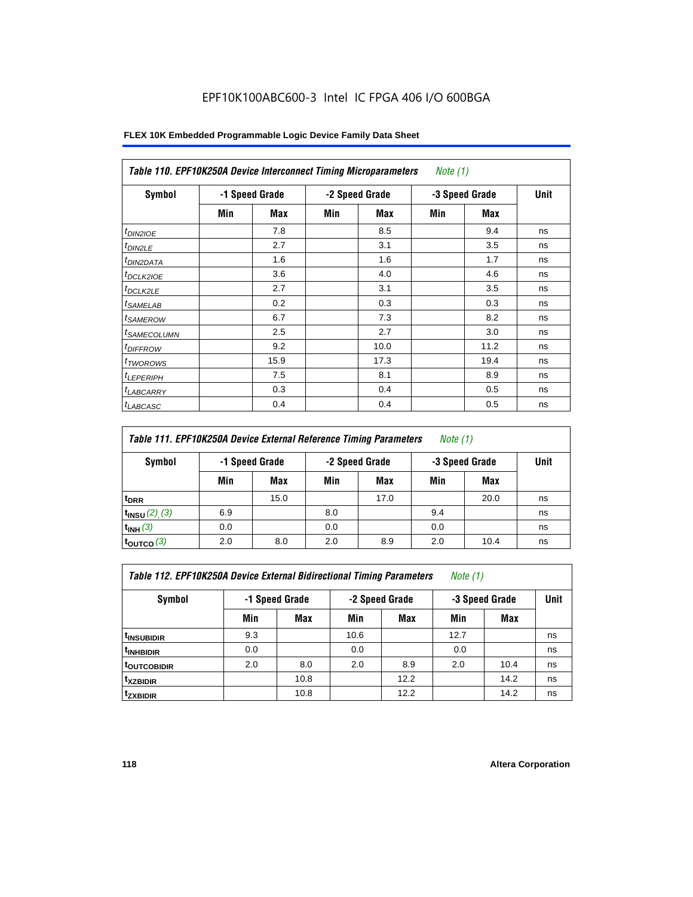EPF10K100ABC600-3 Intel IC FPGA 406 I/O 600BGA

**FLEX 10K Embedded Programmable Logic Device Family Data Sheet**

| *Table 110. EPF10K250A Device Interconnect Timing Microparameters* *Note (1)* | | | | | | | |
|---|---|---|---|---|---|---|---|
| **Symbol** | **-1 Speed Grade** | | **-2 Speed Grade** | | **-3 Speed Grade** | | **Unit** |
| | **Min** | **Max** | **Min** | **Max** | **Min** | **Max** | |
| $t_{DIN2IOE}$ | | 7.8 | | 8.5 | | 9.4 | ns |
| $t_{DIN2LE}$ | | 2.7 | | 3.1 | | 3.5 | ns |
| $t_{DIN2DATA}$ | | 1.6 | | 1.6 | | 1.7 | ns |
| $t_{DCLK2IOE}$ | | 3.6 | | 4.0 | | 4.6 | ns |
| $t_{DCLK2LE}$ | | 2.7 | | 3.1 | | 3.5 | ns |
| $t_{SAMELAB}$ | | 0.2 | | 0.3 | | 0.3 | ns |
| $t_{SAMEROW}$ | | 6.7 | | 7.3 | | 8.2 | ns |
| $t_{SAMECOLUMN}$ | | 2.5 | | 2.7 | | 3.0 | ns |
| $t_{DIFFROW}$ | | 9.2 | | 10.0 | | 11.2 | ns |
| $t_{TWOROWS}$ | | 15.9 | | 17.3 | | 19.4 | ns |
| $t_{LEPERIPH}$ | | 7.5 | | 8.1 | | 8.9 | ns |
| $t_{LABCARRY}$ | | 0.3 | | 0.4 | | 0.5 | ns |
| $t_{LABCASC}$ | | 0.4 | | 0.4 | | 0.5 | ns |

| *Table 111. EPF10K250A Device External Reference Timing Parameters* *Note (1)* | | | | | | | |
|---|---|---|---|---|---|---|---|
| **Symbol** | **-1 Speed Grade** | | **-2 Speed Grade** | | **-3 Speed Grade** | | **Unit** |
| | **Min** | **Max** | **Min** | **Max** | **Min** | **Max** | |
| $t_{DRR}$ | | 15.0 | | 17.0 | | 20.0 | ns |
| $t_{INSU}$ *(2), (3)* | 6.9 | | 8.0 | | 9.4 | | ns |
| $t_{INH}$ *(3)* | 0.0 | | 0.0 | | 0.0 | | ns |
| $t_{OUTCO}$ *(3)* | 2.0 | 8.0 | 2.0 | 8.9 | 2.0 | 10.4 | ns |

| *Table 112. EPF10K250A Device External Bidirectional Timing Parameters* *Note (1)* | | | | | | | |
|---|---|---|---|---|---|---|---|
| **Symbol** | **-1 Speed Grade** | | **-2 Speed Grade** | | **-3 Speed Grade** | | **Unit** |
| | **Min** | **Max** | **Min** | **Max** | **Min** | **Max** | |
| $t_{INSUBIDIR}$ | 9.3 | | 10.6 | | 12.7 | | ns |
| $t_{INHBIDIR}$ | 0.0 | | 0.0 | | 0.0 | | ns |
| $t_{OUTCOBIDIR}$ | 2.0 | 8.0 | 2.0 | 8.9 | 2.0 | 10.4 | ns |
| $t_{XZBIDIR}$ | | 10.8 | | 12.2 | | 14.2 | ns |
| $t_{ZXBIDIR}$ | | 10.8 | | 12.2 | | 14.2 | ns |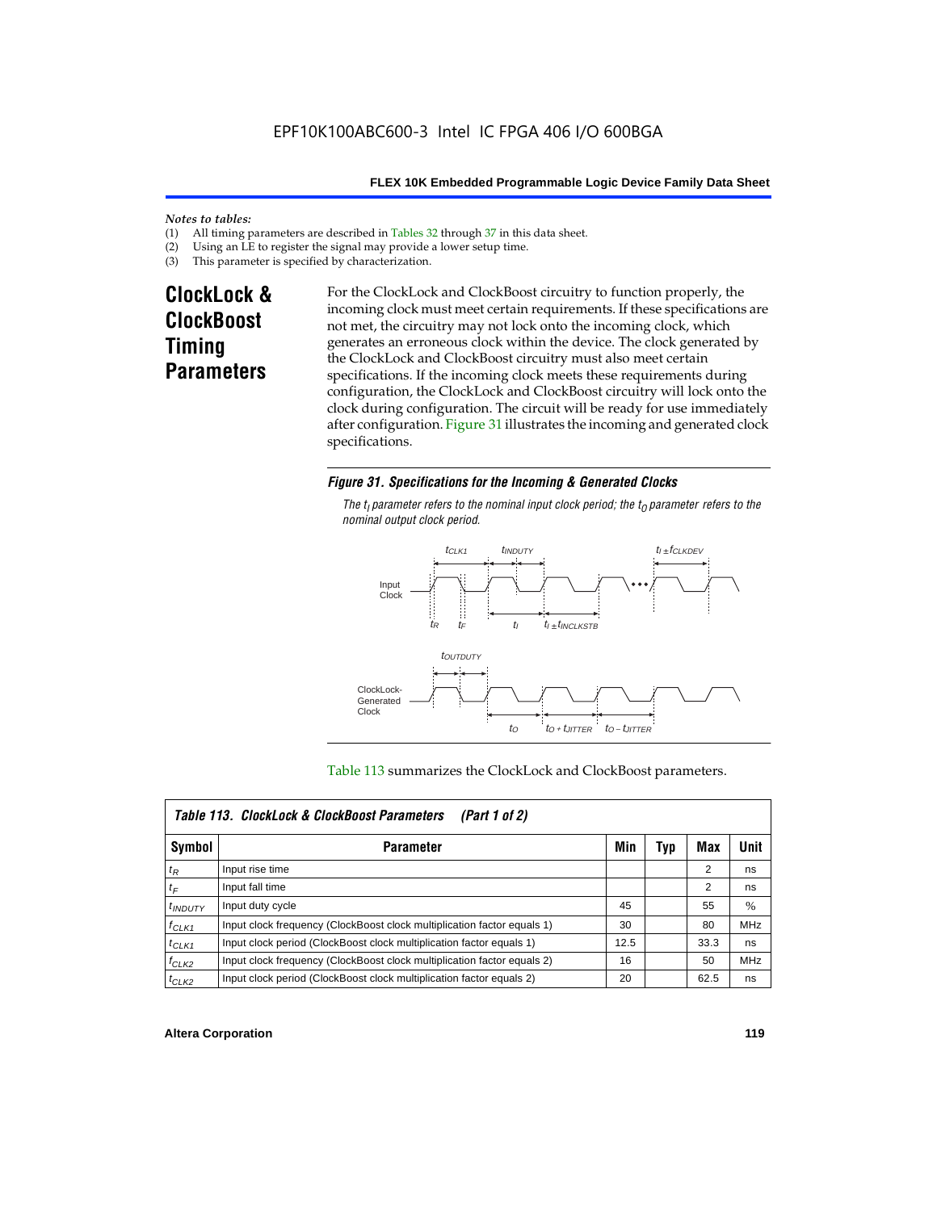*Notes to tables:*

(1) All timing parameters are described in Tables 32 through 37 in this data sheet.
(2) Using an LE to register the signal may provide a lower setup time.
(3) This parameter is specified by characterization.

## ClockLock & ClockBoost Timing Parameters

For the ClockLock and ClockBoost circuitry to function properly, the incoming clock must meet certain requirements. If these specifications are not met, the circuitry may not lock onto the incoming clock, which generates an erroneous clock within the device. The clock generated by the ClockLock and ClockBoost circuitry must also meet certain specifications. If the incoming clock meets these requirements during configuration, the ClockLock and ClockBoost circuitry will lock onto the clock during configuration. The circuit will be ready for use immediately after configuration. Figure 31 illustrates the incoming and generated clock specifications.

***Figure 31. Specifications for the Incoming & Generated Clocks***

*The $t_I$ parameter refers to the nominal input clock period; the $t_O$ parameter refers to the nominal output clock period.*

Table 113 summarizes the ClockLock and ClockBoost parameters.

| Symbol | Parameter | Min | Typ | Max | Unit |
|---|---|---|---|---|---|
| $t_R$ | Input rise time | | | 2 | ns |
| $t_F$ | Input fall time | | | 2 | ns |
| $t_{INDUTY}$ | Input duty cycle | 45 | | 55 | % |
| $f_{CLK1}$ | Input clock frequency (ClockBoost clock multiplication factor equals 1) | 30 | | 80 | MHz |
| $t_{CLK1}$ | Input clock period (ClockBoost clock multiplication factor equals 1) | 12.5 | | 33.3 | ns |
| $f_{CLK2}$ | Input clock frequency (ClockBoost clock multiplication factor equals 2) | 16 | | 50 | MHz |
| $t_{CLK2}$ | Input clock period (ClockBoost clock multiplication factor equals 2) | 20 | | 62.5 | ns |

*Table 113. ClockLock & ClockBoost Parameters (Part 1 of 2)*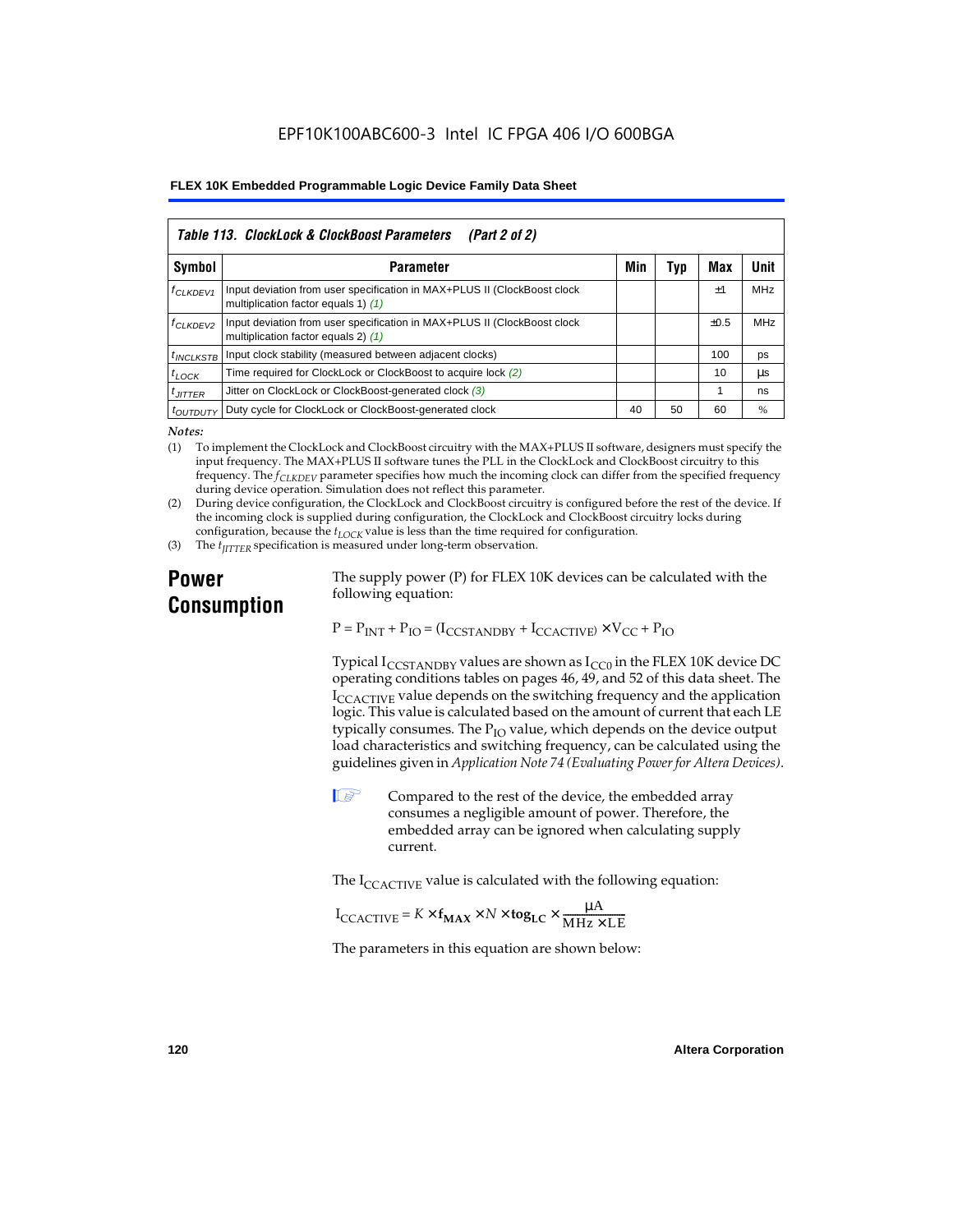## Table 113. ClockLock & ClockBoost Parameters (Part 2 of 2)

| Symbol | Parameter | Min | Typ | Max | Unit |
|---|---|---|---|---|---|
| $f_{CLKDEV1}$ | Input deviation from user specification in MAX+PLUS II (ClockBoost clock multiplication factor equals 1) *(1)* | | | ±1 | MHz |
| $f_{CLKDEV2}$ | Input deviation from user specification in MAX+PLUS II (ClockBoost clock multiplication factor equals 2) *(1)* | | | ±0.5 | MHz |
| $t_{INCLKSTB}$ | Input clock stability (measured between adjacent clocks) | | | 100 | ps |
| $t_{LOCK}$ | Time required for ClockLock or ClockBoost to acquire lock *(2)* | | | 10 | µs |
| $t_{JITTER}$ | Jitter on ClockLock or ClockBoost-generated clock *(3)* | | | 1 | ns |
| $t_{OUTDUTY}$ | Duty cycle for ClockLock or ClockBoost-generated clock | 40 | 50 | 60 | % |

*Notes:*

(1) To implement the ClockLock and ClockBoost circuitry with the MAX+PLUS II software, designers must specify the input frequency. The MAX+PLUS II software tunes the PLL in the ClockLock and ClockBoost circuitry to this frequency. The $f_{CLKDEV}$ parameter specifies how much the incoming clock can differ from the specified frequency during device operation. Simulation does not reflect this parameter.

(2) During device configuration, the ClockLock and ClockBoost circuitry is configured before the rest of the device. If the incoming clock is supplied during configuration, the ClockLock and ClockBoost circuitry locks during configuration, because the $t_{LOCK}$ value is less than the time required for configuration.

(3) The $t_{JITTER}$ specification is measured under long-term observation.

## Power Consumption

The supply power (P) for FLEX 10K devices can be calculated with the following equation:

$$P = P_{INT} + P_{IO} = (I_{CCSTANDBY} + I_{CCACTIVE}) \times V_{CC} + P_{IO}$$

Typical $I_{CCSTANDBY}$ values are shown as $I_{CC0}$ in the FLEX 10K device DC operating conditions tables on pages 46, 49, and 52 of this data sheet. The $I_{CCACTIVE}$ value depends on the switching frequency and the application logic. This value is calculated based on the amount of current that each LE typically consumes. The $P_{IO}$ value, which depends on the device output load characteristics and switching frequency, can be calculated using the guidelines given in *Application Note 74 (Evaluating Power for Altera Devices)*.

Compared to the rest of the device, the embedded array consumes a negligible amount of power. Therefore, the embedded array can be ignored when calculating supply current.

The $I_{CCACTIVE}$ value is calculated with the following equation:

$$I_{CCACTIVE} = K \times \mathbf{f_{MAX}} \times N \times \mathbf{tog_{LC}} \times \frac{\mu A}{MHz \times LE}$$

The parameters in this equation are shown below: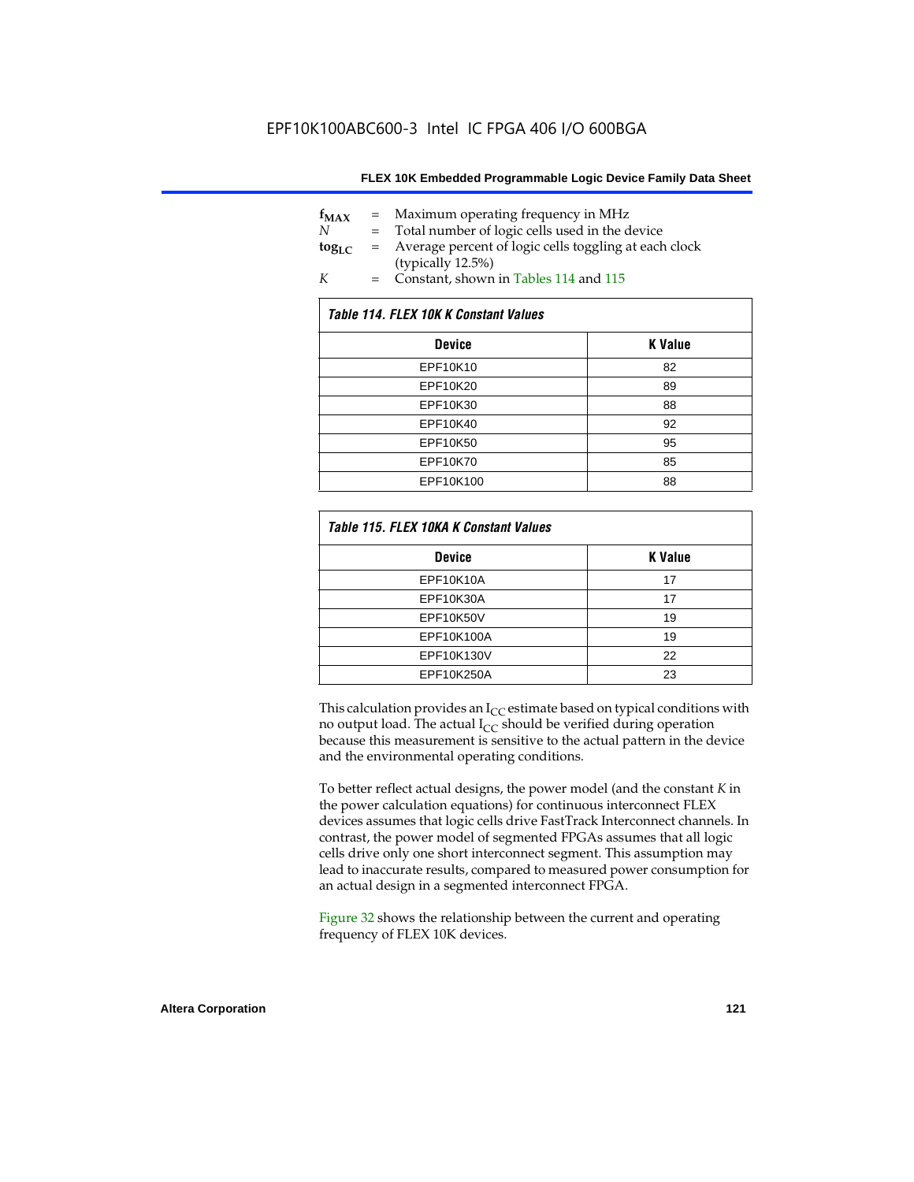$f_{MAX}$ = Maximum operating frequency in MHz
$N$ = Total number of logic cells used in the device
$tog_{LC}$ = Average percent of logic cells toggling at each clock (typically 12.5%)
$K$ = Constant, shown in Tables 114 and 115

*Table 114. FLEX 10K K Constant Values*

| Device | K Value |
|---|---|
| EPF10K10 | 82 |
| EPF10K20 | 89 |
| EPF10K30 | 88 |
| EPF10K40 | 92 |
| EPF10K50 | 95 |
| EPF10K70 | 85 |
| EPF10K100 | 88 |

*Table 115. FLEX 10KA K Constant Values*

| Device | K Value |
|---|---|
| EPF10K10A | 17 |
| EPF10K30A | 17 |
| EPF10K50V | 19 |
| EPF10K100A | 19 |
| EPF10K130V | 22 |
| EPF10K250A | 23 |

This calculation provides an $I_{CC}$ estimate based on typical conditions with no output load. The actual $I_{CC}$ should be verified during operation because this measurement is sensitive to the actual pattern in the device and the environmental operating conditions.

To better reflect actual designs, the power model (and the constant *K* in the power calculation equations) for continuous interconnect FLEX devices assumes that logic cells drive FastTrack Interconnect channels. In contrast, the power model of segmented FPGAs assumes that all logic cells drive only one short interconnect segment. This assumption may lead to inaccurate results, compared to measured power consumption for an actual design in a segmented interconnect FPGA.

Figure 32 shows the relationship between the current and operating frequency of FLEX 10K devices.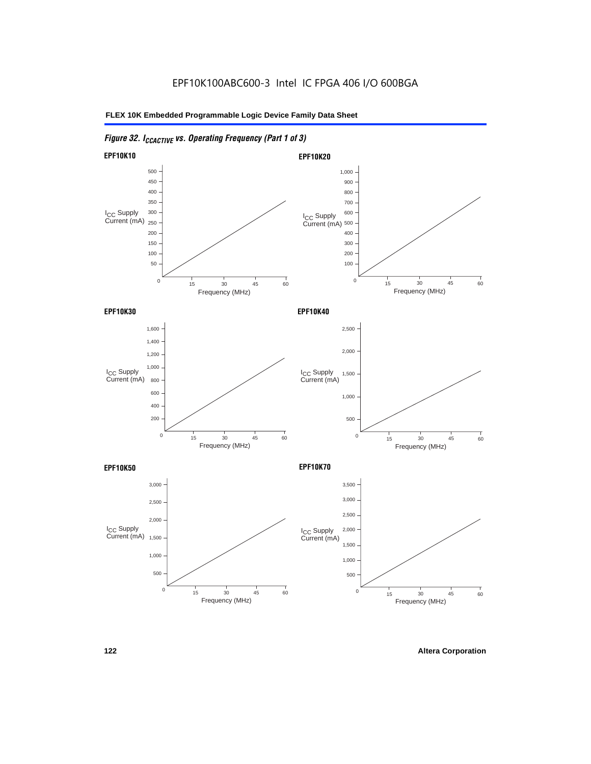EPF10K100ABC600-3 Intel IC FPGA 406 I/O 600BGA

*Figure 32. $I_{CCACTIVE}$ vs. Operating Frequency (Part 1 of 3)*

**EPF10K10**

$I_{CC}$ Supply Current (mA)

500, 450, 400, 350, 300, 250, 200, 150, 100, 50, 0

0, 15, 30, 45, 60

Frequency (MHz)

**EPF10K20**

$I_{CC}$ Supply Current (mA)

1,000, 900, 800, 700, 600, 500, 400, 300, 200, 100, 0

0, 15, 30, 45, 60

Frequency (MHz)

**EPF10K30**

$I_{CC}$ Supply Current (mA)

1,600, 1,400, 1,200, 1,000, 800, 600, 400, 200, 0

0, 15, 30, 45, 60

Frequency (MHz)

**EPF10K40**

$I_{CC}$ Supply Current (mA)

2,500, 2,000, 1,500, 1,000, 500, 0

0, 15, 30, 45, 60

Frequency (MHz)

**EPF10K50**

$I_{CC}$ Supply Current (mA)

3,000, 2,500, 2,000, 1,500, 1,000, 500, 0

0, 15, 30, 45, 60

Frequency (MHz)

**EPF10K70**

$I_{CC}$ Supply Current (mA)

3,500, 3,000, 2,500, 2,000, 1,500, 1,000, 500, 0

0, 15, 30, 45, 60

Frequency (MHz)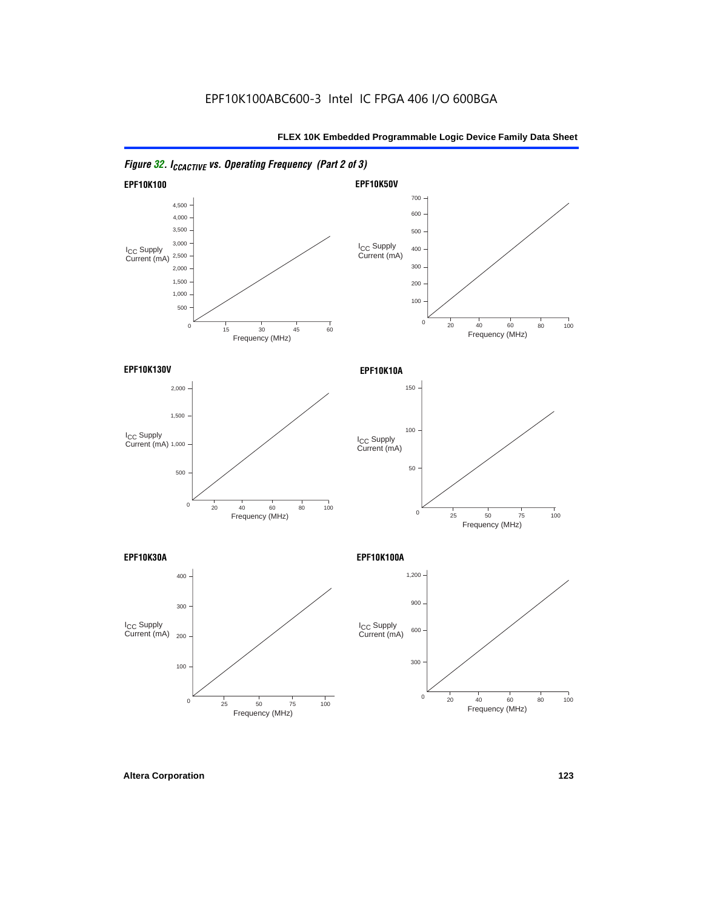*Figure 32. $I_{CCACTIVE}$ vs. Operating Frequency (Part 2 of 3)*

**EPF10K100**

**EPF10K50V**

**EPF10K130V**

**EPF10K10A**

**EPF10K30A**

**EPF10K100A**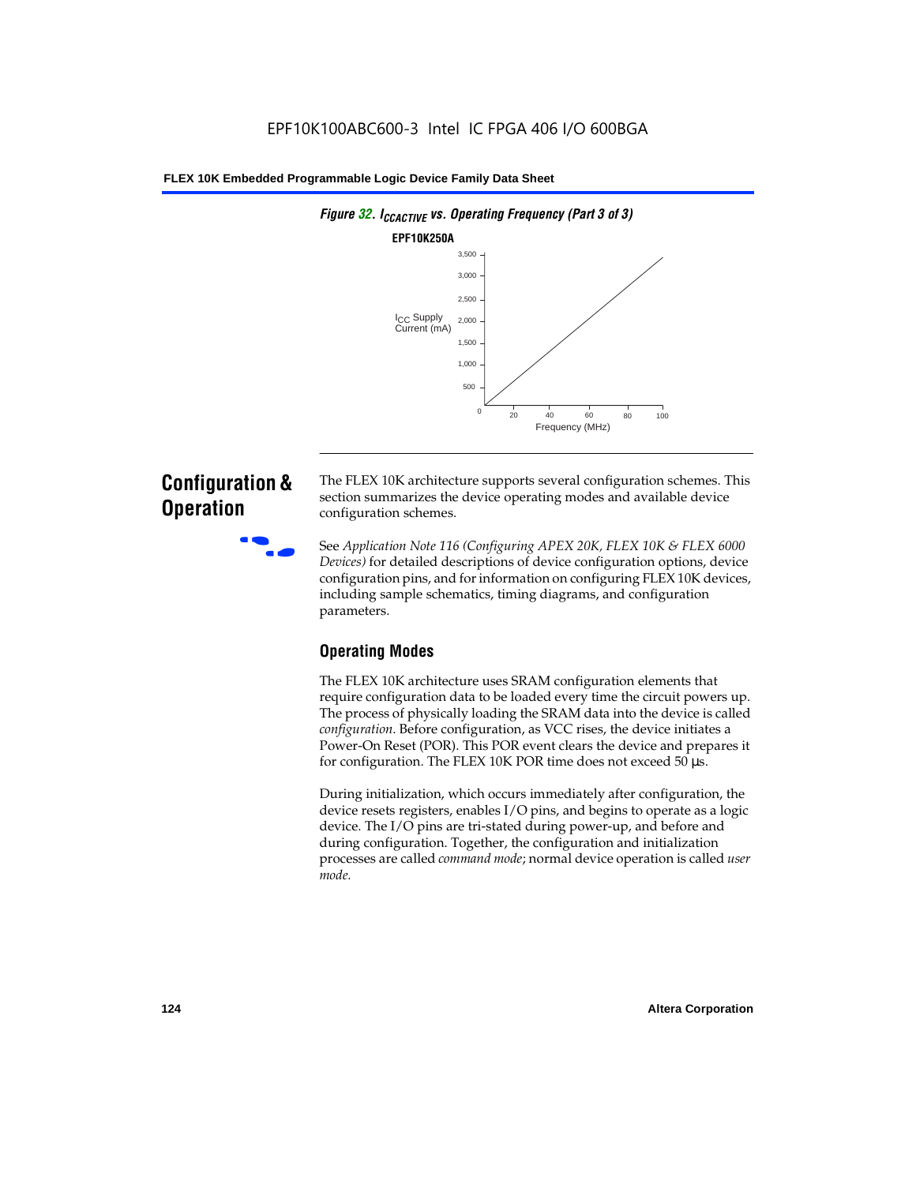*Figure 32. $I_{CCACTIVE}$ vs. Operating Frequency (Part 3 of 3)*

**EPF10K250A**

## Configuration & Operation

The FLEX 10K architecture supports several configuration schemes. This section summarizes the device operating modes and available device configuration schemes.

See *Application Note 116 (Configuring APEX 20K, FLEX 10K & FLEX 6000 Devices)* for detailed descriptions of device configuration options, device configuration pins, and for information on configuring FLEX 10K devices, including sample schematics, timing diagrams, and configuration parameters.

### Operating Modes

The FLEX 10K architecture uses SRAM configuration elements that require configuration data to be loaded every time the circuit powers up. The process of physically loading the SRAM data into the device is called *configuration*. Before configuration, as VCC rises, the device initiates a Power-On Reset (POR). This POR event clears the device and prepares it for configuration. The FLEX 10K POR time does not exceed 50 µs.

During initialization, which occurs immediately after configuration, the device resets registers, enables I/O pins, and begins to operate as a logic device. The I/O pins are tri-stated during power-up, and before and during configuration. Together, the configuration and initialization processes are called *command mode*; normal device operation is called *user mode*.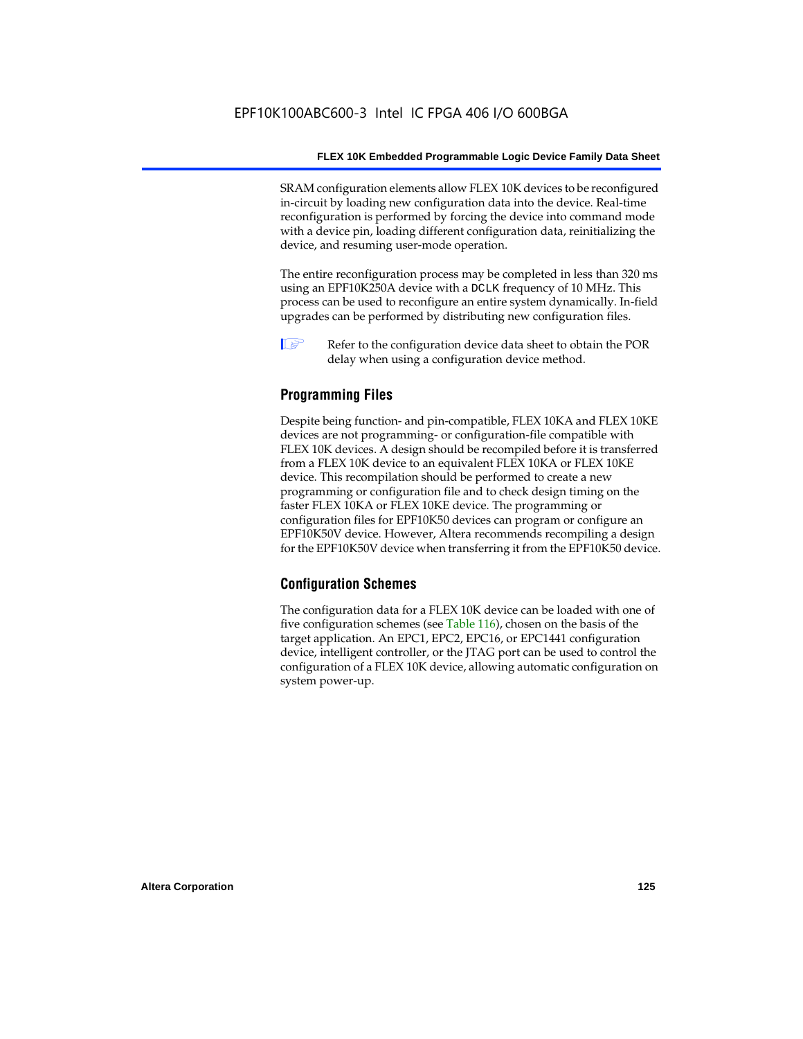SRAM configuration elements allow FLEX 10K devices to be reconfigured in-circuit by loading new configuration data into the device. Real-time reconfiguration is performed by forcing the device into command mode with a device pin, loading different configuration data, reinitializing the device, and resuming user-mode operation.

The entire reconfiguration process may be completed in less than 320 ms using an EPF10K250A device with a DCLK frequency of 10 MHz. This process can be used to reconfigure an entire system dynamically. In-field upgrades can be performed by distributing new configuration files.

Refer to the configuration device data sheet to obtain the POR delay when using a configuration device method.

### Programming Files

Despite being function- and pin-compatible, FLEX 10KA and FLEX 10KE devices are not programming- or configuration-file compatible with FLEX 10K devices. A design should be recompiled before it is transferred from a FLEX 10K device to an equivalent FLEX 10KA or FLEX 10KE device. This recompilation should be performed to create a new programming or configuration file and to check design timing on the faster FLEX 10KA or FLEX 10KE device. The programming or configuration files for EPF10K50 devices can program or configure an EPF10K50V device. However, Altera recommends recompiling a design for the EPF10K50V device when transferring it from the EPF10K50 device.

### Configuration Schemes

The configuration data for a FLEX 10K device can be loaded with one of five configuration schemes (see Table 116), chosen on the basis of the target application. An EPC1, EPC2, EPC16, or EPC1441 configuration device, intelligent controller, or the JTAG port can be used to control the configuration of a FLEX 10K device, allowing automatic configuration on system power-up.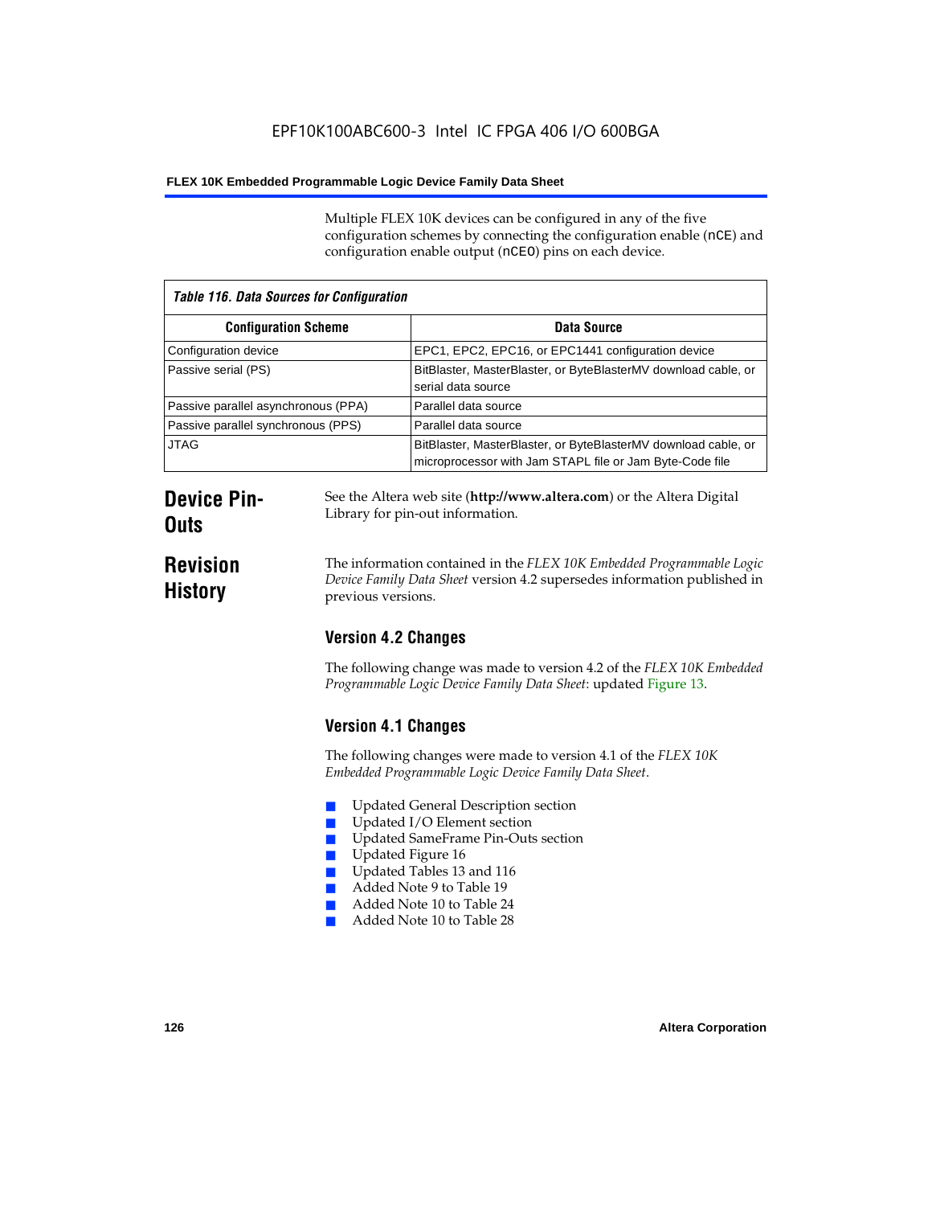Multiple FLEX 10K devices can be configured in any of the five configuration schemes by connecting the configuration enable (nCE) and configuration enable output (nCEO) pins on each device.

| Table 116. Data Sources for Configuration | |
|---|---|
| **Configuration Scheme** | **Data Source** |
| Configuration device | EPC1, EPC2, EPC16, or EPC1441 configuration device |
| Passive serial (PS) | BitBlaster, MasterBlaster, or ByteBlasterMV download cable, or serial data source |
| Passive parallel asynchronous (PPA) | Parallel data source |
| Passive parallel synchronous (PPS) | Parallel data source |
| JTAG | BitBlaster, MasterBlaster, or ByteBlasterMV download cable, or microprocessor with Jam STAPL file or Jam Byte-Code file |

## Device Pin-Outs

See the Altera web site (**http://www.altera.com**) or the Altera Digital Library for pin-out information.

## Revision History

The information contained in the *FLEX 10K Embedded Programmable Logic Device Family Data Sheet* version 4.2 supersedes information published in previous versions.

### Version 4.2 Changes

The following change was made to version 4.2 of the *FLEX 10K Embedded Programmable Logic Device Family Data Sheet*: updated Figure 13.

### Version 4.1 Changes

The following changes were made to version 4.1 of the *FLEX 10K Embedded Programmable Logic Device Family Data Sheet*.

- Updated General Description section
- Updated I/O Element section
- Updated SameFrame Pin-Outs section
- Updated Figure 16
- Updated Tables 13 and 116
- Added Note 9 to Table 19
- Added Note 10 to Table 24
- Added Note 10 to Table 28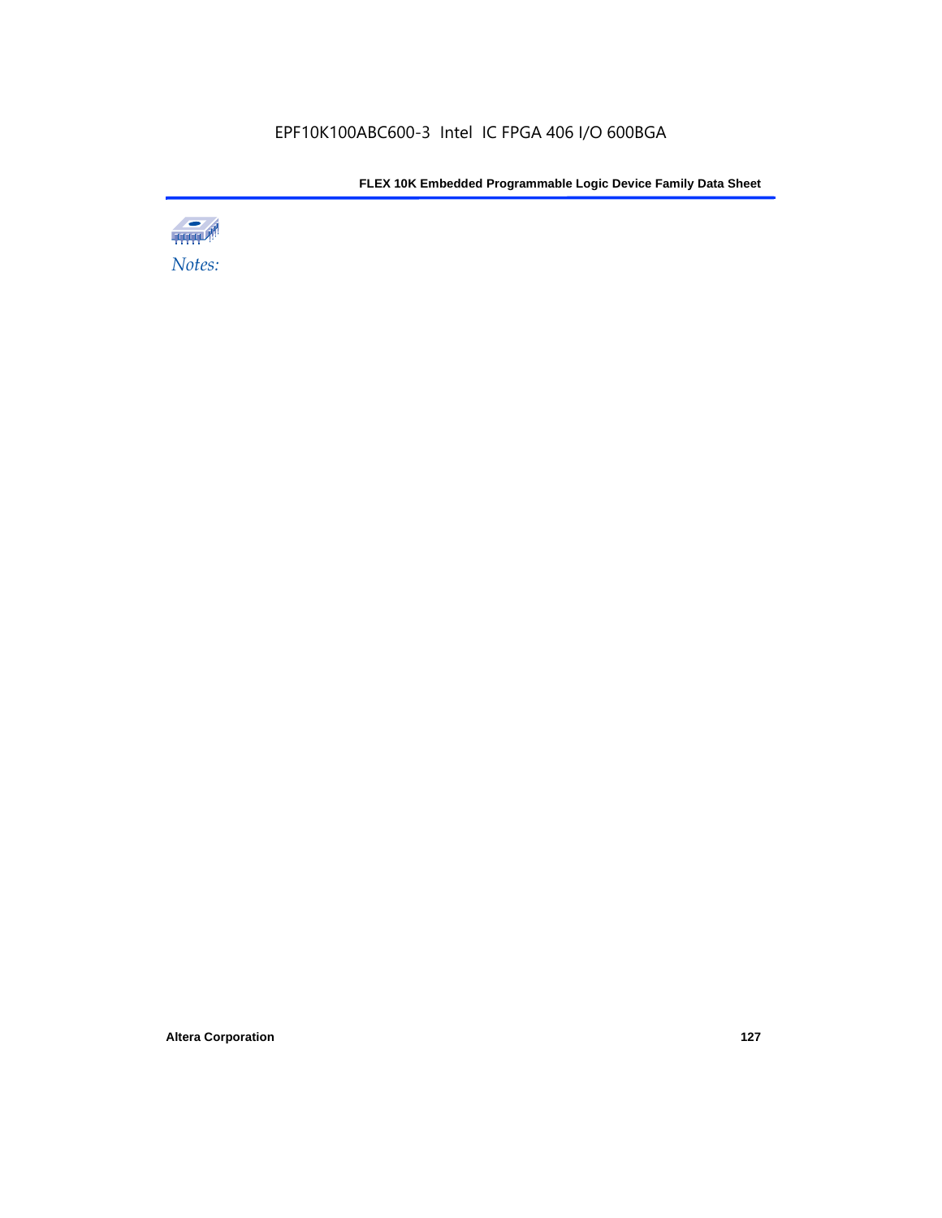*Notes:*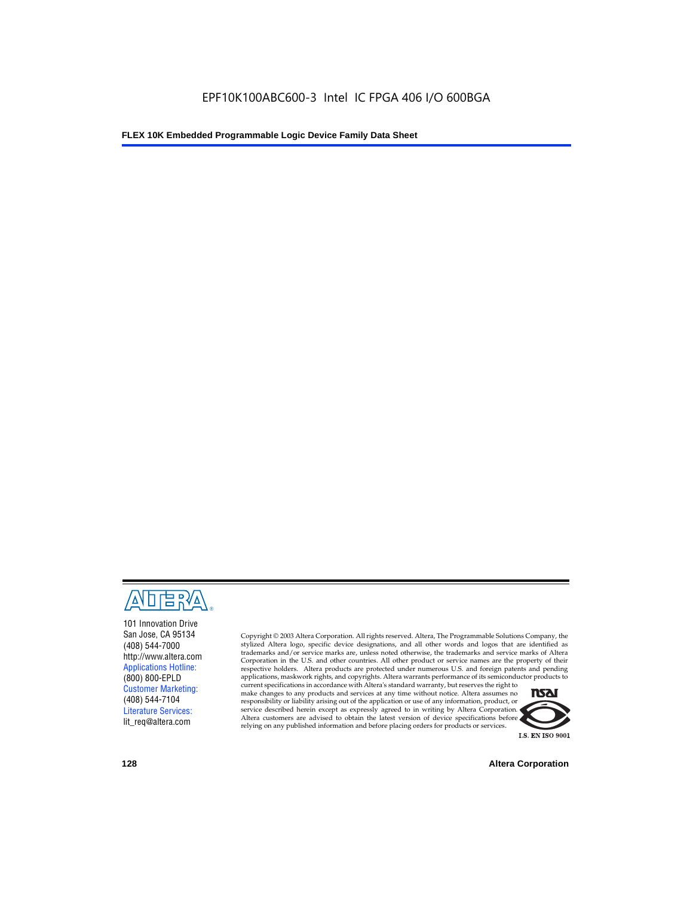101 Innovation Drive
San Jose, CA 95134
(408) 544-7000
http://www.altera.com
Applications Hotline:
(800) 800-EPLD
Customer Marketing:
(408) 544-7104
Literature Services:
lit_req@altera.com

Copyright © 2003 Altera Corporation. All rights reserved. Altera, The Programmable Solutions Company, the stylized Altera logo, specific device designations, and all other words and logos that are identified as trademarks and/or service marks are, unless noted otherwise, the trademarks and service marks of Altera Corporation in the U.S. and other countries. All other product or service names are the property of their respective holders. Altera products are protected under numerous U.S. and foreign patents and pending applications, maskwork rights, and copyrights. Altera warrants performance of its semiconductor products to current specifications in accordance with Altera's standard warranty, but reserves the right to make changes to any products and services at any time without notice. Altera assumes no responsibility or liability arising out of the application or use of any information, product, or service described herein except as expressly agreed to in writing by Altera Corporation. Altera customers are advised to obtain the latest version of device specifications before relying on any published information and before placing orders for products or services.

I.S. EN ISO 9001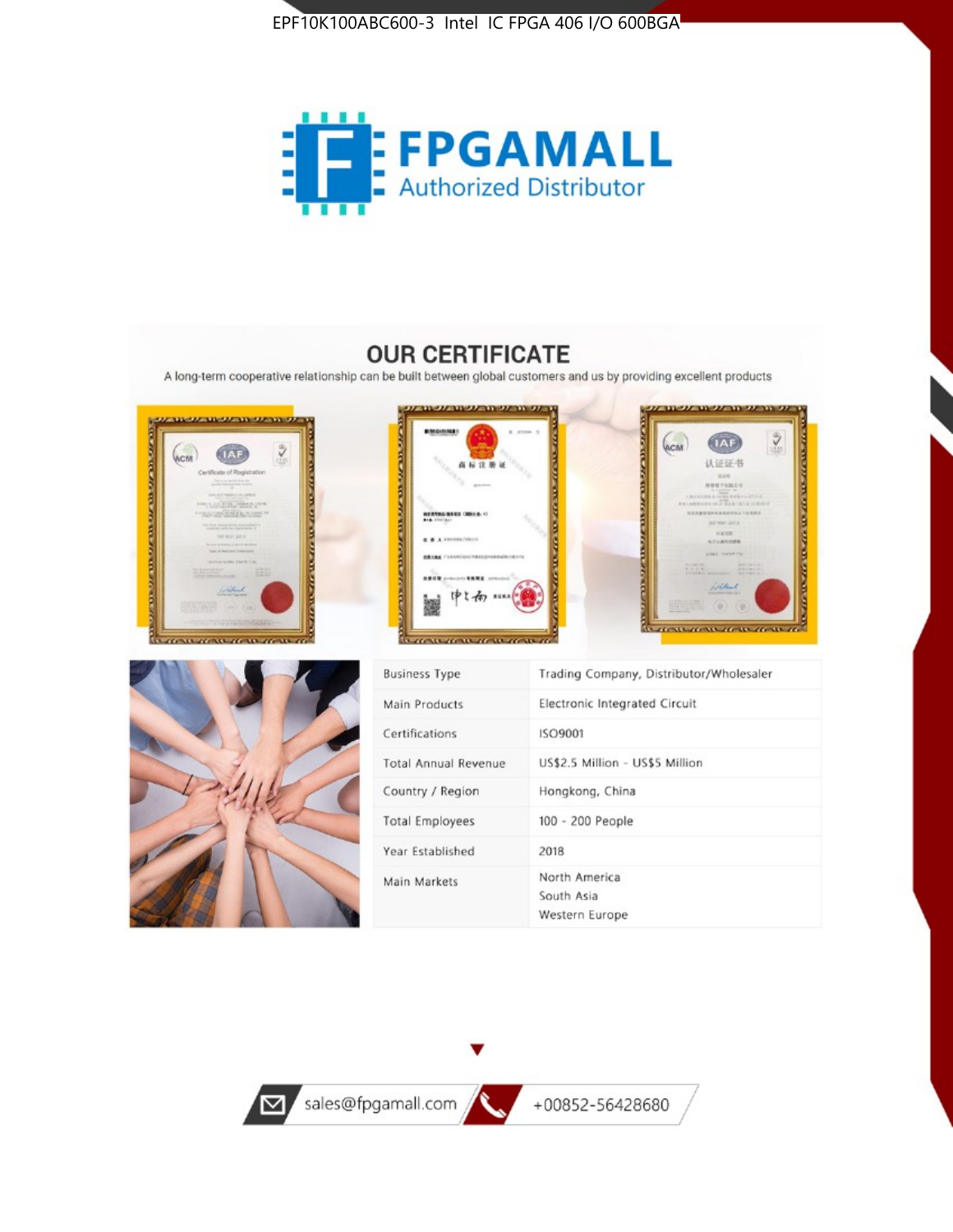FPGAMALL
Authorized Distributor

## OUR CERTIFICATE

A long-term cooperative relationship can be built between global customers and us by providing excellent products

| | |
|---|---|
| Business Type | Trading Company, Distributor/Wholesaler |
| Main Products | Electronic Integrated Circuit |
| Certifications | ISO9001 |
| Total Annual Revenue | US$2.5 Million - US$5 Million |
| Country / Region | Hongkong, China |
| Total Employees | 100 - 200 People |
| Year Established | 2018 |
| Main Markets | North America<br>South Asia<br>Western Europe |

sales@fpgamall.com

+00852-56428680